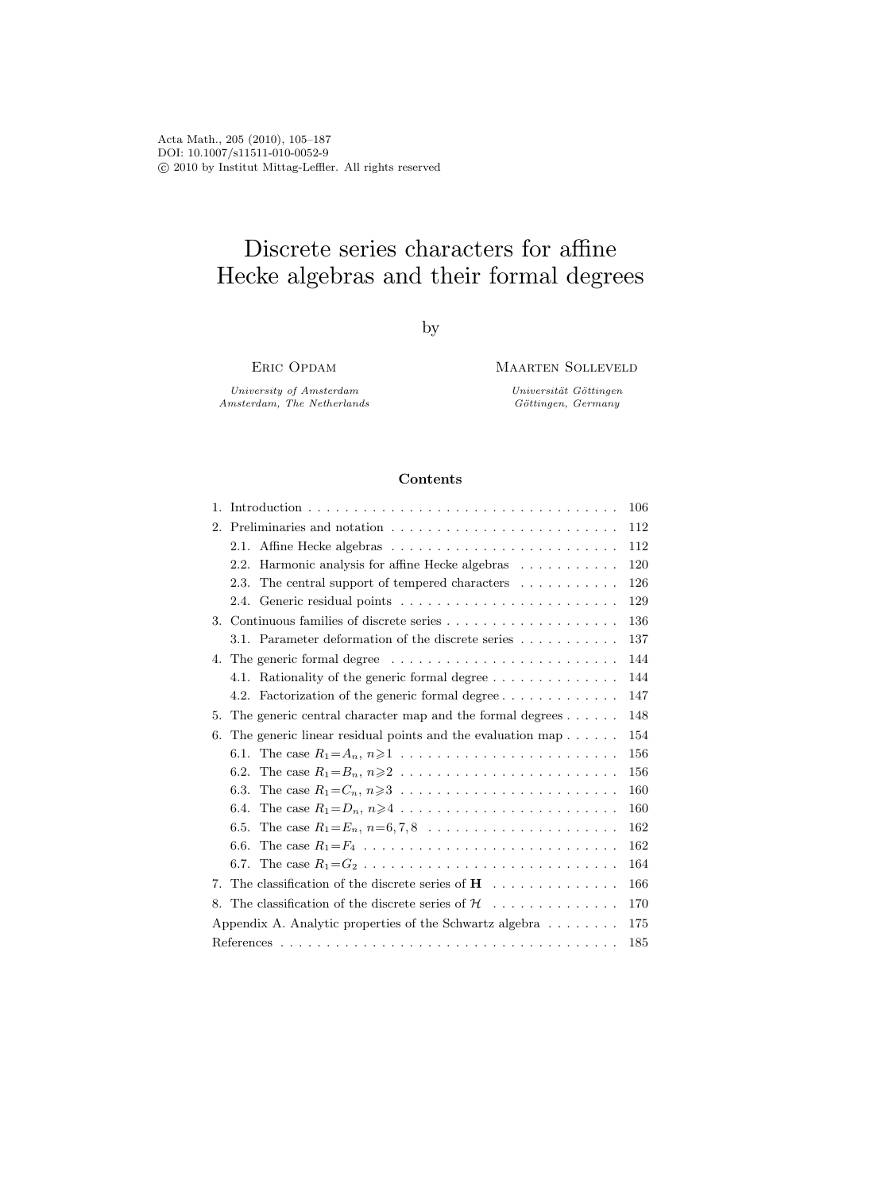Acta Math., 205 (2010), 105–187
DOI: 10.1007/s11511-010-0052-9
© 2010 by Institut Mittag-Leffler. All rights reserved

# Discrete series characters for affine Hecke algebras and their formal degrees

by

Eric Opdam
*University of Amsterdam*
*Amsterdam, The Netherlands*

Maarten Solleveld
*Universität Göttingen*
*Göttingen, Germany*

### Contents

1. Introduction . . . 106
2. Preliminaries and notation . . . 112
   - 2.1. Affine Hecke algebras . . . 112
   - 2.2. Harmonic analysis for affine Hecke algebras . . . 120
   - 2.3. The central support of tempered characters . . . 126
   - 2.4. Generic residual points . . . 129
3. Continuous families of discrete series . . . 136
   - 3.1. Parameter deformation of the discrete series . . . 137
4. The generic formal degree . . . 144
   - 4.1. Rationality of the generic formal degree . . . 144
   - 4.2. Factorization of the generic formal degree . . . 147
5. The generic central character map and the formal degrees . . . 148
6. The generic linear residual points and the evaluation map . . . 154
   - 6.1. The case $R_1 = A_n$, $n \geqslant 1$ . . . 156
   - 6.2. The case $R_1 = B_n$, $n \geqslant 2$ . . . 156
   - 6.3. The case $R_1 = C_n$, $n \geqslant 3$ . . . 160
   - 6.4. The case $R_1 = D_n$, $n \geqslant 4$ . . . 160
   - 6.5. The case $R_1 = E_n$, $n = 6, 7, 8$ . . . 162
   - 6.6. The case $R_1 = F_4$ . . . 162
   - 6.7. The case $R_1 = G_2$ . . . 164
7. The classification of the discrete series of $\mathbf{H}$ . . . 166
8. The classification of the discrete series of $\mathcal{H}$ . . . 170

Appendix A. Analytic properties of the Schwartz algebra . . . 175

References . . . 185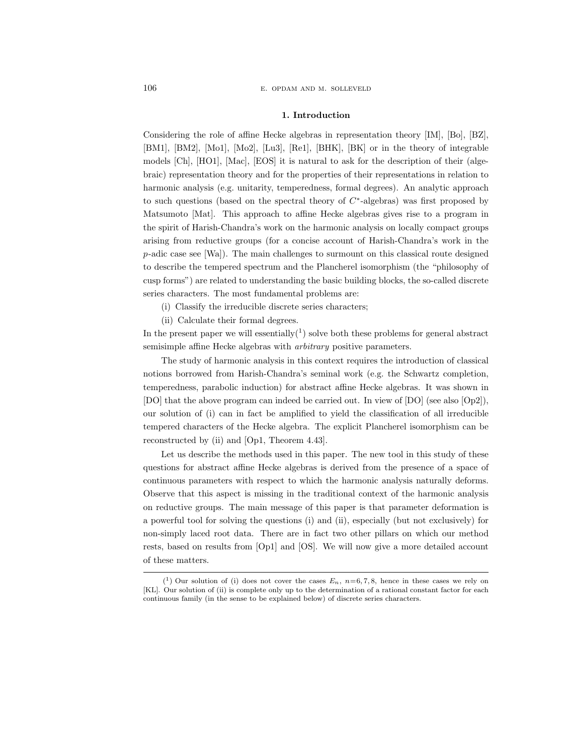## 1. Introduction

Considering the role of affine Hecke algebras in representation theory [IM], [Bo], [BZ], [BM1], [BM2], [Mo1], [Mo2], [Lu3], [Re1], [BHK], [BK] or in the theory of integrable models [Ch], [HO1], [Mac], [EOS] it is natural to ask for the description of their (algebraic) representation theory and for the properties of their representations in relation to harmonic analysis (e.g. unitarity, temperedness, formal degrees). An analytic approach to such questions (based on the spectral theory of $C^*$-algebras) was first proposed by Matsumoto [Mat]. This approach to affine Hecke algebras gives rise to a program in the spirit of Harish-Chandra's work on the harmonic analysis on locally compact groups arising from reductive groups (for a concise account of Harish-Chandra's work in the $p$-adic case see [Wa]). The main challenges to surmount on this classical route designed to describe the tempered spectrum and the Plancherel isomorphism (the "philosophy of cusp forms") are related to understanding the basic building blocks, the so-called discrete series characters. The most fundamental problems are:

(i) Classify the irreducible discrete series characters;

(ii) Calculate their formal degrees.

In the present paper we will essentially[1] solve both these problems for general abstract semisimple affine Hecke algebras with *arbitrary* positive parameters.

The study of harmonic analysis in this context requires the introduction of classical notions borrowed from Harish-Chandra's seminal work (e.g. the Schwartz completion, temperedness, parabolic induction) for abstract affine Hecke algebras. It was shown in [DO] that the above program can indeed be carried out. In view of [DO] (see also [Op2]), our solution of (i) can in fact be amplified to yield the classification of all irreducible tempered characters of the Hecke algebra. The explicit Plancherel isomorphism can be reconstructed by (ii) and [Op1, Theorem 4.43].

Let us describe the methods used in this paper. The new tool in this study of these questions for abstract affine Hecke algebras is derived from the presence of a space of continuous parameters with respect to which the harmonic analysis naturally deforms. Observe that this aspect is missing in the traditional context of the harmonic analysis on reductive groups. The main message of this paper is that parameter deformation is a powerful tool for solving the questions (i) and (ii), especially (but not exclusively) for non-simply laced root data. There are in fact two other pillars on which our method rests, based on results from [Op1] and [OS]. We will now give a more detailed account of these matters.

---

[1] Our solution of (i) does not cover the cases $E_n$, $n=6,7,8$, hence in these cases we rely on [KL]. Our solution of (ii) is complete only up to the determination of a rational constant factor for each continuous family (in the sense to be explained below) of discrete series characters.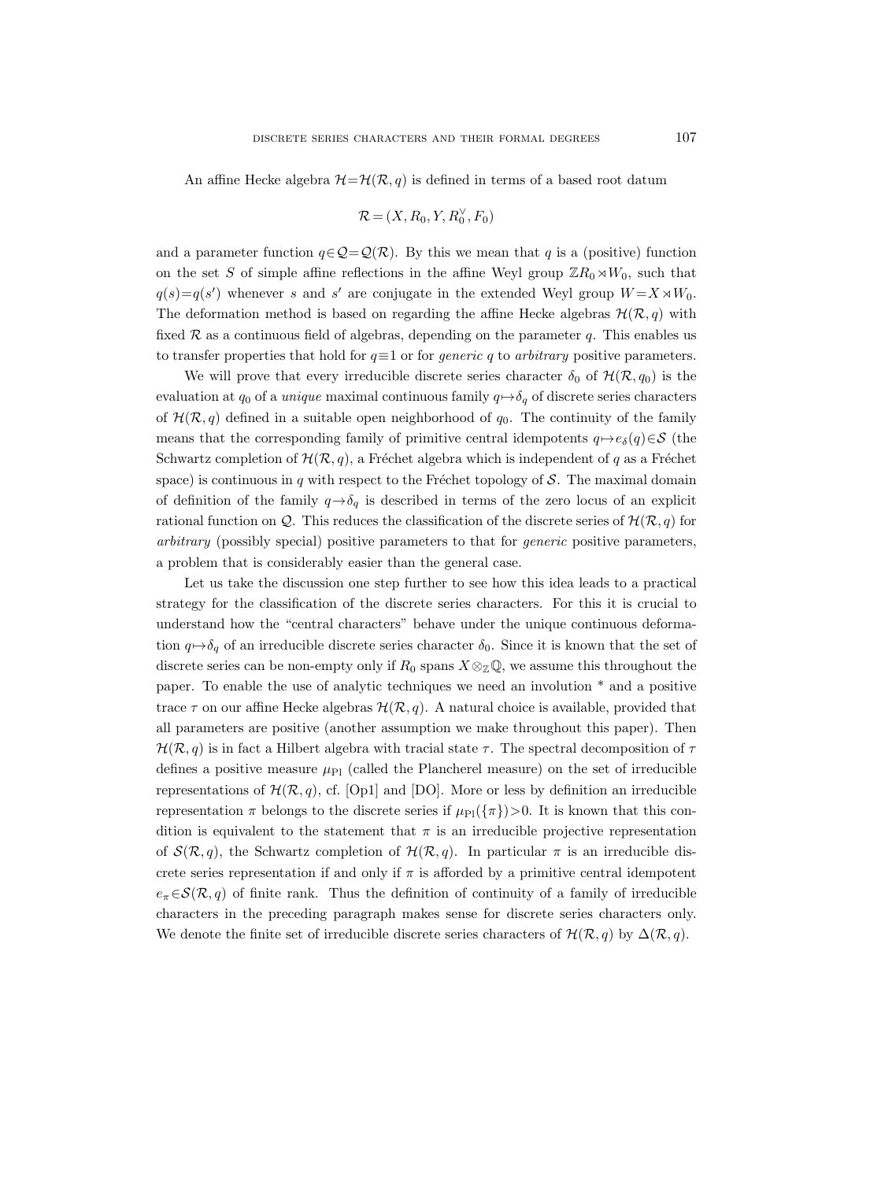An affine Hecke algebra $\mathcal{H}=\mathcal{H}(\mathcal{R},q)$ is defined in terms of a based root datum

$$\mathcal{R}=(X,R_0,Y,R_0^\vee,F_0)$$

and a parameter function $q\in\mathcal{Q}=\mathcal{Q}(\mathcal{R})$. By this we mean that $q$ is a (positive) function on the set $S$ of simple affine reflections in the affine Weyl group $\mathbb{Z}R_0\rtimes W_0$, such that $q(s)=q(s')$ whenever $s$ and $s'$ are conjugate in the extended Weyl group $W=X\rtimes W_0$. The deformation method is based on regarding the affine Hecke algebras $\mathcal{H}(\mathcal{R},q)$ with fixed $\mathcal{R}$ as a continuous field of algebras, depending on the parameter $q$. This enables us to transfer properties that hold for $q\equiv 1$ or for *generic* $q$ to *arbitrary* positive parameters.

We will prove that every irreducible discrete series character $\delta_0$ of $\mathcal{H}(\mathcal{R},q_0)$ is the evaluation at $q_0$ of a *unique* maximal continuous family $q\mapsto\delta_q$ of discrete series characters of $\mathcal{H}(\mathcal{R},q)$ defined in a suitable open neighborhood of $q_0$. The continuity of the family means that the corresponding family of primitive central idempotents $q\mapsto e_\delta(q)\in\mathcal{S}$ (the Schwartz completion of $\mathcal{H}(\mathcal{R},q)$, a Fréchet algebra which is independent of $q$ as a Fréchet space) is continuous in $q$ with respect to the Fréchet topology of $\mathcal{S}$. The maximal domain of definition of the family $q\to\delta_q$ is described in terms of the zero locus of an explicit rational function on $\mathcal{Q}$. This reduces the classification of the discrete series of $\mathcal{H}(\mathcal{R},q)$ for *arbitrary* (possibly special) positive parameters to that for *generic* positive parameters, a problem that is considerably easier than the general case.

Let us take the discussion one step further to see how this idea leads to a practical strategy for the classification of the discrete series characters. For this it is crucial to understand how the "central characters" behave under the unique continuous deformation $q\mapsto\delta_q$ of an irreducible discrete series character $\delta_0$. Since it is known that the set of discrete series can be non-empty only if $R_0$ spans $X\otimes_\mathbb{Z}\mathbb{Q}$, we assume this throughout the paper. To enable the use of analytic techniques we need an involution $*$ and a positive trace $\tau$ on our affine Hecke algebras $\mathcal{H}(\mathcal{R},q)$. A natural choice is available, provided that all parameters are positive (another assumption we make throughout this paper). Then $\mathcal{H}(\mathcal{R},q)$ is in fact a Hilbert algebra with tracial state $\tau$. The spectral decomposition of $\tau$ defines a positive measure $\mu_{\mathrm{Pl}}$ (called the Plancherel measure) on the set of irreducible representations of $\mathcal{H}(\mathcal{R},q)$, cf. [Op1] and [DO]. More or less by definition an irreducible representation $\pi$ belongs to the discrete series if $\mu_{\mathrm{Pl}}(\{\pi\})>0$. It is known that this condition is equivalent to the statement that $\pi$ is an irreducible projective representation of $\mathcal{S}(\mathcal{R},q)$, the Schwartz completion of $\mathcal{H}(\mathcal{R},q)$. In particular $\pi$ is an irreducible discrete series representation if and only if $\pi$ is afforded by a primitive central idempotent $e_\pi\in\mathcal{S}(\mathcal{R},q)$ of finite rank. Thus the definition of continuity of a family of irreducible characters in the preceding paragraph makes sense for discrete series characters only. We denote the finite set of irreducible discrete series characters of $\mathcal{H}(\mathcal{R},q)$ by $\Delta(\mathcal{R},q)$.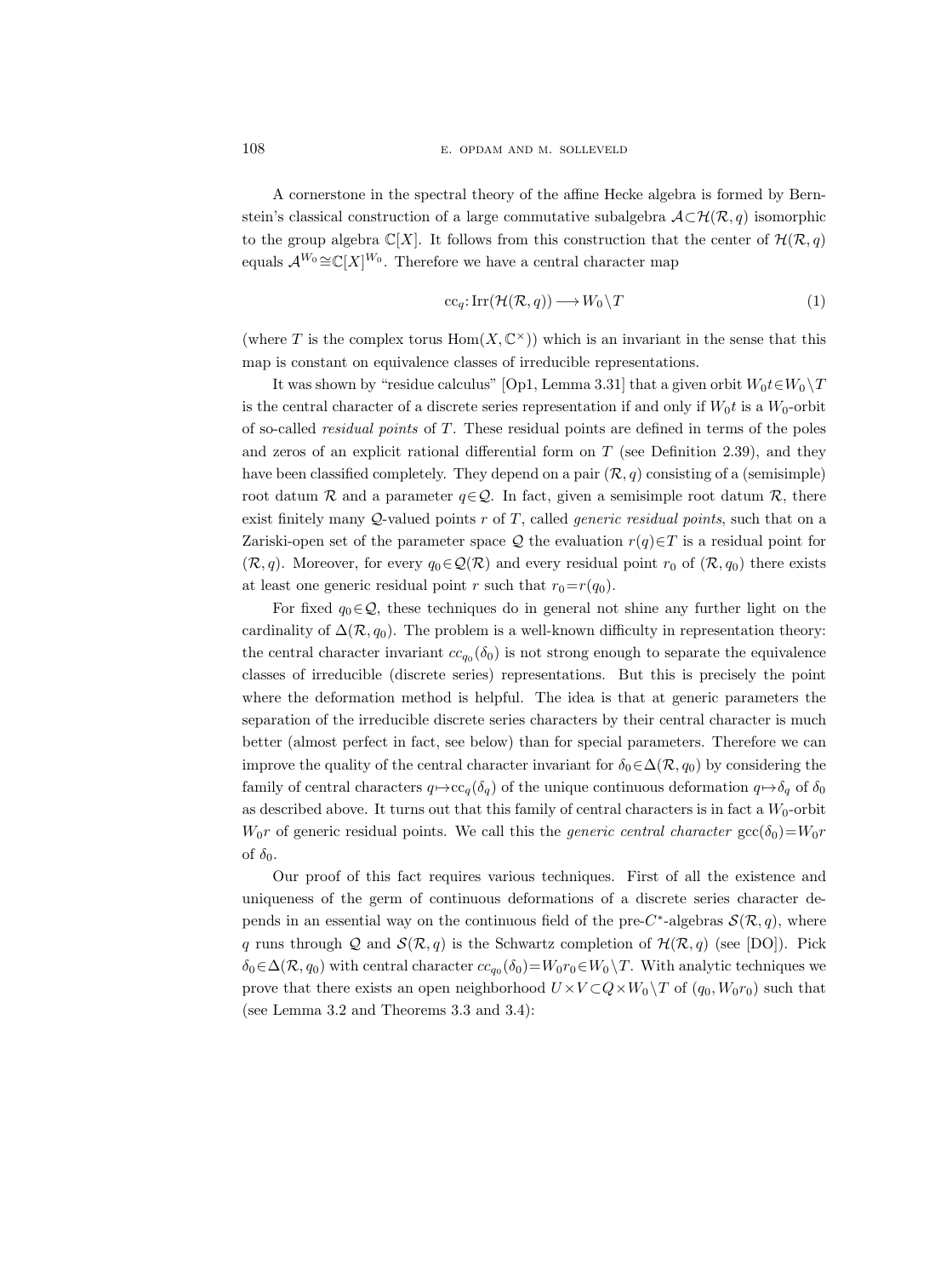A cornerstone in the spectral theory of the affine Hecke algebra is formed by Bernstein's classical construction of a large commutative subalgebra $\mathcal{A}\subset\mathcal{H}(\mathcal{R},q)$ isomorphic to the group algebra $\mathbb{C}[X]$. It follows from this construction that the center of $\mathcal{H}(\mathcal{R},q)$ equals $\mathcal{A}^{W_0}\cong\mathbb{C}[X]^{W_0}$. Therefore we have a central character map

$$\mathrm{cc}_q\colon \mathrm{Irr}(\mathcal{H}(\mathcal{R},q)) \longrightarrow W_0\backslash T \tag{1}$$

(where $T$ is the complex torus $\mathrm{Hom}(X,\mathbb{C}^\times)$) which is an invariant in the sense that this map is constant on equivalence classes of irreducible representations.

It was shown by "residue calculus" [Op1, Lemma 3.31] that a given orbit $W_0t\in W_0\backslash T$ is the central character of a discrete series representation if and only if $W_0t$ is a $W_0$-orbit of so-called *residual points* of $T$. These residual points are defined in terms of the poles and zeros of an explicit rational differential form on $T$ (see Definition 2.39), and they have been classified completely. They depend on a pair $(\mathcal{R},q)$ consisting of a (semisimple) root datum $\mathcal{R}$ and a parameter $q\in\mathcal{Q}$. In fact, given a semisimple root datum $\mathcal{R}$, there exist finitely many $\mathcal{Q}$-valued points $r$ of $T$, called *generic residual points*, such that on a Zariski-open set of the parameter space $\mathcal{Q}$ the evaluation $r(q)\in T$ is a residual point for $(\mathcal{R},q)$. Moreover, for every $q_0\in\mathcal{Q}(\mathcal{R})$ and every residual point $r_0$ of $(\mathcal{R},q_0)$ there exists at least one generic residual point $r$ such that $r_0=r(q_0)$.

For fixed $q_0\in\mathcal{Q}$, these techniques do in general not shine any further light on the cardinality of $\Delta(\mathcal{R},q_0)$. The problem is a well-known difficulty in representation theory: the central character invariant $cc_{q_0}(\delta_0)$ is not strong enough to separate the equivalence classes of irreducible (discrete series) representations. But this is precisely the point where the deformation method is helpful. The idea is that at generic parameters the separation of the irreducible discrete series characters by their central character is much better (almost perfect in fact, see below) than for special parameters. Therefore we can improve the quality of the central character invariant for $\delta_0\in\Delta(\mathcal{R},q_0)$ by considering the family of central characters $q\mapsto\mathrm{cc}_q(\delta_q)$ of the unique continuous deformation $q\mapsto\delta_q$ of $\delta_0$ as described above. It turns out that this family of central characters is in fact a $W_0$-orbit $W_0r$ of generic residual points. We call this the *generic central character* $\mathrm{gcc}(\delta_0)=W_0r$ of $\delta_0$.

Our proof of this fact requires various techniques. First of all the existence and uniqueness of the germ of continuous deformations of a discrete series character depends in an essential way on the continuous field of the pre-$C^*$-algebras $\mathcal{S}(\mathcal{R},q)$, where $q$ runs through $\mathcal{Q}$ and $\mathcal{S}(\mathcal{R},q)$ is the Schwartz completion of $\mathcal{H}(\mathcal{R},q)$ (see [DO]). Pick $\delta_0\in\Delta(\mathcal{R},q_0)$ with central character $cc_{q_0}(\delta_0)=W_0r_0\in W_0\backslash T$. With analytic techniques we prove that there exists an open neighborhood $U\times V\subset Q\times W_0\backslash T$ of $(q_0,W_0r_0)$ such that (see Lemma 3.2 and Theorems 3.3 and 3.4):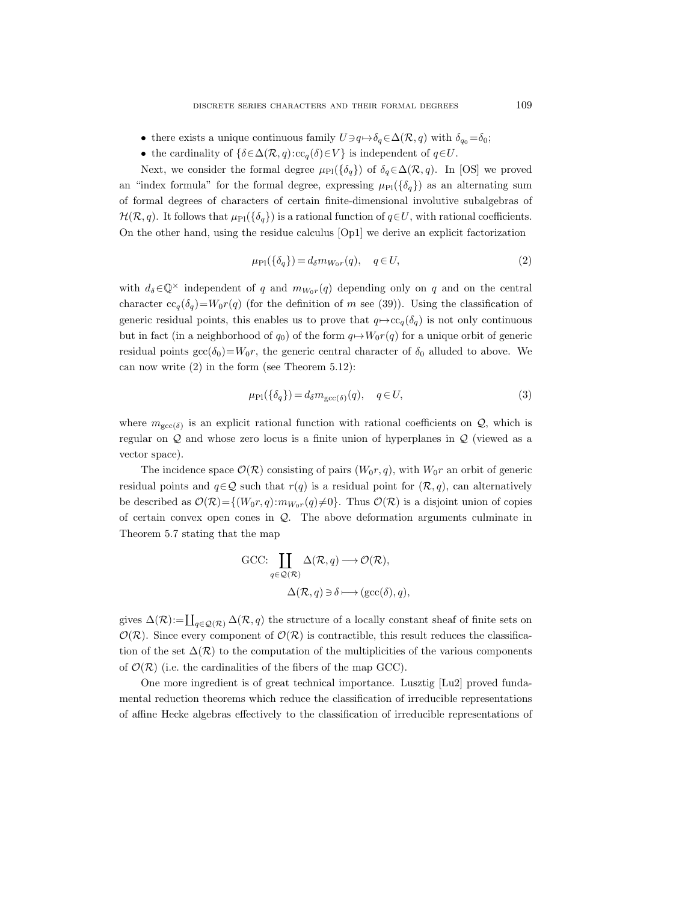- there exists a unique continuous family $U \ni q \mapsto \delta_q \in \Delta(\mathcal{R}, q)$ with $\delta_{q_0} = \delta_0$;
- the cardinality of $\{\delta \in \Delta(\mathcal{R}, q) : \mathrm{cc}_q(\delta) \in V\}$ is independent of $q \in U$.

Next, we consider the formal degree $\mu_{\mathrm{Pl}}(\{\delta_q\})$ of $\delta_q \in \Delta(\mathcal{R}, q)$. In [OS] we proved an "index formula" for the formal degree, expressing $\mu_{\mathrm{Pl}}(\{\delta_q\})$ as an alternating sum of formal degrees of characters of certain finite-dimensional involutive subalgebras of $\mathcal{H}(\mathcal{R}, q)$. It follows that $\mu_{\mathrm{Pl}}(\{\delta_q\})$ is a rational function of $q \in U$, with rational coefficients. On the other hand, using the residue calculus [Op1] we derive an explicit factorization

$$\mu_{\mathrm{Pl}}(\{\delta_q\}) = d_\delta m_{W_0 r}(q), \quad q \in U, \tag{2}$$

with $d_\delta \in \mathbb{Q}^\times$ independent of $q$ and $m_{W_0 r}(q)$ depending only on $q$ and on the central character $\mathrm{cc}_q(\delta_q) = W_0 r(q)$ (for the definition of $m$ see (39)). Using the classification of generic residual points, this enables us to prove that $q \mapsto \mathrm{cc}_q(\delta_q)$ is not only continuous but in fact (in a neighborhood of $q_0$) of the form $q \mapsto W_0 r(q)$ for a unique orbit of generic residual points $\mathrm{gcc}(\delta_0) = W_0 r$, the generic central character of $\delta_0$ alluded to above. We can now write (2) in the form (see Theorem 5.12):

$$\mu_{\mathrm{Pl}}(\{\delta_q\}) = d_\delta m_{\mathrm{gcc}(\delta)}(q), \quad q \in U, \tag{3}$$

where $m_{\mathrm{gcc}(\delta)}$ is an explicit rational function with rational coefficients on $\mathcal{Q}$, which is regular on $\mathcal{Q}$ and whose zero locus is a finite union of hyperplanes in $\mathcal{Q}$ (viewed as a vector space).

The incidence space $\mathcal{O}(\mathcal{R})$ consisting of pairs $(W_0 r, q)$, with $W_0 r$ an orbit of generic residual points and $q \in \mathcal{Q}$ such that $r(q)$ is a residual point for $(\mathcal{R}, q)$, can alternatively be described as $\mathcal{O}(\mathcal{R}) = \{(W_0 r, q) : m_{W_0 r}(q) \neq 0\}$. Thus $\mathcal{O}(\mathcal{R})$ is a disjoint union of copies of certain convex open cones in $\mathcal{Q}$. The above deformation arguments culminate in Theorem 5.7 stating that the map

$$\mathrm{GCC}\colon \coprod_{q \in \mathcal{Q}(\mathcal{R})} \Delta(\mathcal{R}, q) \longrightarrow \mathcal{O}(\mathcal{R}),$$
$$\Delta(\mathcal{R}, q) \ni \delta \longmapsto (\mathrm{gcc}(\delta), q),$$

gives $\Delta(\mathcal{R}) := \coprod_{q \in \mathcal{Q}(\mathcal{R})} \Delta(\mathcal{R}, q)$ the structure of a locally constant sheaf of finite sets on $\mathcal{O}(\mathcal{R})$. Since every component of $\mathcal{O}(\mathcal{R})$ is contractible, this result reduces the classification of the set $\Delta(\mathcal{R})$ to the computation of the multiplicities of the various components of $\mathcal{O}(\mathcal{R})$ (i.e. the cardinalities of the fibers of the map GCC).

One more ingredient is of great technical importance. Lusztig [Lu2] proved fundamental reduction theorems which reduce the classification of irreducible representations of affine Hecke algebras effectively to the classification of irreducible representations of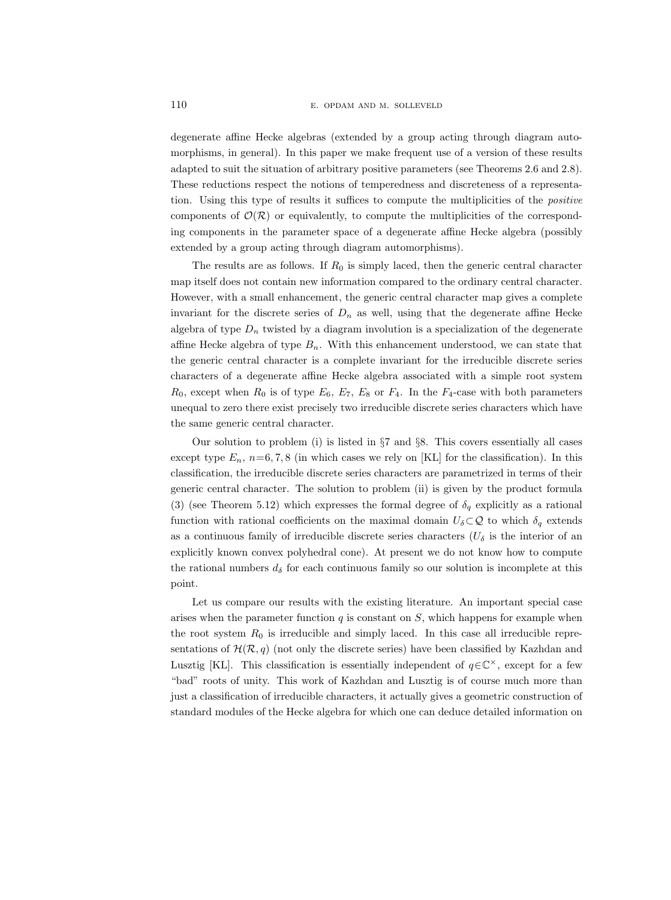degenerate affine Hecke algebras (extended by a group acting through diagram automorphisms, in general). In this paper we make frequent use of a version of these results adapted to suit the situation of arbitrary positive parameters (see Theorems 2.6 and 2.8). These reductions respect the notions of temperedness and discreteness of a representation. Using this type of results it suffices to compute the multiplicities of the *positive* components of $\mathcal{O}(\mathcal{R})$ or equivalently, to compute the multiplicities of the corresponding components in the parameter space of a degenerate affine Hecke algebra (possibly extended by a group acting through diagram automorphisms).

The results are as follows. If $R_0$ is simply laced, then the generic central character map itself does not contain new information compared to the ordinary central character. However, with a small enhancement, the generic central character map gives a complete invariant for the discrete series of $D_n$ as well, using that the degenerate affine Hecke algebra of type $D_n$ twisted by a diagram involution is a specialization of the degenerate affine Hecke algebra of type $B_n$. With this enhancement understood, we can state that the generic central character is a complete invariant for the irreducible discrete series characters of a degenerate affine Hecke algebra associated with a simple root system $R_0$, except when $R_0$ is of type $E_6$, $E_7$, $E_8$ or $F_4$. In the $F_4$-case with both parameters unequal to zero there exist precisely two irreducible discrete series characters which have the same generic central character.

Our solution to problem (i) is listed in §7 and §8. This covers essentially all cases except type $E_n$, $n=6,7,8$ (in which cases we rely on [KL] for the classification). In this classification, the irreducible discrete series characters are parametrized in terms of their generic central character. The solution to problem (ii) is given by the product formula (3) (see Theorem 5.12) which expresses the formal degree of $\delta_q$ explicitly as a rational function with rational coefficients on the maximal domain $U_\delta \subset \mathcal{Q}$ to which $\delta_q$ extends as a continuous family of irreducible discrete series characters ($U_\delta$ is the interior of an explicitly known convex polyhedral cone). At present we do not know how to compute the rational numbers $d_\delta$ for each continuous family so our solution is incomplete at this point.

Let us compare our results with the existing literature. An important special case arises when the parameter function $q$ is constant on $S$, which happens for example when the root system $R_0$ is irreducible and simply laced. In this case all irreducible representations of $\mathcal{H}(\mathcal{R}, q)$ (not only the discrete series) have been classified by Kazhdan and Lusztig [KL]. This classification is essentially independent of $q \in \mathbb{C}^\times$, except for a few "bad" roots of unity. This work of Kazhdan and Lusztig is of course much more than just a classification of irreducible characters, it actually gives a geometric construction of standard modules of the Hecke algebra for which one can deduce detailed information on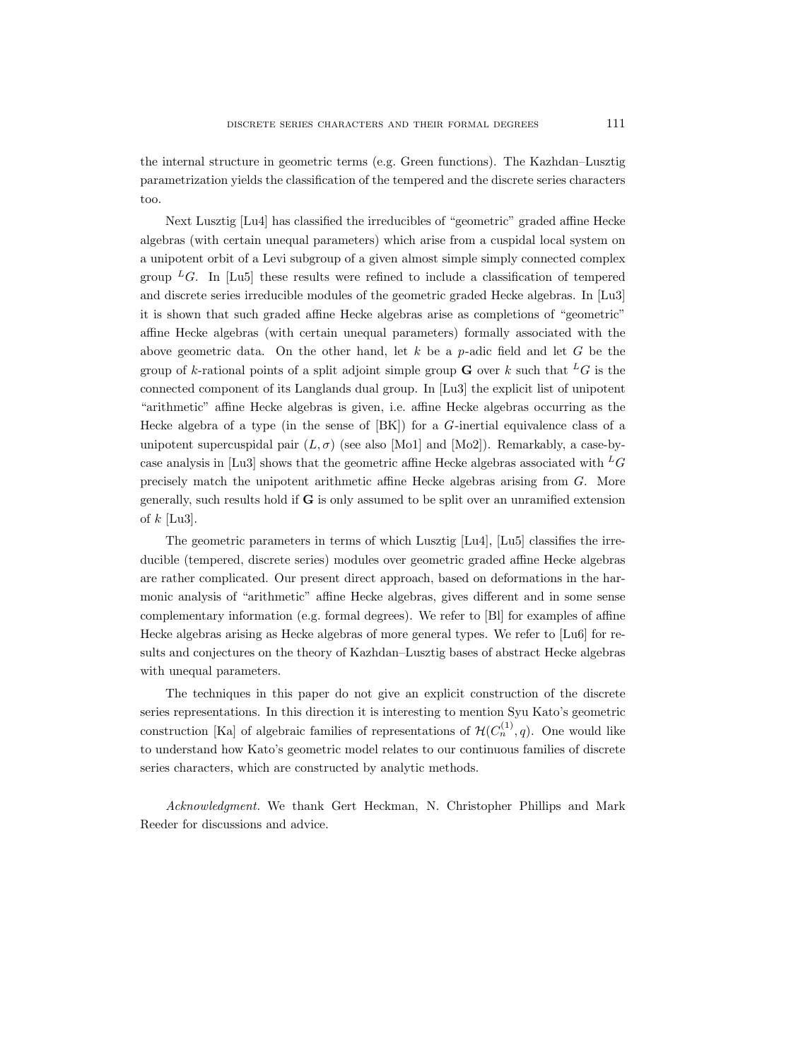the internal structure in geometric terms (e.g. Green functions). The Kazhdan–Lusztig parametrization yields the classification of the tempered and the discrete series characters too.

Next Lusztig [Lu4] has classified the irreducibles of "geometric" graded affine Hecke algebras (with certain unequal parameters) which arise from a cuspidal local system on a unipotent orbit of a Levi subgroup of a given almost simple simply connected complex group ${}^{L}G$. In [Lu5] these results were refined to include a classification of tempered and discrete series irreducible modules of the geometric graded Hecke algebras. In [Lu3] it is shown that such graded affine Hecke algebras arise as completions of "geometric" affine Hecke algebras (with certain unequal parameters) formally associated with the above geometric data. On the other hand, let $k$ be a $p$-adic field and let $G$ be the group of $k$-rational points of a split adjoint simple group $\mathbf{G}$ over $k$ such that ${}^{L}G$ is the connected component of its Langlands dual group. In [Lu3] the explicit list of unipotent "arithmetic" affine Hecke algebras is given, i.e. affine Hecke algebras occurring as the Hecke algebra of a type (in the sense of [BK]) for a $G$-inertial equivalence class of a unipotent supercuspidal pair $(L, \sigma)$ (see also [Mo1] and [Mo2]). Remarkably, a case-by-case analysis in [Lu3] shows that the geometric affine Hecke algebras associated with ${}^{L}G$ precisely match the unipotent arithmetic affine Hecke algebras arising from $G$. More generally, such results hold if $\mathbf{G}$ is only assumed to be split over an unramified extension of $k$ [Lu3].

The geometric parameters in terms of which Lusztig [Lu4], [Lu5] classifies the irreducible (tempered, discrete series) modules over geometric graded affine Hecke algebras are rather complicated. Our present direct approach, based on deformations in the harmonic analysis of "arithmetic" affine Hecke algebras, gives different and in some sense complementary information (e.g. formal degrees). We refer to [Bl] for examples of affine Hecke algebras arising as Hecke algebras of more general types. We refer to [Lu6] for results and conjectures on the theory of Kazhdan–Lusztig bases of abstract Hecke algebras with unequal parameters.

The techniques in this paper do not give an explicit construction of the discrete series representations. In this direction it is interesting to mention Syu Kato's geometric construction [Ka] of algebraic families of representations of $\mathcal{H}(C_n^{(1)}, q)$. One would like to understand how Kato's geometric model relates to our continuous families of discrete series characters, which are constructed by analytic methods.

*Acknowledgment.* We thank Gert Heckman, N. Christopher Phillips and Mark Reeder for discussions and advice.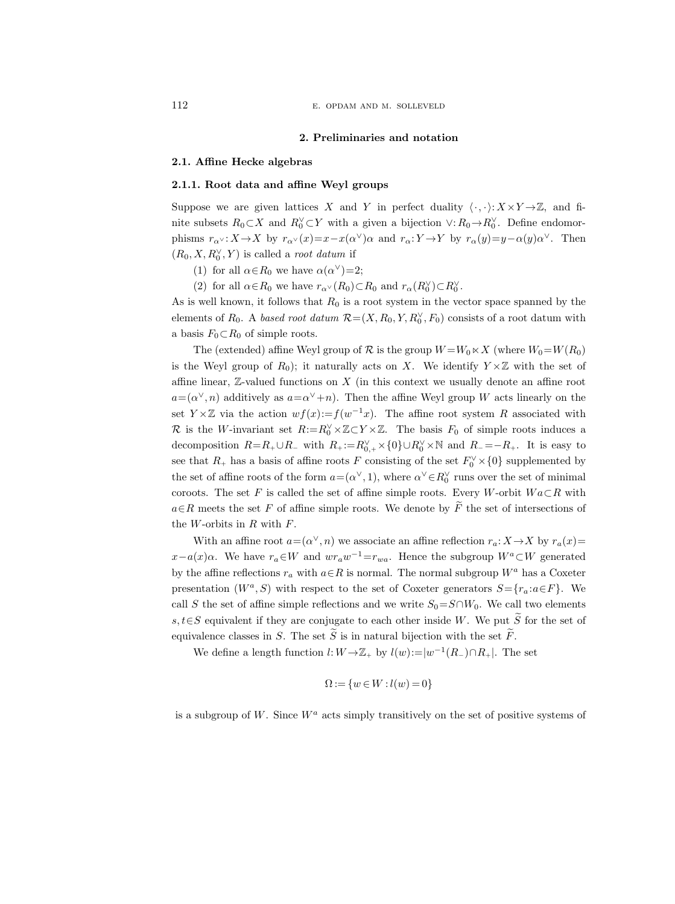## 2. Preliminaries and notation

### 2.1. Affine Hecke algebras

#### 2.1.1. Root data and affine Weyl groups

Suppose we are given lattices $X$ and $Y$ in perfect duality $\langle\cdot,\cdot\rangle: X\times Y\to\mathbb{Z}$, and finite subsets $R_0\subset X$ and $R_0^\vee\subset Y$ with a given bijection $\vee: R_0\to R_0^\vee$. Define endomorphisms $r_{\alpha^\vee}: X\to X$ by $r_{\alpha^\vee}(x)=x-x(\alpha^\vee)\alpha$ and $r_\alpha: Y\to Y$ by $r_\alpha(y)=y-\alpha(y)\alpha^\vee$. Then $(R_0, X, R_0^\vee, Y)$ is called a *root datum* if

(1) for all $\alpha\in R_0$ we have $\alpha(\alpha^\vee)=2$;

(2) for all $\alpha\in R_0$ we have $r_{\alpha^\vee}(R_0)\subset R_0$ and $r_\alpha(R_0^\vee)\subset R_0^\vee$.

As is well known, it follows that $R_0$ is a root system in the vector space spanned by the elements of $R_0$. A *based root datum* $\mathcal{R}=(X, R_0, Y, R_0^\vee, F_0)$ consists of a root datum with a basis $F_0\subset R_0$ of simple roots.

The (extended) affine Weyl group of $\mathcal{R}$ is the group $W=W_0\ltimes X$ (where $W_0=W(R_0)$ is the Weyl group of $R_0$); it naturally acts on $X$. We identify $Y\times\mathbb{Z}$ with the set of affine linear, $\mathbb{Z}$-valued functions on $X$ (in this context we usually denote an affine root $a=(\alpha^\vee, n)$ additively as $a=\alpha^\vee+n$). Then the affine Weyl group $W$ acts linearly on the set $Y\times\mathbb{Z}$ via the action $wf(x):=f(w^{-1}x)$. The affine root system $R$ associated with $\mathcal{R}$ is the $W$-invariant set $R:=R_0^\vee\times\mathbb{Z}\subset Y\times\mathbb{Z}$. The basis $F_0$ of simple roots induces a decomposition $R=R_+\cup R_-$ with $R_+:=R_{0,+}^\vee\times\{0\}\cup R_0^\vee\times\mathbb{N}$ and $R_-=-R_+$. It is easy to see that $R_+$ has a basis of affine roots $F$ consisting of the set $F_0^\vee\times\{0\}$ supplemented by the set of affine roots of the form $a=(\alpha^\vee, 1)$, where $\alpha^\vee\in R_0^\vee$ runs over the set of minimal coroots. The set $F$ is called the set of affine simple roots. Every $W$-orbit $Wa\subset R$ with $a\in R$ meets the set $F$ of affine simple roots. We denote by $\widetilde{F}$ the set of intersections of the $W$-orbits in $R$ with $F$.

With an affine root $a=(\alpha^\vee, n)$ we associate an affine reflection $r_a: X\to X$ by $r_a(x)=x-a(x)\alpha$. We have $r_a\in W$ and $wr_aw^{-1}=r_{wa}$. Hence the subgroup $W^a\subset W$ generated by the affine reflections $r_a$ with $a\in R$ is normal. The normal subgroup $W^a$ has a Coxeter presentation $(W^a, S)$ with respect to the set of Coxeter generators $S=\{r_a: a\in F\}$. We call $S$ the set of affine simple reflections and we write $S_0=S\cap W_0$. We call two elements $s,t\in S$ equivalent if they are conjugate to each other inside $W$. We put $\widetilde{S}$ for the set of equivalence classes in $S$. The set $\widetilde{S}$ is in natural bijection with the set $\widetilde{F}$.

We define a length function $l: W\to\mathbb{Z}_+$ by $l(w):=|w^{-1}(R_-)\cap R_+|$. The set

$$\Omega := \{w\in W : l(w)=0\}$$

is a subgroup of $W$. Since $W^a$ acts simply transitively on the set of positive systems of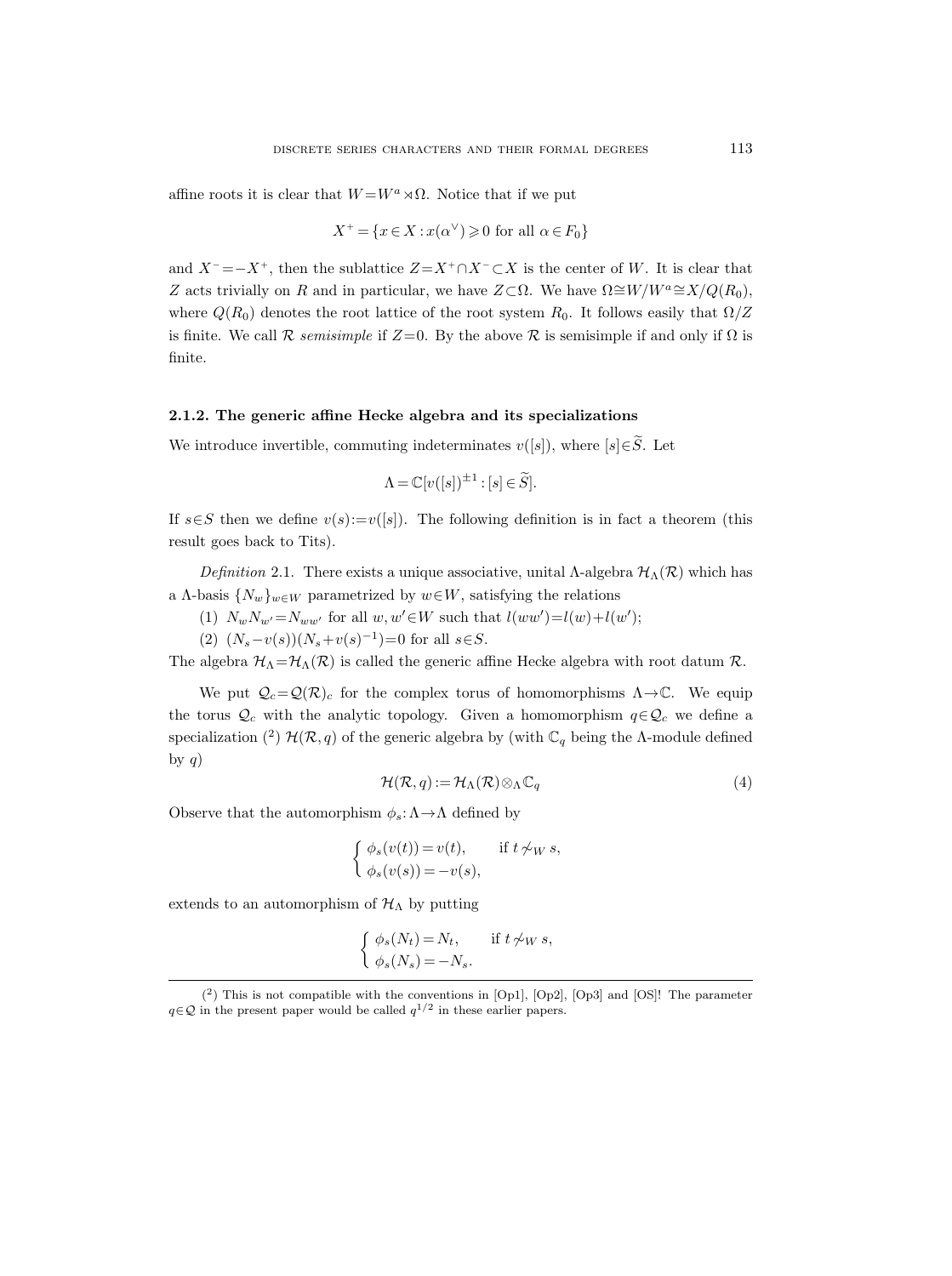affine roots it is clear that $W = W^a \rtimes \Omega$. Notice that if we put

$$X^+ = \{x \in X : x(\alpha^\vee) \geqslant 0 \text{ for all } \alpha \in F_0\}$$

and $X^- = -X^+$, then the sublattice $Z = X^+ \cap X^- \subset X$ is the center of $W$. It is clear that $Z$ acts trivially on $R$ and in particular, we have $Z \subset \Omega$. We have $\Omega \cong W/W^a \cong X/Q(R_0)$, where $Q(R_0)$ denotes the root lattice of the root system $R_0$. It follows easily that $\Omega/Z$ is finite. We call $\mathcal{R}$ *semisimple* if $Z=0$. By the above $\mathcal{R}$ is semisimple if and only if $\Omega$ is finite.

### 2.1.2. The generic affine Hecke algebra and its specializations

We introduce invertible, commuting indeterminates $v([s])$, where $[s] \in \widetilde{S}$. Let

$$\Lambda = \mathbb{C}[v([s])^{\pm 1} : [s] \in \widetilde{S}].$$

If $s \in S$ then we define $v(s) := v([s])$. The following definition is in fact a theorem (this result goes back to Tits).

*Definition* 2.1. There exists a unique associative, unital $\Lambda$-algebra $\mathcal{H}_\Lambda(\mathcal{R})$ which has a $\Lambda$-basis $\{N_w\}_{w \in W}$ parametrized by $w \in W$, satisfying the relations

(1) $N_w N_{w'} = N_{ww'}$ for all $w, w' \in W$ such that $l(ww') = l(w) + l(w')$;

(2) $(N_s - v(s))(N_s + v(s)^{-1}) = 0$ for all $s \in S$.

The algebra $\mathcal{H}_\Lambda = \mathcal{H}_\Lambda(\mathcal{R})$ is called the generic affine Hecke algebra with root datum $\mathcal{R}$.

We put $\mathcal{Q}_c = \mathcal{Q}(\mathcal{R})_c$ for the complex torus of homomorphisms $\Lambda \to \mathbb{C}$. We equip the torus $\mathcal{Q}_c$ with the analytic topology. Given a homomorphism $q \in \mathcal{Q}_c$ we define a specialization [2] $\mathcal{H}(\mathcal{R}, q)$ of the generic algebra by (with $\mathbb{C}_q$ being the $\Lambda$-module defined by $q$)

$$\mathcal{H}(\mathcal{R}, q) := \mathcal{H}_\Lambda(\mathcal{R}) \otimes_\Lambda \mathbb{C}_q \tag{4}$$

Observe that the automorphism $\phi_s : \Lambda \to \Lambda$ defined by

$$\begin{cases} \phi_s(v(t)) = v(t), & \text{if } t \not\sim_W s, \\ \phi_s(v(s)) = -v(s), \end{cases}$$

extends to an automorphism of $\mathcal{H}_\Lambda$ by putting

$$\begin{cases} \phi_s(N_t) = N_t, & \text{if } t \not\sim_W s, \\ \phi_s(N_s) = -N_s. \end{cases}$$

---

[2] This is not compatible with the conventions in [Op1], [Op2], [Op3] and [OS]! The parameter $q \in \mathcal{Q}$ in the present paper would be called $q^{1/2}$ in these earlier papers.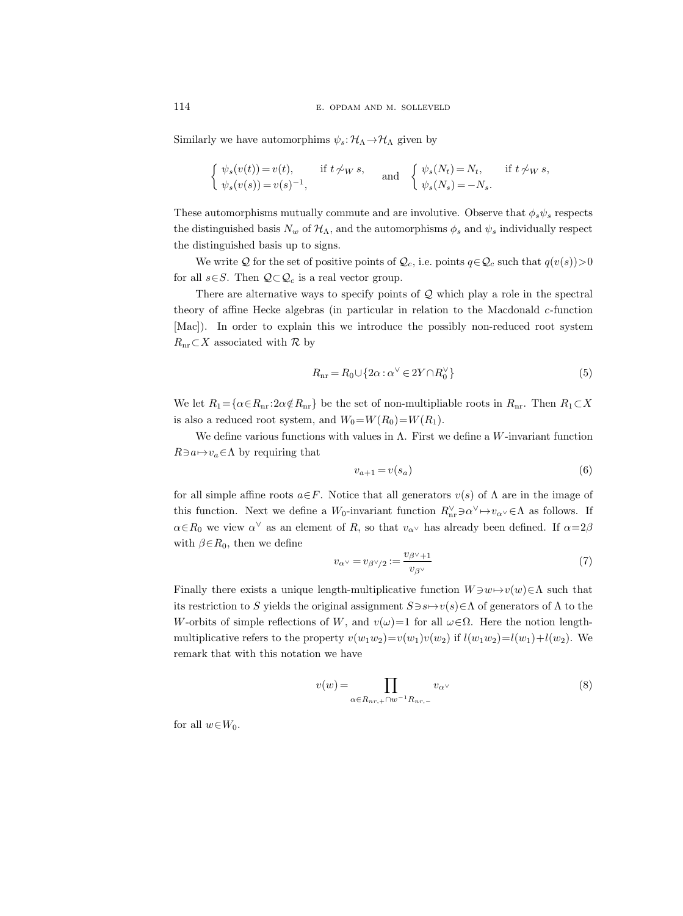Similarly we have automorphims $\psi_s\colon \mathcal{H}_\Lambda \to \mathcal{H}_\Lambda$ given by

$$\begin{cases} \psi_s(v(t)) = v(t), & \text{if } t \not\sim_W s, \\ \psi_s(v(s)) = v(s)^{-1}, & \end{cases} \quad \text{and} \quad \begin{cases} \psi_s(N_t) = N_t, & \text{if } t \not\sim_W s, \\ \psi_s(N_s) = -N_s. & \end{cases}$$

These automorphisms mutually commute and are involutive. Observe that $\phi_s \psi_s$ respects the distinguished basis $N_w$ of $\mathcal{H}_\Lambda$, and the automorphisms $\phi_s$ and $\psi_s$ individually respect the distinguished basis up to signs.

We write $\mathcal{Q}$ for the set of positive points of $\mathcal{Q}_c$, i.e. points $q \in \mathcal{Q}_c$ such that $q(v(s)) > 0$ for all $s \in S$. Then $\mathcal{Q} \subset \mathcal{Q}_c$ is a real vector group.

There are alternative ways to specify points of $\mathcal{Q}$ which play a role in the spectral theory of affine Hecke algebras (in particular in relation to the Macdonald $c$-function [Mac]). In order to explain this we introduce the possibly non-reduced root system $R_{\mathrm{nr}} \subset X$ associated with $\mathcal{R}$ by

$$R_{\mathrm{nr}} = R_0 \cup \{2\alpha : \alpha^\vee \in 2Y \cap R_0^\vee\} \tag{5}$$

We let $R_1 = \{\alpha \in R_{\mathrm{nr}} : 2\alpha \notin R_{\mathrm{nr}}\}$ be the set of non-multipliable roots in $R_{\mathrm{nr}}$. Then $R_1 \subset X$ is also a reduced root system, and $W_0 = W(R_0) = W(R_1)$.

We define various functions with values in $\Lambda$. First we define a $W$-invariant function $R \ni a \mapsto v_a \in \Lambda$ by requiring that

$$v_{a+1} = v(s_a) \tag{6}$$

for all simple affine roots $a \in F$. Notice that all generators $v(s)$ of $\Lambda$ are in the image of this function. Next we define a $W_0$-invariant function $R_{\mathrm{nr}}^\vee \ni \alpha^\vee \mapsto v_{\alpha^\vee} \in \Lambda$ as follows. If $\alpha \in R_0$ we view $\alpha^\vee$ as an element of $R$, so that $v_{\alpha^\vee}$ has already been defined. If $\alpha = 2\beta$ with $\beta \in R_0$, then we define

$$v_{\alpha^\vee} = v_{\beta^\vee/2} := \frac{v_{\beta^\vee+1}}{v_{\beta^\vee}} \tag{7}$$

Finally there exists a unique length-multiplicative function $W \ni w \mapsto v(w) \in \Lambda$ such that its restriction to $S$ yields the original assignment $S \ni s \mapsto v(s) \in \Lambda$ of generators of $\Lambda$ to the $W$-orbits of simple reflections of $W$, and $v(\omega) = 1$ for all $\omega \in \Omega$. Here the notion length-multiplicative refers to the property $v(w_1 w_2) = v(w_1) v(w_2)$ if $l(w_1 w_2) = l(w_1) + l(w_2)$. We remark that with this notation we have

$$v(w) = \prod_{\alpha \in R_{nr,+} \cap w^{-1} R_{nr,-}} v_{\alpha^\vee} \tag{8}$$

for all $w \in W_0$.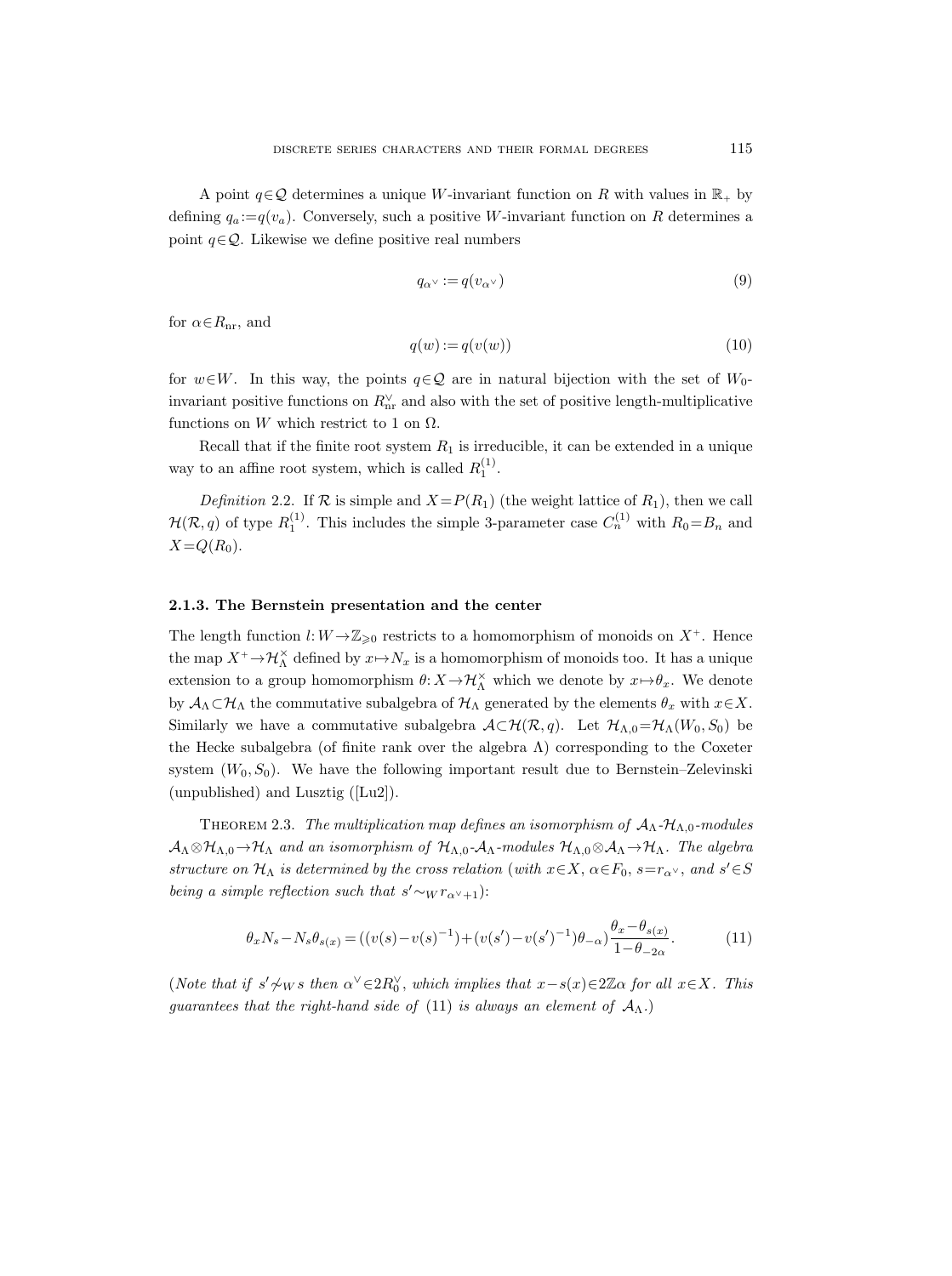A point $q \in \mathcal{Q}$ determines a unique $W$-invariant function on $R$ with values in $\mathbb{R}_+$ by defining $q_a := q(v_a)$. Conversely, such a positive $W$-invariant function on $R$ determines a point $q \in \mathcal{Q}$. Likewise we define positive real numbers

$$q_{\alpha^\vee} := q(v_{\alpha^\vee}) \tag{9}$$

for $\alpha \in R_{\mathrm{nr}}$, and

$$q(w) := q(v(w)) \tag{10}$$

for $w \in W$. In this way, the points $q \in \mathcal{Q}$ are in natural bijection with the set of $W_0$-invariant positive functions on $R_{\mathrm{nr}}^\vee$ and also with the set of positive length-multiplicative functions on $W$ which restrict to 1 on $\Omega$.

Recall that if the finite root system $R_1$ is irreducible, it can be extended in a unique way to an affine root system, which is called $R_1^{(1)}$.

*Definition* 2.2. If $\mathcal{R}$ is simple and $X = P(R_1)$ (the weight lattice of $R_1$), then we call $\mathcal{H}(\mathcal{R}, q)$ of type $R_1^{(1)}$. This includes the simple 3-parameter case $C_n^{(1)}$ with $R_0 = B_n$ and $X = Q(R_0)$.

### 2.1.3. The Bernstein presentation and the center

The length function $l: W \to \mathbb{Z}_{\geqslant 0}$ restricts to a homomorphism of monoids on $X^+$. Hence the map $X^+ \to \mathcal{H}_\Lambda^\times$ defined by $x \mapsto N_x$ is a homomorphism of monoids too. It has a unique extension to a group homomorphism $\theta: X \to \mathcal{H}_\Lambda^\times$ which we denote by $x \mapsto \theta_x$. We denote by $\mathcal{A}_\Lambda \subset \mathcal{H}_\Lambda$ the commutative subalgebra of $\mathcal{H}_\Lambda$ generated by the elements $\theta_x$ with $x \in X$. Similarly we have a commutative subalgebra $\mathcal{A} \subset \mathcal{H}(\mathcal{R}, q)$. Let $\mathcal{H}_{\Lambda,0} = \mathcal{H}_\Lambda(W_0, S_0)$ be the Hecke subalgebra (of finite rank over the algebra $\Lambda$) corresponding to the Coxeter system $(W_0, S_0)$. We have the following important result due to Bernstein–Zelevinski (unpublished) and Lusztig ([Lu2]).

Theorem 2.3. *The multiplication map defines an isomorphism of $\mathcal{A}_\Lambda$-$\mathcal{H}_{\Lambda,0}$-modules $\mathcal{A}_\Lambda \otimes \mathcal{H}_{\Lambda,0} \to \mathcal{H}_\Lambda$ and an isomorphism of $\mathcal{H}_{\Lambda,0}$-$\mathcal{A}_\Lambda$-modules $\mathcal{H}_{\Lambda,0} \otimes \mathcal{A}_\Lambda \to \mathcal{H}_\Lambda$. The algebra structure on $\mathcal{H}_\Lambda$ is determined by the cross relation* (*with $x \in X$, $\alpha \in F_0$, $s = r_{\alpha^\vee}$, and $s' \in S$ being a simple reflection such that $s' \sim_W r_{\alpha^\vee + 1}$*):

$$\theta_x N_s - N_s \theta_{s(x)} = ((v(s) - v(s)^{-1}) + (v(s') - v(s')^{-1})\theta_{-\alpha}) \frac{\theta_x - \theta_{s(x)}}{1 - \theta_{-2\alpha}}. \tag{11}$$

(*Note that if $s' \not\sim_W s$ then $\alpha^\vee \in 2R_0^\vee$, which implies that $x - s(x) \in 2\mathbb{Z}\alpha$ for all $x \in X$. This guarantees that the right-hand side of* (11) *is always an element of $\mathcal{A}_\Lambda$.*)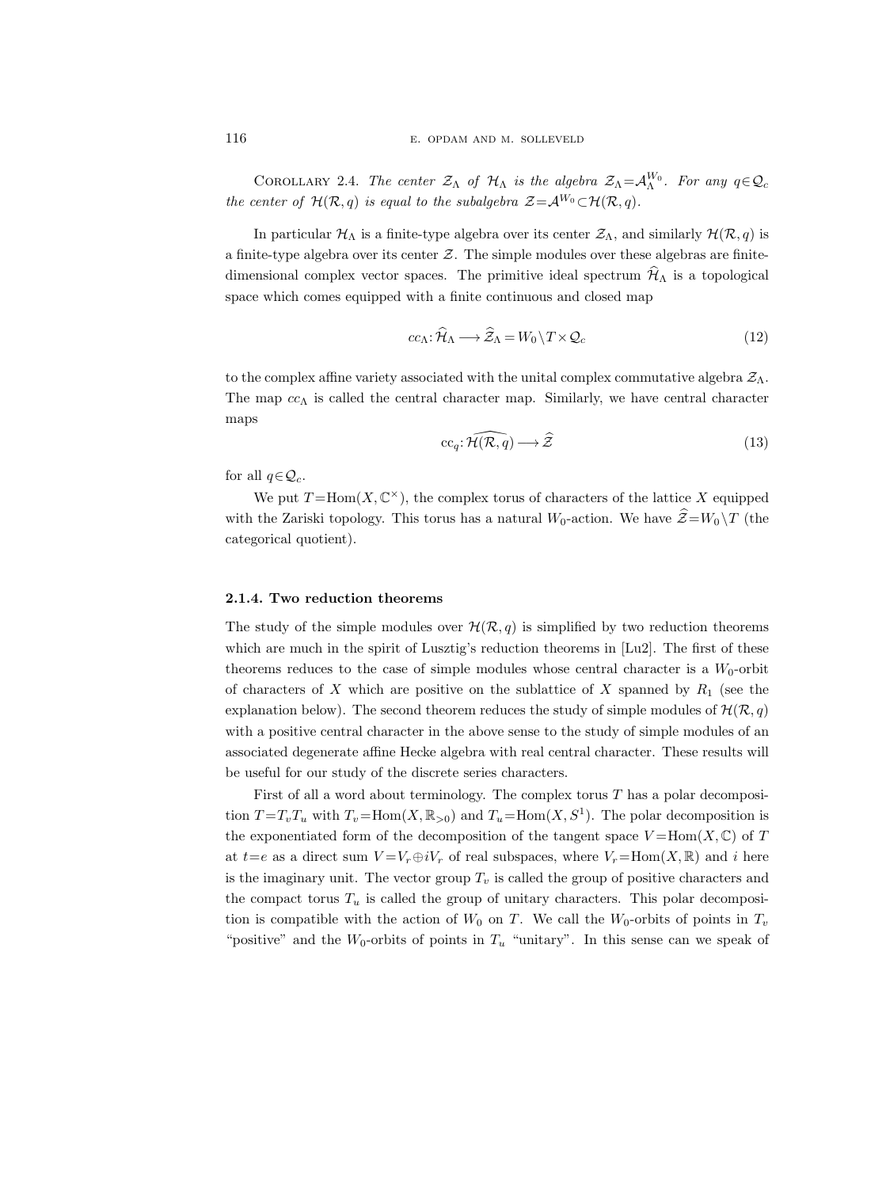Corollary 2.4. *The center $\mathcal{Z}_\Lambda$ of $\mathcal{H}_\Lambda$ is the algebra $\mathcal{Z}_\Lambda = \mathcal{A}_\Lambda^{W_0}$. For any $q \in \mathcal{Q}_c$ the center of $\mathcal{H}(\mathcal{R}, q)$ is equal to the subalgebra $\mathcal{Z} = \mathcal{A}^{W_0} \subset \mathcal{H}(\mathcal{R}, q)$.*

In particular $\mathcal{H}_\Lambda$ is a finite-type algebra over its center $\mathcal{Z}_\Lambda$, and similarly $\mathcal{H}(\mathcal{R}, q)$ is a finite-type algebra over its center $\mathcal{Z}$. The simple modules over these algebras are finite-dimensional complex vector spaces. The primitive ideal spectrum $\widehat{\mathcal{H}}_\Lambda$ is a topological space which comes equipped with a finite continuous and closed map

$$cc_\Lambda : \widehat{\mathcal{H}}_\Lambda \longrightarrow \widehat{\mathcal{Z}}_\Lambda = W_0 \backslash T \times \mathcal{Q}_c \tag{12}$$

to the complex affine variety associated with the unital complex commutative algebra $\mathcal{Z}_\Lambda$. The map $cc_\Lambda$ is called the central character map. Similarly, we have central character maps

$$\mathrm{cc}_q : \widehat{\mathcal{H}(\mathcal{R}, q)} \longrightarrow \widehat{\mathcal{Z}} \tag{13}$$

for all $q \in \mathcal{Q}_c$.

We put $T = \mathrm{Hom}(X, \mathbb{C}^\times)$, the complex torus of characters of the lattice $X$ equipped with the Zariski topology. This torus has a natural $W_0$-action. We have $\widehat{\mathcal{Z}} = W_0 \backslash T$ (the categorical quotient).

### 2.1.4. Two reduction theorems

The study of the simple modules over $\mathcal{H}(\mathcal{R}, q)$ is simplified by two reduction theorems which are much in the spirit of Lusztig's reduction theorems in [Lu2]. The first of these theorems reduces to the case of simple modules whose central character is a $W_0$-orbit of characters of $X$ which are positive on the sublattice of $X$ spanned by $R_1$ (see the explanation below). The second theorem reduces the study of simple modules of $\mathcal{H}(\mathcal{R}, q)$ with a positive central character in the above sense to the study of simple modules of an associated degenerate affine Hecke algebra with real central character. These results will be useful for our study of the discrete series characters.

First of all a word about terminology. The complex torus $T$ has a polar decomposition $T = T_v T_u$ with $T_v = \mathrm{Hom}(X, \mathbb{R}_{>0})$ and $T_u = \mathrm{Hom}(X, S^1)$. The polar decomposition is the exponentiated form of the decomposition of the tangent space $V = \mathrm{Hom}(X, \mathbb{C})$ of $T$ at $t = e$ as a direct sum $V = V_r \oplus i V_r$ of real subspaces, where $V_r = \mathrm{Hom}(X, \mathbb{R})$ and $i$ here is the imaginary unit. The vector group $T_v$ is called the group of positive characters and the compact torus $T_u$ is called the group of unitary characters. This polar decomposition is compatible with the action of $W_0$ on $T$. We call the $W_0$-orbits of points in $T_v$ "positive" and the $W_0$-orbits of points in $T_u$ "unitary". In this sense can we speak of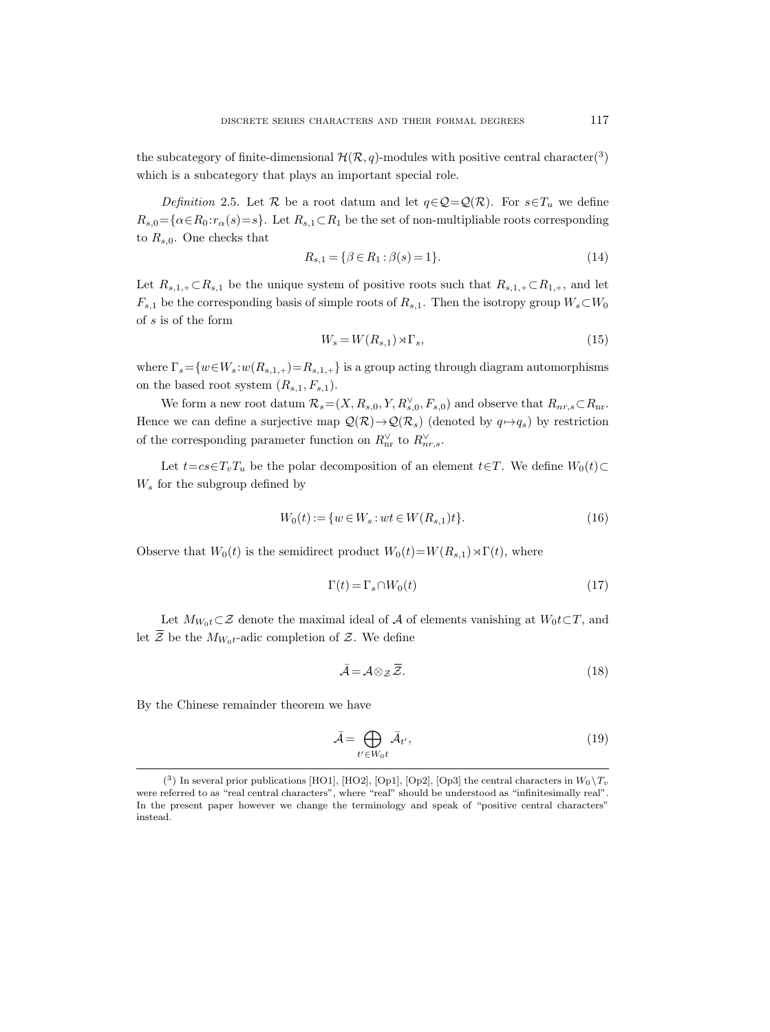the subcategory of finite-dimensional $\mathcal{H}(\mathcal{R},q)$-modules with positive central character([3]) which is a subcategory that plays an important special role.

*Definition* 2.5. Let $\mathcal{R}$ be a root datum and let $q\in\mathcal{Q}=\mathcal{Q}(\mathcal{R})$. For $s\in T_u$ we define $R_{s,0}=\{\alpha\in R_0:r_\alpha(s)=s\}$. Let $R_{s,1}\subset R_1$ be the set of non-multipliable roots corresponding to $R_{s,0}$. One checks that

$$R_{s,1}=\{\beta\in R_1:\beta(s)=1\}. \tag{14}$$

Let $R_{s,1,+}\subset R_{s,1}$ be the unique system of positive roots such that $R_{s,1,+}\subset R_{1,+}$, and let $F_{s,1}$ be the corresponding basis of simple roots of $R_{s,1}$. Then the isotropy group $W_s\subset W_0$ of $s$ is of the form

$$W_s=W(R_{s,1})\rtimes\Gamma_s, \tag{15}$$

where $\Gamma_s=\{w\in W_s:w(R_{s,1,+})=R_{s,1,+}\}$ is a group acting through diagram automorphisms on the based root system $(R_{s,1},F_{s,1})$.

We form a new root datum $\mathcal{R}_s=(X,R_{s,0},Y,R_{s,0}^\vee,F_{s,0})$ and observe that $R_{nr,s}\subset R_{\mathrm{nr}}$. Hence we can define a surjective map $\mathcal{Q}(\mathcal{R})\to\mathcal{Q}(\mathcal{R}_s)$ (denoted by $q\mapsto q_s$) by restriction of the corresponding parameter function on $R_{\mathrm{nr}}^\vee$ to $R_{nr,s}^\vee$.

Let $t=cs\in T_vT_u$ be the polar decomposition of an element $t\in T$. We define $W_0(t)\subset W_s$ for the subgroup defined by

$$W_0(t):=\{w\in W_s:wt\in W(R_{s,1})t\}. \tag{16}$$

Observe that $W_0(t)$ is the semidirect product $W_0(t)=W(R_{s,1})\rtimes\Gamma(t)$, where

$$\Gamma(t)=\Gamma_s\cap W_0(t) \tag{17}$$

Let $M_{W_0t}\subset\mathcal{Z}$ denote the maximal ideal of $\mathcal{A}$ of elements vanishing at $W_0t\subset T$, and let $\overline{\overline{\mathcal{Z}}}$ be the $M_{W_0t}$-adic completion of $\mathcal{Z}$. We define

$$\bar{\mathcal{A}}=\mathcal{A}\otimes_{\mathcal{Z}}\overline{\overline{\mathcal{Z}}}. \tag{18}$$

By the Chinese remainder theorem we have

$$\bar{\mathcal{A}}=\bigoplus_{t'\in W_0t}\bar{\mathcal{A}}_{t'}, \tag{19}$$

([3]) In several prior publications [HO1], [HO2], [Op1], [Op2], [Op3] the central characters in $W_0\backslash T_v$ were referred to as "real central characters", where "real" should be understood as "infinitesimally real". In the present paper however we change the terminology and speak of "positive central characters" instead.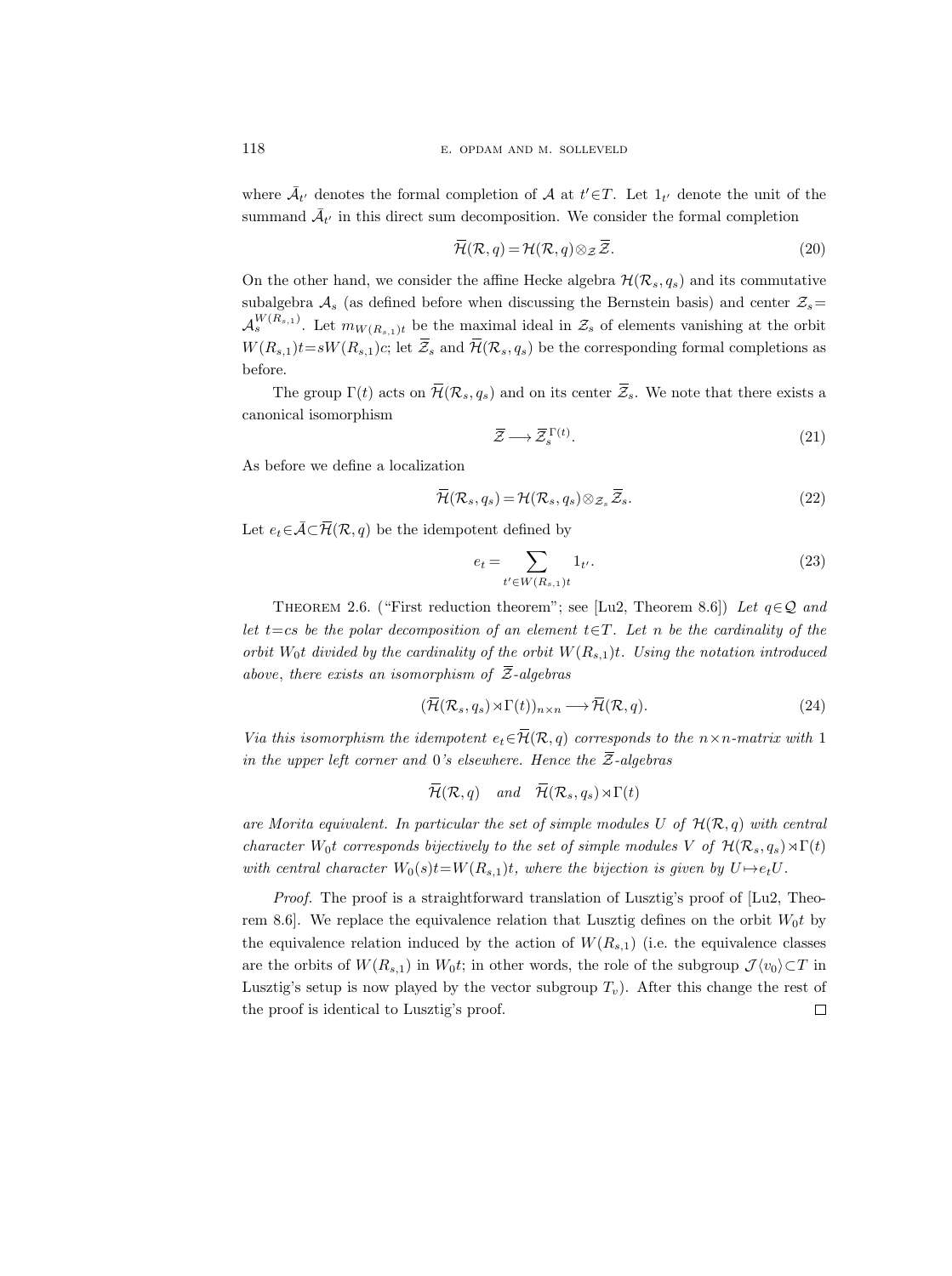where $\bar{\mathcal{A}}_{t'}$ denotes the formal completion of $\mathcal{A}$ at $t' \in T$. Let $1_{t'}$ denote the unit of the summand $\bar{\mathcal{A}}_{t'}$ in this direct sum decomposition. We consider the formal completion

$$\overline{\mathcal{H}}(\mathcal{R}, q) = \mathcal{H}(\mathcal{R}, q) \otimes_{\mathcal{Z}} \overline{\mathcal{Z}}. \tag{20}$$

On the other hand, we consider the affine Hecke algebra $\mathcal{H}(\mathcal{R}_s, q_s)$ and its commutative subalgebra $\mathcal{A}_s$ (as defined before when discussing the Bernstein basis) and center $\mathcal{Z}_s = \mathcal{A}_s^{W(R_{s,1})}$. Let $m_{W(R_{s,1})t}$ be the maximal ideal in $\mathcal{Z}_s$ of elements vanishing at the orbit $W(R_{s,1})t = sW(R_{s,1})c$; let $\overline{\mathcal{Z}}_s$ and $\overline{\mathcal{H}}(\mathcal{R}_s, q_s)$ be the corresponding formal completions as before.

The group $\Gamma(t)$ acts on $\overline{\mathcal{H}}(\mathcal{R}_s, q_s)$ and on its center $\overline{\mathcal{Z}}_s$. We note that there exists a canonical isomorphism

$$\overline{\mathcal{Z}} \longrightarrow \overline{\mathcal{Z}}_s^{\Gamma(t)}. \tag{21}$$

As before we define a localization

$$\overline{\mathcal{H}}(\mathcal{R}_s, q_s) = \mathcal{H}(\mathcal{R}_s, q_s) \otimes_{\mathcal{Z}_s} \overline{\mathcal{Z}}_s. \tag{22}$$

Let $e_t \in \bar{\mathcal{A}} \subset \overline{\mathcal{H}}(\mathcal{R}, q)$ be the idempotent defined by

$$e_t = \sum_{t' \in W(R_{s,1})t} 1_{t'}. \tag{23}$$

Theorem 2.6. ("First reduction theorem"; see [Lu2, Theorem 8.6]) *Let $q \in \mathcal{Q}$ and let $t = cs$ be the polar decomposition of an element $t \in T$. Let $n$ be the cardinality of the orbit $W_0 t$ divided by the cardinality of the orbit $W(R_{s,1})t$. Using the notation introduced above, there exists an isomorphism of $\overline{\mathcal{Z}}$-algebras*

$$(\overline{\mathcal{H}}(\mathcal{R}_s, q_s) \rtimes \Gamma(t))_{n \times n} \longrightarrow \overline{\mathcal{H}}(\mathcal{R}, q). \tag{24}$$

*Via this isomorphism the idempotent $e_t \in \overline{\mathcal{H}}(\mathcal{R}, q)$ corresponds to the $n \times n$-matrix with $1$ in the upper left corner and $0$'s elsewhere. Hence the $\overline{\mathcal{Z}}$-algebras*

$$\overline{\mathcal{H}}(\mathcal{R}, q) \quad \text{and} \quad \overline{\mathcal{H}}(\mathcal{R}_s, q_s) \rtimes \Gamma(t)$$

*are Morita equivalent. In particular the set of simple modules $U$ of $\mathcal{H}(\mathcal{R}, q)$ with central character $W_0 t$ corresponds bijectively to the set of simple modules $V$ of $\mathcal{H}(\mathcal{R}_s, q_s) \rtimes \Gamma(t)$ with central character $W_0(s)t = W(R_{s,1})t$, where the bijection is given by $U \mapsto e_t U$.*

*Proof.* The proof is a straightforward translation of Lusztig's proof of [Lu2, Theorem 8.6]. We replace the equivalence relation that Lusztig defines on the orbit $W_0 t$ by the equivalence relation induced by the action of $W(R_{s,1})$ (i.e. the equivalence classes are the orbits of $W(R_{s,1})$ in $W_0 t$; in other words, the role of the subgroup $\mathcal{J}\langle v_0 \rangle \subset T$ in Lusztig's setup is now played by the vector subgroup $T_v$). After this change the rest of the proof is identical to Lusztig's proof. □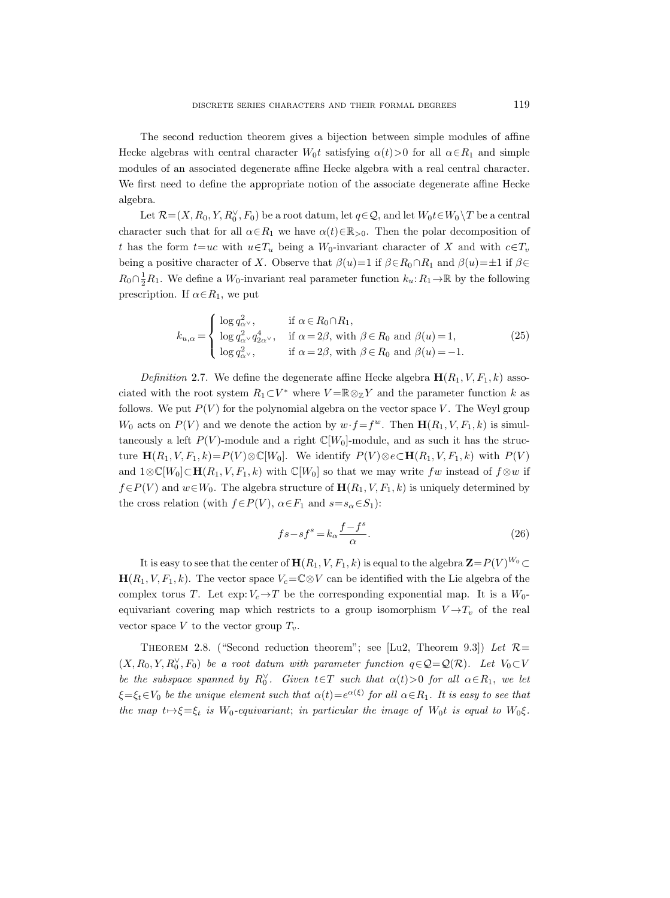The second reduction theorem gives a bijection between simple modules of affine Hecke algebras with central character $W_0t$ satisfying $\alpha(t)>0$ for all $\alpha\in R_1$ and simple modules of an associated degenerate affine Hecke algebra with a real central character. We first need to define the appropriate notion of the associate degenerate affine Hecke algebra.

Let $\mathcal{R}=(X,R_0,Y,R_0^\vee,F_0)$ be a root datum, let $q\in\mathcal{Q}$, and let $W_0t\in W_0\backslash T$ be a central character such that for all $\alpha\in R_1$ we have $\alpha(t)\in\mathbb{R}_{>0}$. Then the polar decomposition of $t$ has the form $t=uc$ with $u\in T_u$ being a $W_0$-invariant character of $X$ and with $c\in T_v$ being a positive character of $X$. Observe that $\beta(u)=1$ if $\beta\in R_0\cap R_1$ and $\beta(u)=\pm1$ if $\beta\in R_0\cap\frac{1}{2}R_1$. We define a $W_0$-invariant real parameter function $k_u\colon R_1\to\mathbb{R}$ by the following prescription. If $\alpha\in R_1$, we put

$$k_{u,\alpha}=\begin{cases}\log q_{\alpha^\vee}^2, & \text{if } \alpha\in R_0\cap R_1,\\ \log q_{\alpha^\vee}^2 q_{2\alpha^\vee}^4, & \text{if } \alpha=2\beta, \text{ with } \beta\in R_0 \text{ and } \beta(u)=1,\\ \log q_{\alpha^\vee}^2, & \text{if } \alpha=2\beta, \text{ with } \beta\in R_0 \text{ and } \beta(u)=-1.\end{cases}\tag{25}$$

*Definition* 2.7. We define the degenerate affine Hecke algebra $\mathbf{H}(R_1,V,F_1,k)$ associated with the root system $R_1\subset V^*$ where $V=\mathbb{R}\otimes_{\mathbb{Z}}Y$ and the parameter function $k$ as follows. We put $P(V)$ for the polynomial algebra on the vector space $V$. The Weyl group $W_0$ acts on $P(V)$ and we denote the action by $w\cdot f=f^w$. Then $\mathbf{H}(R_1,V,F_1,k)$ is simultaneously a left $P(V)$-module and a right $\mathbb{C}[W_0]$-module, and as such it has the structure $\mathbf{H}(R_1,V,F_1,k)=P(V)\otimes\mathbb{C}[W_0]$. We identify $P(V)\otimes e\subset\mathbf{H}(R_1,V,F_1,k)$ with $P(V)$ and $1\otimes\mathbb{C}[W_0]\subset\mathbf{H}(R_1,V,F_1,k)$ with $\mathbb{C}[W_0]$ so that we may write $fw$ instead of $f\otimes w$ if $f\in P(V)$ and $w\in W_0$. The algebra structure of $\mathbf{H}(R_1,V,F_1,k)$ is uniquely determined by the cross relation (with $f\in P(V)$, $\alpha\in F_1$ and $s=s_\alpha\in S_1$):

$$fs-sf^s=k_\alpha\frac{f-f^s}{\alpha}.\tag{26}$$

It is easy to see that the center of $\mathbf{H}(R_1,V,F_1,k)$ is equal to the algebra $\mathbf{Z}=P(V)^{W_0}\subset\mathbf{H}(R_1,V,F_1,k)$. The vector space $V_c=\mathbb{C}\otimes V$ can be identified with the Lie algebra of the complex torus $T$. Let $\exp\colon V_c\to T$ be the corresponding exponential map. It is a $W_0$-equivariant covering map which restricts to a group isomorphism $V\to T_v$ of the real vector space $V$ to the vector group $T_v$.

Theorem 2.8. ("Second reduction theorem"; see [Lu2, Theorem 9.3]) *Let $\mathcal{R}=(X,R_0,Y,R_0^\vee,F_0)$ be a root datum with parameter function $q\in\mathcal{Q}=\mathcal{Q}(\mathcal{R})$. Let $V_0\subset V$ be the subspace spanned by $R_0^\vee$. Given $t\in T$ such that $\alpha(t)>0$ for all $\alpha\in R_1$, we let $\xi=\xi_t\in V_0$ be the unique element such that $\alpha(t)=e^{\alpha(\xi)}$ for all $\alpha\in R_1$. It is easy to see that the map $t\mapsto\xi=\xi_t$ is $W_0$-equivariant; in particular the image of $W_0t$ is equal to $W_0\xi$.*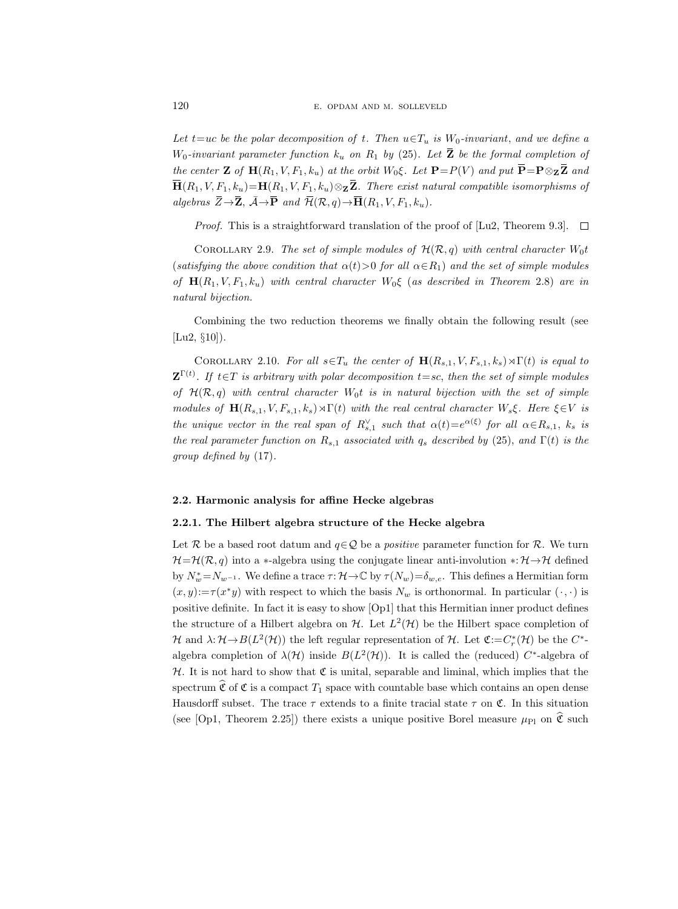*Let $t=uc$ be the polar decomposition of $t$. Then $u\in T_u$ is $W_0$-invariant, and we define a $W_0$-invariant parameter function $k_u$ on $R_1$ by* (25). *Let $\overline{\mathbf{Z}}$ be the formal completion of the center $\mathbf{Z}$ of $\mathbf{H}(R_1,V,F_1,k_u)$ at the orbit $W_0\xi$. Let $\mathbf{P}=P(V)$ and put $\overline{\mathbf{P}}=\mathbf{P}\otimes_{\mathbf{Z}}\overline{\mathbf{Z}}$ and $\overline{\mathbf{H}}(R_1,V,F_1,k_u)=\mathbf{H}(R_1,V,F_1,k_u)\otimes_{\mathbf{Z}}\overline{\mathbf{Z}}$. There exist natural compatible isomorphisms of algebras $\overline{Z}\to\overline{\mathbf{Z}}$, $\bar{\mathcal{A}}\to\overline{\mathbf{P}}$ and $\overline{\mathcal{H}}(\mathcal{R},q)\to\overline{\mathbf{H}}(R_1,V,F_1,k_u)$.*

*Proof.* This is a straightforward translation of the proof of [Lu2, Theorem 9.3]. □

COROLLARY 2.9. *The set of simple modules of $\mathcal{H}(\mathcal{R},q)$ with central character $W_0t$* (*satisfying the above condition that $\alpha(t)>0$ for all $\alpha\in R_1$*) *and the set of simple modules of $\mathbf{H}(R_1,V,F_1,k_u)$ with central character $W_0\xi$* (*as described in Theorem* 2.8) *are in natural bijection.*

Combining the two reduction theorems we finally obtain the following result (see [Lu2, §10]).

COROLLARY 2.10. *For all $s\in T_u$ the center of $\mathbf{H}(R_{s,1},V,F_{s,1},k_s)\rtimes\Gamma(t)$ is equal to $\mathbf{Z}^{\Gamma(t)}$. If $t\in T$ is arbitrary with polar decomposition $t=sc$, then the set of simple modules of $\mathcal{H}(\mathcal{R},q)$ with central character $W_0t$ is in natural bijection with the set of simple modules of $\mathbf{H}(R_{s,1},V,F_{s,1},k_s)\rtimes\Gamma(t)$ with the real central character $W_s\xi$. Here $\xi\in V$ is the unique vector in the real span of $R_{s,1}^\vee$ such that $\alpha(t)=e^{\alpha(\xi)}$ for all $\alpha\in R_{s,1}$, $k_s$ is the real parameter function on $R_{s,1}$ associated with $q_s$ described by* (25), *and $\Gamma(t)$ is the group defined by* (17).

## 2.2. Harmonic analysis for affine Hecke algebras

### 2.2.1. The Hilbert algebra structure of the Hecke algebra

Let $\mathcal{R}$ be a based root datum and $q\in\mathcal{Q}$ be a *positive* parameter function for $\mathcal{R}$. We turn $\mathcal{H}=\mathcal{H}(\mathcal{R},q)$ into a $*$-algebra using the conjugate linear anti-involution $*:\mathcal{H}\to\mathcal{H}$ defined by $N_w^*=N_{w^{-1}}$. We define a trace $\tau:\mathcal{H}\to\mathbb{C}$ by $\tau(N_w)=\delta_{w,e}$. This defines a Hermitian form $(x,y):=\tau(x^*y)$ with respect to which the basis $N_w$ is orthonormal. In particular $(\cdot,\cdot)$ is positive definite. In fact it is easy to show [Op1] that this Hermitian inner product defines the structure of a Hilbert algebra on $\mathcal{H}$. Let $L^2(\mathcal{H})$ be the Hilbert space completion of $\mathcal{H}$ and $\lambda:\mathcal{H}\to B(L^2(\mathcal{H}))$ the left regular representation of $\mathcal{H}$. Let $\mathfrak{C}:=C_r^*(\mathcal{H})$ be the $C^*$-algebra completion of $\lambda(\mathcal{H})$ inside $B(L^2(\mathcal{H}))$. It is called the (reduced) $C^*$-algebra of $\mathcal{H}$. It is not hard to show that $\mathfrak{C}$ is unital, separable and liminal, which implies that the spectrum $\widehat{\mathfrak{C}}$ of $\mathfrak{C}$ is a compact $T_1$ space with countable base which contains an open dense Hausdorff subset. The trace $\tau$ extends to a finite tracial state $\tau$ on $\mathfrak{C}$. In this situation (see [Op1, Theorem 2.25]) there exists a unique positive Borel measure $\mu_{\mathrm{Pl}}$ on $\widehat{\mathfrak{C}}$ such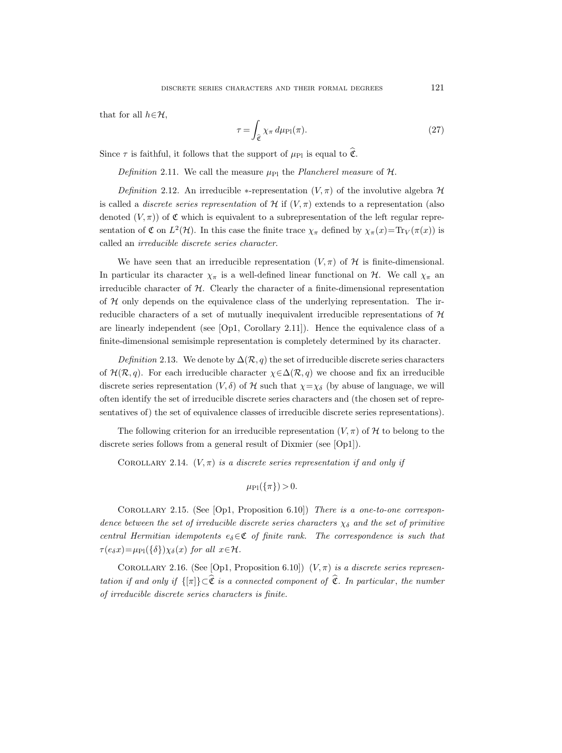that for all $h \in \mathcal{H}$,

$$\tau = \int_{\widehat{\mathfrak{C}}} \chi_\pi \, d\mu_{\text{Pl}}(\pi). \tag{27}$$

Since $\tau$ is faithful, it follows that the support of $\mu_{\text{Pl}}$ is equal to $\widehat{\mathfrak{C}}$.

*Definition* 2.11. We call the measure $\mu_{\text{Pl}}$ the *Plancherel measure* of $\mathcal{H}$.

*Definition* 2.12. An irreducible $*$-representation $(V, \pi)$ of the involutive algebra $\mathcal{H}$ is called a *discrete series representation* of $\mathcal{H}$ if $(V, \pi)$ extends to a representation (also denoted $(V, \pi)$) of $\mathfrak{C}$ which is equivalent to a subrepresentation of the left regular representation of $\mathfrak{C}$ on $L^2(\mathcal{H})$. In this case the finite trace $\chi_\pi$ defined by $\chi_\pi(x) = \text{Tr}_V(\pi(x))$ is called an *irreducible discrete series character*.

We have seen that an irreducible representation $(V, \pi)$ of $\mathcal{H}$ is finite-dimensional. In particular its character $\chi_\pi$ is a well-defined linear functional on $\mathcal{H}$. We call $\chi_\pi$ an irreducible character of $\mathcal{H}$. Clearly the character of a finite-dimensional representation of $\mathcal{H}$ only depends on the equivalence class of the underlying representation. The irreducible characters of a set of mutually inequivalent irreducible representations of $\mathcal{H}$ are linearly independent (see [Op1, Corollary 2.11]). Hence the equivalence class of a finite-dimensional semisimple representation is completely determined by its character.

*Definition* 2.13. We denote by $\Delta(\mathcal{R}, q)$ the set of irreducible discrete series characters of $\mathcal{H}(\mathcal{R}, q)$. For each irreducible character $\chi \in \Delta(\mathcal{R}, q)$ we choose and fix an irreducible discrete series representation $(V, \delta)$ of $\mathcal{H}$ such that $\chi = \chi_\delta$ (by abuse of language, we will often identify the set of irreducible discrete series characters and (the chosen set of representatives of) the set of equivalence classes of irreducible discrete series representations).

The following criterion for an irreducible representation $(V, \pi)$ of $\mathcal{H}$ to belong to the discrete series follows from a general result of Dixmier (see [Op1]).

Corollary 2.14. *$(V, \pi)$ is a discrete series representation if and only if*

$$\mu_{\text{Pl}}(\{\pi\}) > 0.$$

Corollary 2.15. (See [Op1, Proposition 6.10]) *There is a one-to-one correspondence between the set of irreducible discrete series characters $\chi_\delta$ and the set of primitive central Hermitian idempotents $e_\delta \in \mathfrak{C}$ of finite rank. The correspondence is such that $\tau(e_\delta x) = \mu_{\text{Pl}}(\{\delta\}) \chi_\delta(x)$ for all $x \in \mathcal{H}$.*

Corollary 2.16. (See [Op1, Proposition 6.10]) *$(V, \pi)$ is a discrete series representation if and only if $\{[\pi]\} \subset \widehat{\mathfrak{C}}$ is a connected component of $\widehat{\mathfrak{C}}$. In particular, the number of irreducible discrete series characters is finite.*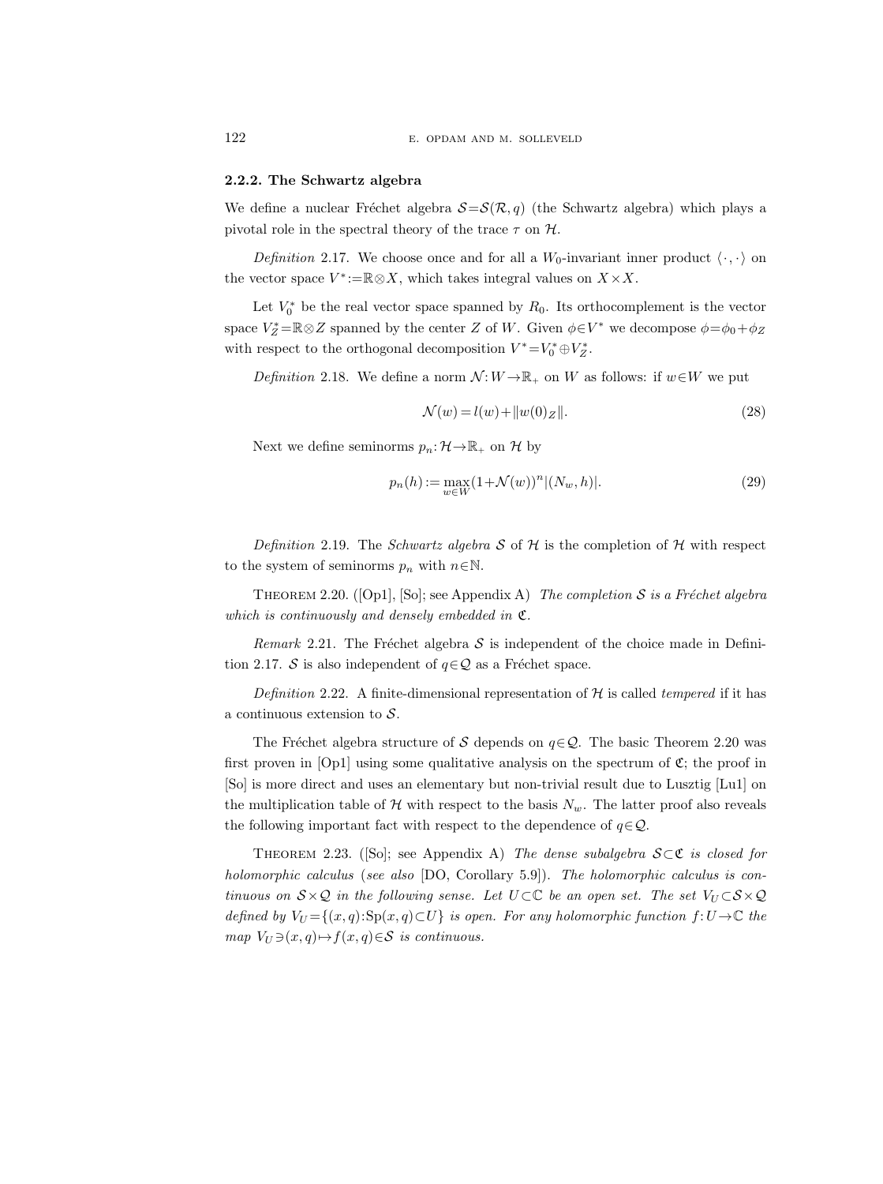### 2.2.2. The Schwartz algebra

We define a nuclear Fréchet algebra $\mathcal{S}=\mathcal{S}(\mathcal{R},q)$ (the Schwartz algebra) which plays a pivotal role in the spectral theory of the trace $\tau$ on $\mathcal{H}$.

*Definition* 2.17. We choose once and for all a $W_0$-invariant inner product $\langle\cdot,\cdot\rangle$ on the vector space $V^*:=\mathbb{R}\otimes X$, which takes integral values on $X\times X$.

Let $V_0^*$ be the real vector space spanned by $R_0$. Its orthocomplement is the vector space $V_Z^*=\mathbb{R}\otimes Z$ spanned by the center $Z$ of $W$. Given $\phi\in V^*$ we decompose $\phi=\phi_0+\phi_Z$ with respect to the orthogonal decomposition $V^*=V_0^*\oplus V_Z^*$.

*Definition* 2.18. We define a norm $\mathcal{N}: W\to\mathbb{R}_+$ on $W$ as follows: if $w\in W$ we put

$$\mathcal{N}(w)=l(w)+\|w(0)_Z\|. \tag{28}$$

Next we define seminorms $p_n:\mathcal{H}\to\mathbb{R}_+$ on $\mathcal{H}$ by

$$p_n(h):=\max_{w\in W}(1+\mathcal{N}(w))^n|(N_w,h)|. \tag{29}$$

*Definition* 2.19. The *Schwartz algebra* $\mathcal{S}$ of $\mathcal{H}$ is the completion of $\mathcal{H}$ with respect to the system of seminorms $p_n$ with $n\in\mathbb{N}$.

THEOREM 2.20. ([Op1], [So]; see Appendix A) *The completion $\mathcal{S}$ is a Fréchet algebra which is continuously and densely embedded in $\mathfrak{C}$.*

*Remark* 2.21. The Fréchet algebra $\mathcal{S}$ is independent of the choice made in Definition 2.17. $\mathcal{S}$ is also independent of $q\in\mathcal{Q}$ as a Fréchet space.

*Definition* 2.22. A finite-dimensional representation of $\mathcal{H}$ is called *tempered* if it has a continuous extension to $\mathcal{S}$.

The Fréchet algebra structure of $\mathcal{S}$ depends on $q\in\mathcal{Q}$. The basic Theorem 2.20 was first proven in [Op1] using some qualitative analysis on the spectrum of $\mathfrak{C}$; the proof in [So] is more direct and uses an elementary but non-trivial result due to Lusztig [Lu1] on the multiplication table of $\mathcal{H}$ with respect to the basis $N_w$. The latter proof also reveals the following important fact with respect to the dependence of $q\in\mathcal{Q}$.

THEOREM 2.23. ([So]; see Appendix A) *The dense subalgebra $\mathcal{S}\subset\mathfrak{C}$ is closed for holomorphic calculus* (*see also* [DO, Corollary 5.9]). *The holomorphic calculus is continuous on $\mathcal{S}\times\mathcal{Q}$ in the following sense. Let $U\subset\mathbb{C}$ be an open set. The set $V_U\subset\mathcal{S}\times\mathcal{Q}$ defined by $V_U=\{(x,q):\mathrm{Sp}(x,q)\subset U\}$ is open. For any holomorphic function $f: U\to\mathbb{C}$ the map $V_U\ni(x,q)\mapsto f(x,q)\in\mathcal{S}$ is continuous.*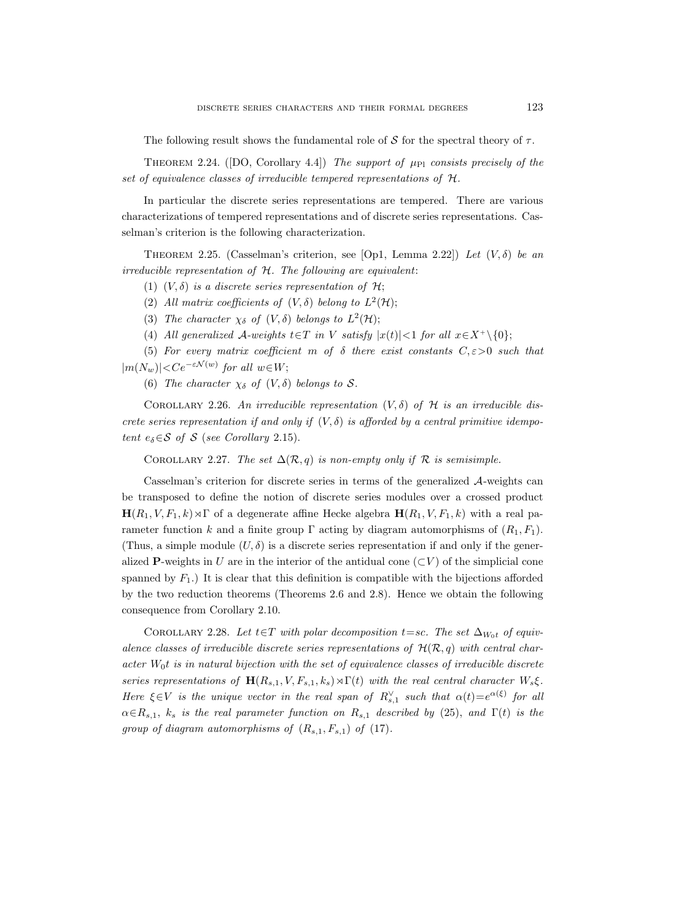The following result shows the fundamental role of $\mathcal{S}$ for the spectral theory of $\tau$.

THEOREM 2.24. ([DO, Corollary 4.4]) *The support of $\mu_{\mathrm{Pl}}$ consists precisely of the set of equivalence classes of irreducible tempered representations of $\mathcal{H}$.*

In particular the discrete series representations are tempered. There are various characterizations of tempered representations and of discrete series representations. Casselman's criterion is the following characterization.

THEOREM 2.25. (Casselman's criterion, see [Op1, Lemma 2.22]) *Let $(V,\delta)$ be an irreducible representation of $\mathcal{H}$. The following are equivalent*:

(1) *$(V,\delta)$ is a discrete series representation of $\mathcal{H}$;*

(2) *All matrix coefficients of $(V,\delta)$ belong to $L^2(\mathcal{H})$;*

(3) *The character $\chi_\delta$ of $(V,\delta)$ belongs to $L^2(\mathcal{H})$;*

(4) *All generalized $\mathcal{A}$-weights $t\in T$ in $V$ satisfy $|x(t)|<1$ for all $x\in X^+\setminus\{0\}$;*

(5) *For every matrix coefficient $m$ of $\delta$ there exist constants $C,\varepsilon>0$ such that $|m(N_w)|<Ce^{-\varepsilon\mathcal{N}(w)}$ for all $w\in W$;*

(6) *The character $\chi_\delta$ of $(V,\delta)$ belongs to $\mathcal{S}$.*

COROLLARY 2.26. *An irreducible representation $(V,\delta)$ of $\mathcal{H}$ is an irreducible discrete series representation if and only if $(V,\delta)$ is afforded by a central primitive idempotent $e_\delta\in\mathcal{S}$ of $\mathcal{S}$ (see Corollary 2.15).*

COROLLARY 2.27. *The set $\Delta(\mathcal{R},q)$ is non-empty only if $\mathcal{R}$ is semisimple.*

Casselman's criterion for discrete series in terms of the generalized $\mathcal{A}$-weights can be transposed to define the notion of discrete series modules over a crossed product $\mathbf{H}(R_1,V,F_1,k)\rtimes\Gamma$ of a degenerate affine Hecke algebra $\mathbf{H}(R_1,V,F_1,k)$ with a real parameter function $k$ and a finite group $\Gamma$ acting by diagram automorphisms of $(R_1,F_1)$. (Thus, a simple module $(U,\delta)$ is a discrete series representation if and only if the generalized $\mathbf{P}$-weights in $U$ are in the interior of the antidual cone ($\subset V$) of the simplicial cone spanned by $F_1$.) It is clear that this definition is compatible with the bijections afforded by the two reduction theorems (Theorems 2.6 and 2.8). Hence we obtain the following consequence from Corollary 2.10.

COROLLARY 2.28. *Let $t\in T$ with polar decomposition $t=sc$. The set $\Delta_{W_0t}$ of equivalence classes of irreducible discrete series representations of $\mathcal{H}(\mathcal{R},q)$ with central character $W_0t$ is in natural bijection with the set of equivalence classes of irreducible discrete series representations of $\mathbf{H}(R_{s,1},V,F_{s,1},k_s)\rtimes\Gamma(t)$ with the real central character $W_s\xi$. Here $\xi\in V$ is the unique vector in the real span of $R_{s,1}^\vee$ such that $\alpha(t)=e^{\alpha(\xi)}$ for all $\alpha\in R_{s,1}$, $k_s$ is the real parameter function on $R_{s,1}$ described by (25), and $\Gamma(t)$ is the group of diagram automorphisms of $(R_{s,1},F_{s,1})$ of (17).*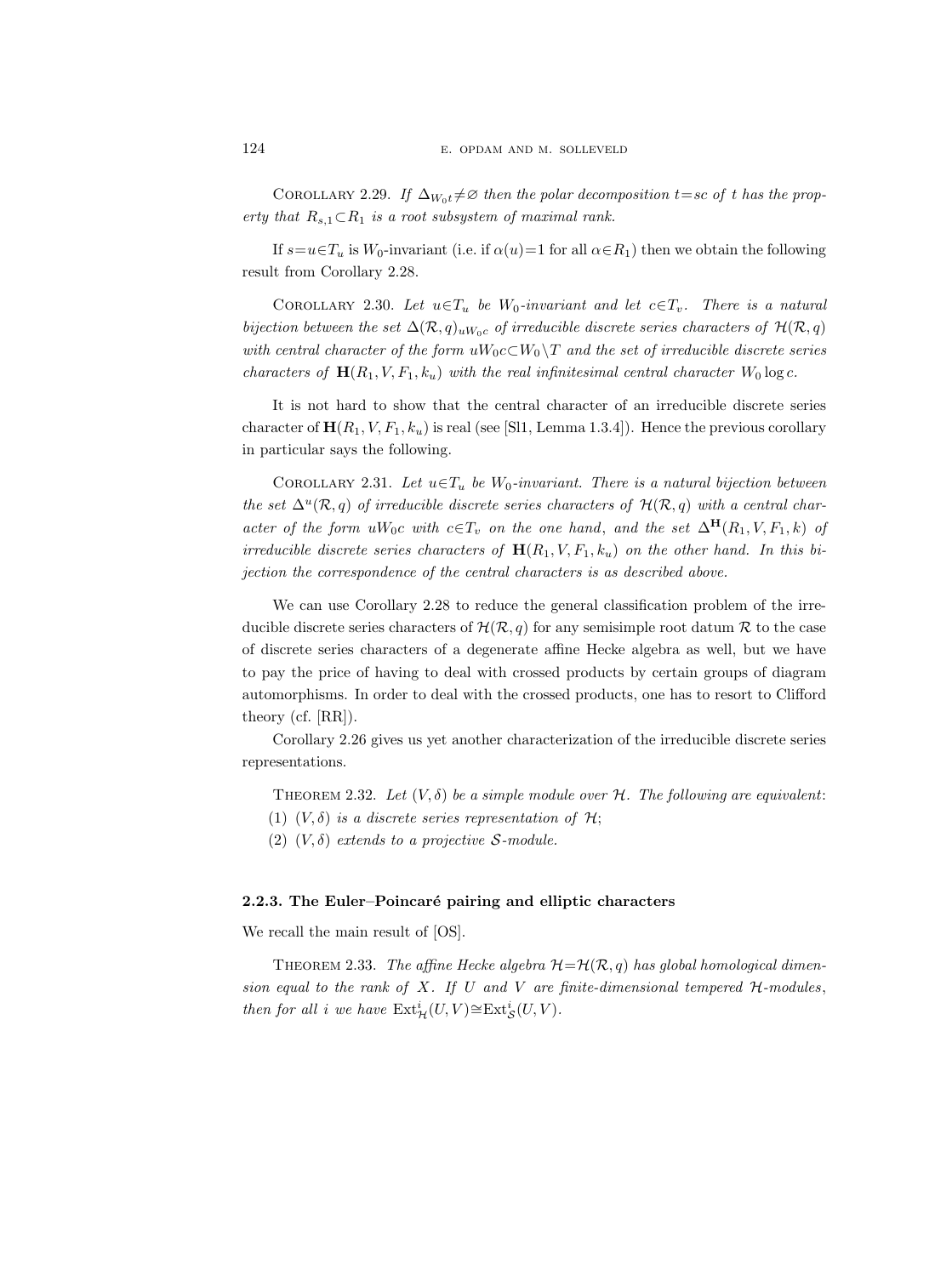Corollary 2.29. *If $\Delta_{W_0 t}\neq\varnothing$ then the polar decomposition $t=sc$ of $t$ has the property that $R_{s,1}\subset R_1$ is a root subsystem of maximal rank.*

If $s=u\in T_u$ is $W_0$-invariant (i.e. if $\alpha(u)=1$ for all $\alpha\in R_1$) then we obtain the following result from Corollary 2.28.

Corollary 2.30. *Let $u\in T_u$ be $W_0$-invariant and let $c\in T_v$. There is a natural bijection between the set $\Delta(\mathcal{R},q)_{uW_0c}$ of irreducible discrete series characters of $\mathcal{H}(\mathcal{R},q)$ with central character of the form $uW_0c\subset W_0\backslash T$ and the set of irreducible discrete series characters of $\mathbf{H}(R_1,V,F_1,k_u)$ with the real infinitesimal central character $W_0\log c$.*

It is not hard to show that the central character of an irreducible discrete series character of $\mathbf{H}(R_1,V,F_1,k_u)$ is real (see [Sl1, Lemma 1.3.4]). Hence the previous corollary in particular says the following.

Corollary 2.31. *Let $u\in T_u$ be $W_0$-invariant. There is a natural bijection between the set $\Delta^u(\mathcal{R},q)$ of irreducible discrete series characters of $\mathcal{H}(\mathcal{R},q)$ with a central character of the form $uW_0c$ with $c\in T_v$ on the one hand, and the set $\Delta^{\mathbf{H}}(R_1,V,F_1,k)$ of irreducible discrete series characters of $\mathbf{H}(R_1,V,F_1,k_u)$ on the other hand. In this bijection the correspondence of the central characters is as described above.*

We can use Corollary 2.28 to reduce the general classification problem of the irreducible discrete series characters of $\mathcal{H}(\mathcal{R},q)$ for any semisimple root datum $\mathcal{R}$ to the case of discrete series characters of a degenerate affine Hecke algebra as well, but we have to pay the price of having to deal with crossed products by certain groups of diagram automorphisms. In order to deal with the crossed products, one has to resort to Clifford theory (cf. [RR]).

Corollary 2.26 gives us yet another characterization of the irreducible discrete series representations.

Theorem 2.32. *Let $(V,\delta)$ be a simple module over $\mathcal{H}$. The following are equivalent:*
(1) *$(V,\delta)$ is a discrete series representation of $\mathcal{H}$;*
(2) *$(V,\delta)$ extends to a projective $\mathcal{S}$-module.*

### 2.2.3. The Euler–Poincaré pairing and elliptic characters

We recall the main result of [OS].

Theorem 2.33. *The affine Hecke algebra $\mathcal{H}=\mathcal{H}(\mathcal{R},q)$ has global homological dimension equal to the rank of $X$. If $U$ and $V$ are finite-dimensional tempered $\mathcal{H}$-modules, then for all $i$ we have $\mathrm{Ext}^i_{\mathcal{H}}(U,V)\cong\mathrm{Ext}^i_{\mathcal{S}}(U,V)$.*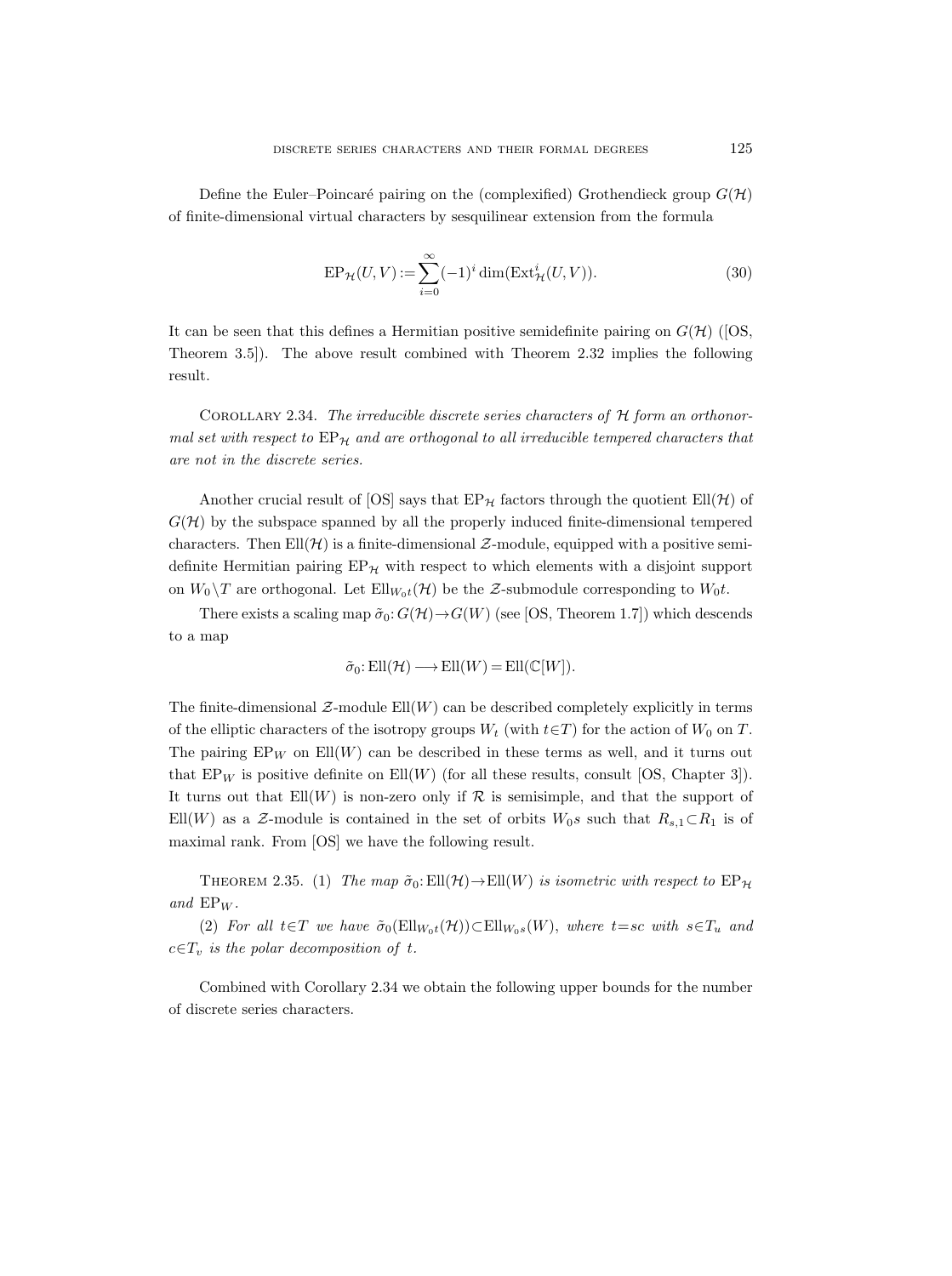Define the Euler–Poincaré pairing on the (complexified) Grothendieck group $G(\mathcal{H})$ of finite-dimensional virtual characters by sesquilinear extension from the formula

$$\mathrm{EP}_{\mathcal{H}}(U,V) := \sum_{i=0}^{\infty} (-1)^i \dim(\mathrm{Ext}^i_{\mathcal{H}}(U,V)). \tag{30}$$

It can be seen that this defines a Hermitian positive semidefinite pairing on $G(\mathcal{H})$ ([OS, Theorem 3.5]). The above result combined with Theorem 2.32 implies the following result.

Corollary 2.34. *The irreducible discrete series characters of $\mathcal{H}$ form an orthonormal set with respect to $\mathrm{EP}_{\mathcal{H}}$ and are orthogonal to all irreducible tempered characters that are not in the discrete series.*

Another crucial result of [OS] says that $\mathrm{EP}_{\mathcal{H}}$ factors through the quotient $\mathrm{Ell}(\mathcal{H})$ of $G(\mathcal{H})$ by the subspace spanned by all the properly induced finite-dimensional tempered characters. Then $\mathrm{Ell}(\mathcal{H})$ is a finite-dimensional $\mathcal{Z}$-module, equipped with a positive semidefinite Hermitian pairing $\mathrm{EP}_{\mathcal{H}}$ with respect to which elements with a disjoint support on $W_0 \backslash T$ are orthogonal. Let $\mathrm{Ell}_{W_0 t}(\mathcal{H})$ be the $\mathcal{Z}$-submodule corresponding to $W_0 t$.

There exists a scaling map $\tilde{\sigma}_0 \colon G(\mathcal{H}) \to G(W)$ (see [OS, Theorem 1.7]) which descends to a map

$$\tilde{\sigma}_0 \colon \mathrm{Ell}(\mathcal{H}) \longrightarrow \mathrm{Ell}(W) = \mathrm{Ell}(\mathbb{C}[W]).$$

The finite-dimensional $\mathcal{Z}$-module $\mathrm{Ell}(W)$ can be described completely explicitly in terms of the elliptic characters of the isotropy groups $W_t$ (with $t \in T$) for the action of $W_0$ on $T$. The pairing $\mathrm{EP}_W$ on $\mathrm{Ell}(W)$ can be described in these terms as well, and it turns out that $\mathrm{EP}_W$ is positive definite on $\mathrm{Ell}(W)$ (for all these results, consult [OS, Chapter 3]). It turns out that $\mathrm{Ell}(W)$ is non-zero only if $\mathcal{R}$ is semisimple, and that the support of $\mathrm{Ell}(W)$ as a $\mathcal{Z}$-module is contained in the set of orbits $W_0 s$ such that $R_{s,1} \subset R_1$ is of maximal rank. From [OS] we have the following result.

Theorem 2.35. (1) *The map $\tilde{\sigma}_0 \colon \mathrm{Ell}(\mathcal{H}) \to \mathrm{Ell}(W)$ is isometric with respect to $\mathrm{EP}_{\mathcal{H}}$ and $\mathrm{EP}_W$.*

(2) *For all $t \in T$ we have $\tilde{\sigma}_0(\mathrm{Ell}_{W_0 t}(\mathcal{H})) \subset \mathrm{Ell}_{W_0 s}(W)$, where $t = sc$ with $s \in T_u$ and $c \in T_v$ is the polar decomposition of $t$.*

Combined with Corollary 2.34 we obtain the following upper bounds for the number of discrete series characters.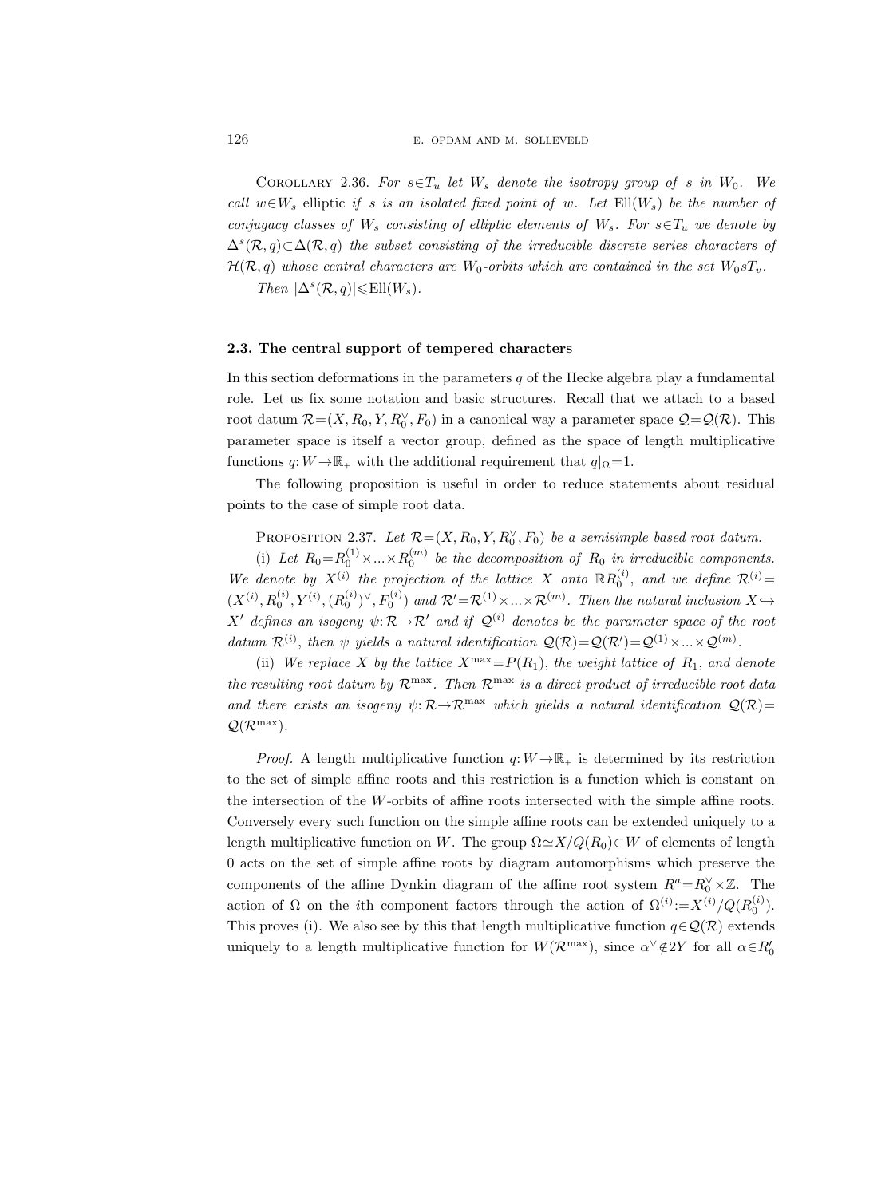Corollary 2.36. *For $s\in T_u$ let $W_s$ denote the isotropy group of $s$ in $W_0$. We call $w\in W_s$* elliptic *if $s$ is an isolated fixed point of $w$. Let $\mathrm{Ell}(W_s)$ be the number of conjugacy classes of $W_s$ consisting of elliptic elements of $W_s$. For $s\in T_u$ we denote by $\Delta^s(\mathcal{R},q)\subset\Delta(\mathcal{R},q)$ the subset consisting of the irreducible discrete series characters of $\mathcal{H}(\mathcal{R},q)$ whose central characters are $W_0$-orbits which are contained in the set $W_0sT_v$.*

*Then $|\Delta^s(\mathcal{R},q)|\leqslant\mathrm{Ell}(W_s)$.*

### 2.3. The central support of tempered characters

In this section deformations in the parameters $q$ of the Hecke algebra play a fundamental role. Let us fix some notation and basic structures. Recall that we attach to a based root datum $\mathcal{R}=(X,R_0,Y,R_0^\vee,F_0)$ in a canonical way a parameter space $\mathcal{Q}=\mathcal{Q}(\mathcal{R})$. This parameter space is itself a vector group, defined as the space of length multiplicative functions $q\colon W\to\mathbb{R}_+$ with the additional requirement that $q|_\Omega=1$.

The following proposition is useful in order to reduce statements about residual points to the case of simple root data.

Proposition 2.37. *Let $\mathcal{R}=(X,R_0,Y,R_0^\vee,F_0)$ be a semisimple based root datum.*

(i) *Let $R_0=R_0^{(1)}\times\ldots\times R_0^{(m)}$ be the decomposition of $R_0$ in irreducible components. We denote by $X^{(i)}$ the projection of the lattice $X$ onto $\mathbb{R}R_0^{(i)}$, and we define $\mathcal{R}^{(i)}=(X^{(i)},R_0^{(i)},Y^{(i)},(R_0^{(i)})^\vee,F_0^{(i)})$ and $\mathcal{R}'=\mathcal{R}^{(1)}\times\ldots\times\mathcal{R}^{(m)}$. Then the natural inclusion $X\hookrightarrow X'$ defines an isogeny $\psi\colon\mathcal{R}\to\mathcal{R}'$ and if $\mathcal{Q}^{(i)}$ denotes be the parameter space of the root datum $\mathcal{R}^{(i)}$, then $\psi$ yields a natural identification $\mathcal{Q}(\mathcal{R})=\mathcal{Q}(\mathcal{R}')=\mathcal{Q}^{(1)}\times\ldots\times\mathcal{Q}^{(m)}$.*

(ii) *We replace $X$ by the lattice $X^{\max}=P(R_1)$, the weight lattice of $R_1$, and denote the resulting root datum by $\mathcal{R}^{\max}$. Then $\mathcal{R}^{\max}$ is a direct product of irreducible root data and there exists an isogeny $\psi\colon\mathcal{R}\to\mathcal{R}^{\max}$ which yields a natural identification $\mathcal{Q}(\mathcal{R})=\mathcal{Q}(\mathcal{R}^{\max})$.*

*Proof.* A length multiplicative function $q\colon W\to\mathbb{R}_+$ is determined by its restriction to the set of simple affine roots and this restriction is a function which is constant on the intersection of the $W$-orbits of affine roots intersected with the simple affine roots. Conversely every such function on the simple affine roots can be extended uniquely to a length multiplicative function on $W$. The group $\Omega\simeq X/Q(R_0)\subset W$ of elements of length 0 acts on the set of simple affine roots by diagram automorphisms which preserve the components of the affine Dynkin diagram of the affine root system $R^a=R_0^\vee\times\mathbb{Z}$. The action of $\Omega$ on the $i$th component factors through the action of $\Omega^{(i)}:=X^{(i)}/Q(R_0^{(i)})$. This proves (i). We also see by this that length multiplicative function $q\in\mathcal{Q}(\mathcal{R})$ extends uniquely to a length multiplicative function for $W(\mathcal{R}^{\max})$, since $\alpha^\vee\notin 2Y$ for all $\alpha\in R_0'$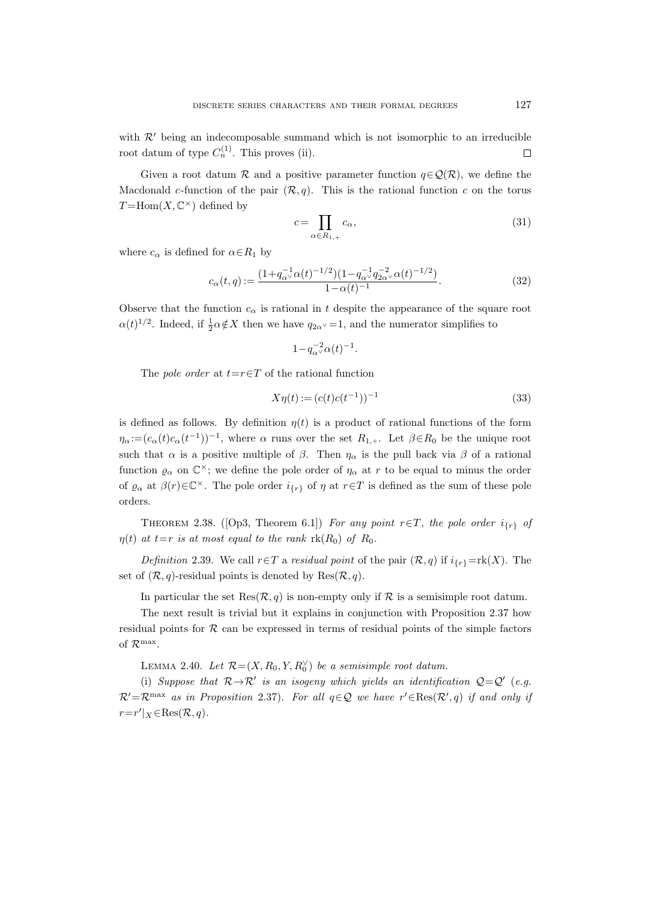with $\mathcal{R}'$ being an indecomposable summand which is not isomorphic to an irreducible root datum of type $C_n^{(1)}$. This proves (ii). $\square$

Given a root datum $\mathcal{R}$ and a positive parameter function $q\in\mathcal{Q}(\mathcal{R})$, we define the Macdonald $c$-function of the pair $(\mathcal{R}, q)$. This is the rational function $c$ on the torus $T=\mathrm{Hom}(X,\mathbf{C}^\times)$ defined by

$$c=\prod_{\alpha\in R_{1,+}} c_\alpha, \tag{31}$$

where $c_\alpha$ is defined for $\alpha\in R_1$ by

$$c_\alpha(t,q):=\frac{(1+q_{\alpha^\vee}^{-1}\alpha(t)^{-1/2})(1-q_{\alpha^\vee}^{-1}q_{2\alpha^\vee}^{-2}\alpha(t)^{-1/2})}{1-\alpha(t)^{-1}}. \tag{32}$$

Observe that the function $c_\alpha$ is rational in $t$ despite the appearance of the square root $\alpha(t)^{1/2}$. Indeed, if $\frac{1}{2}\alpha\notin X$ then we have $q_{2\alpha^\vee}=1$, and the numerator simplifies to

$$1-q_{\alpha^\vee}^{-2}\alpha(t)^{-1}.$$

The *pole order* at $t=r\in T$ of the rational function

$$X\eta(t):=(c(t)c(t^{-1}))^{-1} \tag{33}$$

is defined as follows. By definition $\eta(t)$ is a product of rational functions of the form $\eta_\alpha:=(c_\alpha(t)c_\alpha(t^{-1}))^{-1}$, where $\alpha$ runs over the set $R_{1,+}$. Let $\beta\in R_0$ be the unique root such that $\alpha$ is a positive multiple of $\beta$. Then $\eta_\alpha$ is the pull back via $\beta$ of a rational function $\varrho_\alpha$ on $\mathbf{C}^\times$; we define the pole order of $\eta_\alpha$ at $r$ to be equal to minus the order of $\varrho_\alpha$ at $\beta(r)\in\mathbf{C}^\times$. The pole order $i_{\{r\}}$ of $\eta$ at $r\in T$ is defined as the sum of these pole orders.

THEOREM 2.38. ([Op3, Theorem 6.1]) *For any point $r\in T$, the pole order $i_{\{r\}}$ of $\eta(t)$ at $t=r$ is at most equal to the rank $\mathrm{rk}(R_0)$ of $R_0$.*

*Definition* 2.39. We call $r\in T$ a *residual point* of the pair $(\mathcal{R}, q)$ if $i_{\{r\}}=\mathrm{rk}(X)$. The set of $(\mathcal{R}, q)$-residual points is denoted by $\mathrm{Res}(\mathcal{R}, q)$.

In particular the set $\mathrm{Res}(\mathcal{R}, q)$ is non-empty only if $\mathcal{R}$ is a semisimple root datum.

The next result is trivial but it explains in conjunction with Proposition 2.37 how residual points for $\mathcal{R}$ can be expressed in terms of residual points of the simple factors of $\mathcal{R}^{\max}$.

LEMMA 2.40. *Let $\mathcal{R}=(X, R_0, Y, R_0^\vee)$ be a semisimple root datum.*

(i) *Suppose that $\mathcal{R}\to\mathcal{R}'$ is an isogeny which yields an identification $\mathcal{Q}=\mathcal{Q}'$ (e.g. $\mathcal{R}'=\mathcal{R}^{\max}$ as in Proposition 2.37). For all $q\in\mathcal{Q}$ we have $r'\in\mathrm{Res}(\mathcal{R}', q)$ if and only if $r=r'|_X\in\mathrm{Res}(\mathcal{R}, q)$.*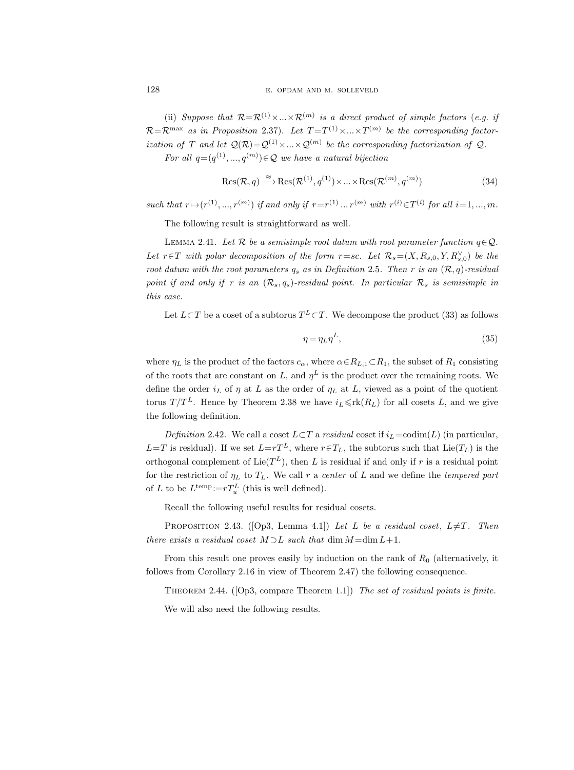(ii) *Suppose that* $\mathcal{R}=\mathcal{R}^{(1)}\times\ldots\times\mathcal{R}^{(m)}$ *is a direct product of simple factors* (*e.g. if* $\mathcal{R}=\mathcal{R}^{\max}$ *as in Proposition* 2.37). *Let* $T=T^{(1)}\times\ldots\times T^{(m)}$ *be the corresponding factorization of* $T$ *and let* $\mathcal{Q}(\mathcal{R})=\mathcal{Q}^{(1)}\times\ldots\times\mathcal{Q}^{(m)}$ *be the corresponding factorization of* $\mathcal{Q}$.

*For all* $q=(q^{(1)},\ldots,q^{(m)})\in\mathcal{Q}$ *we have a natural bijection*

$$\operatorname{Res}(\mathcal{R},q)\xrightarrow{\approx}\operatorname{Res}(\mathcal{R}^{(1)},q^{(1)})\times\ldots\times\operatorname{Res}(\mathcal{R}^{(m)},q^{(m)})\tag{34}$$

*such that* $r\mapsto(r^{(1)},\ldots,r^{(m)})$ *if and only if* $r=r^{(1)}\ldots r^{(m)}$ *with* $r^{(i)}\in T^{(i)}$ *for all* $i=1,\ldots,m$.

The following result is straightforward as well.

Lemma 2.41. *Let* $\mathcal{R}$ *be a semisimple root datum with root parameter function* $q\in\mathcal{Q}$. *Let* $r\in T$ *with polar decomposition of the form* $r=sc$. *Let* $\mathcal{R}_s=(X,R_{s,0},Y,R_{s,0}^\vee)$ *be the root datum with the root parameters* $q_s$ *as in Definition* 2.5. *Then* $r$ *is an* $(\mathcal{R},q)$*-residual point if and only if* $r$ *is an* $(\mathcal{R}_s,q_s)$*-residual point. In particular* $\mathcal{R}_s$ *is semisimple in this case.*

Let $L\subset T$ be a coset of a subtorus $T^L\subset T$. We decompose the product (33) as follows

$$\eta=\eta_L\eta^L,\tag{35}$$

where $\eta_L$ is the product of the factors $c_\alpha$, where $\alpha\in R_{L,1}\subset R_1$, the subset of $R_1$ consisting of the roots that are constant on $L$, and $\eta^L$ is the product over the remaining roots. We define the order $i_L$ of $\eta$ at $L$ as the order of $\eta_L$ at $L$, viewed as a point of the quotient torus $T/T^L$. Hence by Theorem 2.38 we have $i_L\leqslant\operatorname{rk}(R_L)$ for all cosets $L$, and we give the following definition.

*Definition* 2.42. We call a coset $L\subset T$ a *residual* coset if $i_L=\operatorname{codim}(L)$ (in particular, $L=T$ is residual). If we set $L=rT^L$, where $r\in T_L$, the subtorus such that $\operatorname{Lie}(T_L)$ is the orthogonal complement of $\operatorname{Lie}(T^L)$, then $L$ is residual if and only if $r$ is a residual point for the restriction of $\eta_L$ to $T_L$. We call $r$ a *center* of $L$ and we define the *tempered part* of $L$ to be $L^{\text{temp}}:=rT_u^L$ (this is well defined).

Recall the following useful results for residual cosets.

Proposition 2.43. ([Op3, Lemma 4.1]) *Let* $L$ *be a residual coset*, $L\neq T$. *Then there exists a residual coset* $M\supset L$ *such that* $\dim M=\dim L+1$.

From this result one proves easily by induction on the rank of $R_0$ (alternatively, it follows from Corollary 2.16 in view of Theorem 2.47) the following consequence.

Theorem 2.44. ([Op3, compare Theorem 1.1]) *The set of residual points is finite.*

We will also need the following results.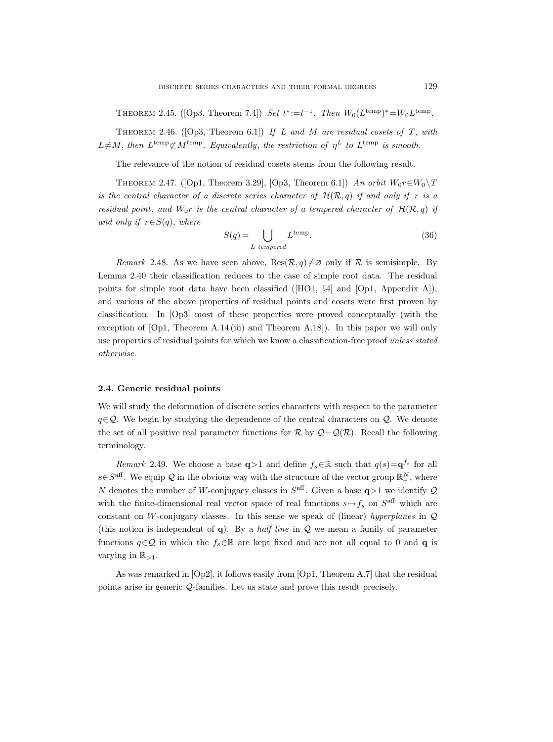Theorem 2.45. ([Op3, Theorem 7.4]) *Set* $t^* := \bar{t}^{-1}$. *Then* $W_0(L^{\mathrm{temp}})^* = W_0 L^{\mathrm{temp}}$.

Theorem 2.46. ([Op3, Theorem 6.1]) *If* $L$ *and* $M$ *are residual cosets of* $T$, *with* $L \neq M$, *then* $L^{\mathrm{temp}} \not\subset M^{\mathrm{temp}}$. *Equivalently*, *the restriction of* $\eta^L$ *to* $L^{\mathrm{temp}}$ *is smooth.*

The relevance of the notion of residual cosets stems from the following result.

Theorem 2.47. ([Op1, Theorem 3.29], [Op3, Theorem 6.1]) *An orbit* $W_0 r \in W_0 \backslash T$ *is the central character of a discrete series character of* $\mathcal{H}(\mathcal{R}, q)$ *if and only if* $r$ *is a residual point*, *and* $W_0 r$ *is the central character of a tempered character of* $\mathcal{H}(\mathcal{R}, q)$ *if and only if* $r \in S(q)$, *where*

$$S(q) = \bigcup_{L \text{ tempered}} L^{\mathrm{temp}}. \tag{36}$$

*Remark* 2.48. As we have seen above, $\mathrm{Res}(\mathcal{R}, q) \neq \varnothing$ only if $\mathcal{R}$ is semisimple. By Lemma 2.40 their classification reduces to the case of simple root data. The residual points for simple root data have been classified ([HO1, §4] and [Op1, Appendix A]), and various of the above properties of residual points and cosets were first proven by classification. In [Op3] most of these properties were proved conceptually (with the exception of [Op1, Theorem A.14 (iii) and Theorem A.18]). In this paper we will only use properties of residual points for which we know a classification-free proof *unless stated otherwise*.

### 2.4. Generic residual points

We will study the deformation of discrete series characters with respect to the parameter $q \in \mathcal{Q}$. We begin by studying the dependence of the central characters on $\mathcal{Q}$. We denote the set of all positive real parameter functions for $\mathcal{R}$ by $\mathcal{Q} = \mathcal{Q}(\mathcal{R})$. Recall the following terminology.

*Remark* 2.49. We choose a base $\mathbf{q} > 1$ and define $f_s \in \mathbb{R}$ such that $q(s) = \mathbf{q}^{f_s}$ for all $s \in S^{\mathrm{aff}}$. We equip $\mathcal{Q}$ in the obvious way with the structure of the vector group $\mathbb{R}_+^N$, where $N$ denotes the number of $W$-conjugacy classes in $S^{\mathrm{aff}}$. Given a base $\mathbf{q} > 1$ we identify $\mathcal{Q}$ with the finite-dimensional real vector space of real functions $s \mapsto f_s$ on $S^{\mathrm{aff}}$ which are constant on $W$-conjugacy classes. In this sense we speak of (linear) *hyperplanes* in $\mathcal{Q}$ (this notion is independent of $\mathbf{q}$). By a *half line* in $\mathcal{Q}$ we mean a family of parameter functions $q \in \mathcal{Q}$ in which the $f_s \in \mathbb{R}$ are kept fixed and are not all equal to 0 and $\mathbf{q}$ is varying in $\mathbb{R}_{>1}$.

As was remarked in [Op2], it follows easily from [Op1, Theorem A.7] that the residual points arise in generic $\mathcal{Q}$-families. Let us state and prove this result precisely.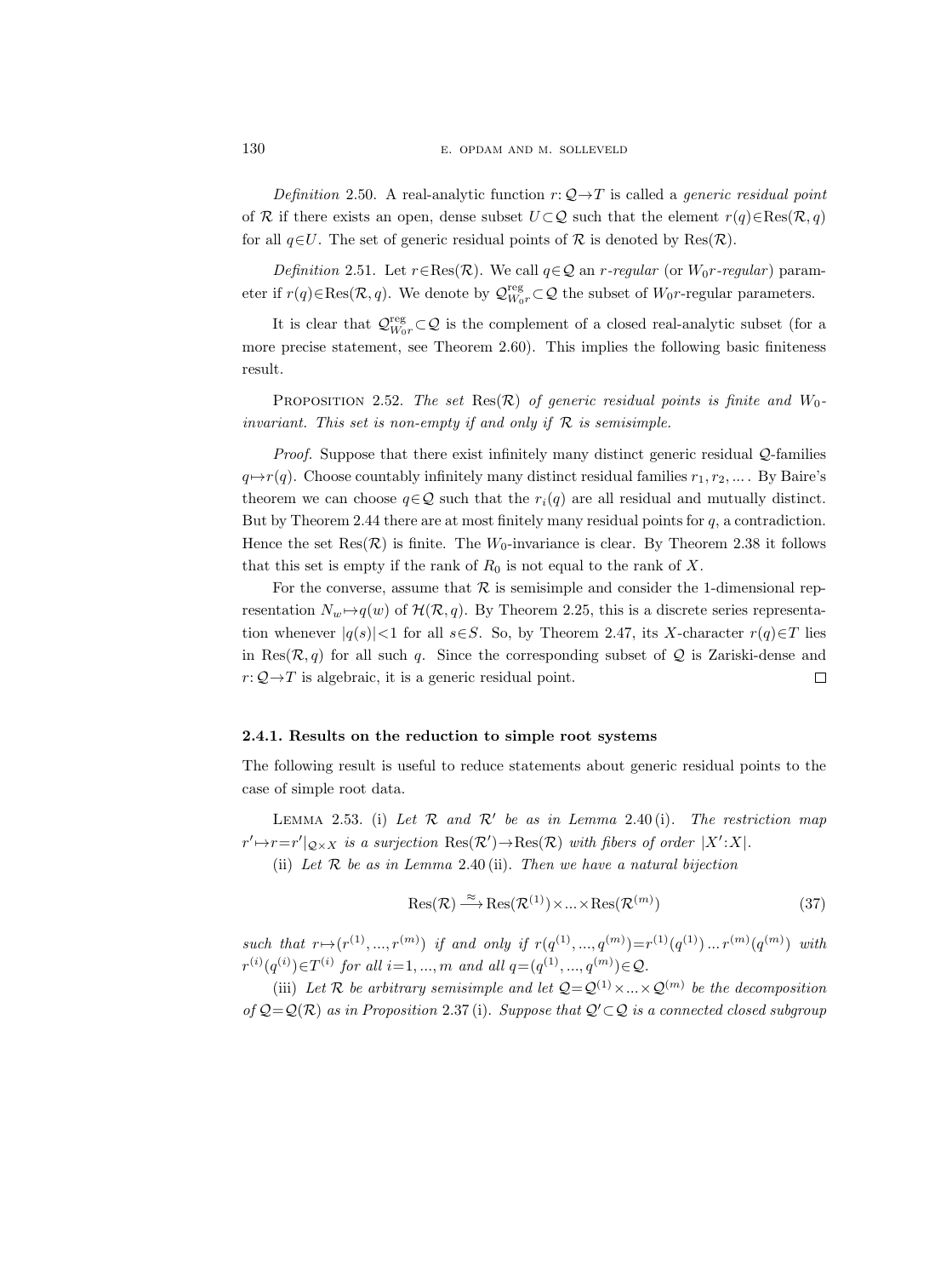*Definition* 2.50. A real-analytic function $r:\mathcal{Q}\to T$ is called a *generic residual point* of $\mathcal{R}$ if there exists an open, dense subset $U\subset\mathcal{Q}$ such that the element $r(q)\in\mathrm{Res}(\mathcal{R},q)$ for all $q\in U$. The set of generic residual points of $\mathcal{R}$ is denoted by $\mathrm{Res}(\mathcal{R})$.

*Definition* 2.51. Let $r\in\mathrm{Res}(\mathcal{R})$. We call $q\in\mathcal{Q}$ an *$r$-regular* (or *$W_0r$-regular*) parameter if $r(q)\in\mathrm{Res}(\mathcal{R},q)$. We denote by $\mathcal{Q}^{\mathrm{reg}}_{W_0r}\subset\mathcal{Q}$ the subset of $W_0r$-regular parameters.

It is clear that $\mathcal{Q}^{\mathrm{reg}}_{W_0r}\subset\mathcal{Q}$ is the complement of a closed real-analytic subset (for a more precise statement, see Theorem 2.60). This implies the following basic finiteness result.

Proposition 2.52. *The set $\mathrm{Res}(\mathcal{R})$ of generic residual points is finite and $W_0$-invariant. This set is non-empty if and only if $\mathcal{R}$ is semisimple.*

*Proof.* Suppose that there exist infinitely many distinct generic residual $\mathcal{Q}$-families $q\mapsto r(q)$. Choose countably infinitely many distinct residual families $r_1,r_2,\ldots$. By Baire's theorem we can choose $q\in\mathcal{Q}$ such that the $r_i(q)$ are all residual and mutually distinct. But by Theorem 2.44 there are at most finitely many residual points for $q$, a contradiction. Hence the set $\mathrm{Res}(\mathcal{R})$ is finite. The $W_0$-invariance is clear. By Theorem 2.38 it follows that this set is empty if the rank of $R_0$ is not equal to the rank of $X$.

For the converse, assume that $\mathcal{R}$ is semisimple and consider the 1-dimensional representation $N_w\mapsto q(w)$ of $\mathcal{H}(\mathcal{R},q)$. By Theorem 2.25, this is a discrete series representation whenever $|q(s)|<1$ for all $s\in S$. So, by Theorem 2.47, its $X$-character $r(q)\in T$ lies in $\mathrm{Res}(\mathcal{R},q)$ for all such $q$. Since the corresponding subset of $\mathcal{Q}$ is Zariski-dense and $r:\mathcal{Q}\to T$ is algebraic, it is a generic residual point. $\square$

### 2.4.1. Results on the reduction to simple root systems

The following result is useful to reduce statements about generic residual points to the case of simple root data.

Lemma 2.53. (i) *Let $\mathcal{R}$ and $\mathcal{R}'$ be as in Lemma 2.40 (i). The restriction map $r'\mapsto r=r'|_{\mathcal{Q}\times X}$ is a surjection $\mathrm{Res}(\mathcal{R}')\to\mathrm{Res}(\mathcal{R})$ with fibers of order $|X':X|$.*

(ii) *Let $\mathcal{R}$ be as in Lemma 2.40 (ii). Then we have a natural bijection*

$$\mathrm{Res}(\mathcal{R})\xrightarrow{\approx}\mathrm{Res}(\mathcal{R}^{(1)})\times\ldots\times\mathrm{Res}(\mathcal{R}^{(m)}) \tag{37}$$

*such that $r\mapsto(r^{(1)},\ldots,r^{(m)})$ if and only if $r(q^{(1)},\ldots,q^{(m)})=r^{(1)}(q^{(1)})\ldots r^{(m)}(q^{(m)})$ with $r^{(i)}(q^{(i)})\in T^{(i)}$ for all $i=1,\ldots,m$ and all $q=(q^{(1)},\ldots,q^{(m)})\in\mathcal{Q}$.*

(iii) *Let $\mathcal{R}$ be arbitrary semisimple and let $\mathcal{Q}=\mathcal{Q}^{(1)}\times\ldots\times\mathcal{Q}^{(m)}$ be the decomposition of $\mathcal{Q}=\mathcal{Q}(\mathcal{R})$ as in Proposition 2.37 (i). Suppose that $\mathcal{Q}'\subset\mathcal{Q}$ is a connected closed subgroup*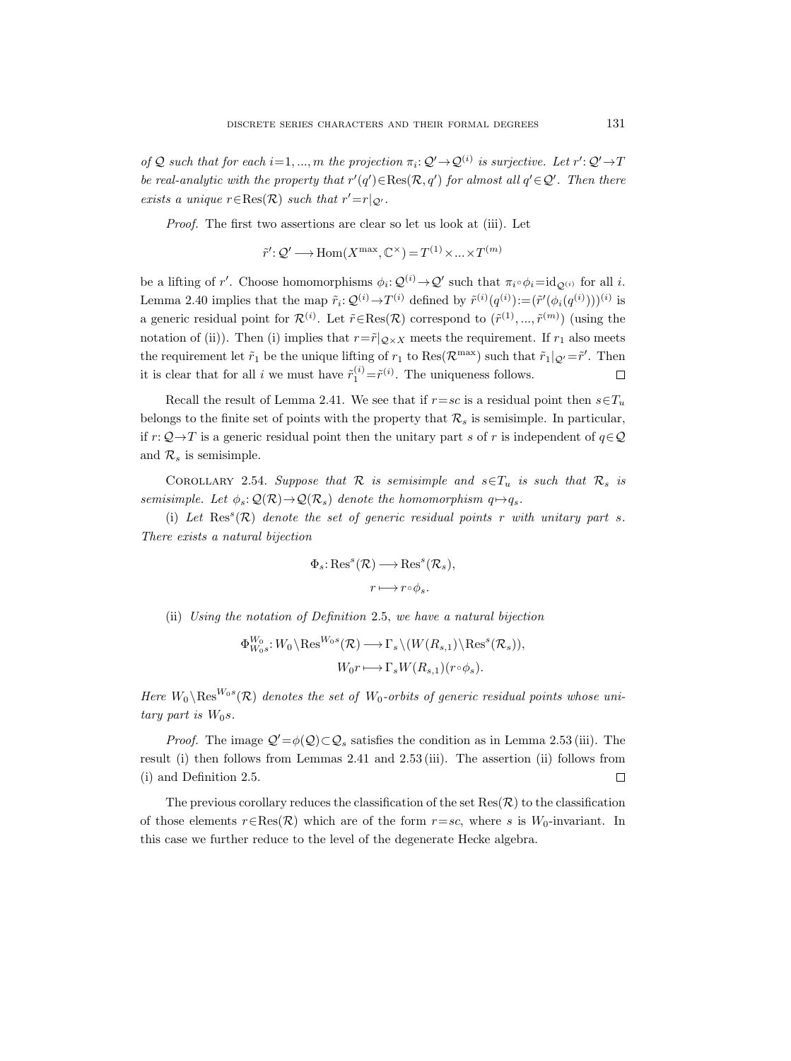*of $\mathcal{Q}$ such that for each $i=1,...,m$ the projection $\pi_i: \mathcal{Q}' \to \mathcal{Q}^{(i)}$ is surjective. Let $r': \mathcal{Q}' \to T$ be real-analytic with the property that $r'(q') \in \mathrm{Res}(\mathcal{R}, q')$ for almost all $q' \in \mathcal{Q}'$. Then there exists a unique $r \in \mathrm{Res}(\mathcal{R})$ such that $r' = r|_{\mathcal{Q}'}$.*

*Proof.* The first two assertions are clear so let us look at (iii). Let

$$\tilde{r}': \mathcal{Q}' \longrightarrow \mathrm{Hom}(X^{\max}, \mathbb{C}^\times) = T^{(1)} \times ... \times T^{(m)}$$

be a lifting of $r'$. Choose homomorphisms $\phi_i: \mathcal{Q}^{(i)} \to \mathcal{Q}'$ such that $\pi_i \circ \phi_i = \mathrm{id}_{\mathcal{Q}^{(i)}}$ for all $i$. Lemma 2.40 implies that the map $\tilde{r}_i: \mathcal{Q}^{(i)} \to T^{(i)}$ defined by $\tilde{r}^{(i)}(q^{(i)}) := (\tilde{r}'(\phi_i(q^{(i)})))^{(i)}$ is a generic residual point for $\mathcal{R}^{(i)}$. Let $\tilde{r} \in \mathrm{Res}(\mathcal{R})$ correspond to $(\tilde{r}^{(1)}, ..., \tilde{r}^{(m)})$ (using the notation of (ii)). Then (i) implies that $r = \tilde{r}|_{\mathcal{Q} \times X}$ meets the requirement. If $r_1$ also meets the requirement let $\tilde{r}_1$ be the unique lifting of $r_1$ to $\mathrm{Res}(\mathcal{R}^{\max})$ such that $\tilde{r}_1|_{\mathcal{Q}'} = \tilde{r}'$. Then it is clear that for all $i$ we must have $\tilde{r}_1^{(i)} = \tilde{r}^{(i)}$. The uniqueness follows. □

Recall the result of Lemma 2.41. We see that if $r = sc$ is a residual point then $s \in T_u$ belongs to the finite set of points with the property that $\mathcal{R}_s$ is semisimple. In particular, if $r: \mathcal{Q} \to T$ is a generic residual point then the unitary part $s$ of $r$ is independent of $q \in \mathcal{Q}$ and $\mathcal{R}_s$ is semisimple.

COROLLARY 2.54. *Suppose that $\mathcal{R}$ is semisimple and $s \in T_u$ is such that $\mathcal{R}_s$ is semisimple. Let $\phi_s: \mathcal{Q}(\mathcal{R}) \to \mathcal{Q}(\mathcal{R}_s)$ denote the homomorphism $q \mapsto q_s$.*

(i) *Let $\mathrm{Res}^s(\mathcal{R})$ denote the set of generic residual points $r$ with unitary part $s$. There exists a natural bijection*

$$\Phi_s: \mathrm{Res}^s(\mathcal{R}) \longrightarrow \mathrm{Res}^s(\mathcal{R}_s),$$
$$r \longmapsto r \circ \phi_s.$$

(ii) *Using the notation of Definition 2.5, we have a natural bijection*

$$\Phi_{W_0 s}^{W_0}: W_0 \backslash \mathrm{Res}^{W_0 s}(\mathcal{R}) \longrightarrow \Gamma_s \backslash (W(R_{s,1}) \backslash \mathrm{Res}^s(\mathcal{R}_s)),$$
$$W_0 r \longmapsto \Gamma_s W(R_{s,1})(r \circ \phi_s).$$

*Here $W_0 \backslash \mathrm{Res}^{W_0 s}(\mathcal{R})$ denotes the set of $W_0$-orbits of generic residual points whose unitary part is $W_0 s$.*

*Proof.* The image $\mathcal{Q}' = \phi(\mathcal{Q}) \subset \mathcal{Q}_s$ satisfies the condition as in Lemma 2.53 (iii). The result (i) then follows from Lemmas 2.41 and 2.53 (iii). The assertion (ii) follows from (i) and Definition 2.5. □

The previous corollary reduces the classification of the set $\mathrm{Res}(\mathcal{R})$ to the classification of those elements $r \in \mathrm{Res}(\mathcal{R})$ which are of the form $r = sc$, where $s$ is $W_0$-invariant. In this case we further reduce to the level of the degenerate Hecke algebra.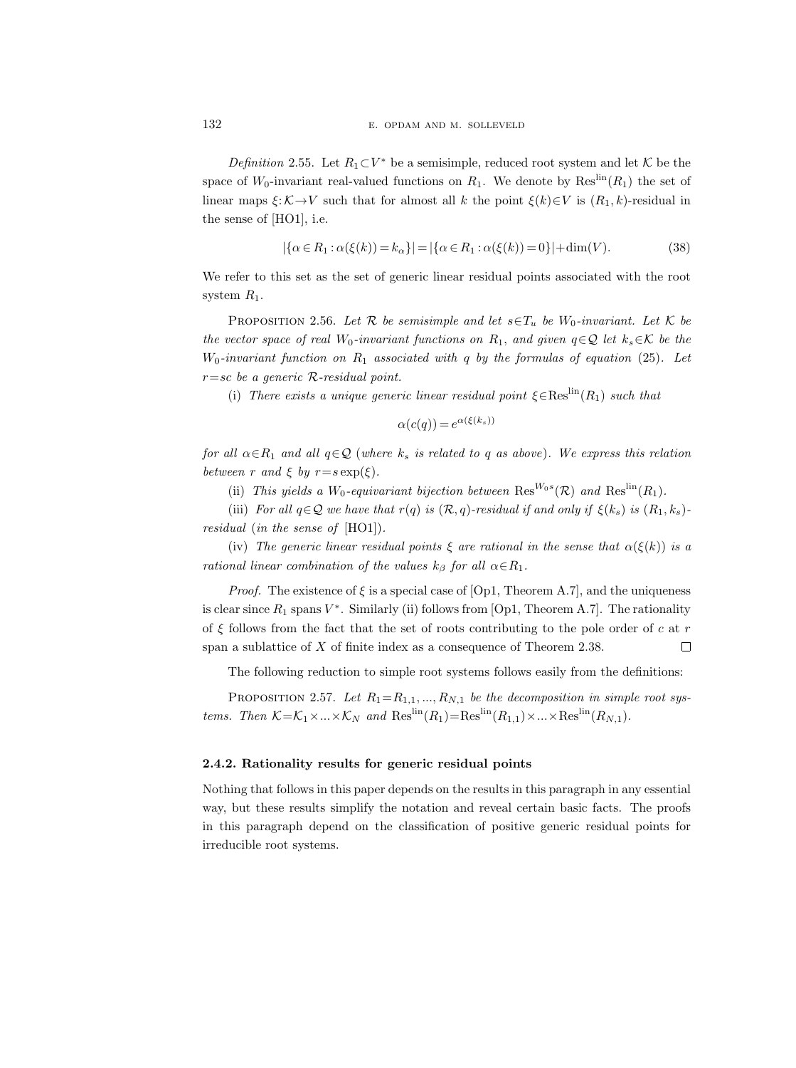*Definition* 2.55. Let $R_1 \subset V^*$ be a semisimple, reduced root system and let $\mathcal{K}$ be the space of $W_0$-invariant real-valued functions on $R_1$. We denote by $\mathrm{Res}^{\mathrm{lin}}(R_1)$ the set of linear maps $\xi: \mathcal{K} \to V$ such that for almost all $k$ the point $\xi(k) \in V$ is $(R_1, k)$-residual in the sense of [HO1], i.e.

$$|\{\alpha \in R_1 : \alpha(\xi(k)) = k_\alpha\}| = |\{\alpha \in R_1 : \alpha(\xi(k)) = 0\}| + \dim(V). \tag{38}$$

We refer to this set as the set of generic linear residual points associated with the root system $R_1$.

PROPOSITION 2.56. *Let $\mathcal{R}$ be semisimple and let $s \in T_u$ be $W_0$-invariant. Let $\mathcal{K}$ be the vector space of real $W_0$-invariant functions on $R_1$, and given $q \in \mathcal{Q}$ let $k_s \in \mathcal{K}$ be the $W_0$-invariant function on $R_1$ associated with $q$ by the formulas of equation* (25). *Let $r = sc$ be a generic $\mathcal{R}$-residual point.*

(i) *There exists a unique generic linear residual point $\xi \in \mathrm{Res}^{\mathrm{lin}}(R_1)$ such that*

$$\alpha(c(q)) = e^{\alpha(\xi(k_s))}$$

*for all $\alpha \in R_1$ and all $q \in \mathcal{Q}$ (where $k_s$ is related to $q$ as above). We express this relation between $r$ and $\xi$ by $r = s\exp(\xi)$.*

(ii) *This yields a $W_0$-equivariant bijection between $\mathrm{Res}^{W_0 s}(\mathcal{R})$ and $\mathrm{Res}^{\mathrm{lin}}(R_1)$.*

(iii) *For all $q \in \mathcal{Q}$ we have that $r(q)$ is $(\mathcal{R}, q)$-residual if and only if $\xi(k_s)$ is $(R_1, k_s)$-residual (in the sense of* [HO1]).

(iv) *The generic linear residual points $\xi$ are rational in the sense that $\alpha(\xi(k))$ is a rational linear combination of the values $k_\beta$ for all $\alpha \in R_1$.*

*Proof.* The existence of $\xi$ is a special case of [Op1, Theorem A.7], and the uniqueness is clear since $R_1$ spans $V^*$. Similarly (ii) follows from [Op1, Theorem A.7]. The rationality of $\xi$ follows from the fact that the set of roots contributing to the pole order of $c$ at $r$ span a sublattice of $X$ of finite index as a consequence of Theorem 2.38. $\square$

The following reduction to simple root systems follows easily from the definitions:

PROPOSITION 2.57. *Let $R_1 = R_{1,1}, \ldots, R_{N,1}$ be the decomposition in simple root systems. Then $\mathcal{K} = \mathcal{K}_1 \times \ldots \times \mathcal{K}_N$ and $\mathrm{Res}^{\mathrm{lin}}(R_1) = \mathrm{Res}^{\mathrm{lin}}(R_{1,1}) \times \ldots \times \mathrm{Res}^{\mathrm{lin}}(R_{N,1})$.*

#### 2.4.2. Rationality results for generic residual points

Nothing that follows in this paper depends on the results in this paragraph in any essential way, but these results simplify the notation and reveal certain basic facts. The proofs in this paragraph depend on the classification of positive generic residual points for irreducible root systems.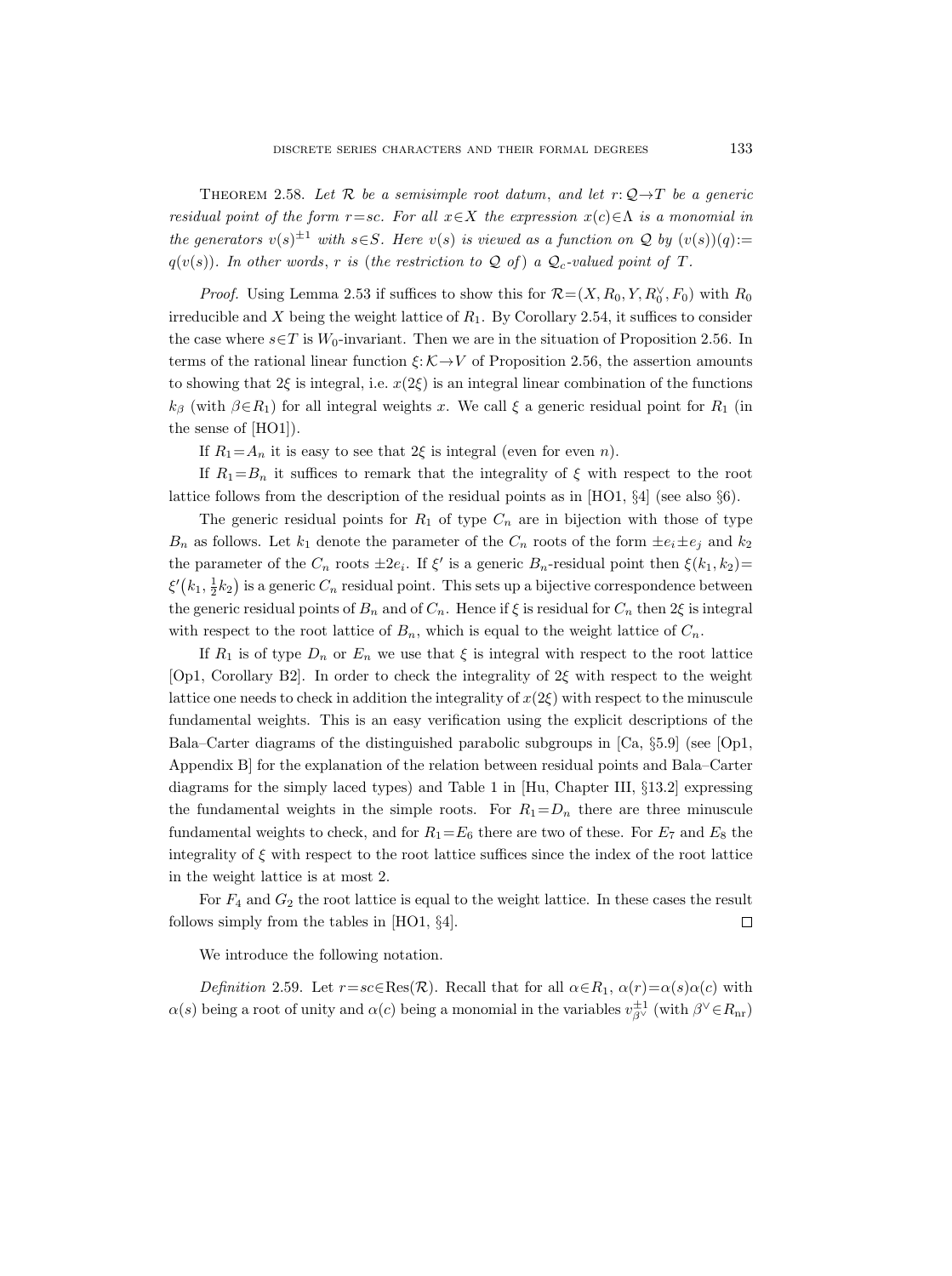**Theorem 2.58.** *Let $\mathcal{R}$ be a semisimple root datum, and let $r\colon \mathcal{Q}\to T$ be a generic residual point of the form $r=sc$. For all $x\in X$ the expression $x(c)\in\Lambda$ is a monomial in the generators $v(s)^{\pm 1}$ with $s\in S$. Here $v(s)$ is viewed as a function on $\mathcal{Q}$ by $(v(s))(q):=q(v(s))$. In other words, $r$ is (the restriction to $\mathcal{Q}$ of) a $\mathcal{Q}_c$-valued point of $T$.*

*Proof.* Using Lemma 2.53 if suffices to show this for $\mathcal{R}=(X,R_0,Y,R_0^\vee,F_0)$ with $R_0$ irreducible and $X$ being the weight lattice of $R_1$. By Corollary 2.54, it suffices to consider the case where $s\in T$ is $W_0$-invariant. Then we are in the situation of Proposition 2.56. In terms of the rational linear function $\xi\colon \mathcal{K}\to V$ of Proposition 2.56, the assertion amounts to showing that $2\xi$ is integral, i.e. $x(2\xi)$ is an integral linear combination of the functions $k_\beta$ (with $\beta\in R_1$) for all integral weights $x$. We call $\xi$ a generic residual point for $R_1$ (in the sense of [HO1]).

If $R_1=A_n$ it is easy to see that $2\xi$ is integral (even for even $n$).

If $R_1=B_n$ it suffices to remark that the integrality of $\xi$ with respect to the root lattice follows from the description of the residual points as in [HO1, §4] (see also §6).

The generic residual points for $R_1$ of type $C_n$ are in bijection with those of type $B_n$ as follows. Let $k_1$ denote the parameter of the $C_n$ roots of the form $\pm e_i\pm e_j$ and $k_2$ the parameter of the $C_n$ roots $\pm 2e_i$. If $\xi'$ is a generic $B_n$-residual point then $\xi(k_1,k_2)=\xi'\big(k_1,\tfrac{1}{2}k_2\big)$ is a generic $C_n$ residual point. This sets up a bijective correspondence between the generic residual points of $B_n$ and of $C_n$. Hence if $\xi$ is residual for $C_n$ then $2\xi$ is integral with respect to the root lattice of $B_n$, which is equal to the weight lattice of $C_n$.

If $R_1$ is of type $D_n$ or $E_n$ we use that $\xi$ is integral with respect to the root lattice [Op1, Corollary B2]. In order to check the integrality of $2\xi$ with respect to the weight lattice one needs to check in addition the integrality of $x(2\xi)$ with respect to the minuscule fundamental weights. This is an easy verification using the explicit descriptions of the Bala–Carter diagrams of the distinguished parabolic subgroups in [Ca, §5.9] (see [Op1, Appendix B] for the explanation of the relation between residual points and Bala–Carter diagrams for the simply laced types) and Table 1 in [Hu, Chapter III, §13.2] expressing the fundamental weights in the simple roots. For $R_1=D_n$ there are three minuscule fundamental weights to check, and for $R_1=E_6$ there are two of these. For $E_7$ and $E_8$ the integrality of $\xi$ with respect to the root lattice suffices since the index of the root lattice in the weight lattice is at most 2.

For $F_4$ and $G_2$ the root lattice is equal to the weight lattice. In these cases the result follows simply from the tables in [HO1, §4]. $\square$

We introduce the following notation.

*Definition* 2.59. Let $r=sc\in\mathrm{Res}(\mathcal{R})$. Recall that for all $\alpha\in R_1$, $\alpha(r)=\alpha(s)\alpha(c)$ with $\alpha(s)$ being a root of unity and $\alpha(c)$ being a monomial in the variables $v_{\beta^\vee}^{\pm 1}$ (with $\beta^\vee\in R_{\mathrm{nr}}$)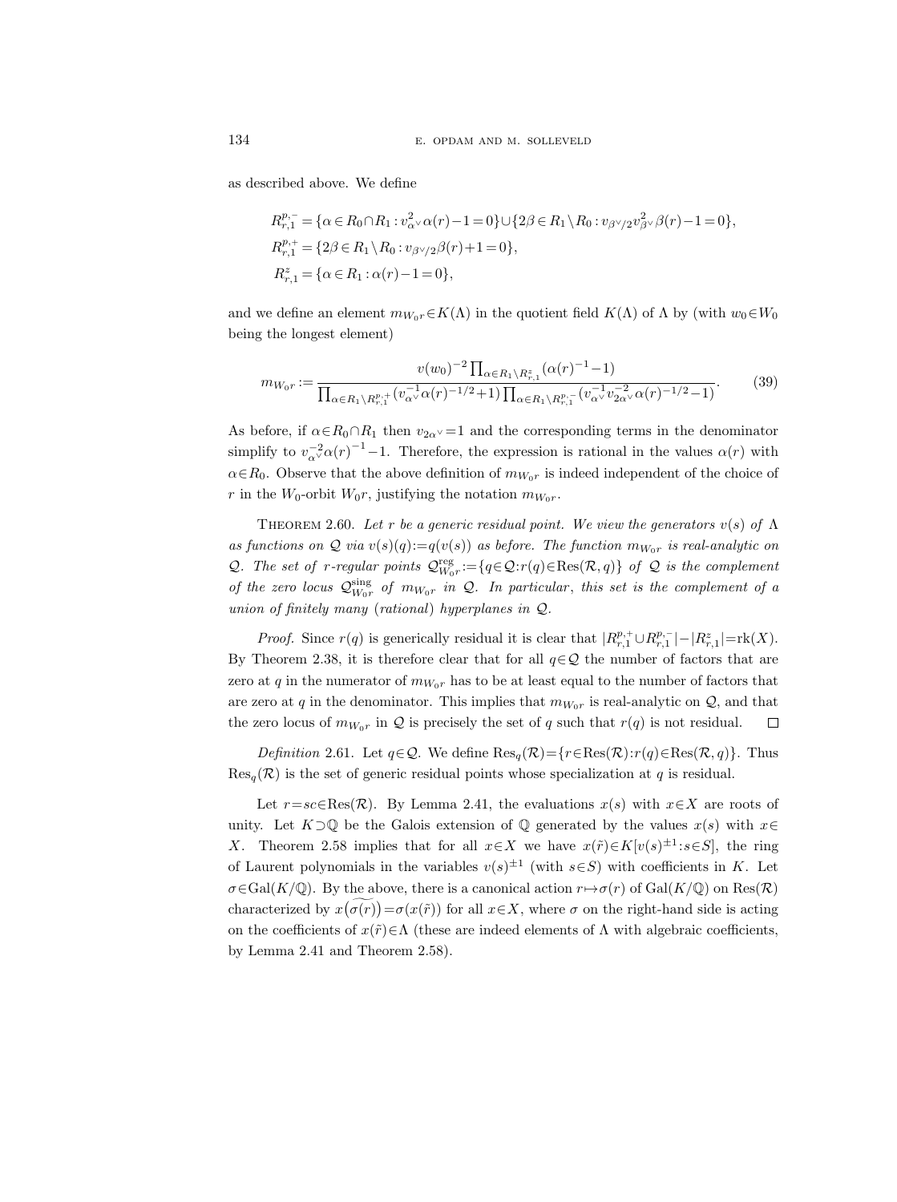as described above. We define

$$R^{p,-}_{r,1} = \{\alpha \in R_0 \cap R_1 : v^2_{\alpha^\vee}\alpha(r) - 1 = 0\} \cup \{2\beta \in R_1 \setminus R_0 : v_{\beta^\vee/2} v^2_{\beta^\vee}\beta(r) - 1 = 0\},$$
$$R^{p,+}_{r,1} = \{2\beta \in R_1 \setminus R_0 : v_{\beta^\vee/2}\beta(r) + 1 = 0\},$$
$$R^{z}_{r,1} = \{\alpha \in R_1 : \alpha(r) - 1 = 0\},$$

and we define an element $m_{W_0 r} \in K(\Lambda)$ in the quotient field $K(\Lambda)$ of $\Lambda$ by (with $w_0 \in W_0$ being the longest element)

$$m_{W_0 r} := \frac{v(w_0)^{-2} \prod_{\alpha \in R_1 \setminus R^z_{r,1}} (\alpha(r)^{-1} - 1)}{\prod_{\alpha \in R_1 \setminus R^{p,+}_{r,1}} (v^{-1}_{\alpha^\vee}\alpha(r)^{-1/2} + 1) \prod_{\alpha \in R_1 \setminus R^{p,-}_{r,1}} (v^{-1}_{\alpha^\vee} v^{-2}_{2\alpha^\vee}\alpha(r)^{-1/2} - 1)}. \tag{39}$$

As before, if $\alpha \in R_0 \cap R_1$ then $v_{2\alpha^\vee} = 1$ and the corresponding terms in the denominator simplify to $v^{-2}_{\alpha^\vee}\alpha(r)^{-1} - 1$. Therefore, the expression is rational in the values $\alpha(r)$ with $\alpha \in R_0$. Observe that the above definition of $m_{W_0 r}$ is indeed independent of the choice of $r$ in the $W_0$-orbit $W_0 r$, justifying the notation $m_{W_0 r}$.

Theorem 2.60. *Let $r$ be a generic residual point. We view the generators $v(s)$ of $\Lambda$ as functions on $\mathcal{Q}$ via $v(s)(q) := q(v(s))$ as before. The function $m_{W_0 r}$ is real-analytic on $\mathcal{Q}$. The set of $r$-regular points $\mathcal{Q}^{\mathrm{reg}}_{W_0 r} := \{q \in \mathcal{Q} : r(q) \in \mathrm{Res}(\mathcal{R}, q)\}$ of $\mathcal{Q}$ is the complement of the zero locus $\mathcal{Q}^{\mathrm{sing}}_{W_0 r}$ of $m_{W_0 r}$ in $\mathcal{Q}$. In particular, this set is the complement of a union of finitely many (rational) hyperplanes in $\mathcal{Q}$.*

*Proof.* Since $r(q)$ is generically residual it is clear that $|R^{p,+}_{r,1} \cup R^{p,-}_{r,1}| - |R^z_{r,1}| = \mathrm{rk}(X)$. By Theorem 2.38, it is therefore clear that for all $q \in \mathcal{Q}$ the number of factors that are zero at $q$ in the numerator of $m_{W_0 r}$ has to be at least equal to the number of factors that are zero at $q$ in the denominator. This implies that $m_{W_0 r}$ is real-analytic on $\mathcal{Q}$, and that the zero locus of $m_{W_0 r}$ in $\mathcal{Q}$ is precisely the set of $q$ such that $r(q)$ is not residual. $\square$

*Definition* 2.61. Let $q \in \mathcal{Q}$. We define $\mathrm{Res}_q(\mathcal{R}) = \{r \in \mathrm{Res}(\mathcal{R}) : r(q) \in \mathrm{Res}(\mathcal{R}, q)\}$. Thus $\mathrm{Res}_q(\mathcal{R})$ is the set of generic residual points whose specialization at $q$ is residual.

Let $r = sc \in \mathrm{Res}(\mathcal{R})$. By Lemma 2.41, the evaluations $x(s)$ with $x \in X$ are roots of unity. Let $K \supset \mathbb{Q}$ be the Galois extension of $\mathbb{Q}$ generated by the values $x(s)$ with $x \in X$. Theorem 2.58 implies that for all $x \in X$ we have $x(\tilde{r}) \in K[v(s)^{\pm 1} : s \in S]$, the ring of Laurent polynomials in the variables $v(s)^{\pm 1}$ (with $s \in S$) with coefficients in $K$. Let $\sigma \in \mathrm{Gal}(K/\mathbb{Q})$. By the above, there is a canonical action $r \mapsto \sigma(r)$ of $\mathrm{Gal}(K/\mathbb{Q})$ on $\mathrm{Res}(\mathcal{R})$ characterized by $x(\widetilde{\sigma(r)}) = \sigma(x(\tilde{r}))$ for all $x \in X$, where $\sigma$ on the right-hand side is acting on the coefficients of $x(\tilde{r}) \in \Lambda$ (these are indeed elements of $\Lambda$ with algebraic coefficients, by Lemma 2.41 and Theorem 2.58).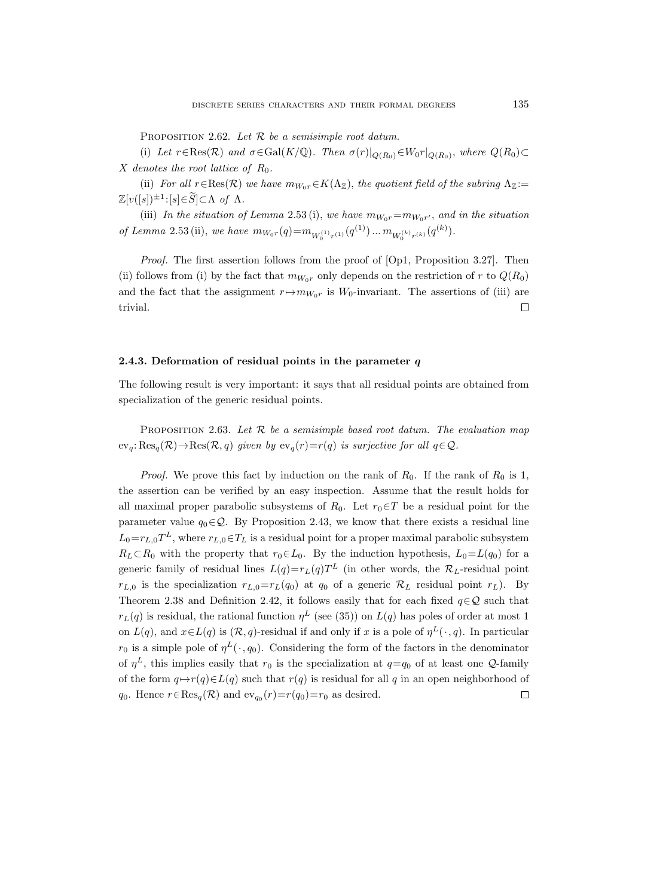Proposition 2.62. *Let $\mathcal{R}$ be a semisimple root datum.*

(i) *Let $r \in \mathrm{Res}(\mathcal{R})$ and $\sigma \in \mathrm{Gal}(K/\mathbb{Q})$. Then $\sigma(r)|_{Q(R_0)} \in W_0 r|_{Q(R_0)}$, where $Q(R_0) \subset X$ denotes the root lattice of $R_0$.*

(ii) *For all $r \in \mathrm{Res}(\mathcal{R})$ we have $m_{W_0 r} \in K(\Lambda_{\mathbb{Z}})$, the quotient field of the subring $\Lambda_{\mathbb{Z}} := \mathbb{Z}[v([s])^{\pm 1} : [s] \in \widetilde{S}] \subset \Lambda$ of $\Lambda$.*

(iii) *In the situation of Lemma 2.53 (i), we have $m_{W_0 r} = m_{W_0 r'}$, and in the situation of Lemma 2.53 (ii), we have $m_{W_0 r}(q) = m_{W_0^{(1)} r^{(1)}}(q^{(1)}) \ldots m_{W_0^{(k)} r^{(k)}}(q^{(k)})$.*

*Proof.* The first assertion follows from the proof of [Op1, Proposition 3.27]. Then (ii) follows from (i) by the fact that $m_{W_0 r}$ only depends on the restriction of $r$ to $Q(R_0)$ and the fact that the assignment $r \mapsto m_{W_0 r}$ is $W_0$-invariant. The assertions of (iii) are trivial. $\square$

### 2.4.3. Deformation of residual points in the parameter $q$

The following result is very important: it says that all residual points are obtained from specialization of the generic residual points.

Proposition 2.63. *Let $\mathcal{R}$ be a semisimple based root datum. The evaluation map $\mathrm{ev}_q : \mathrm{Res}_q(\mathcal{R}) \to \mathrm{Res}(\mathcal{R}, q)$ given by $\mathrm{ev}_q(r) = r(q)$ is surjective for all $q \in \mathcal{Q}$.*

*Proof.* We prove this fact by induction on the rank of $R_0$. If the rank of $R_0$ is 1, the assertion can be verified by an easy inspection. Assume that the result holds for all maximal proper parabolic subsystems of $R_0$. Let $r_0 \in T$ be a residual point for the parameter value $q_0 \in \mathcal{Q}$. By Proposition 2.43, we know that there exists a residual line $L_0 = r_{L,0} T^L$, where $r_{L,0} \in T_L$ is a residual point for a proper maximal parabolic subsystem $R_L \subset R_0$ with the property that $r_0 \in L_0$. By the induction hypothesis, $L_0 = L(q_0)$ for a generic family of residual lines $L(q) = r_L(q) T^L$ (in other words, the $\mathcal{R}_L$-residual point $r_{L,0}$ is the specialization $r_{L,0} = r_L(q_0)$ at $q_0$ of a generic $\mathcal{R}_L$ residual point $r_L$). By Theorem 2.38 and Definition 2.42, it follows easily that for each fixed $q \in \mathcal{Q}$ such that $r_L(q)$ is residual, the rational function $\eta^L$ (see (35)) on $L(q)$ has poles of order at most 1 on $L(q)$, and $x \in L(q)$ is $(\mathcal{R}, q)$-residual if and only if $x$ is a pole of $\eta^L(\cdot, q)$. In particular $r_0$ is a simple pole of $\eta^L(\cdot, q_0)$. Considering the form of the factors in the denominator of $\eta^L$, this implies easily that $r_0$ is the specialization at $q = q_0$ of at least one $\mathcal{Q}$-family of the form $q \mapsto r(q) \in L(q)$ such that $r(q)$ is residual for all $q$ in an open neighborhood of $q_0$. Hence $r \in \mathrm{Res}_q(\mathcal{R})$ and $\mathrm{ev}_{q_0}(r) = r(q_0) = r_0$ as desired. $\square$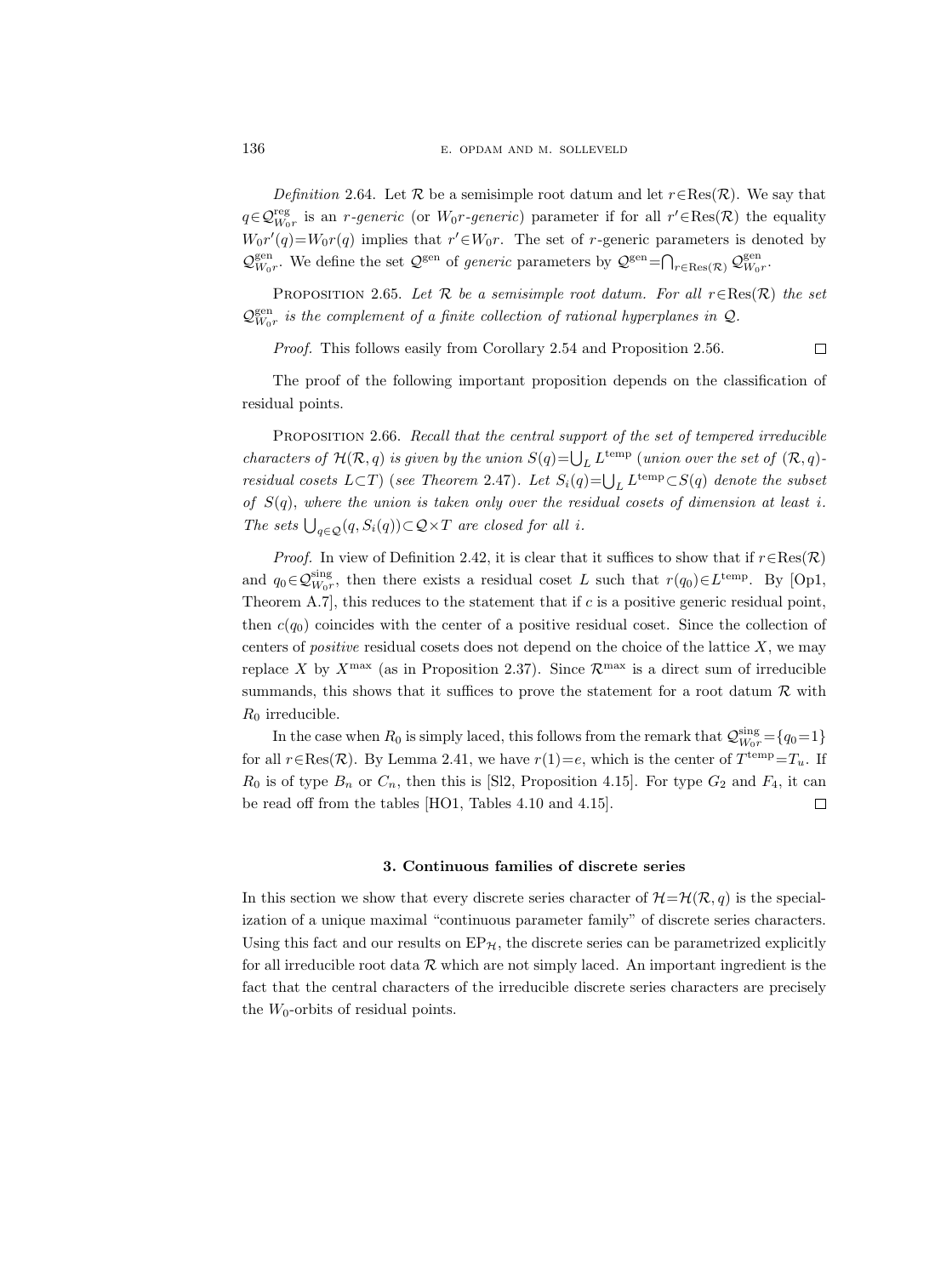*Definition* 2.64. Let $\mathcal{R}$ be a semisimple root datum and let $r\in\mathrm{Res}(\mathcal{R})$. We say that $q\in\mathcal{Q}^{\mathrm{reg}}_{W_0r}$ is an *r-generic* (or *$W_0r$-generic*) parameter if for all $r'\in\mathrm{Res}(\mathcal{R})$ the equality $W_0r'(q)=W_0r(q)$ implies that $r'\in W_0r$. The set of $r$-generic parameters is denoted by $\mathcal{Q}^{\mathrm{gen}}_{W_0r}$. We define the set $\mathcal{Q}^{\mathrm{gen}}$ of *generic* parameters by $\mathcal{Q}^{\mathrm{gen}}=\bigcap_{r\in\mathrm{Res}(\mathcal{R})}\mathcal{Q}^{\mathrm{gen}}_{W_0r}$.

PROPOSITION 2.65. *Let $\mathcal{R}$ be a semisimple root datum. For all $r\in\mathrm{Res}(\mathcal{R})$ the set $\mathcal{Q}^{\mathrm{gen}}_{W_0r}$ is the complement of a finite collection of rational hyperplanes in $\mathcal{Q}$.*

*Proof.* This follows easily from Corollary 2.54 and Proposition 2.56. $\square$

The proof of the following important proposition depends on the classification of residual points.

PROPOSITION 2.66. *Recall that the central support of the set of tempered irreducible characters of $\mathcal{H}(\mathcal{R},q)$ is given by the union $S(q)=\bigcup_L L^{\mathrm{temp}}$ (union over the set of $(\mathcal{R},q)$-residual cosets $L\subset T$) (see Theorem 2.47). Let $S_i(q)=\bigcup_L L^{\mathrm{temp}}\subset S(q)$ denote the subset of $S(q)$, where the union is taken only over the residual cosets of dimension at least $i$. The sets $\bigcup_{q\in\mathcal{Q}}(q,S_i(q))\subset\mathcal{Q}\times T$ are closed for all $i$.*

*Proof.* In view of Definition 2.42, it is clear that it suffices to show that if $r\in\mathrm{Res}(\mathcal{R})$ and $q_0\in\mathcal{Q}^{\mathrm{sing}}_{W_0r}$, then there exists a residual coset $L$ such that $r(q_0)\in L^{\mathrm{temp}}$. By [Op1, Theorem A.7], this reduces to the statement that if $c$ is a positive generic residual point, then $c(q_0)$ coincides with the center of a positive residual coset. Since the collection of centers of *positive* residual cosets does not depend on the choice of the lattice $X$, we may replace $X$ by $X^{\max}$ (as in Proposition 2.37). Since $\mathcal{R}^{\max}$ is a direct sum of irreducible summands, this shows that it suffices to prove the statement for a root datum $\mathcal{R}$ with $R_0$ irreducible.

In the case when $R_0$ is simply laced, this follows from the remark that $\mathcal{Q}^{\mathrm{sing}}_{W_0r}=\{q_0=1\}$ for all $r\in\mathrm{Res}(\mathcal{R})$. By Lemma 2.41, we have $r(1)=e$, which is the center of $T^{\mathrm{temp}}=T_u$. If $R_0$ is of type $B_n$ or $C_n$, then this is [Sl2, Proposition 4.15]. For type $G_2$ and $F_4$, it can be read off from the tables [HO1, Tables 4.10 and 4.15]. $\square$

## 3. Continuous families of discrete series

In this section we show that every discrete series character of $\mathcal{H}=\mathcal{H}(\mathcal{R},q)$ is the specialization of a unique maximal "continuous parameter family" of discrete series characters. Using this fact and our results on $\mathrm{EP}_{\mathcal{H}}$, the discrete series can be parametrized explicitly for all irreducible root data $\mathcal{R}$ which are not simply laced. An important ingredient is the fact that the central characters of the irreducible discrete series characters are precisely the $W_0$-orbits of residual points.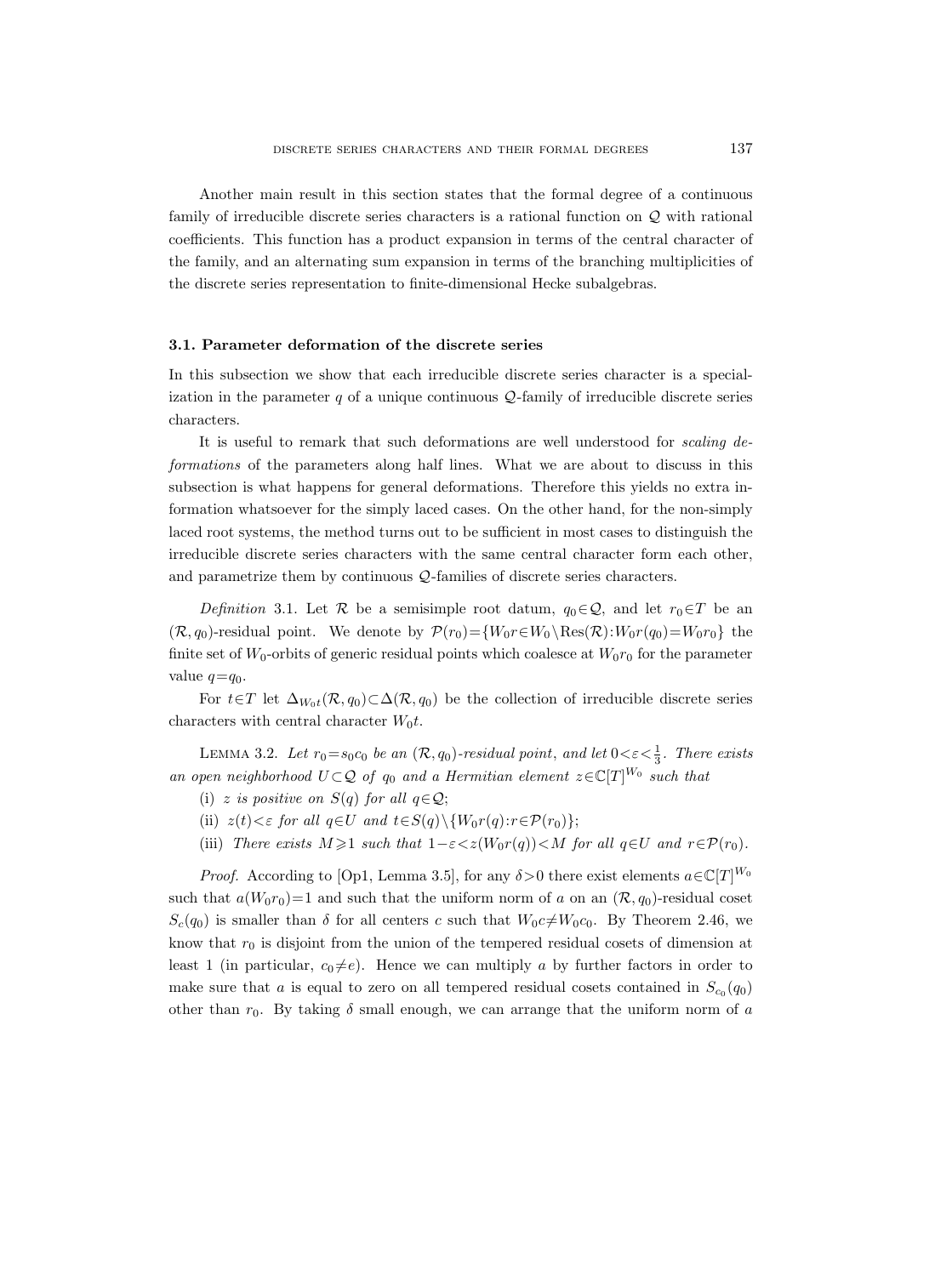Another main result in this section states that the formal degree of a continuous family of irreducible discrete series characters is a rational function on $\mathcal{Q}$ with rational coefficients. This function has a product expansion in terms of the central character of the family, and an alternating sum expansion in terms of the branching multiplicities of the discrete series representation to finite-dimensional Hecke subalgebras.

### 3.1. Parameter deformation of the discrete series

In this subsection we show that each irreducible discrete series character is a specialization in the parameter $q$ of a unique continuous $\mathcal{Q}$-family of irreducible discrete series characters.

It is useful to remark that such deformations are well understood for *scaling deformations* of the parameters along half lines. What we are about to discuss in this subsection is what happens for general deformations. Therefore this yields no extra information whatsoever for the simply laced cases. On the other hand, for the non-simply laced root systems, the method turns out to be sufficient in most cases to distinguish the irreducible discrete series characters with the same central character form each other, and parametrize them by continuous $\mathcal{Q}$-families of discrete series characters.

*Definition* 3.1. Let $\mathcal{R}$ be a semisimple root datum, $q_0 \in \mathcal{Q}$, and let $r_0 \in T$ be an $(\mathcal{R}, q_0)$-residual point. We denote by $\mathcal{P}(r_0) = \{W_0 r \in W_0 \backslash \mathrm{Res}(\mathcal{R}) : W_0 r(q_0) = W_0 r_0\}$ the finite set of $W_0$-orbits of generic residual points which coalesce at $W_0 r_0$ for the parameter value $q = q_0$.

For $t \in T$ let $\Delta_{W_0 t}(\mathcal{R}, q_0) \subset \Delta(\mathcal{R}, q_0)$ be the collection of irreducible discrete series characters with central character $W_0 t$.

Lemma 3.2. *Let $r_0 = s_0 c_0$ be an $(\mathcal{R}, q_0)$-residual point, and let $0 < \varepsilon < \frac{1}{3}$. There exists an open neighborhood $U \subset \mathcal{Q}$ of $q_0$ and a Hermitian element $z \in \mathbb{C}[T]^{W_0}$ such that*

(i) *$z$ is positive on $S(q)$ for all $q \in \mathcal{Q}$;*

(ii) *$z(t) < \varepsilon$ for all $q \in U$ and $t \in S(q) \backslash \{W_0 r(q) : r \in \mathcal{P}(r_0)\}$;*

(iii) *There exists $M \geqslant 1$ such that $1 - \varepsilon < z(W_0 r(q)) < M$ for all $q \in U$ and $r \in \mathcal{P}(r_0)$.*

*Proof.* According to [Op1, Lemma 3.5], for any $\delta > 0$ there exist elements $a \in \mathbb{C}[T]^{W_0}$ such that $a(W_0 r_0) = 1$ and such that the uniform norm of $a$ on an $(\mathcal{R}, q_0)$-residual coset $S_c(q_0)$ is smaller than $\delta$ for all centers $c$ such that $W_0 c \neq W_0 c_0$. By Theorem 2.46, we know that $r_0$ is disjoint from the union of the tempered residual cosets of dimension at least 1 (in particular, $c_0 \neq e$). Hence we can multiply $a$ by further factors in order to make sure that $a$ is equal to zero on all tempered residual cosets contained in $S_{c_0}(q_0)$ other than $r_0$. By taking $\delta$ small enough, we can arrange that the uniform norm of $a$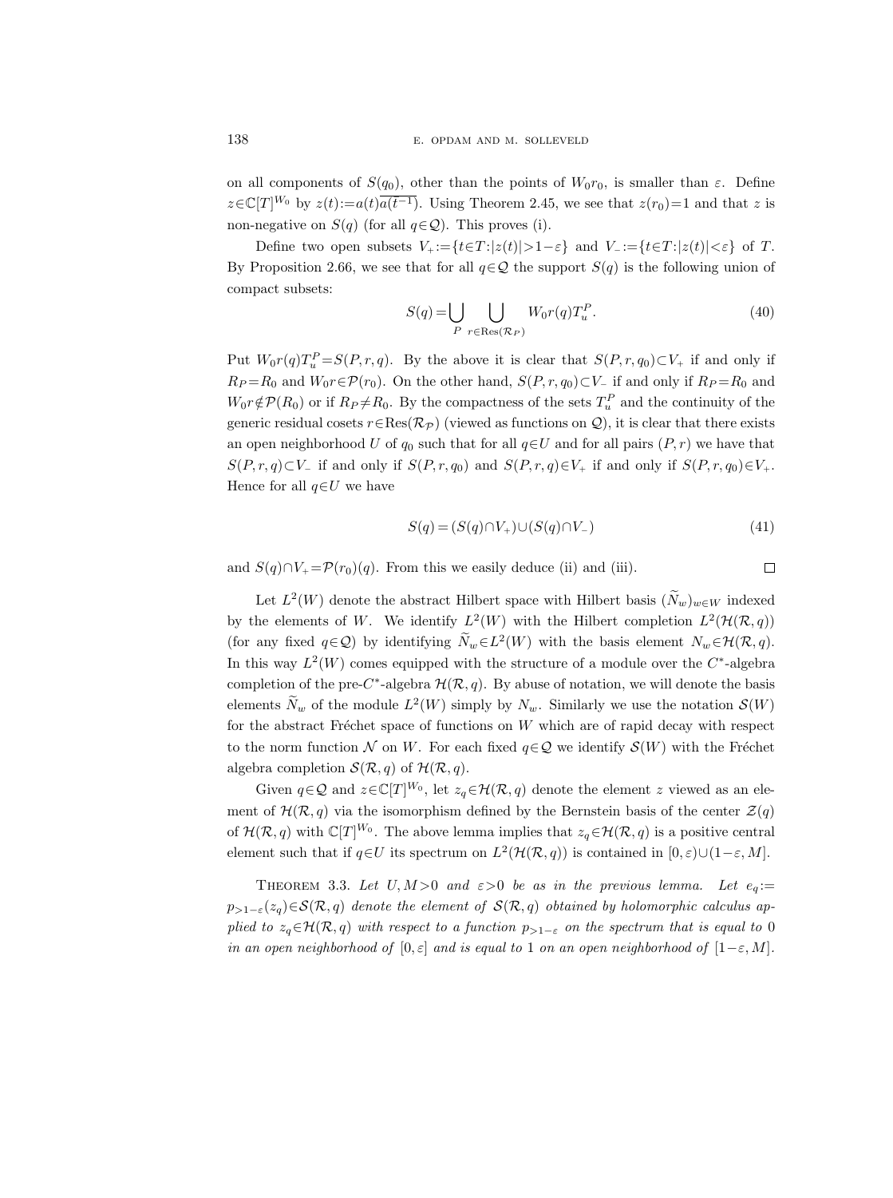on all components of $S(q_0)$, other than the points of $W_0r_0$, is smaller than $\varepsilon$. Define $z\in\mathbb{C}[T]^{W_0}$ by $z(t):=a(t)\overline{a(\bar{t}^{-1})}$. Using Theorem 2.45, we see that $z(r_0)=1$ and that $z$ is non-negative on $S(q)$ (for all $q\in\mathcal{Q}$). This proves (i).

Define two open subsets $V_+:=\{t\in T:|z(t)|>1-\varepsilon\}$ and $V_-:=\{t\in T:|z(t)|<\varepsilon\}$ of $T$. By Proposition 2.66, we see that for all $q\in\mathcal{Q}$ the support $S(q)$ is the following union of compact subsets:

$$S(q)=\bigcup_P \bigcup_{r\in\mathrm{Res}(\mathcal{R}_P)} W_0r(q)T_u^P. \tag{40}$$

Put $W_0r(q)T_u^P=S(P,r,q)$. By the above it is clear that $S(P,r,q_0)\subset V_+$ if and only if $R_P=R_0$ and $W_0r\in\mathcal{P}(r_0)$. On the other hand, $S(P,r,q_0)\subset V_-$ if and only if $R_P=R_0$ and $W_0r\notin\mathcal{P}(R_0)$ or if $R_P\neq R_0$. By the compactness of the sets $T_u^P$ and the continuity of the generic residual cosets $r\in\mathrm{Res}(\mathcal{R}_\mathcal{P})$ (viewed as functions on $\mathcal{Q}$), it is clear that there exists an open neighborhood $U$ of $q_0$ such that for all $q\in U$ and for all pairs $(P,r)$ we have that $S(P,r,q)\subset V_-$ if and only if $S(P,r,q_0)$ and $S(P,r,q)\in V_+$ if and only if $S(P,r,q_0)\in V_+$. Hence for all $q\in U$ we have

$$S(q)=(S(q)\cap V_+)\cup(S(q)\cap V_-) \tag{41}$$

and $S(q)\cap V_+=\mathcal{P}(r_0)(q)$. From this we easily deduce (ii) and (iii). $\square$

Let $L^2(W)$ denote the abstract Hilbert space with Hilbert basis $(\widetilde{N}_w)_{w\in W}$ indexed by the elements of $W$. We identify $L^2(W)$ with the Hilbert completion $L^2(\mathcal{H}(\mathcal{R},q))$ (for any fixed $q\in\mathcal{Q}$) by identifying $\widetilde{N}_w\in L^2(W)$ with the basis element $N_w\in\mathcal{H}(\mathcal{R},q)$. In this way $L^2(W)$ comes equipped with the structure of a module over the $C^*$-algebra completion of the pre-$C^*$-algebra $\mathcal{H}(\mathcal{R},q)$. By abuse of notation, we will denote the basis elements $\widetilde{N}_w$ of the module $L^2(W)$ simply by $N_w$. Similarly we use the notation $\mathcal{S}(W)$ for the abstract Fréchet space of functions on $W$ which are of rapid decay with respect to the norm function $\mathcal{N}$ on $W$. For each fixed $q\in\mathcal{Q}$ we identify $\mathcal{S}(W)$ with the Fréchet algebra completion $\mathcal{S}(\mathcal{R},q)$ of $\mathcal{H}(\mathcal{R},q)$.

Given $q\in\mathcal{Q}$ and $z\in\mathbb{C}[T]^{W_0}$, let $z_q\in\mathcal{H}(\mathcal{R},q)$ denote the element $z$ viewed as an element of $\mathcal{H}(\mathcal{R},q)$ via the isomorphism defined by the Bernstein basis of the center $\mathcal{Z}(q)$ of $\mathcal{H}(\mathcal{R},q)$ with $\mathbb{C}[T]^{W_0}$. The above lemma implies that $z_q\in\mathcal{H}(\mathcal{R},q)$ is a positive central element such that if $q\in U$ its spectrum on $L^2(\mathcal{H}(\mathcal{R},q))$ is contained in $[0,\varepsilon)\cup(1-\varepsilon,M]$.

THEOREM 3.3. *Let $U,M>0$ and $\varepsilon>0$ be as in the previous lemma. Let $e_q:=p_{>1-\varepsilon}(z_q)\in\mathcal{S}(\mathcal{R},q)$ denote the element of $\mathcal{S}(\mathcal{R},q)$ obtained by holomorphic calculus applied to $z_q\in\mathcal{H}(\mathcal{R},q)$ with respect to a function $p_{>1-\varepsilon}$ on the spectrum that is equal to $0$ in an open neighborhood of $[0,\varepsilon]$ and is equal to $1$ on an open neighborhood of $[1-\varepsilon,M]$.*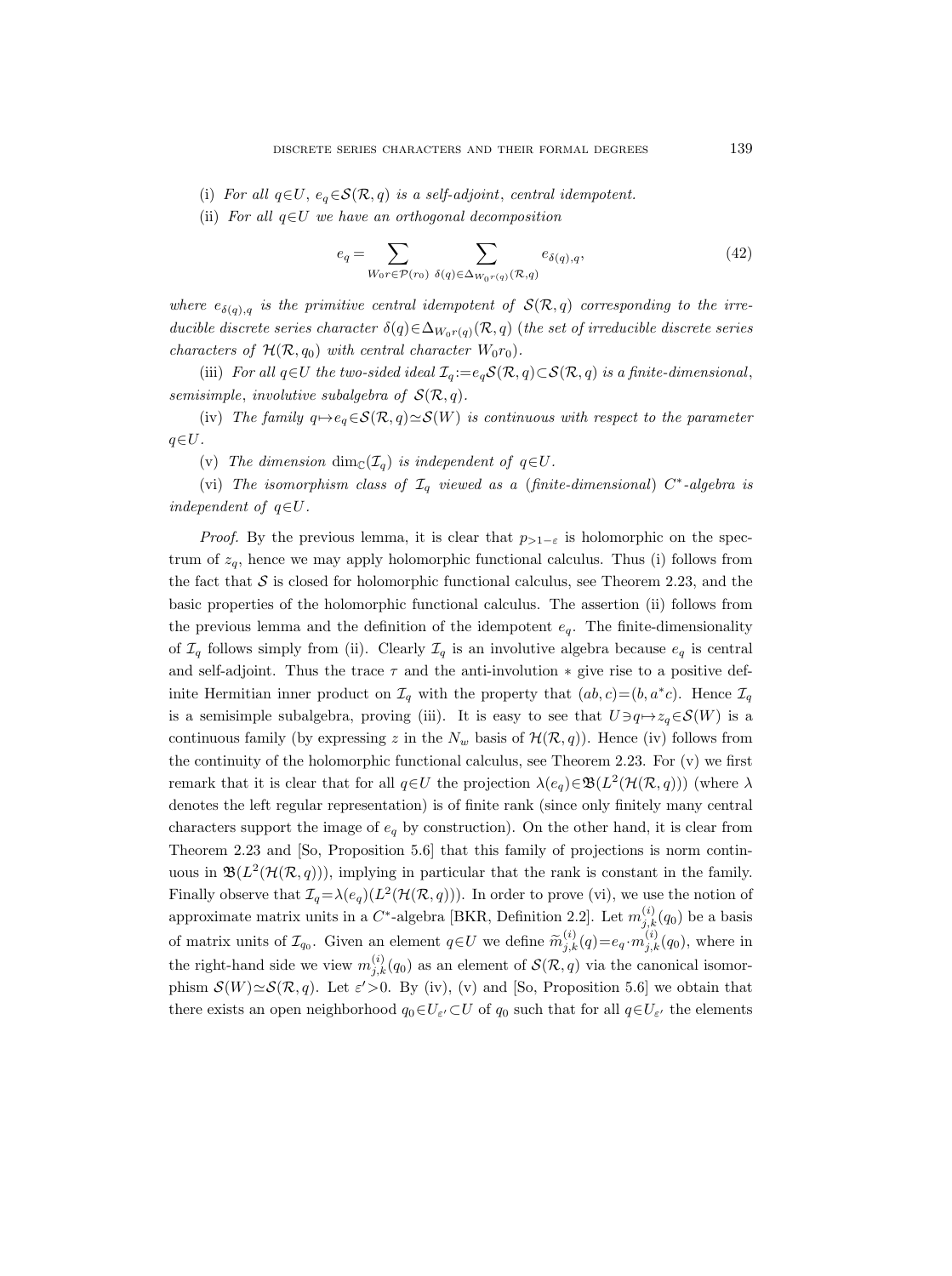(i) *For all* $q \in U$, $e_q \in \mathcal{S}(\mathcal{R}, q)$ *is a self-adjoint, central idempotent.*

(ii) *For all* $q \in U$ *we have an orthogonal decomposition*

$$e_q = \sum_{W_0 r \in \mathcal{P}(r_0)} \sum_{\delta(q) \in \Delta_{W_0 r(q)}(\mathcal{R}, q)} e_{\delta(q), q}, \tag{42}$$

*where* $e_{\delta(q),q}$ *is the primitive central idempotent of* $\mathcal{S}(\mathcal{R}, q)$ *corresponding to the irreducible discrete series character* $\delta(q) \in \Delta_{W_0 r(q)}(\mathcal{R}, q)$ (*the set of irreducible discrete series characters of* $\mathcal{H}(\mathcal{R}, q_0)$ *with central character* $W_0 r_0$).

(iii) *For all* $q \in U$ *the two-sided ideal* $\mathcal{I}_q := e_q \mathcal{S}(\mathcal{R}, q) \subset \mathcal{S}(\mathcal{R}, q)$ *is a finite-dimensional, semisimple, involutive subalgebra of* $\mathcal{S}(\mathcal{R}, q)$.

(iv) *The family* $q \mapsto e_q \in \mathcal{S}(\mathcal{R}, q) \simeq \mathcal{S}(W)$ *is continuous with respect to the parameter* $q \in U$.

(v) *The dimension* $\dim_{\mathbf{C}}(\mathcal{I}_q)$ *is independent of* $q \in U$.

(vi) *The isomorphism class of* $\mathcal{I}_q$ *viewed as a* (*finite-dimensional*) $C^*$*-algebra is independent of* $q \in U$.

*Proof.* By the previous lemma, it is clear that $p_{>1-\varepsilon}$ is holomorphic on the spectrum of $z_q$, hence we may apply holomorphic functional calculus. Thus (i) follows from the fact that $\mathcal{S}$ is closed for holomorphic functional calculus, see Theorem 2.23, and the basic properties of the holomorphic functional calculus. The assertion (ii) follows from the previous lemma and the definition of the idempotent $e_q$. The finite-dimensionality of $\mathcal{I}_q$ follows simply from (ii). Clearly $\mathcal{I}_q$ is an involutive algebra because $e_q$ is central and self-adjoint. Thus the trace $\tau$ and the anti-involution $*$ give rise to a positive definite Hermitian inner product on $\mathcal{I}_q$ with the property that $(ab, c) = (b, a^* c)$. Hence $\mathcal{I}_q$ is a semisimple subalgebra, proving (iii). It is easy to see that $U \ni q \mapsto z_q \in \mathcal{S}(W)$ is a continuous family (by expressing $z$ in the $N_w$ basis of $\mathcal{H}(\mathcal{R}, q)$). Hence (iv) follows from the continuity of the holomorphic functional calculus, see Theorem 2.23. For (v) we first remark that it is clear that for all $q \in U$ the projection $\lambda(e_q) \in \mathfrak{B}(L^2(\mathcal{H}(\mathcal{R}, q)))$ (where $\lambda$ denotes the left regular representation) is of finite rank (since only finitely many central characters support the image of $e_q$ by construction). On the other hand, it is clear from Theorem 2.23 and [So, Proposition 5.6] that this family of projections is norm continuous in $\mathfrak{B}(L^2(\mathcal{H}(\mathcal{R}, q)))$, implying in particular that the rank is constant in the family. Finally observe that $\mathcal{I}_q = \lambda(e_q)(L^2(\mathcal{H}(\mathcal{R}, q)))$. In order to prove (vi), we use the notion of approximate matrix units in a $C^*$-algebra [BKR, Definition 2.2]. Let $m^{(i)}_{j,k}(q_0)$ be a basis of matrix units of $\mathcal{I}_{q_0}$. Given an element $q \in U$ we define $\widetilde{m}^{(i)}_{j,k}(q) = e_q \cdot m^{(i)}_{j,k}(q_0)$, where in the right-hand side we view $m^{(i)}_{j,k}(q_0)$ as an element of $\mathcal{S}(\mathcal{R}, q)$ via the canonical isomorphism $\mathcal{S}(W) \simeq \mathcal{S}(\mathcal{R}, q)$. Let $\varepsilon' > 0$. By (iv), (v) and [So, Proposition 5.6] we obtain that there exists an open neighborhood $q_0 \in U_{\varepsilon'} \subset U$ of $q_0$ such that for all $q \in U_{\varepsilon'}$ the elements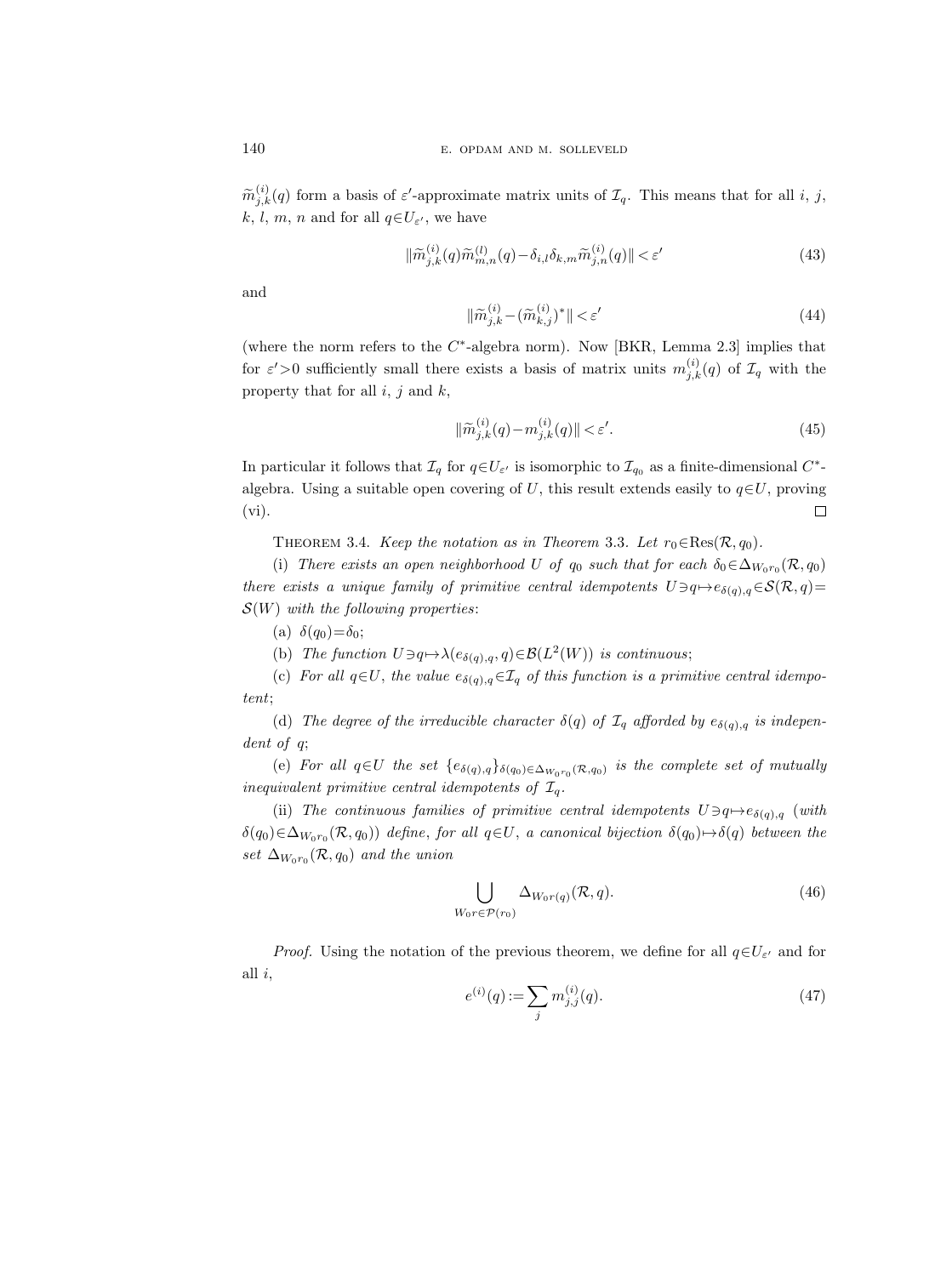$\widetilde{m}_{j,k}^{(i)}(q)$ form a basis of $\varepsilon'$-approximate matrix units of $\mathcal{I}_q$. This means that for all $i$, $j$, $k$, $l$, $m$, $n$ and for all $q \in U_{\varepsilon'}$, we have

$$\|\widetilde{m}_{j,k}^{(i)}(q)\widetilde{m}_{m,n}^{(l)}(q) - \delta_{i,l}\delta_{k,m}\widetilde{m}_{j,n}^{(i)}(q)\| < \varepsilon' \tag{43}$$

and

$$\|\widetilde{m}_{j,k}^{(i)} - (\widetilde{m}_{k,j}^{(i)})^*\| < \varepsilon' \tag{44}$$

(where the norm refers to the $C^*$-algebra norm). Now [BKR, Lemma 2.3] implies that for $\varepsilon' > 0$ sufficiently small there exists a basis of matrix units $m_{j,k}^{(i)}(q)$ of $\mathcal{I}_q$ with the property that for all $i$, $j$ and $k$,

$$\|\widetilde{m}_{j,k}^{(i)}(q) - m_{j,k}^{(i)}(q)\| < \varepsilon'. \tag{45}$$

In particular it follows that $\mathcal{I}_q$ for $q \in U_{\varepsilon'}$ is isomorphic to $\mathcal{I}_{q_0}$ as a finite-dimensional $C^*$-algebra. Using a suitable open covering of $U$, this result extends easily to $q \in U$, proving (vi). $\square$

THEOREM 3.4. *Keep the notation as in Theorem* 3.3. *Let* $r_0 \in \mathrm{Res}(\mathcal{R}, q_0)$.

(i) *There exists an open neighborhood* $U$ *of* $q_0$ *such that for each* $\delta_0 \in \Delta_{W_0 r_0}(\mathcal{R}, q_0)$ *there exists a unique family of primitive central idempotents* $U \ni q \mapsto e_{\delta(q),q} \in \mathcal{S}(\mathcal{R}, q) = \mathcal{S}(W)$ *with the following properties*:

(a) $\delta(q_0) = \delta_0$;

(b) *The function* $U \ni q \mapsto \lambda(e_{\delta(q),q}, q) \in \mathcal{B}(L^2(W))$ *is continuous*;

(c) *For all* $q \in U$, *the value* $e_{\delta(q),q} \in \mathcal{I}_q$ *of this function is a primitive central idempotent*;

(d) *The degree of the irreducible character* $\delta(q)$ *of* $\mathcal{I}_q$ *afforded by* $e_{\delta(q),q}$ *is independent of* $q$;

(e) *For all* $q \in U$ *the set* $\{e_{\delta(q),q}\}_{\delta(q_0) \in \Delta_{W_0 r_0}(\mathcal{R}, q_0)}$ *is the complete set of mutually inequivalent primitive central idempotents of* $\mathcal{I}_q$.

(ii) *The continuous families of primitive central idempotents* $U \ni q \mapsto e_{\delta(q),q}$ (*with* $\delta(q_0) \in \Delta_{W_0 r_0}(\mathcal{R}, q_0)$) *define, for all* $q \in U$, *a canonical bijection* $\delta(q_0) \mapsto \delta(q)$ *between the set* $\Delta_{W_0 r_0}(\mathcal{R}, q_0)$ *and the union*

$$\bigcup_{W_0 r \in \mathcal{P}(r_0)} \Delta_{W_0 r(q)}(\mathcal{R}, q). \tag{46}$$

*Proof.* Using the notation of the previous theorem, we define for all $q \in U_{\varepsilon'}$ and for all $i$,

$$e^{(i)}(q) := \sum_j m_{j,j}^{(i)}(q). \tag{47}$$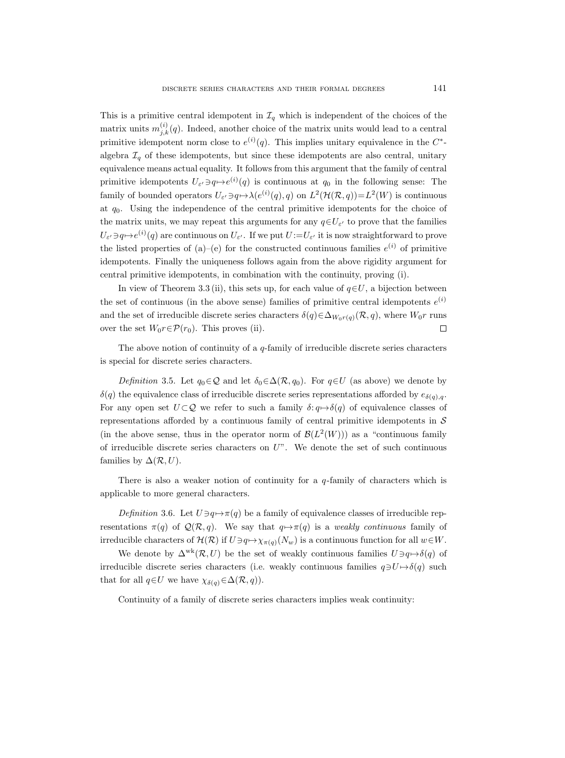This is a primitive central idempotent in $\mathcal{I}_q$ which is independent of the choices of the matrix units $m^{(i)}_{j,k}(q)$. Indeed, another choice of the matrix units would lead to a central primitive idempotent norm close to $e^{(i)}(q)$. This implies unitary equivalence in the $C^*$-algebra $\mathcal{I}_q$ of these idempotents, but since these idempotents are also central, unitary equivalence means actual equality. It follows from this argument that the family of central primitive idempotents $U_{\varepsilon'} \ni q \mapsto e^{(i)}(q)$ is continuous at $q_0$ in the following sense: The family of bounded operators $U_{\varepsilon'} \ni q \mapsto \lambda(e^{(i)}(q), q)$ on $L^2(\mathcal{H}(\mathcal{R}, q)) = L^2(W)$ is continuous at $q_0$. Using the independence of the central primitive idempotents for the choice of the matrix units, we may repeat this arguments for any $q \in U_{\varepsilon'}$ to prove that the families $U_{\varepsilon'} \ni q \mapsto e^{(i)}(q)$ are continuous on $U_{\varepsilon'}$. If we put $U := U_{\varepsilon'}$ it is now straightforward to prove the listed properties of (a)–(e) for the constructed continuous families $e^{(i)}$ of primitive idempotents. Finally the uniqueness follows again from the above rigidity argument for central primitive idempotents, in combination with the continuity, proving (i).

In view of Theorem 3.3 (ii), this sets up, for each value of $q \in U$, a bijection between the set of continuous (in the above sense) families of primitive central idempotents $e^{(i)}$ and the set of irreducible discrete series characters $\delta(q) \in \Delta_{W_0 r(q)}(\mathcal{R}, q)$, where $W_0 r$ runs over the set $W_0 r \in \mathcal{P}(r_0)$. This proves (ii). $\square$

The above notion of continuity of a $q$-family of irreducible discrete series characters is special for discrete series characters.

*Definition* 3.5. Let $q_0 \in \mathcal{Q}$ and let $\delta_0 \in \Delta(\mathcal{R}, q_0)$. For $q \in U$ (as above) we denote by $\delta(q)$ the equivalence class of irreducible discrete series representations afforded by $e_{\delta(q),q}$. For any open set $U \subset \mathcal{Q}$ we refer to such a family $\delta: q \mapsto \delta(q)$ of equivalence classes of representations afforded by a continuous family of central primitive idempotents in $\mathcal{S}$ (in the above sense, thus in the operator norm of $\mathcal{B}(L^2(W))$) as a "continuous family of irreducible discrete series characters on $U$". We denote the set of such continuous families by $\Delta(\mathcal{R}, U)$.

There is also a weaker notion of continuity for a $q$-family of characters which is applicable to more general characters.

*Definition* 3.6. Let $U \ni q \mapsto \pi(q)$ be a family of equivalence classes of irreducible representations $\pi(q)$ of $\mathcal{Q}(\mathcal{R}, q)$. We say that $q \mapsto \pi(q)$ is a *weakly continuous* family of irreducible characters of $\mathcal{H}(\mathcal{R})$ if $U \ni q \mapsto \chi_{\pi(q)}(N_w)$ is a continuous function for all $w \in W$.

We denote by $\Delta^{\mathrm{wk}}(\mathcal{R}, U)$ be the set of weakly continuous families $U \ni q \mapsto \delta(q)$ of irreducible discrete series characters (i.e. weakly continuous families $q \ni U \mapsto \delta(q)$ such that for all $q \in U$ we have $\chi_{\delta(q)} \in \Delta(\mathcal{R}, q)$).

Continuity of a family of discrete series characters implies weak continuity: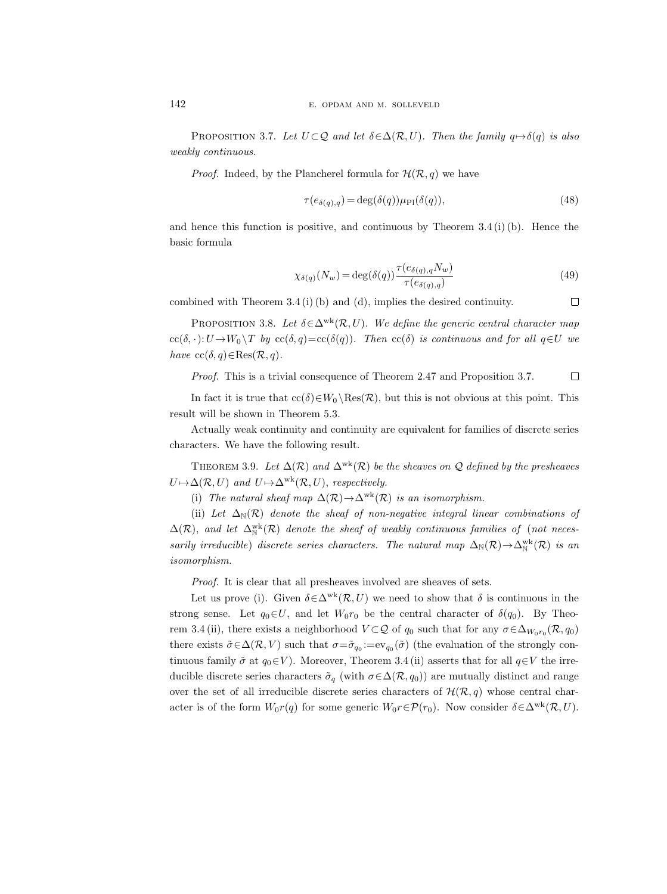**Proposition 3.7.** *Let $U \subset \mathcal{Q}$ and let $\delta \in \Delta(\mathcal{R}, U)$. Then the family $q \mapsto \delta(q)$ is also weakly continuous.*

*Proof.* Indeed, by the Plancherel formula for $\mathcal{H}(\mathcal{R}, q)$ we have

$$\tau(e_{\delta(q),q}) = \deg(\delta(q)) \mu_{\mathrm{Pl}}(\delta(q)), \tag{48}$$

and hence this function is positive, and continuous by Theorem 3.4 (i) (b). Hence the basic formula

$$\chi_{\delta(q)}(N_w) = \deg(\delta(q)) \frac{\tau(e_{\delta(q),q} N_w)}{\tau(e_{\delta(q),q})} \tag{49}$$

combined with Theorem 3.4 (i) (b) and (d), implies the desired continuity. $\square$

**Proposition 3.8.** *Let $\delta \in \Delta^{\mathrm{wk}}(\mathcal{R}, U)$. We define the generic central character map $\mathrm{cc}(\delta, \cdot) : U \to W_0 \backslash T$ by $\mathrm{cc}(\delta, q) = \mathrm{cc}(\delta(q))$. Then $\mathrm{cc}(\delta)$ is continuous and for all $q \in U$ we have $\mathrm{cc}(\delta, q) \in \mathrm{Res}(\mathcal{R}, q)$.*

*Proof.* This is a trivial consequence of Theorem 2.47 and Proposition 3.7. $\square$

In fact it is true that $\mathrm{cc}(\delta) \in W_0 \backslash \mathrm{Res}(\mathcal{R})$, but this is not obvious at this point. This result will be shown in Theorem 5.3.

Actually weak continuity and continuity are equivalent for families of discrete series characters. We have the following result.

**Theorem 3.9.** *Let $\Delta(\mathcal{R})$ and $\Delta^{\mathrm{wk}}(\mathcal{R})$ be the sheaves on $\mathcal{Q}$ defined by the presheaves $U \mapsto \Delta(\mathcal{R}, U)$ and $U \mapsto \Delta^{\mathrm{wk}}(\mathcal{R}, U)$, respectively.*

(i) *The natural sheaf map $\Delta(\mathcal{R}) \to \Delta^{\mathrm{wk}}(\mathcal{R})$ is an isomorphism.*

(ii) *Let $\Delta_{\mathbb{N}}(\mathcal{R})$ denote the sheaf of non-negative integral linear combinations of $\Delta(\mathcal{R})$, and let $\Delta^{\mathrm{wk}}_{\mathbb{N}}(\mathcal{R})$ denote the sheaf of weakly continuous families of (not necessarily irreducible) discrete series characters. The natural map $\Delta_{\mathbb{N}}(\mathcal{R}) \to \Delta^{\mathrm{wk}}_{\mathbb{N}}(\mathcal{R})$ is an isomorphism.*

*Proof.* It is clear that all presheaves involved are sheaves of sets.

Let us prove (i). Given $\delta \in \Delta^{\mathrm{wk}}(\mathcal{R}, U)$ we need to show that $\delta$ is continuous in the strong sense. Let $q_0 \in U$, and let $W_0 r_0$ be the central character of $\delta(q_0)$. By Theorem 3.4 (ii), there exists a neighborhood $V \subset \mathcal{Q}$ of $q_0$ such that for any $\sigma \in \Delta_{W_0 r_0}(\mathcal{R}, q_0)$ there exists $\tilde{\sigma} \in \Delta(\mathcal{R}, V)$ such that $\sigma = \tilde{\sigma}_{q_0} := \mathrm{ev}_{q_0}(\tilde{\sigma})$ (the evaluation of the strongly continuous family $\tilde{\sigma}$ at $q_0 \in V$). Moreover, Theorem 3.4 (ii) asserts that for all $q \in V$ the irreducible discrete series characters $\tilde{\sigma}_q$ (with $\sigma \in \Delta(\mathcal{R}, q_0)$) are mutually distinct and range over the set of all irreducible discrete series characters of $\mathcal{H}(\mathcal{R}, q)$ whose central character is of the form $W_0 r(q)$ for some generic $W_0 r \in \mathcal{P}(r_0)$. Now consider $\delta \in \Delta^{\mathrm{wk}}(\mathcal{R}, U)$.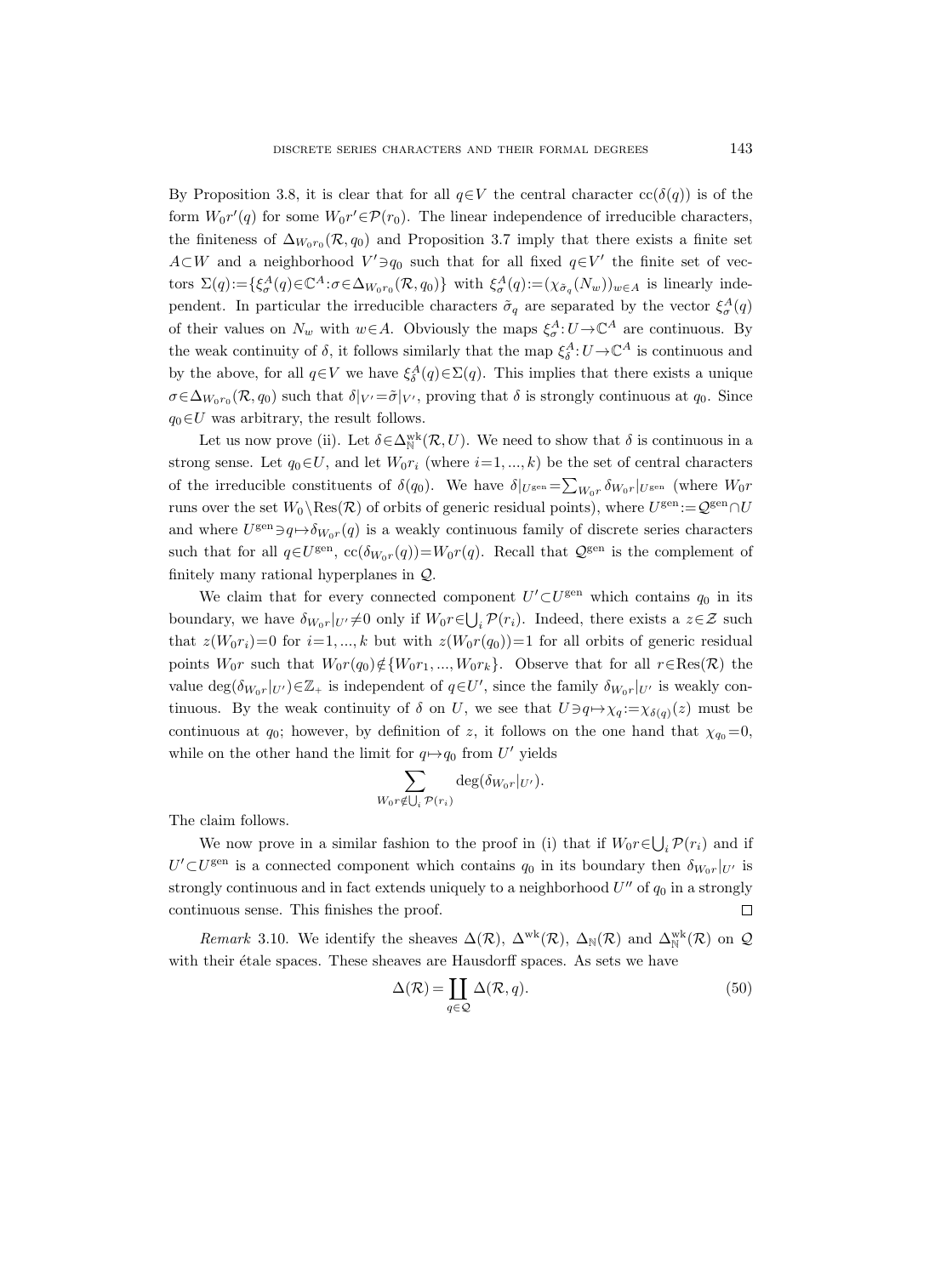By Proposition 3.8, it is clear that for all $q\in V$ the central character $\mathrm{cc}(\delta(q))$ is of the form $W_0r'(q)$ for some $W_0r'\in\mathcal{P}(r_0)$. The linear independence of irreducible characters, the finiteness of $\Delta_{W_0r_0}(\mathcal{R},q_0)$ and Proposition 3.7 imply that there exists a finite set $A\subset W$ and a neighborhood $V'\ni q_0$ such that for all fixed $q\in V'$ the finite set of vectors $\Sigma(q):=\{\xi_\sigma^A(q)\in\mathbb{C}^A:\sigma\in\Delta_{W_0r_0}(\mathcal{R},q_0)\}$ with $\xi_\sigma^A(q):=(\chi_{\tilde\sigma_q}(N_w))_{w\in A}$ is linearly independent. In particular the irreducible characters $\tilde\sigma_q$ are separated by the vector $\xi_\sigma^A(q)$ of their values on $N_w$ with $w\in A$. Obviously the maps $\xi_\sigma^A: U\to\mathbb{C}^A$ are continuous. By the weak continuity of $\delta$, it follows similarly that the map $\xi_\delta^A: U\to\mathbb{C}^A$ is continuous and by the above, for all $q\in V$ we have $\xi_\delta^A(q)\in\Sigma(q)$. This implies that there exists a unique $\sigma\in\Delta_{W_0r_0}(\mathcal{R},q_0)$ such that $\delta|_{V'}=\tilde\sigma|_{V'}$, proving that $\delta$ is strongly continuous at $q_0$. Since $q_0\in U$ was arbitrary, the result follows.

Let us now prove (ii). Let $\delta\in\Delta_{\mathbb{N}}^{\mathrm{wk}}(\mathcal{R},U)$. We need to show that $\delta$ is continuous in a strong sense. Let $q_0\in U$, and let $W_0r_i$ (where $i=1,...,k$) be the set of central characters of the irreducible constituents of $\delta(q_0)$. We have $\delta|_{U^{\mathrm{gen}}}=\sum_{W_0r}\delta_{W_0r}|_{U^{\mathrm{gen}}}$ (where $W_0r$ runs over the set $W_0\backslash\mathrm{Res}(\mathcal{R})$ of orbits of generic residual points), where $U^{\mathrm{gen}}:=\mathcal{Q}^{\mathrm{gen}}\cap U$ and where $U^{\mathrm{gen}}\ni q\mapsto\delta_{W_0r}(q)$ is a weakly continuous family of discrete series characters such that for all $q\in U^{\mathrm{gen}}$, $\mathrm{cc}(\delta_{W_0r}(q))=W_0r(q)$. Recall that $\mathcal{Q}^{\mathrm{gen}}$ is the complement of finitely many rational hyperplanes in $\mathcal{Q}$.

We claim that for every connected component $U'\subset U^{\mathrm{gen}}$ which contains $q_0$ in its boundary, we have $\delta_{W_0r}|_{U'}\neq0$ only if $W_0r\in\bigcup_i\mathcal{P}(r_i)$. Indeed, there exists a $z\in\mathcal{Z}$ such that $z(W_0r_i)=0$ for $i=1,...,k$ but with $z(W_0r(q_0))=1$ for all orbits of generic residual points $W_0r$ such that $W_0r(q_0)\notin\{W_0r_1,...,W_0r_k\}$. Observe that for all $r\in\mathrm{Res}(\mathcal{R})$ the value $\deg(\delta_{W_0r}|_{U'})\in\mathbb{Z}_+$ is independent of $q\in U'$, since the family $\delta_{W_0r}|_{U'}$ is weakly continuous. By the weak continuity of $\delta$ on $U$, we see that $U\ni q\mapsto\chi_q:=\chi_{\delta(q)}(z)$ must be continuous at $q_0$; however, by definition of $z$, it follows on the one hand that $\chi_{q_0}=0$, while on the other hand the limit for $q\mapsto q_0$ from $U'$ yields

$$\sum_{W_0r\notin\bigcup_i\mathcal{P}(r_i)}\deg(\delta_{W_0r}|_{U'}).$$

The claim follows.

We now prove in a similar fashion to the proof in (i) that if $W_0r\in\bigcup_i\mathcal{P}(r_i)$ and if $U'\subset U^{\mathrm{gen}}$ is a connected component which contains $q_0$ in its boundary then $\delta_{W_0r}|_{U'}$ is strongly continuous and in fact extends uniquely to a neighborhood $U''$ of $q_0$ in a strongly continuous sense. This finishes the proof. ∎

*Remark* 3.10. We identify the sheaves $\Delta(\mathcal{R})$, $\Delta^{\mathrm{wk}}(\mathcal{R})$, $\Delta_{\mathbb{N}}(\mathcal{R})$ and $\Delta_{\mathbb{N}}^{\mathrm{wk}}(\mathcal{R})$ on $\mathcal{Q}$ with their étale spaces. These sheaves are Hausdorff spaces. As sets we have

$$\Delta(\mathcal{R})=\coprod_{q\in\mathcal{Q}}\Delta(\mathcal{R},q). \tag{50}$$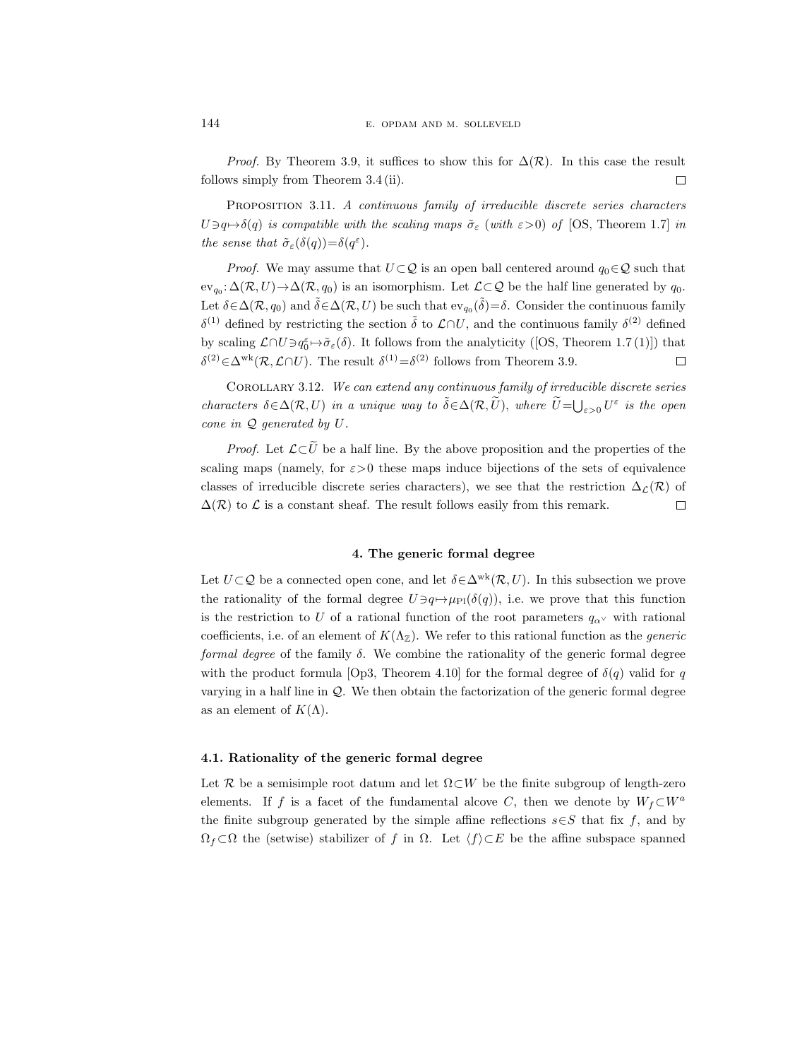*Proof.* By Theorem 3.9, it suffices to show this for $\Delta(\mathcal{R})$. In this case the result follows simply from Theorem 3.4 (ii). $\square$

PROPOSITION 3.11. *A continuous family of irreducible discrete series characters $U \ni q \mapsto \delta(q)$ is compatible with the scaling maps $\tilde{\sigma}_\varepsilon$ (with $\varepsilon > 0$) of* [OS, Theorem 1.7] *in the sense that $\tilde{\sigma}_\varepsilon(\delta(q)) = \delta(q^\varepsilon)$.*

*Proof.* We may assume that $U \subset \mathcal{Q}$ is an open ball centered around $q_0 \in \mathcal{Q}$ such that $\mathrm{ev}_{q_0} : \Delta(\mathcal{R}, U) \to \Delta(\mathcal{R}, q_0)$ is an isomorphism. Let $\mathcal{L} \subset \mathcal{Q}$ be the half line generated by $q_0$. Let $\delta \in \Delta(\mathcal{R}, q_0)$ and $\tilde{\delta} \in \Delta(\mathcal{R}, U)$ be such that $\mathrm{ev}_{q_0}(\tilde{\delta}) = \delta$. Consider the continuous family $\delta^{(1)}$ defined by restricting the section $\tilde{\delta}$ to $\mathcal{L} \cap U$, and the continuous family $\delta^{(2)}$ defined by scaling $\mathcal{L} \cap U \ni q_0^\varepsilon \mapsto \tilde{\sigma}_\varepsilon(\delta)$. It follows from the analyticity ([OS, Theorem 1.7 (1)]) that $\delta^{(2)} \in \Delta^{\mathrm{wk}}(\mathcal{R}, \mathcal{L} \cap U)$. The result $\delta^{(1)} = \delta^{(2)}$ follows from Theorem 3.9. $\square$

COROLLARY 3.12. *We can extend any continuous family of irreducible discrete series characters $\delta \in \Delta(\mathcal{R}, U)$ in a unique way to $\tilde{\delta} \in \Delta(\mathcal{R}, \widetilde{U})$, where $\widetilde{U} = \bigcup_{\varepsilon > 0} U^\varepsilon$ is the open cone in $\mathcal{Q}$ generated by $U$.*

*Proof.* Let $\mathcal{L} \subset \widetilde{U}$ be a half line. By the above proposition and the properties of the scaling maps (namely, for $\varepsilon > 0$ these maps induce bijections of the sets of equivalence classes of irreducible discrete series characters), we see that the restriction $\Delta_{\mathcal{L}}(\mathcal{R})$ of $\Delta(\mathcal{R})$ to $\mathcal{L}$ is a constant sheaf. The result follows easily from this remark. $\square$

## 4. The generic formal degree

Let $U \subset \mathcal{Q}$ be a connected open cone, and let $\delta \in \Delta^{\mathrm{wk}}(\mathcal{R}, U)$. In this subsection we prove the rationality of the formal degree $U \ni q \mapsto \mu_{\mathrm{Pl}}(\delta(q))$, i.e. we prove that this function is the restriction to $U$ of a rational function of the root parameters $q_{\alpha^\vee}$ with rational coefficients, i.e. of an element of $K(\Lambda_{\mathbb{Z}})$. We refer to this rational function as the *generic formal degree* of the family $\delta$. We combine the rationality of the generic formal degree with the product formula [Op3, Theorem 4.10] for the formal degree of $\delta(q)$ valid for $q$ varying in a half line in $\mathcal{Q}$. We then obtain the factorization of the generic formal degree as an element of $K(\Lambda)$.

### 4.1. Rationality of the generic formal degree

Let $\mathcal{R}$ be a semisimple root datum and let $\Omega \subset W$ be the finite subgroup of length-zero elements. If $f$ is a facet of the fundamental alcove $C$, then we denote by $W_f \subset W^a$ the finite subgroup generated by the simple affine reflections $s \in S$ that fix $f$, and by $\Omega_f \subset \Omega$ the (setwise) stabilizer of $f$ in $\Omega$. Let $\langle f \rangle \subset E$ be the affine subspace spanned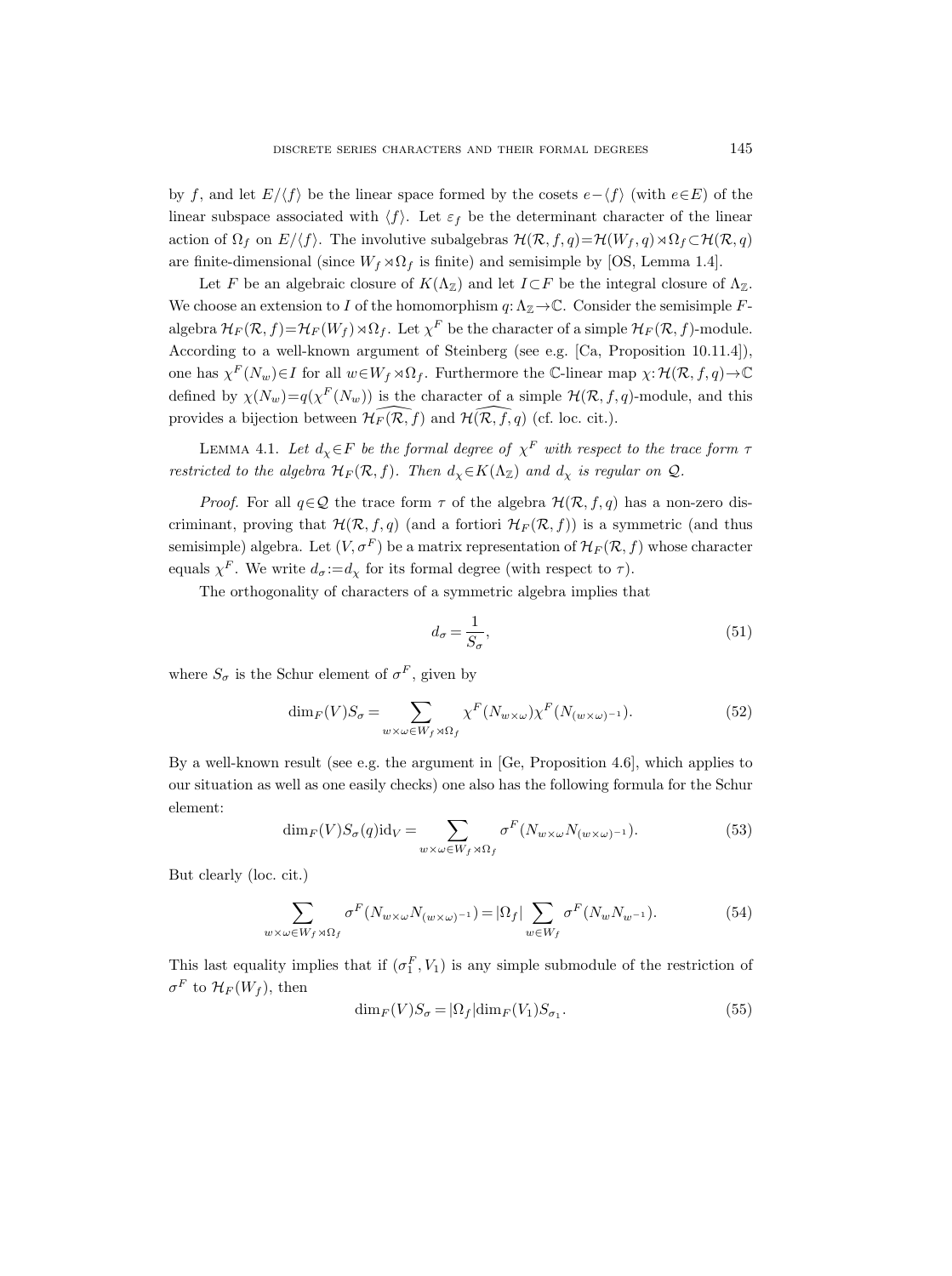by $f$, and let $E/\langle f\rangle$ be the linear space formed by the cosets $e-\langle f\rangle$ (with $e\in E$) of the linear subspace associated with $\langle f\rangle$. Let $\varepsilon_f$ be the determinant character of the linear action of $\Omega_f$ on $E/\langle f\rangle$. The involutive subalgebras $\mathcal{H}(\mathcal{R},f,q)=\mathcal{H}(W_f,q)\rtimes\Omega_f\subset\mathcal{H}(\mathcal{R},q)$ are finite-dimensional (since $W_f\rtimes\Omega_f$ is finite) and semisimple by [OS, Lemma 1.4].

Let $F$ be an algebraic closure of $K(\Lambda_{\mathbb{Z}})$ and let $I\subset F$ be the integral closure of $\Lambda_{\mathbb{Z}}$. We choose an extension to $I$ of the homomorphism $q:\Lambda_{\mathbb{Z}}\to\mathbb{C}$. Consider the semisimple $F$-algebra $\mathcal{H}_F(\mathcal{R},f)=\mathcal{H}_F(W_f)\rtimes\Omega_f$. Let $\chi^F$ be the character of a simple $\mathcal{H}_F(\mathcal{R},f)$-module. According to a well-known argument of Steinberg (see e.g. [Ca, Proposition 10.11.4]), one has $\chi^F(N_w)\in I$ for all $w\in W_f\rtimes\Omega_f$. Furthermore the $\mathbb{C}$-linear map $\chi:\mathcal{H}(\mathcal{R},f,q)\to\mathbb{C}$ defined by $\chi(N_w)=q(\chi^F(N_w))$ is the character of a simple $\mathcal{H}(\mathcal{R},f,q)$-module, and this provides a bijection between $\widehat{\mathcal{H}_F(\mathcal{R},f)}$ and $\widehat{\mathcal{H}(\mathcal{R},f,q)}$ (cf. loc. cit.).

Lemma 4.1. *Let $d_\chi\in F$ be the formal degree of $\chi^F$ with respect to the trace form $\tau$ restricted to the algebra $\mathcal{H}_F(\mathcal{R},f)$. Then $d_\chi\in K(\Lambda_{\mathbb{Z}})$ and $d_\chi$ is regular on $\mathcal{Q}$.*

*Proof.* For all $q\in\mathcal{Q}$ the trace form $\tau$ of the algebra $\mathcal{H}(\mathcal{R},f,q)$ has a non-zero discriminant, proving that $\mathcal{H}(\mathcal{R},f,q)$ (and a fortiori $\mathcal{H}_F(\mathcal{R},f)$) is a symmetric (and thus semisimple) algebra. Let $(V,\sigma^F)$ be a matrix representation of $\mathcal{H}_F(\mathcal{R},f)$ whose character equals $\chi^F$. We write $d_\sigma:=d_\chi$ for its formal degree (with respect to $\tau$).

The orthogonality of characters of a symmetric algebra implies that

$$d_\sigma=\frac{1}{S_\sigma},\tag{51}$$

where $S_\sigma$ is the Schur element of $\sigma^F$, given by

$$\dim_F(V)S_\sigma=\sum_{w\times\omega\in W_f\rtimes\Omega_f}\chi^F(N_{w\times\omega})\chi^F(N_{(w\times\omega)^{-1}}).\tag{52}$$

By a well-known result (see e.g. the argument in [Ge, Proposition 4.6], which applies to our situation as well as one easily checks) one also has the following formula for the Schur element:

$$\dim_F(V)S_\sigma(q)\mathrm{id}_V=\sum_{w\times\omega\in W_f\rtimes\Omega_f}\sigma^F(N_{w\times\omega}N_{(w\times\omega)^{-1}}).\tag{53}$$

But clearly (loc. cit.)

$$\sum_{w\times\omega\in W_f\rtimes\Omega_f}\sigma^F(N_{w\times\omega}N_{(w\times\omega)^{-1}})=|\Omega_f|\sum_{w\in W_f}\sigma^F(N_wN_{w^{-1}}).\tag{54}$$

This last equality implies that if $(\sigma_1^F,V_1)$ is any simple submodule of the restriction of $\sigma^F$ to $\mathcal{H}_F(W_f)$, then

$$\dim_F(V)S_\sigma=|\Omega_f|\dim_F(V_1)S_{\sigma_1}.\tag{55}$$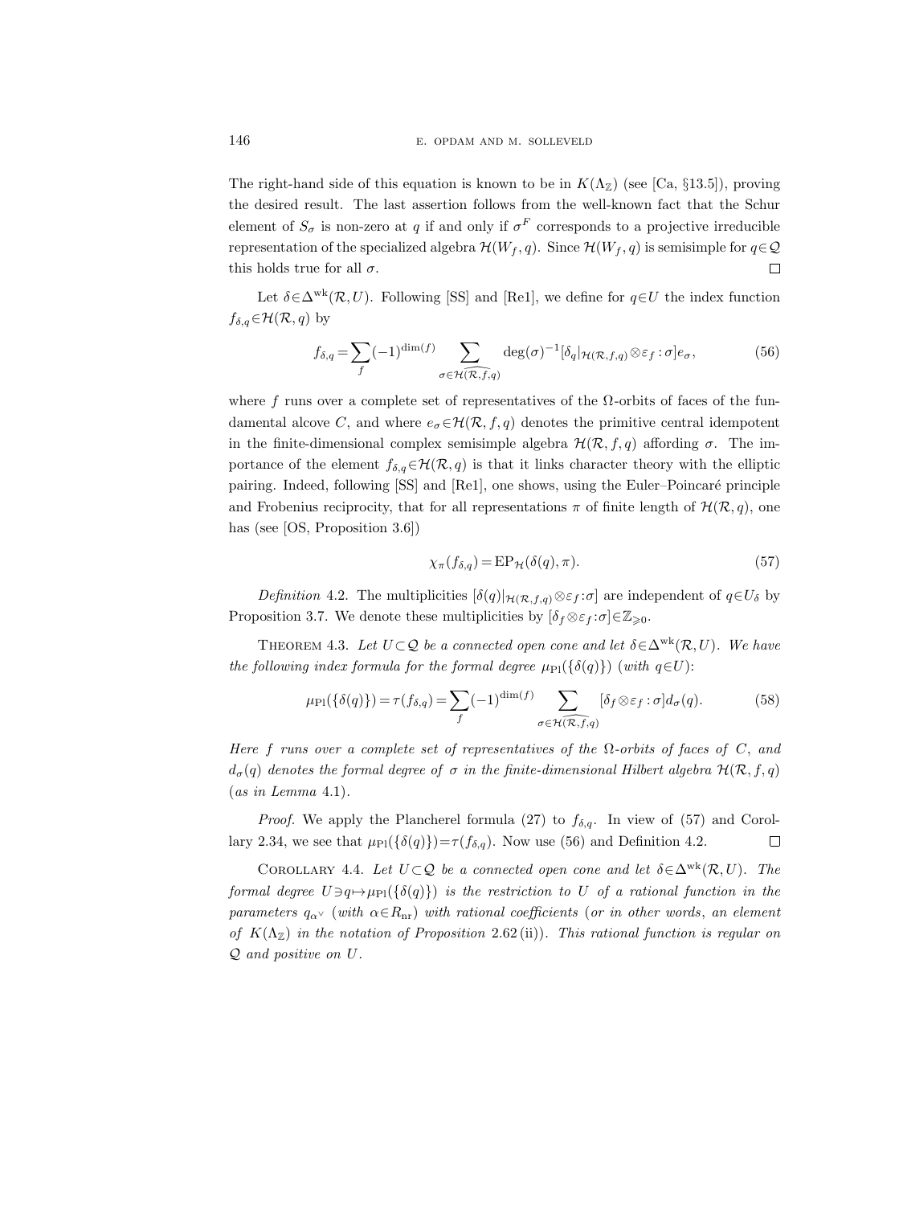The right-hand side of this equation is known to be in $K(\Lambda_{\mathbb{Z}})$ (see [Ca, §13.5]), proving the desired result. The last assertion follows from the well-known fact that the Schur element of $S_\sigma$ is non-zero at $q$ if and only if $\sigma^F$ corresponds to a projective irreducible representation of the specialized algebra $\mathcal{H}(W_f, q)$. Since $\mathcal{H}(W_f, q)$ is semisimple for $q \in \mathcal{Q}$ this holds true for all $\sigma$. $\square$

Let $\delta \in \Delta^{\mathrm{wk}}(\mathcal{R}, U)$. Following [SS] and [Re1], we define for $q \in U$ the index function $f_{\delta,q} \in \mathcal{H}(\mathcal{R}, q)$ by

$$f_{\delta,q} = \sum_f (-1)^{\dim(f)} \sum_{\sigma \in \widehat{\mathcal{H}(\mathcal{R},f,q)}} \deg(\sigma)^{-1} [\delta_q|_{\mathcal{H}(\mathcal{R},f,q)} \otimes \varepsilon_f : \sigma] e_\sigma, \tag{56}$$

where $f$ runs over a complete set of representatives of the $\Omega$-orbits of faces of the fundamental alcove $C$, and where $e_\sigma \in \mathcal{H}(\mathcal{R}, f, q)$ denotes the primitive central idempotent in the finite-dimensional complex semisimple algebra $\mathcal{H}(\mathcal{R}, f, q)$ affording $\sigma$. The importance of the element $f_{\delta,q} \in \mathcal{H}(\mathcal{R}, q)$ is that it links character theory with the elliptic pairing. Indeed, following [SS] and [Re1], one shows, using the Euler–Poincaré principle and Frobenius reciprocity, that for all representations $\pi$ of finite length of $\mathcal{H}(\mathcal{R}, q)$, one has (see [OS, Proposition 3.6])

$$\chi_\pi(f_{\delta,q}) = \mathrm{EP}_{\mathcal{H}}(\delta(q), \pi). \tag{57}$$

*Definition* 4.2. The multiplicities $[\delta(q)|_{\mathcal{H}(\mathcal{R},f,q)} \otimes \varepsilon_f : \sigma]$ are independent of $q \in U_\delta$ by Proposition 3.7. We denote these multiplicities by $[\delta_f \otimes \varepsilon_f : \sigma] \in \mathbb{Z}_{\geqslant 0}$.

THEOREM 4.3. *Let $U \subset \mathcal{Q}$ be a connected open cone and let $\delta \in \Delta^{\mathrm{wk}}(\mathcal{R}, U)$. We have the following index formula for the formal degree $\mu_{\mathrm{Pl}}(\{\delta(q)\})$ (with $q \in U$):*

$$\mu_{\mathrm{Pl}}(\{\delta(q)\}) = \tau(f_{\delta,q}) = \sum_f (-1)^{\dim(f)} \sum_{\sigma \in \widehat{\mathcal{H}(\mathcal{R},f,q)}} [\delta_f \otimes \varepsilon_f : \sigma] d_\sigma(q). \tag{58}$$

*Here $f$ runs over a complete set of representatives of the $\Omega$-orbits of faces of $C$, and $d_\sigma(q)$ denotes the formal degree of $\sigma$ in the finite-dimensional Hilbert algebra $\mathcal{H}(\mathcal{R}, f, q)$ (as in Lemma 4.1).*

*Proof.* We apply the Plancherel formula (27) to $f_{\delta,q}$. In view of (57) and Corollary 2.34, we see that $\mu_{\mathrm{Pl}}(\{\delta(q)\}) = \tau(f_{\delta,q})$. Now use (56) and Definition 4.2. $\square$

COROLLARY 4.4. *Let $U \subset \mathcal{Q}$ be a connected open cone and let $\delta \in \Delta^{\mathrm{wk}}(\mathcal{R}, U)$. The formal degree $U \ni q \mapsto \mu_{\mathrm{Pl}}(\{\delta(q)\})$ is the restriction to $U$ of a rational function in the parameters $q_{\alpha^\vee}$ (with $\alpha \in R_{\mathrm{nr}}$) with rational coefficients (or in other words, an element of $K(\Lambda_{\mathbb{Z}})$ in the notation of Proposition 2.62 (ii)). This rational function is regular on $\mathcal{Q}$ and positive on $U$.*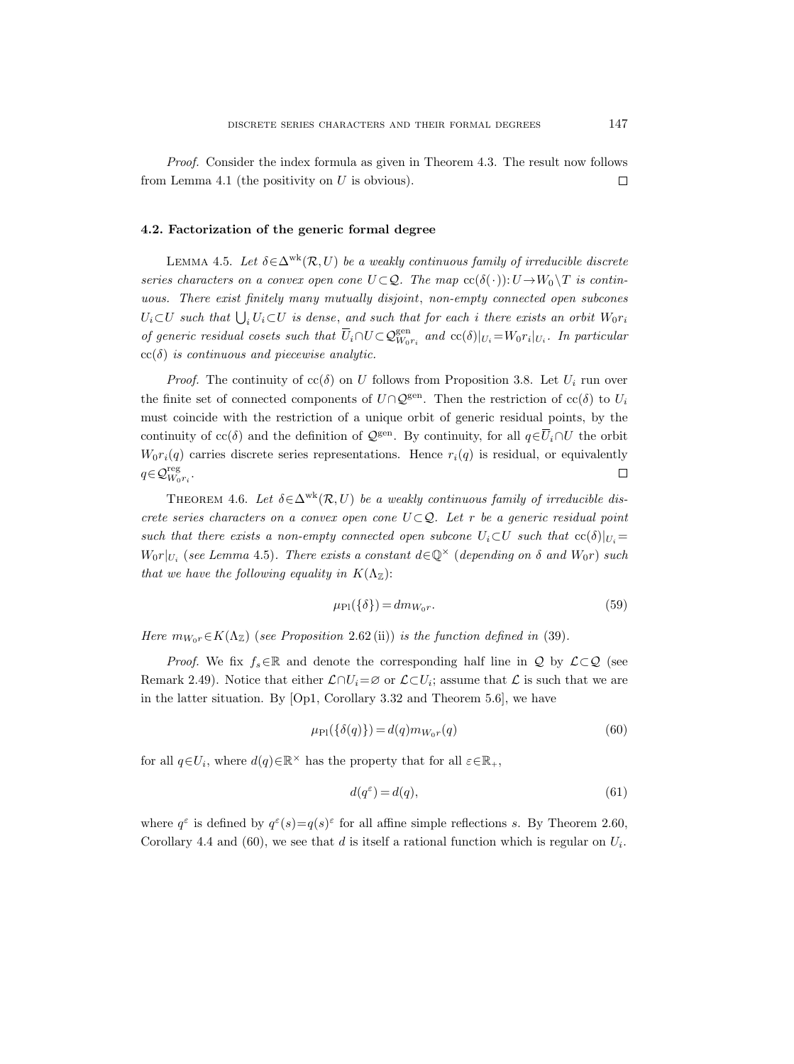*Proof.* Consider the index formula as given in Theorem 4.3. The result now follows from Lemma 4.1 (the positivity on $U$ is obvious). $\square$

### 4.2. Factorization of the generic formal degree

LEMMA 4.5. *Let $\delta \in \Delta^{\mathrm{wk}}(\mathcal{R}, U)$ be a weakly continuous family of irreducible discrete series characters on a convex open cone $U \subset \mathcal{Q}$. The map $\mathrm{cc}(\delta(\cdot)): U \to W_0\backslash T$ is continuous. There exist finitely many mutually disjoint, non-empty connected open subcones $U_i \subset U$ such that $\bigcup_i U_i \subset U$ is dense, and such that for each $i$ there exists an orbit $W_0 r_i$ of generic residual cosets such that $\overline{U}_i \cap U \subset \mathcal{Q}^{\mathrm{gen}}_{W_0 r_i}$ and $\mathrm{cc}(\delta)|_{U_i} = W_0 r_i|_{U_i}$. In particular $\mathrm{cc}(\delta)$ is continuous and piecewise analytic.*

*Proof.* The continuity of $\mathrm{cc}(\delta)$ on $U$ follows from Proposition 3.8. Let $U_i$ run over the finite set of connected components of $U \cap \mathcal{Q}^{\mathrm{gen}}$. Then the restriction of $\mathrm{cc}(\delta)$ to $U_i$ must coincide with the restriction of a unique orbit of generic residual points, by the continuity of $\mathrm{cc}(\delta)$ and the definition of $\mathcal{Q}^{\mathrm{gen}}$. By continuity, for all $q \in \overline{U}_i \cap U$ the orbit $W_0 r_i(q)$ carries discrete series representations. Hence $r_i(q)$ is residual, or equivalently $q \in \mathcal{Q}^{\mathrm{reg}}_{W_0 r_i}$. $\square$

THEOREM 4.6. *Let $\delta \in \Delta^{\mathrm{wk}}(\mathcal{R}, U)$ be a weakly continuous family of irreducible discrete series characters on a convex open cone $U \subset \mathcal{Q}$. Let $r$ be a generic residual point such that there exists a non-empty connected open subcone $U_i \subset U$ such that $\mathrm{cc}(\delta)|_{U_i} = W_0 r|_{U_i}$ (see Lemma 4.5). There exists a constant $d \in \mathbb{Q}^{\times}$ (depending on $\delta$ and $W_0 r$) such that we have the following equality in $K(\Lambda_{\mathbb{Z}})$:*

$$\mu_{\mathrm{Pl}}(\{\delta\}) = d m_{W_0 r}. \tag{59}$$

*Here $m_{W_0 r} \in K(\Lambda_{\mathbb{Z}})$ (see Proposition 2.62 (ii)) is the function defined in (39).*

*Proof.* We fix $f_s \in \mathbb{R}$ and denote the corresponding half line in $\mathcal{Q}$ by $\mathcal{L} \subset \mathcal{Q}$ (see Remark 2.49). Notice that either $\mathcal{L} \cap U_i = \varnothing$ or $\mathcal{L} \subset U_i$; assume that $\mathcal{L}$ is such that we are in the latter situation. By [Op1, Corollary 3.32 and Theorem 5.6], we have

$$\mu_{\mathrm{Pl}}(\{\delta(q)\}) = d(q) m_{W_0 r}(q) \tag{60}$$

for all $q \in U_i$, where $d(q) \in \mathbb{R}^{\times}$ has the property that for all $\varepsilon \in \mathbb{R}_+$,

$$d(q^{\varepsilon}) = d(q), \tag{61}$$

where $q^{\varepsilon}$ is defined by $q^{\varepsilon}(s) = q(s)^{\varepsilon}$ for all affine simple reflections $s$. By Theorem 2.60, Corollary 4.4 and (60), we see that $d$ is itself a rational function which is regular on $U_i$.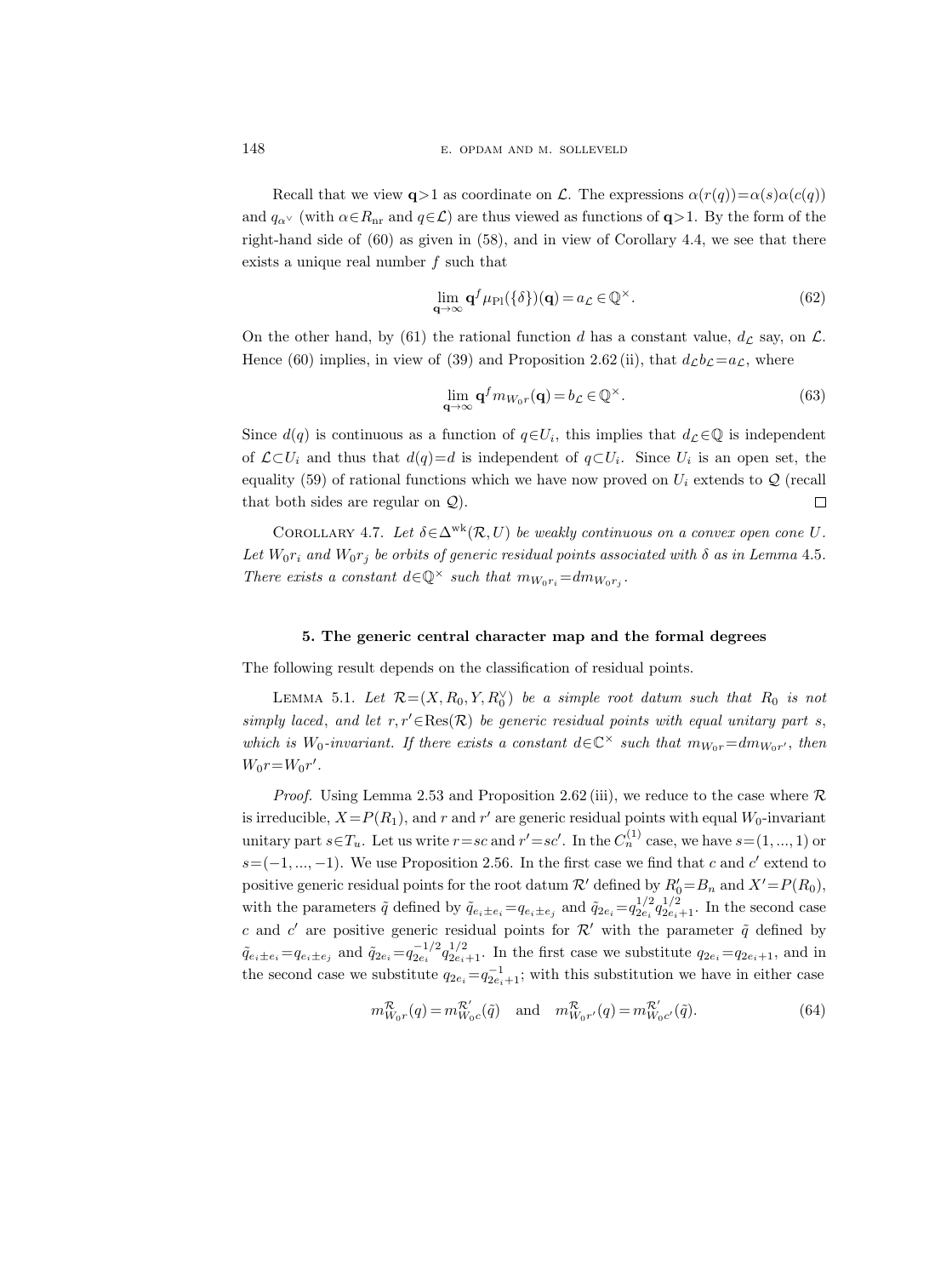Recall that we view $\mathbf{q}>1$ as coordinate on $\mathcal{L}$. The expressions $\alpha(r(q))=\alpha(s)\alpha(c(q))$ and $q_{\alpha^\vee}$ (with $\alpha\in R_{\mathrm{nr}}$ and $q\in\mathcal{L}$) are thus viewed as functions of $\mathbf{q}>1$. By the form of the right-hand side of (60) as given in (58), and in view of Corollary 4.4, we see that there exists a unique real number $f$ such that

$$\lim_{\mathbf{q}\to\infty}\mathbf{q}^f\mu_{\mathrm{Pl}}(\{\delta\})(\mathbf{q})=a_{\mathcal{L}}\in\mathbb{Q}^\times. \tag{62}$$

On the other hand, by (61) the rational function $d$ has a constant value, $d_{\mathcal{L}}$ say, on $\mathcal{L}$. Hence (60) implies, in view of (39) and Proposition 2.62 (ii), that $d_{\mathcal{L}}b_{\mathcal{L}}=a_{\mathcal{L}}$, where

$$\lim_{\mathbf{q}\to\infty}\mathbf{q}^f m_{W_0r}(\mathbf{q})=b_{\mathcal{L}}\in\mathbb{Q}^\times. \tag{63}$$

Since $d(q)$ is continuous as a function of $q\in U_i$, this implies that $d_{\mathcal{L}}\in\mathbb{Q}$ is independent of $\mathcal{L}\subset U_i$ and thus that $d(q)=d$ is independent of $q\subset U_i$. Since $U_i$ is an open set, the equality (59) of rational functions which we have now proved on $U_i$ extends to $\mathcal{Q}$ (recall that both sides are regular on $\mathcal{Q}$). $\square$

Corollary 4.7. *Let $\delta\in\Delta^{\mathrm{wk}}(\mathcal{R},U)$ be weakly continuous on a convex open cone $U$. Let $W_0r_i$ and $W_0r_j$ be orbits of generic residual points associated with $\delta$ as in Lemma* 4.5. *There exists a constant $d\in\mathbb{Q}^\times$ such that $m_{W_0r_i}=dm_{W_0r_j}$.*

### 5. The generic central character map and the formal degrees

The following result depends on the classification of residual points.

Lemma 5.1. *Let $\mathcal{R}=(X,R_0,Y,R_0^\vee)$ be a simple root datum such that $R_0$ is not simply laced, and let $r,r'\in\mathrm{Res}(\mathcal{R})$ be generic residual points with equal unitary part $s$, which is $W_0$-invariant. If there exists a constant $d\in\mathbb{C}^\times$ such that $m_{W_0r}=dm_{W_0r'}$, then $W_0r=W_0r'$.*

*Proof.* Using Lemma 2.53 and Proposition 2.62 (iii), we reduce to the case where $\mathcal{R}$ is irreducible, $X=P(R_1)$, and $r$ and $r'$ are generic residual points with equal $W_0$-invariant unitary part $s\in T_u$. Let us write $r=sc$ and $r'=sc'$. In the $C_n^{(1)}$ case, we have $s=(1,...,1)$ or $s=(-1,...,-1)$. We use Proposition 2.56. In the first case we find that $c$ and $c'$ extend to positive generic residual points for the root datum $\mathcal{R}'$ defined by $R_0'=B_n$ and $X'=P(R_0)$, with the parameters $\tilde q$ defined by $\tilde q_{e_i\pm e_i}=q_{e_i\pm e_j}$ and $\tilde q_{2e_i}=q_{2e_i}^{1/2}q_{2e_i+1}^{1/2}$. In the second case $c$ and $c'$ are positive generic residual points for $\mathcal{R}'$ with the parameter $\tilde q$ defined by $\tilde q_{e_i\pm e_i}=q_{e_i\pm e_j}$ and $\tilde q_{2e_i}=q_{2e_i}^{-1/2}q_{2e_i+1}^{1/2}$. In the first case we substitute $q_{2e_i}=q_{2e_i+1}$, and in the second case we substitute $q_{2e_i}=q_{2e_i+1}^{-1}$; with this substitution we have in either case

$$m_{W_0r}^{\mathcal{R}}(q)=m_{W_0c}^{\mathcal{R}'}(\tilde q)\quad\text{and}\quad m_{W_0r'}^{\mathcal{R}}(q)=m_{W_0c'}^{\mathcal{R}'}(\tilde q). \tag{64}$$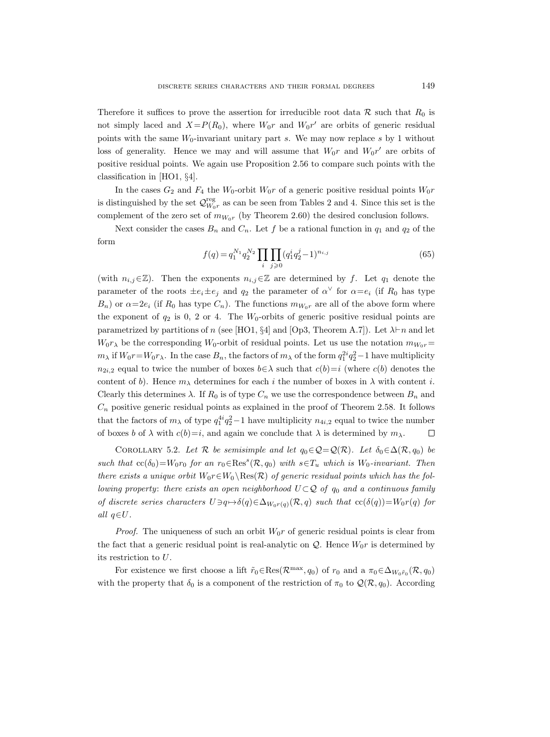Therefore it suffices to prove the assertion for irreducible root data $\mathcal{R}$ such that $R_0$ is not simply laced and $X=P(R_0)$, where $W_0r$ and $W_0r'$ are orbits of generic residual points with the same $W_0$-invariant unitary part $s$. We may now replace $s$ by 1 without loss of generality. Hence we may and will assume that $W_0r$ and $W_0r'$ are orbits of positive residual points. We again use Proposition 2.56 to compare such points with the classification in [HO1, §4].

In the cases $G_2$ and $F_4$ the $W_0$-orbit $W_0r$ of a generic positive residual points $W_0r$ is distinguished by the set $\mathcal{Q}^{\mathrm{reg}}_{W_0r}$ as can be seen from Tables 2 and 4. Since this set is the complement of the zero set of $m_{W_0r}$ (by Theorem 2.60) the desired conclusion follows.

Next consider the cases $B_n$ and $C_n$. Let $f$ be a rational function in $q_1$ and $q_2$ of the form

$$f(q)=q_1^{N_1}q_2^{N_2}\prod_i\prod_{j\geqslant 0}(q_1^iq_2^j-1)^{n_{i,j}} \tag{65}$$

(with $n_{i,j}\in\mathbb{Z}$). Then the exponents $n_{i,j}\in\mathbb{Z}$ are determined by $f$. Let $q_1$ denote the parameter of the roots $\pm e_i\pm e_j$ and $q_2$ the parameter of $\alpha^\vee$ for $\alpha=e_i$ (if $R_0$ has type $B_n$) or $\alpha=2e_i$ (if $R_0$ has type $C_n$). The functions $m_{W_0r}$ are all of the above form where the exponent of $q_2$ is 0, 2 or 4. The $W_0$-orbits of generic positive residual points are parametrized by partitions of $n$ (see [HO1, §4] and [Op3, Theorem A.7]). Let $\lambda\vdash n$ and let $W_0r_\lambda$ be the corresponding $W_0$-orbit of residual points. Let us use the notation $m_{W_0r}=m_\lambda$ if $W_0r=W_0r_\lambda$. In the case $B_n$, the factors of $m_\lambda$ of the form $q_1^{2i}q_2^2-1$ have multiplicity $n_{2i,2}$ equal to twice the number of boxes $b\in\lambda$ such that $c(b)=i$ (where $c(b)$ denotes the content of $b$). Hence $m_\lambda$ determines for each $i$ the number of boxes in $\lambda$ with content $i$. Clearly this determines $\lambda$. If $R_0$ is of type $C_n$ we use the correspondence between $B_n$ and $C_n$ positive generic residual points as explained in the proof of Theorem 2.58. It follows that the factors of $m_\lambda$ of type $q_1^{4i}q_2^2-1$ have multiplicity $n_{4i,2}$ equal to twice the number of boxes $b$ of $\lambda$ with $c(b)=i$, and again we conclude that $\lambda$ is determined by $m_\lambda$. □

Corollary 5.2. *Let $\mathcal{R}$ be semisimple and let $q_0\in\mathcal{Q}=\mathcal{Q}(\mathcal{R})$. Let $\delta_0\in\Delta(\mathcal{R},q_0)$ be such that $\mathrm{cc}(\delta_0)=W_0r_0$ for an $r_0\in\mathrm{Res}^s(\mathcal{R},q_0)$ with $s\in T_u$ which is $W_0$-invariant. Then there exists a unique orbit $W_0r\in W_0\backslash\mathrm{Res}(\mathcal{R})$ of generic residual points which has the following property: there exists an open neighborhood $U\subset\mathcal{Q}$ of $q_0$ and a continuous family of discrete series characters $U\ni q\mapsto\delta(q)\in\Delta_{W_0r(q)}(\mathcal{R},q)$ such that $\mathrm{cc}(\delta(q))=W_0r(q)$ for all $q\in U$.*

*Proof.* The uniqueness of such an orbit $W_0r$ of generic residual points is clear from the fact that a generic residual point is real-analytic on $\mathcal{Q}$. Hence $W_0r$ is determined by its restriction to $U$.

For existence we first choose a lift $\tilde{r}_0\in\mathrm{Res}(\mathcal{R}^{\max},q_0)$ of $r_0$ and a $\pi_0\in\Delta_{W_0\tilde{r}_0}(\mathcal{R},q_0)$ with the property that $\delta_0$ is a component of the restriction of $\pi_0$ to $\mathcal{Q}(\mathcal{R},q_0)$. According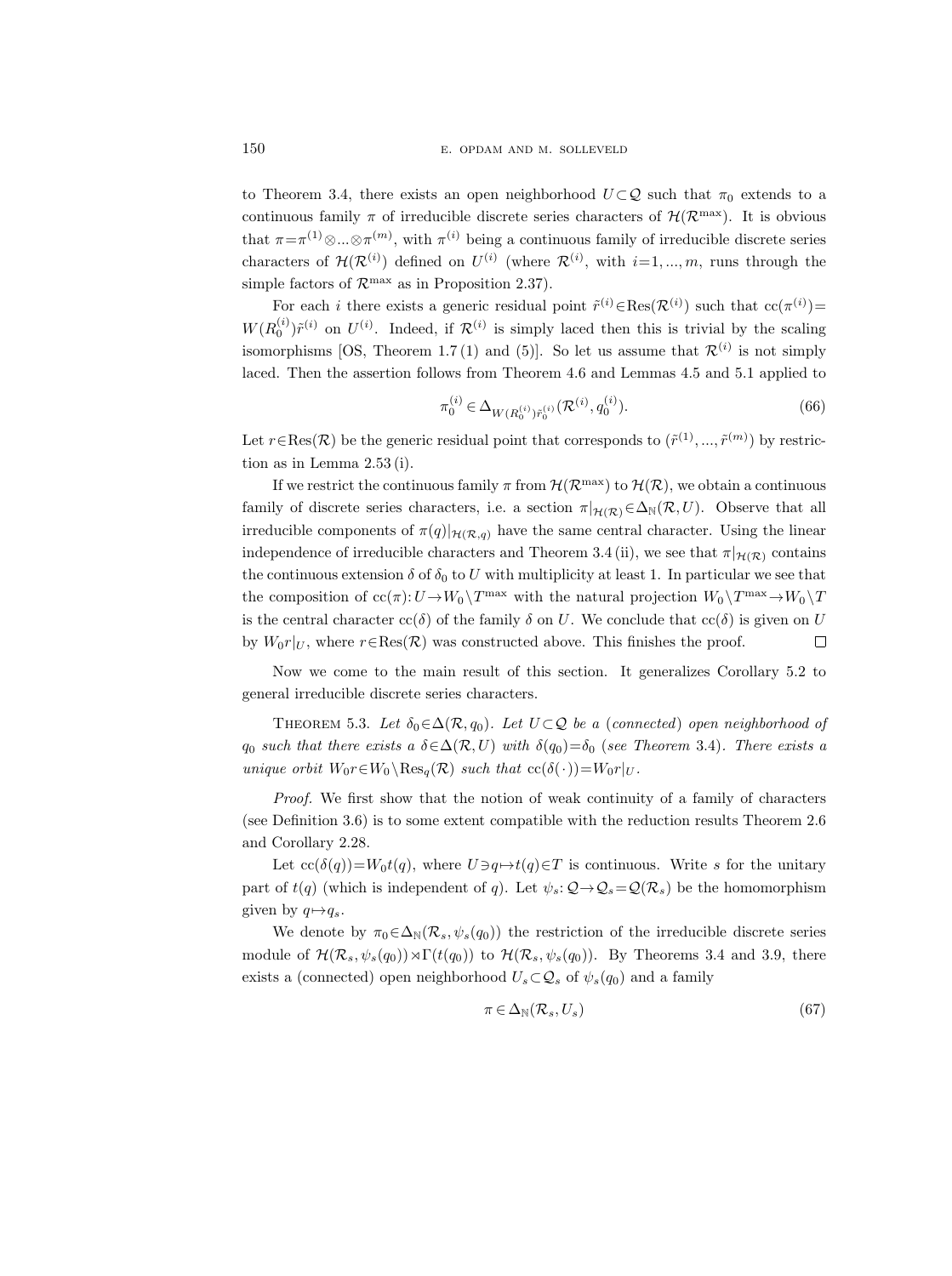to Theorem 3.4, there exists an open neighborhood $U\subset\mathcal{Q}$ such that $\pi_0$ extends to a continuous family $\pi$ of irreducible discrete series characters of $\mathcal{H}(\mathcal{R}^{\max})$. It is obvious that $\pi=\pi^{(1)}\otimes...\otimes\pi^{(m)}$, with $\pi^{(i)}$ being a continuous family of irreducible discrete series characters of $\mathcal{H}(\mathcal{R}^{(i)})$ defined on $U^{(i)}$ (where $\mathcal{R}^{(i)}$, with $i=1,...,m$, runs through the simple factors of $\mathcal{R}^{\max}$ as in Proposition 2.37).

For each $i$ there exists a generic residual point $\tilde{r}^{(i)}\in\operatorname{Res}(\mathcal{R}^{(i)})$ such that $\operatorname{cc}(\pi^{(i)})=W(R_0^{(i)})\tilde{r}^{(i)}$ on $U^{(i)}$. Indeed, if $\mathcal{R}^{(i)}$ is simply laced then this is trivial by the scaling isomorphisms [OS, Theorem 1.7 (1) and (5)]. So let us assume that $\mathcal{R}^{(i)}$ is not simply laced. Then the assertion follows from Theorem 4.6 and Lemmas 4.5 and 5.1 applied to

$$\pi_0^{(i)}\in\Delta_{W(R_0^{(i)})\tilde{r}_0^{(i)}}(\mathcal{R}^{(i)},q_0^{(i)}). \tag{66}$$

Let $r\in\operatorname{Res}(\mathcal{R})$ be the generic residual point that corresponds to $(\tilde{r}^{(1)},...,\tilde{r}^{(m)})$ by restriction as in Lemma 2.53 (i).

If we restrict the continuous family $\pi$ from $\mathcal{H}(\mathcal{R}^{\max})$ to $\mathcal{H}(\mathcal{R})$, we obtain a continuous family of discrete series characters, i.e. a section $\pi|_{\mathcal{H}(\mathcal{R})}\in\Delta_{\mathbb{N}}(\mathcal{R},U)$. Observe that all irreducible components of $\pi(q)|_{\mathcal{H}(\mathcal{R},q)}$ have the same central character. Using the linear independence of irreducible characters and Theorem 3.4 (ii), we see that $\pi|_{\mathcal{H}(\mathcal{R})}$ contains the continuous extension $\delta$ of $\delta_0$ to $U$ with multiplicity at least 1. In particular we see that the composition of $\operatorname{cc}(\pi)\colon U\to W_0\backslash T^{\max}$ with the natural projection $W_0\backslash T^{\max}\to W_0\backslash T$ is the central character $\operatorname{cc}(\delta)$ of the family $\delta$ on $U$. We conclude that $\operatorname{cc}(\delta)$ is given on $U$ by $W_0r|_U$, where $r\in\operatorname{Res}(\mathcal{R})$ was constructed above. This finishes the proof. $\square$

Now we come to the main result of this section. It generalizes Corollary 5.2 to general irreducible discrete series characters.

THEOREM 5.3. *Let $\delta_0\in\Delta(\mathcal{R},q_0)$. Let $U\subset\mathcal{Q}$ be a (connected) open neighborhood of $q_0$ such that there exists a $\delta\in\Delta(\mathcal{R},U)$ with $\delta(q_0)=\delta_0$ (see Theorem 3.4). There exists a unique orbit $W_0r\in W_0\backslash\operatorname{Res}_q(\mathcal{R})$ such that $\operatorname{cc}(\delta(\cdot))=W_0r|_U$.*

*Proof.* We first show that the notion of weak continuity of a family of characters (see Definition 3.6) is to some extent compatible with the reduction results Theorem 2.6 and Corollary 2.28.

Let $\operatorname{cc}(\delta(q))=W_0t(q)$, where $U\ni q\mapsto t(q)\in T$ is continuous. Write $s$ for the unitary part of $t(q)$ (which is independent of $q$). Let $\psi_s\colon\mathcal{Q}\to\mathcal{Q}_s=\mathcal{Q}(\mathcal{R}_s)$ be the homomorphism given by $q\mapsto q_s$.

We denote by $\pi_0\in\Delta_{\mathbb{N}}(\mathcal{R}_s,\psi_s(q_0))$ the restriction of the irreducible discrete series module of $\mathcal{H}(\mathcal{R}_s,\psi_s(q_0))\rtimes\Gamma(t(q_0))$ to $\mathcal{H}(\mathcal{R}_s,\psi_s(q_0))$. By Theorems 3.4 and 3.9, there exists a (connected) open neighborhood $U_s\subset\mathcal{Q}_s$ of $\psi_s(q_0)$ and a family

$$\pi\in\Delta_{\mathbb{N}}(\mathcal{R}_s,U_s) \tag{67}$$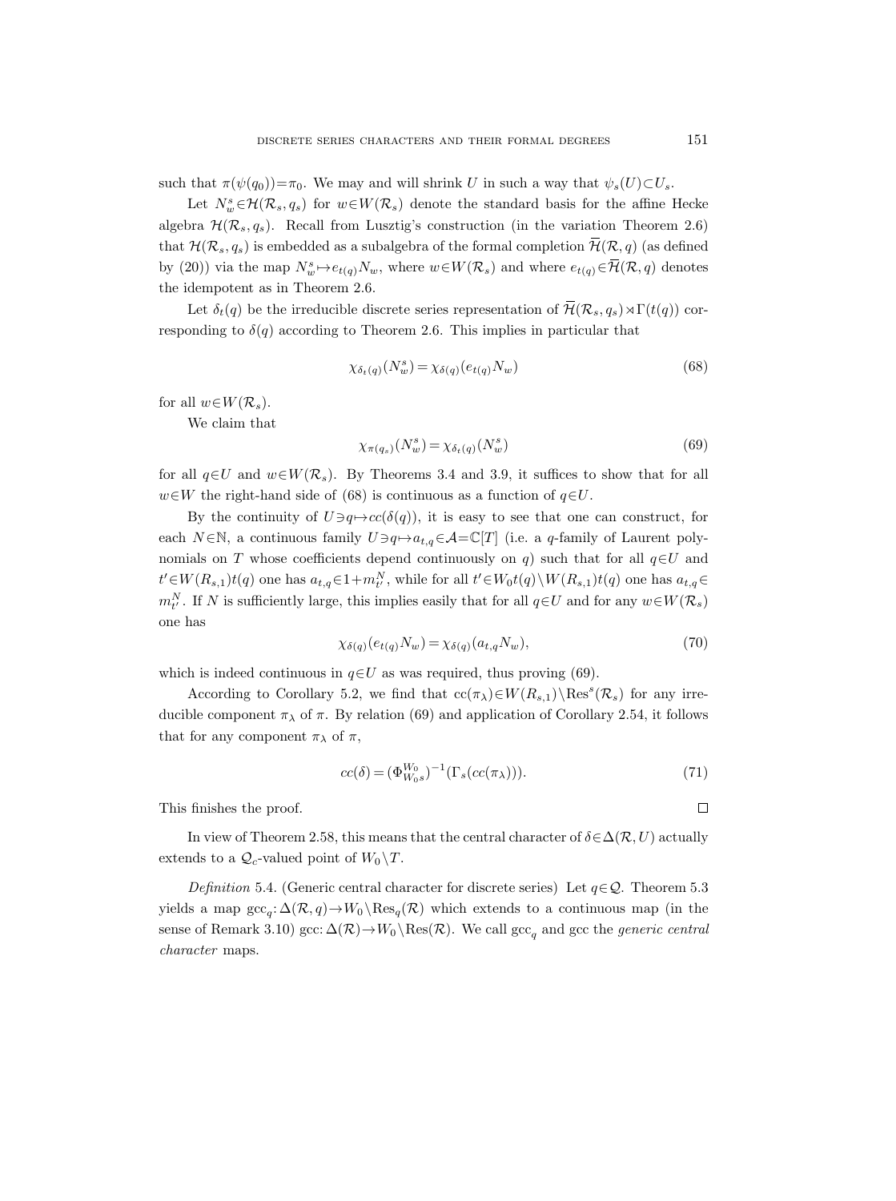such that $\pi(\psi(q_0))=\pi_0$. We may and will shrink $U$ in such a way that $\psi_s(U)\subset U_s$.

Let $N_w^s\in\mathcal{H}(\mathcal{R}_s,q_s)$ for $w\in W(\mathcal{R}_s)$ denote the standard basis for the affine Hecke algebra $\mathcal{H}(\mathcal{R}_s,q_s)$. Recall from Lusztig's construction (in the variation Theorem 2.6) that $\mathcal{H}(\mathcal{R}_s,q_s)$ is embedded as a subalgebra of the formal completion $\overline{\mathcal{H}}(\mathcal{R},q)$ (as defined by (20)) via the map $N_w^s\mapsto e_{t(q)}N_w$, where $w\in W(\mathcal{R}_s)$ and where $e_{t(q)}\in\overline{\mathcal{H}}(\mathcal{R},q)$ denotes the idempotent as in Theorem 2.6.

Let $\delta_t(q)$ be the irreducible discrete series representation of $\overline{\mathcal{H}}(\mathcal{R}_s,q_s)\rtimes\Gamma(t(q))$ corresponding to $\delta(q)$ according to Theorem 2.6. This implies in particular that

$$\chi_{\delta_t(q)}(N_w^s)=\chi_{\delta(q)}(e_{t(q)}N_w) \tag{68}$$

for all $w\in W(\mathcal{R}_s)$.

We claim that

$$\chi_{\pi(q_s)}(N_w^s)=\chi_{\delta_t(q)}(N_w^s) \tag{69}$$

for all $q\in U$ and $w\in W(\mathcal{R}_s)$. By Theorems 3.4 and 3.9, it suffices to show that for all $w\in W$ the right-hand side of (68) is continuous as a function of $q\in U$.

By the continuity of $U\ni q\mapsto cc(\delta(q))$, it is easy to see that one can construct, for each $N\in\mathbb{N}$, a continuous family $U\ni q\mapsto a_{t,q}\in\mathcal{A}=\mathbb{C}[T]$ (i.e. a $q$-family of Laurent polynomials on $T$ whose coefficients depend continuously on $q$) such that for all $q\in U$ and $t'\in W(R_{s,1})t(q)$ one has $a_{t,q}\in 1+m_{t'}^N$, while for all $t'\in W_0t(q)\setminus W(R_{s,1})t(q)$ one has $a_{t,q}\in m_{t'}^N$. If $N$ is sufficiently large, this implies easily that for all $q\in U$ and for any $w\in W(\mathcal{R}_s)$ one has

$$\chi_{\delta(q)}(e_{t(q)}N_w)=\chi_{\delta(q)}(a_{t,q}N_w), \tag{70}$$

which is indeed continuous in $q\in U$ as was required, thus proving (69).

According to Corollary 5.2, we find that $\mathrm{cc}(\pi_\lambda)\in W(R_{s,1})\setminus\mathrm{Res}^s(\mathcal{R}_s)$ for any irreducible component $\pi_\lambda$ of $\pi$. By relation (69) and application of Corollary 2.54, it follows that for any component $\pi_\lambda$ of $\pi$,

$$cc(\delta)=(\Phi_{W_0s}^{W_0})^{-1}(\Gamma_s(cc(\pi_\lambda))). \tag{71}$$

This finishes the proof. $\square$

In view of Theorem 2.58, this means that the central character of $\delta\in\Delta(\mathcal{R},U)$ actually extends to a $\mathcal{Q}_c$-valued point of $W_0\setminus T$.

*Definition* 5.4. (Generic central character for discrete series) Let $q\in\mathcal{Q}$. Theorem 5.3 yields a map $\mathrm{gcc}_q\colon\Delta(\mathcal{R},q)\to W_0\setminus\mathrm{Res}_q(\mathcal{R})$ which extends to a continuous map (in the sense of Remark 3.10) $\mathrm{gcc}\colon\Delta(\mathcal{R})\to W_0\setminus\mathrm{Res}(\mathcal{R})$. We call $\mathrm{gcc}_q$ and gcc the *generic central character* maps.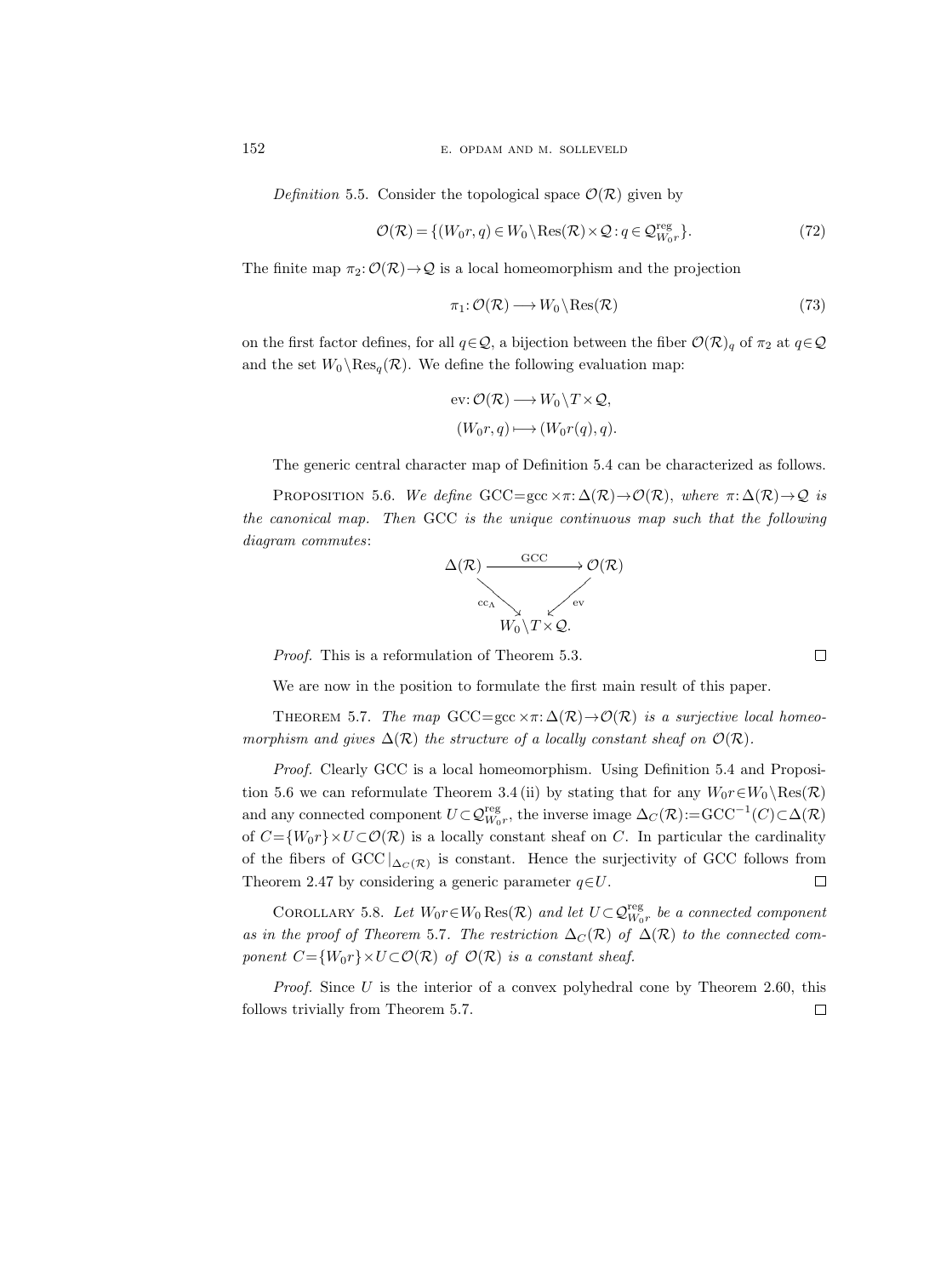*Definition* 5.5. Consider the topological space $\mathcal{O}(\mathcal{R})$ given by

$$\mathcal{O}(\mathcal{R}) = \{(W_0 r, q) \in W_0 \backslash \mathrm{Res}(\mathcal{R}) \times \mathcal{Q} : q \in \mathcal{Q}^{\mathrm{reg}}_{W_0 r}\}. \tag{72}$$

The finite map $\pi_2 : \mathcal{O}(\mathcal{R}) \to \mathcal{Q}$ is a local homeomorphism and the projection

$$\pi_1 : \mathcal{O}(\mathcal{R}) \longrightarrow W_0 \backslash \mathrm{Res}(\mathcal{R}) \tag{73}$$

on the first factor defines, for all $q \in \mathcal{Q}$, a bijection between the fiber $\mathcal{O}(\mathcal{R})_q$ of $\pi_2$ at $q \in \mathcal{Q}$ and the set $W_0 \backslash \mathrm{Res}_q(\mathcal{R})$. We define the following evaluation map:

$$\begin{aligned} \mathrm{ev} : \mathcal{O}(\mathcal{R}) &\longrightarrow W_0 \backslash T \times \mathcal{Q}, \\ (W_0 r, q) &\longmapsto (W_0 r(q), q). \end{aligned}$$

The generic central character map of Definition 5.4 can be characterized as follows.

PROPOSITION 5.6. *We define* $\mathrm{GCC} = \mathrm{gcc} \times \pi : \Delta(\mathcal{R}) \to \mathcal{O}(\mathcal{R})$, *where* $\pi : \Delta(\mathcal{R}) \to \mathcal{Q}$ *is the canonical map. Then* GCC *is the unique continuous map such that the following diagram commutes*:

$$\begin{array}{ccc} \Delta(\mathcal{R}) & \xrightarrow{\mathrm{GCC}} & \mathcal{O}(\mathcal{R}) \\ & \searrow^{\mathrm{cc}_\Lambda} \quad \swarrow^{\mathrm{ev}} & \\ & W_0 \backslash T \times \mathcal{Q}. & \end{array}$$

*Proof.* This is a reformulation of Theorem 5.3. $\square$

We are now in the position to formulate the first main result of this paper.

THEOREM 5.7. *The map* $\mathrm{GCC} = \mathrm{gcc} \times \pi : \Delta(\mathcal{R}) \to \mathcal{O}(\mathcal{R})$ *is a surjective local homeomorphism and gives* $\Delta(\mathcal{R})$ *the structure of a locally constant sheaf on* $\mathcal{O}(\mathcal{R})$.

*Proof.* Clearly GCC is a local homeomorphism. Using Definition 5.4 and Proposition 5.6 we can reformulate Theorem 3.4 (ii) by stating that for any $W_0 r \in W_0 \backslash \mathrm{Res}(\mathcal{R})$ and any connected component $U \subset \mathcal{Q}^{\mathrm{reg}}_{W_0 r}$, the inverse image $\Delta_C(\mathcal{R}) := \mathrm{GCC}^{-1}(C) \subset \Delta(\mathcal{R})$ of $C = \{W_0 r\} \times U \subset \mathcal{O}(\mathcal{R})$ is a locally constant sheaf on $C$. In particular the cardinality of the fibers of $\mathrm{GCC}|_{\Delta_C(\mathcal{R})}$ is constant. Hence the surjectivity of GCC follows from Theorem 2.47 by considering a generic parameter $q \in U$. $\square$

COROLLARY 5.8. *Let* $W_0 r \in W_0 \,\mathrm{Res}(\mathcal{R})$ *and let* $U \subset \mathcal{Q}^{\mathrm{reg}}_{W_0 r}$ *be a connected component as in the proof of Theorem* 5.7. *The restriction* $\Delta_C(\mathcal{R})$ *of* $\Delta(\mathcal{R})$ *to the connected component* $C = \{W_0 r\} \times U \subset \mathcal{O}(\mathcal{R})$ *of* $\mathcal{O}(\mathcal{R})$ *is a constant sheaf.*

*Proof.* Since $U$ is the interior of a convex polyhedral cone by Theorem 2.60, this follows trivially from Theorem 5.7. $\square$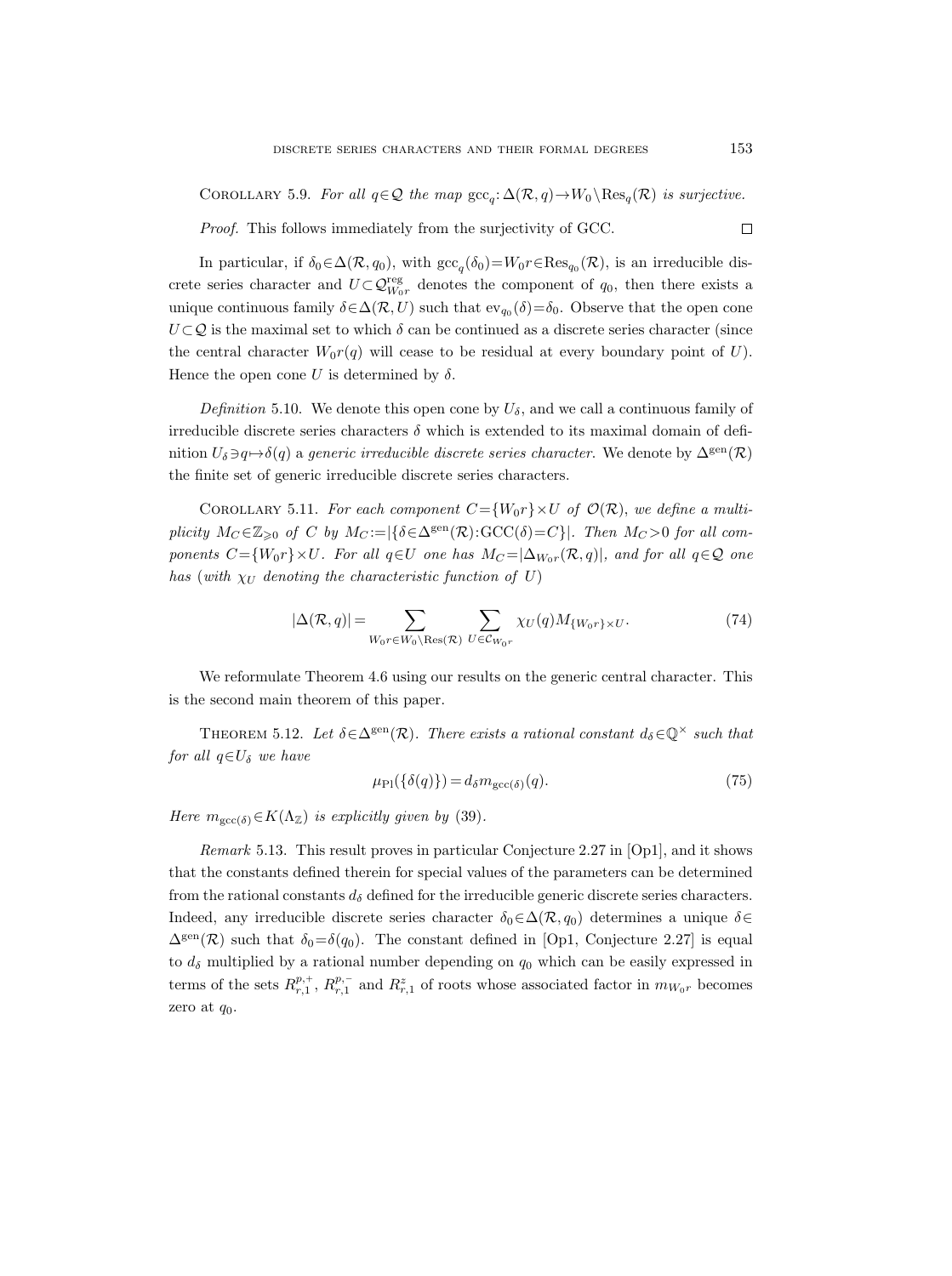Corollary 5.9. *For all $q\in\mathcal{Q}$ the map $\mathrm{gcc}_q\colon\Delta(\mathcal{R},q)\to W_0\backslash\mathrm{Res}_q(\mathcal{R})$ is surjective.*

*Proof.* This follows immediately from the surjectivity of GCC. $\square$

In particular, if $\delta_0\in\Delta(\mathcal{R},q_0)$, with $\mathrm{gcc}_q(\delta_0)=W_0r\in\mathrm{Res}_{q_0}(\mathcal{R})$, is an irreducible discrete series character and $U\subset\mathcal{Q}^{\mathrm{reg}}_{W_0r}$ denotes the component of $q_0$, then there exists a unique continuous family $\delta\in\Delta(\mathcal{R},U)$ such that $\mathrm{ev}_{q_0}(\delta)=\delta_0$. Observe that the open cone $U\subset\mathcal{Q}$ is the maximal set to which $\delta$ can be continued as a discrete series character (since the central character $W_0r(q)$ will cease to be residual at every boundary point of $U$). Hence the open cone $U$ is determined by $\delta$.

*Definition* 5.10. We denote this open cone by $U_\delta$, and we call a continuous family of irreducible discrete series characters $\delta$ which is extended to its maximal domain of definition $U_\delta\ni q\mapsto\delta(q)$ a *generic irreducible discrete series character*. We denote by $\Delta^{\mathrm{gen}}(\mathcal{R})$ the finite set of generic irreducible discrete series characters.

Corollary 5.11. *For each component $C=\{W_0r\}\times U$ of $\mathcal{O}(\mathcal{R})$, we define a multiplicity $M_C\in\mathbb{Z}_{\geqslant 0}$ of $C$ by $M_C:=|\{\delta\in\Delta^{\mathrm{gen}}(\mathcal{R}):\mathrm{GCC}(\delta)=C\}|$. Then $M_C>0$ for all components $C=\{W_0r\}\times U$. For all $q\in U$ one has $M_C=|\Delta_{W_0r}(\mathcal{R},q)|$, and for all $q\in\mathcal{Q}$ one has* (*with $\chi_U$ denoting the characteristic function of $U$*)

$$|\Delta(\mathcal{R},q)|=\sum_{W_0r\in W_0\backslash\mathrm{Res}(\mathcal{R})}\;\sum_{U\in\mathcal{C}_{W_0r}}\chi_U(q)M_{\{W_0r\}\times U}. \tag{74}$$

We reformulate Theorem 4.6 using our results on the generic central character. This is the second main theorem of this paper.

Theorem 5.12. *Let $\delta\in\Delta^{\mathrm{gen}}(\mathcal{R})$. There exists a rational constant $d_\delta\in\mathbb{Q}^\times$ such that for all $q\in U_\delta$ we have*

$$\mu_{\mathrm{Pl}}(\{\delta(q)\})=d_\delta m_{\mathrm{gcc}(\delta)}(q). \tag{75}$$

*Here $m_{\mathrm{gcc}(\delta)}\in K(\Lambda_\mathbb{Z})$ is explicitly given by* (39).

*Remark* 5.13. This result proves in particular Conjecture 2.27 in [Op1], and it shows that the constants defined therein for special values of the parameters can be determined from the rational constants $d_\delta$ defined for the irreducible generic discrete series characters. Indeed, any irreducible discrete series character $\delta_0\in\Delta(\mathcal{R},q_0)$ determines a unique $\delta\in\Delta^{\mathrm{gen}}(\mathcal{R})$ such that $\delta_0=\delta(q_0)$. The constant defined in [Op1, Conjecture 2.27] is equal to $d_\delta$ multiplied by a rational number depending on $q_0$ which can be easily expressed in terms of the sets $R^{p,+}_{r,1}$, $R^{p,-}_{r,1}$ and $R^{z}_{r,1}$ of roots whose associated factor in $m_{W_0r}$ becomes zero at $q_0$.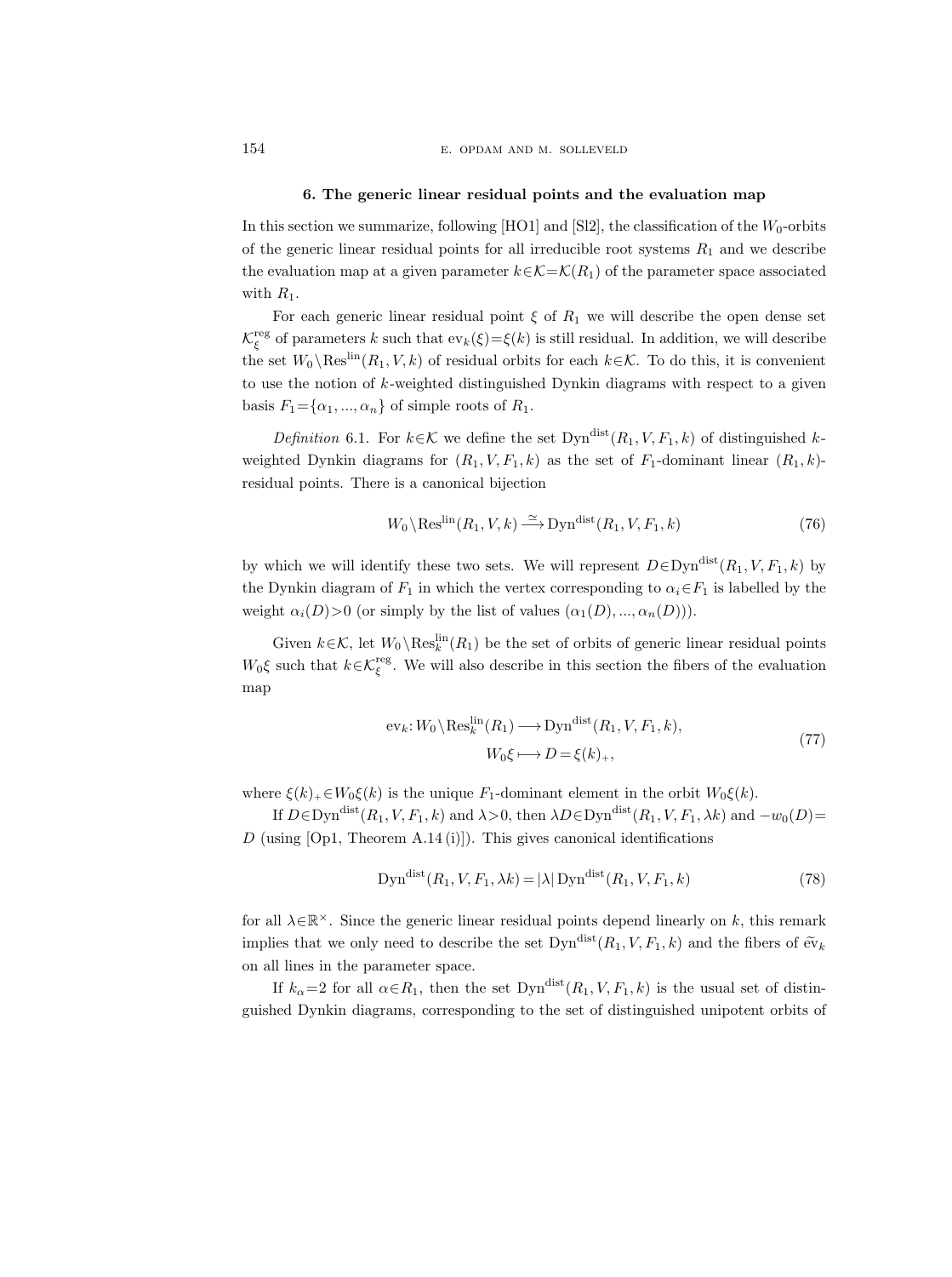## 6. The generic linear residual points and the evaluation map

In this section we summarize, following [HO1] and [Sl2], the classification of the $W_0$-orbits of the generic linear residual points for all irreducible root systems $R_1$ and we describe the evaluation map at a given parameter $k\in\mathcal{K}=\mathcal{K}(R_1)$ of the parameter space associated with $R_1$.

For each generic linear residual point $\xi$ of $R_1$ we will describe the open dense set $\mathcal{K}_\xi^{\mathrm{reg}}$ of parameters $k$ such that $\mathrm{ev}_k(\xi)=\xi(k)$ is still residual. In addition, we will describe the set $W_0\backslash\mathrm{Res}^{\mathrm{lin}}(R_1,V,k)$ of residual orbits for each $k\in\mathcal{K}$. To do this, it is convenient to use the notion of $k$-weighted distinguished Dynkin diagrams with respect to a given basis $F_1=\{\alpha_1,...,\alpha_n\}$ of simple roots of $R_1$.

*Definition* 6.1. For $k\in\mathcal{K}$ we define the set $\mathrm{Dyn}^{\mathrm{dist}}(R_1,V,F_1,k)$ of distinguished $k$-weighted Dynkin diagrams for $(R_1,V,F_1,k)$ as the set of $F_1$-dominant linear $(R_1,k)$-residual points. There is a canonical bijection

$$W_0\backslash\mathrm{Res}^{\mathrm{lin}}(R_1,V,k)\xrightarrow{\simeq}\mathrm{Dyn}^{\mathrm{dist}}(R_1,V,F_1,k) \tag{76}$$

by which we will identify these two sets. We will represent $D\in\mathrm{Dyn}^{\mathrm{dist}}(R_1,V,F_1,k)$ by the Dynkin diagram of $F_1$ in which the vertex corresponding to $\alpha_i\in F_1$ is labelled by the weight $\alpha_i(D)>0$ (or simply by the list of values $(\alpha_1(D),...,\alpha_n(D))$).

Given $k\in\mathcal{K}$, let $W_0\backslash\mathrm{Res}_k^{\mathrm{lin}}(R_1)$ be the set of orbits of generic linear residual points $W_0\xi$ such that $k\in\mathcal{K}_\xi^{\mathrm{reg}}$. We will also describe in this section the fibers of the evaluation map

$$\begin{aligned}\mathrm{ev}_k: W_0\backslash\mathrm{Res}_k^{\mathrm{lin}}(R_1) &\longrightarrow \mathrm{Dyn}^{\mathrm{dist}}(R_1,V,F_1,k),\\ W_0\xi &\longmapsto D=\xi(k)_+,\end{aligned} \tag{77}$$

where $\xi(k)_+\in W_0\xi(k)$ is the unique $F_1$-dominant element in the orbit $W_0\xi(k)$.

If $D\in\mathrm{Dyn}^{\mathrm{dist}}(R_1,V,F_1,k)$ and $\lambda>0$, then $\lambda D\in\mathrm{Dyn}^{\mathrm{dist}}(R_1,V,F_1,\lambda k)$ and $-w_0(D)=D$ (using [Op1, Theorem A.14 (i)]). This gives canonical identifications

$$\mathrm{Dyn}^{\mathrm{dist}}(R_1,V,F_1,\lambda k)=|\lambda|\,\mathrm{Dyn}^{\mathrm{dist}}(R_1,V,F_1,k) \tag{78}$$

for all $\lambda\in\mathbb{R}^\times$. Since the generic linear residual points depend linearly on $k$, this remark implies that we only need to describe the set $\mathrm{Dyn}^{\mathrm{dist}}(R_1,V,F_1,k)$ and the fibers of $\widetilde{\mathrm{ev}}_k$ on all lines in the parameter space.

If $k_\alpha=2$ for all $\alpha\in R_1$, then the set $\mathrm{Dyn}^{\mathrm{dist}}(R_1,V,F_1,k)$ is the usual set of distinguished Dynkin diagrams, corresponding to the set of distinguished unipotent orbits of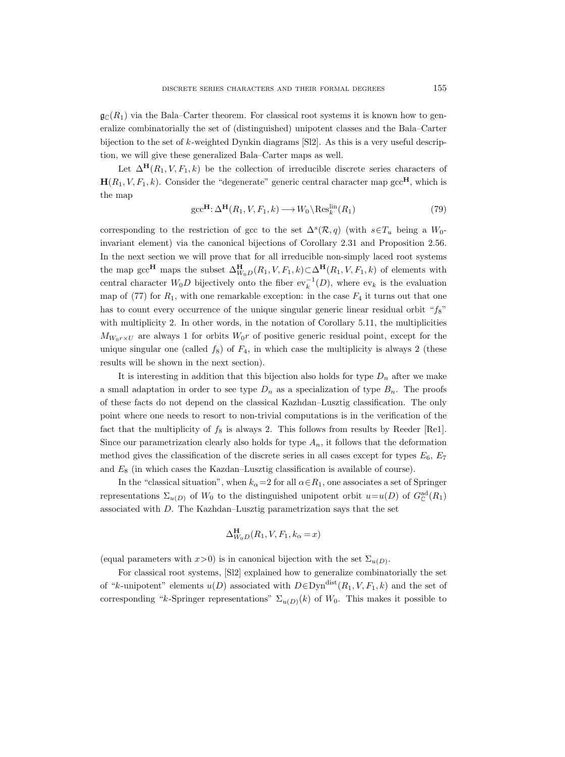$\mathfrak{g}_{\mathbb{C}}(R_1)$ via the Bala–Carter theorem. For classical root systems it is known how to generalize combinatorially the set of (distinguished) unipotent classes and the Bala–Carter bijection to the set of $k$-weighted Dynkin diagrams [Sl2]. As this is a very useful description, we will give these generalized Bala–Carter maps as well.

Let $\Delta^{\mathbf{H}}(R_1, V, F_1, k)$ be the collection of irreducible discrete series characters of $\mathbf{H}(R_1, V, F_1, k)$. Consider the "degenerate" generic central character map $\mathrm{gcc}^{\mathbf{H}}$, which is the map

$$\mathrm{gcc}^{\mathbf{H}}\colon \Delta^{\mathbf{H}}(R_1, V, F_1, k) \longrightarrow W_0 \backslash \mathrm{Res}_k^{\mathrm{lin}}(R_1) \tag{79}$$

corresponding to the restriction of gcc to the set $\Delta^s(\mathcal{R}, q)$ (with $s \in T_u$ being a $W_0$-invariant element) via the canonical bijections of Corollary 2.31 and Proposition 2.56. In the next section we will prove that for all irreducible non-simply laced root systems the map $\mathrm{gcc}^{\mathbf{H}}$ maps the subset $\Delta^{\mathbf{H}}_{W_0 D}(R_1, V, F_1, k) \subset \Delta^{\mathbf{H}}(R_1, V, F_1, k)$ of elements with central character $W_0 D$ bijectively onto the fiber $\mathrm{ev}_k^{-1}(D)$, where $\mathrm{ev}_k$ is the evaluation map of (77) for $R_1$, with one remarkable exception: in the case $F_4$ it turns out that one has to count every occurrence of the unique singular generic linear residual orbit "$f_8$" with multiplicity 2. In other words, in the notation of Corollary 5.11, the multiplicities $M_{W_0 r \times U}$ are always 1 for orbits $W_0 r$ of positive generic residual point, except for the unique singular one (called $f_8$) of $F_4$, in which case the multiplicity is always 2 (these results will be shown in the next section).

It is interesting in addition that this bijection also holds for type $D_n$ after we make a small adaptation in order to see type $D_n$ as a specialization of type $B_n$. The proofs of these facts do not depend on the classical Kazhdan–Lusztig classification. The only point where one needs to resort to non-trivial computations is in the verification of the fact that the multiplicity of $f_8$ is always 2. This follows from results by Reeder [Re1]. Since our parametrization clearly also holds for type $A_n$, it follows that the deformation method gives the classification of the discrete series in all cases except for types $E_6$, $E_7$ and $E_8$ (in which cases the Kazdan–Lusztig classification is available of course).

In the "classical situation", when $k_\alpha = 2$ for all $\alpha \in R_1$, one associates a set of Springer representations $\Sigma_{u(D)}$ of $W_0$ to the distinguished unipotent orbit $u = u(D)$ of $G^{\mathrm{ad}}_{\mathbb{C}}(R_1)$ associated with $D$. The Kazhdan–Lusztig parametrization says that the set

$$\Delta^{\mathbf{H}}_{W_0 D}(R_1, V, F_1, k_\alpha = x)$$

(equal parameters with $x > 0$) is in canonical bijection with the set $\Sigma_{u(D)}$.

For classical root systems, [Sl2] explained how to generalize combinatorially the set of "$k$-unipotent" elements $u(D)$ associated with $D \in \mathrm{Dyn}^{\mathrm{dist}}(R_1, V, F_1, k)$ and the set of corresponding "$k$-Springer representations" $\Sigma_{u(D)}(k)$ of $W_0$. This makes it possible to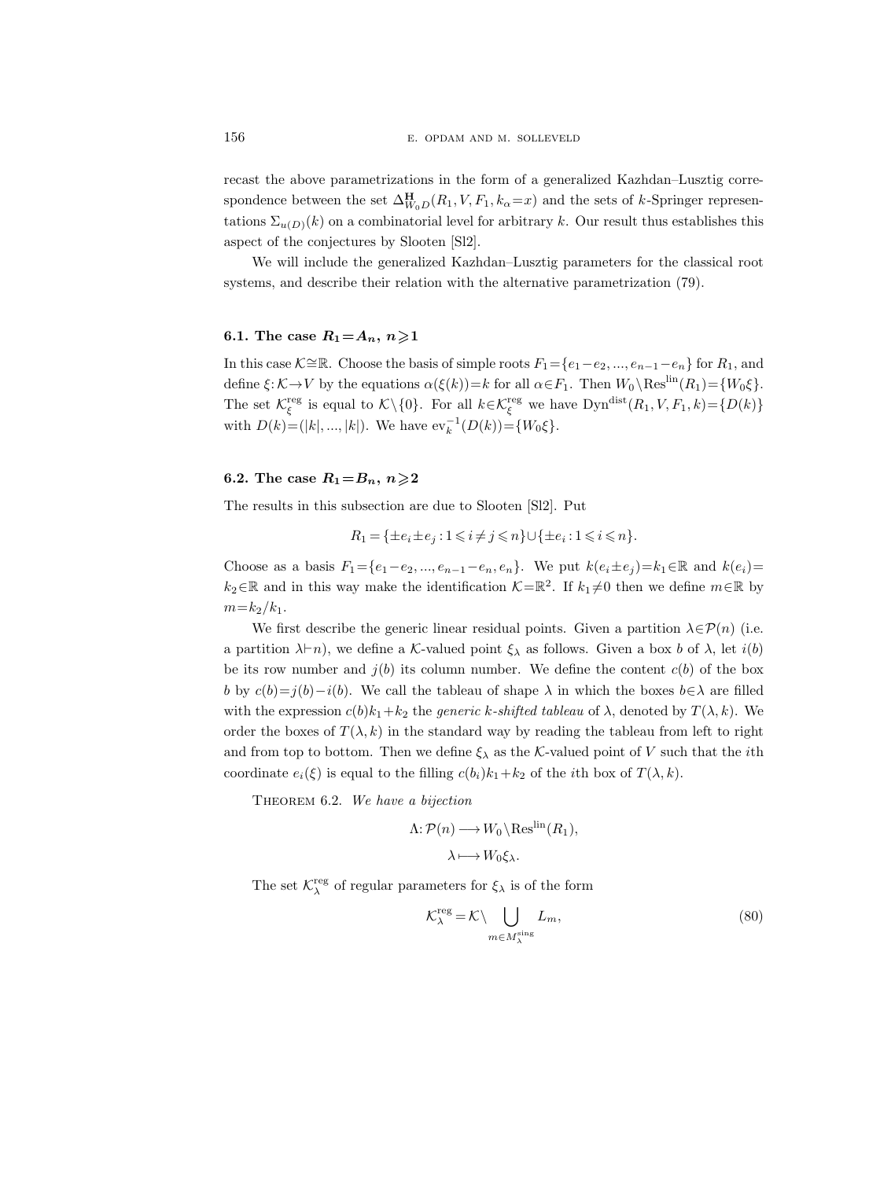recast the above parametrizations in the form of a generalized Kazhdan–Lusztig correspondence between the set $\Delta^{\mathbf{H}}_{W_0 D}(R_1, V, F_1, k_\alpha = x)$ and the sets of $k$-Springer representations $\Sigma_{u(D)}(k)$ on a combinatorial level for arbitrary $k$. Our result thus establishes this aspect of the conjectures by Slooten [Sl2].

We will include the generalized Kazhdan–Lusztig parameters for the classical root systems, and describe their relation with the alternative parametrization (79).

### 6.1. The case $R_1 = A_n$, $n \geqslant 1$

In this case $\mathcal{K} \cong \mathbb{R}$. Choose the basis of simple roots $F_1 = \{e_1 - e_2, ..., e_{n-1} - e_n\}$ for $R_1$, and define $\xi: \mathcal{K} \to V$ by the equations $\alpha(\xi(k)) = k$ for all $\alpha \in F_1$. Then $W_0 \backslash \mathrm{Res}^{\mathrm{lin}}(R_1) = \{W_0 \xi\}$. The set $\mathcal{K}^{\mathrm{reg}}_\xi$ is equal to $\mathcal{K} \backslash \{0\}$. For all $k \in \mathcal{K}^{\mathrm{reg}}_\xi$ we have $\mathrm{Dyn}^{\mathrm{dist}}(R_1, V, F_1, k) = \{D(k)\}$ with $D(k) = (|k|, ..., |k|)$. We have $\mathrm{ev}_k^{-1}(D(k)) = \{W_0 \xi\}$.

### 6.2. The case $R_1 = B_n$, $n \geqslant 2$

The results in this subsection are due to Slooten [Sl2]. Put

$$R_1 = \{\pm e_i \pm e_j : 1 \leqslant i \neq j \leqslant n\} \cup \{\pm e_i : 1 \leqslant i \leqslant n\}.$$

Choose as a basis $F_1 = \{e_1 - e_2, ..., e_{n-1} - e_n, e_n\}$. We put $k(e_i \pm e_j) = k_1 \in \mathbb{R}$ and $k(e_i) = k_2 \in \mathbb{R}$ and in this way make the identification $\mathcal{K} = \mathbb{R}^2$. If $k_1 \neq 0$ then we define $m \in \mathbb{R}$ by $m = k_2 / k_1$.

We first describe the generic linear residual points. Given a partition $\lambda \in \mathcal{P}(n)$ (i.e. a partition $\lambda \vdash n$), we define a $\mathcal{K}$-valued point $\xi_\lambda$ as follows. Given a box $b$ of $\lambda$, let $i(b)$ be its row number and $j(b)$ its column number. We define the content $c(b)$ of the box $b$ by $c(b) = j(b) - i(b)$. We call the tableau of shape $\lambda$ in which the boxes $b \in \lambda$ are filled with the expression $c(b)k_1 + k_2$ the *generic $k$-shifted tableau* of $\lambda$, denoted by $T(\lambda, k)$. We order the boxes of $T(\lambda, k)$ in the standard way by reading the tableau from left to right and from top to bottom. Then we define $\xi_\lambda$ as the $\mathcal{K}$-valued point of $V$ such that the $i$th coordinate $e_i(\xi)$ is equal to the filling $c(b_i)k_1 + k_2$ of the $i$th box of $T(\lambda, k)$.

THEOREM 6.2. *We have a bijection*

$$\Lambda: \mathcal{P}(n) \longrightarrow W_0 \backslash \mathrm{Res}^{\mathrm{lin}}(R_1),$$
$$\lambda \longmapsto W_0 \xi_\lambda.$$

The set $\mathcal{K}^{\mathrm{reg}}_\lambda$ of regular parameters for $\xi_\lambda$ is of the form

$$\mathcal{K}^{\mathrm{reg}}_\lambda = \mathcal{K} \backslash \bigcup_{m \in M^{\mathrm{sing}}_\lambda} L_m, \tag{80}$$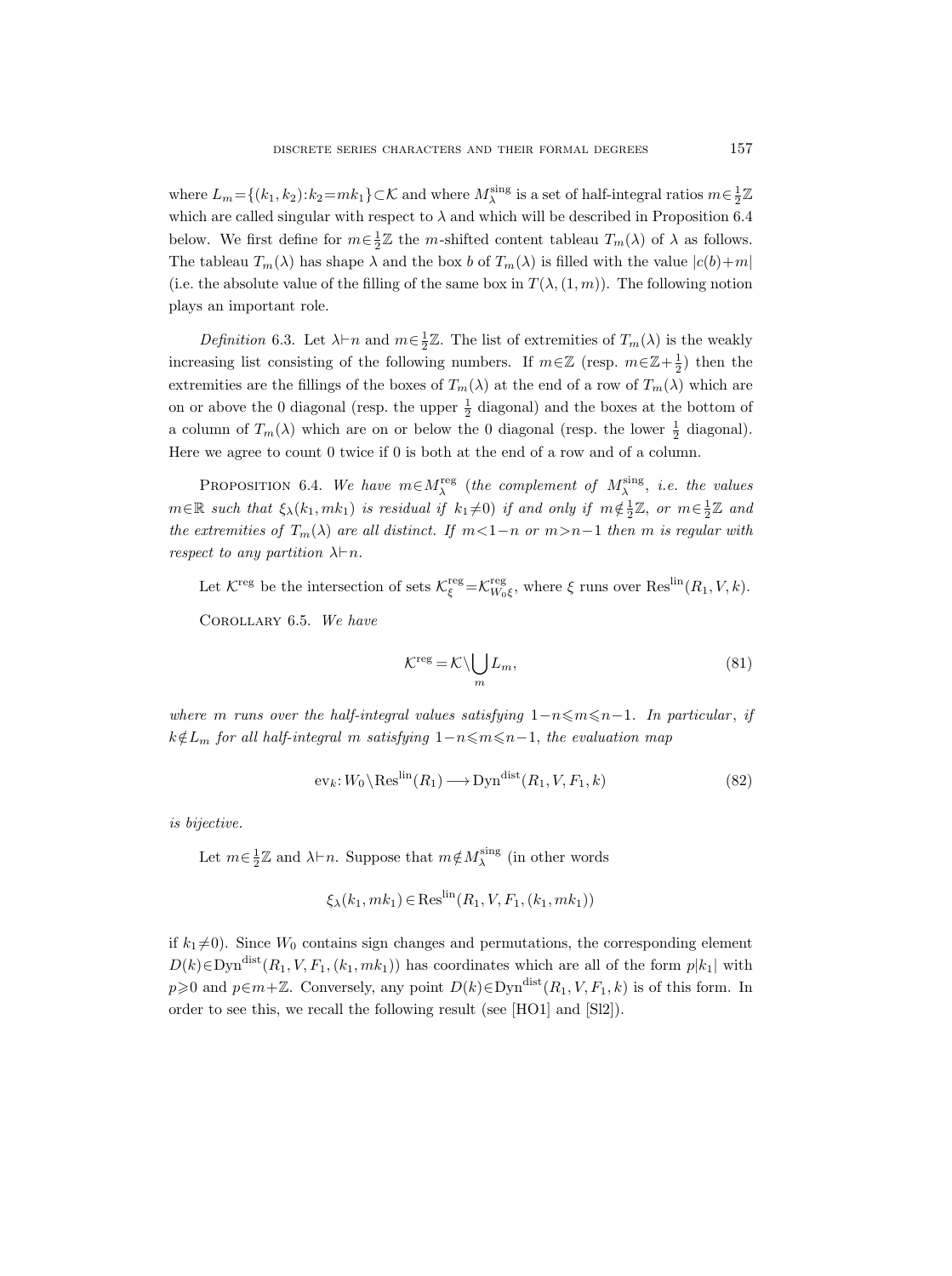where $L_m=\{(k_1,k_2):k_2=mk_1\}\subset\mathcal{K}$ and where $M_\lambda^{\text{sing}}$ is a set of half-integral ratios $m\in\frac{1}{2}\mathbb{Z}$ which are called singular with respect to $\lambda$ and which will be described in Proposition 6.4 below. We first define for $m\in\frac{1}{2}\mathbb{Z}$ the $m$-shifted content tableau $T_m(\lambda)$ of $\lambda$ as follows. The tableau $T_m(\lambda)$ has shape $\lambda$ and the box $b$ of $T_m(\lambda)$ is filled with the value $|c(b)+m|$ (i.e. the absolute value of the filling of the same box in $T(\lambda,(1,m))$. The following notion plays an important role.

*Definition* 6.3. Let $\lambda\vdash n$ and $m\in\frac{1}{2}\mathbb{Z}$. The list of extremities of $T_m(\lambda)$ is the weakly increasing list consisting of the following numbers. If $m\in\mathbb{Z}$ (resp. $m\in\mathbb{Z}+\frac{1}{2}$) then the extremities are the fillings of the boxes of $T_m(\lambda)$ at the end of a row of $T_m(\lambda)$ which are on or above the 0 diagonal (resp. the upper $\frac{1}{2}$ diagonal) and the boxes at the bottom of a column of $T_m(\lambda)$ which are on or below the 0 diagonal (resp. the lower $\frac{1}{2}$ diagonal). Here we agree to count 0 twice if 0 is both at the end of a row and of a column.

PROPOSITION 6.4. *We have $m\in M_\lambda^{\text{reg}}$ (the complement of $M_\lambda^{\text{sing}}$, i.e. the values $m\in\mathbb{R}$ such that $\xi_\lambda(k_1,mk_1)$ is residual if $k_1\neq 0$) if and only if $m\notin\frac{1}{2}\mathbb{Z}$, or $m\in\frac{1}{2}\mathbb{Z}$ and the extremities of $T_m(\lambda)$ are all distinct. If $m<1-n$ or $m>n-1$ then $m$ is regular with respect to any partition $\lambda\vdash n$.*

Let $\mathcal{K}^{\text{reg}}$ be the intersection of sets $\mathcal{K}_\xi^{\text{reg}}=\mathcal{K}_{W_0\xi}^{\text{reg}}$, where $\xi$ runs over $\text{Res}^{\text{lin}}(R_1,V,k)$.

COROLLARY 6.5. *We have*

$$\mathcal{K}^{\text{reg}}=\mathcal{K}\setminus\bigcup_m L_m, \tag{81}$$

*where $m$ runs over the half-integral values satisfying $1-n\leqslant m\leqslant n-1$. In particular, if $k\notin L_m$ for all half-integral $m$ satisfying $1-n\leqslant m\leqslant n-1$, the evaluation map*

$$\text{ev}_k: W_0\backslash\text{Res}^{\text{lin}}(R_1)\longrightarrow\text{Dyn}^{\text{dist}}(R_1,V,F_1,k) \tag{82}$$

*is bijective.*

Let $m\in\frac{1}{2}\mathbb{Z}$ and $\lambda\vdash n$. Suppose that $m\notin M_\lambda^{\text{sing}}$ (in other words

$$\xi_\lambda(k_1,mk_1)\in\text{Res}^{\text{lin}}(R_1,V,F_1,(k_1,mk_1))$$

if $k_1\neq 0$). Since $W_0$ contains sign changes and permutations, the corresponding element $D(k)\in\text{Dyn}^{\text{dist}}(R_1,V,F_1,(k_1,mk_1))$ has coordinates which are all of the form $p|k_1|$ with $p\geqslant 0$ and $p\in m+\mathbb{Z}$. Conversely, any point $D(k)\in\text{Dyn}^{\text{dist}}(R_1,V,F_1,k)$ is of this form. In order to see this, we recall the following result (see [HO1] and [Sl2]).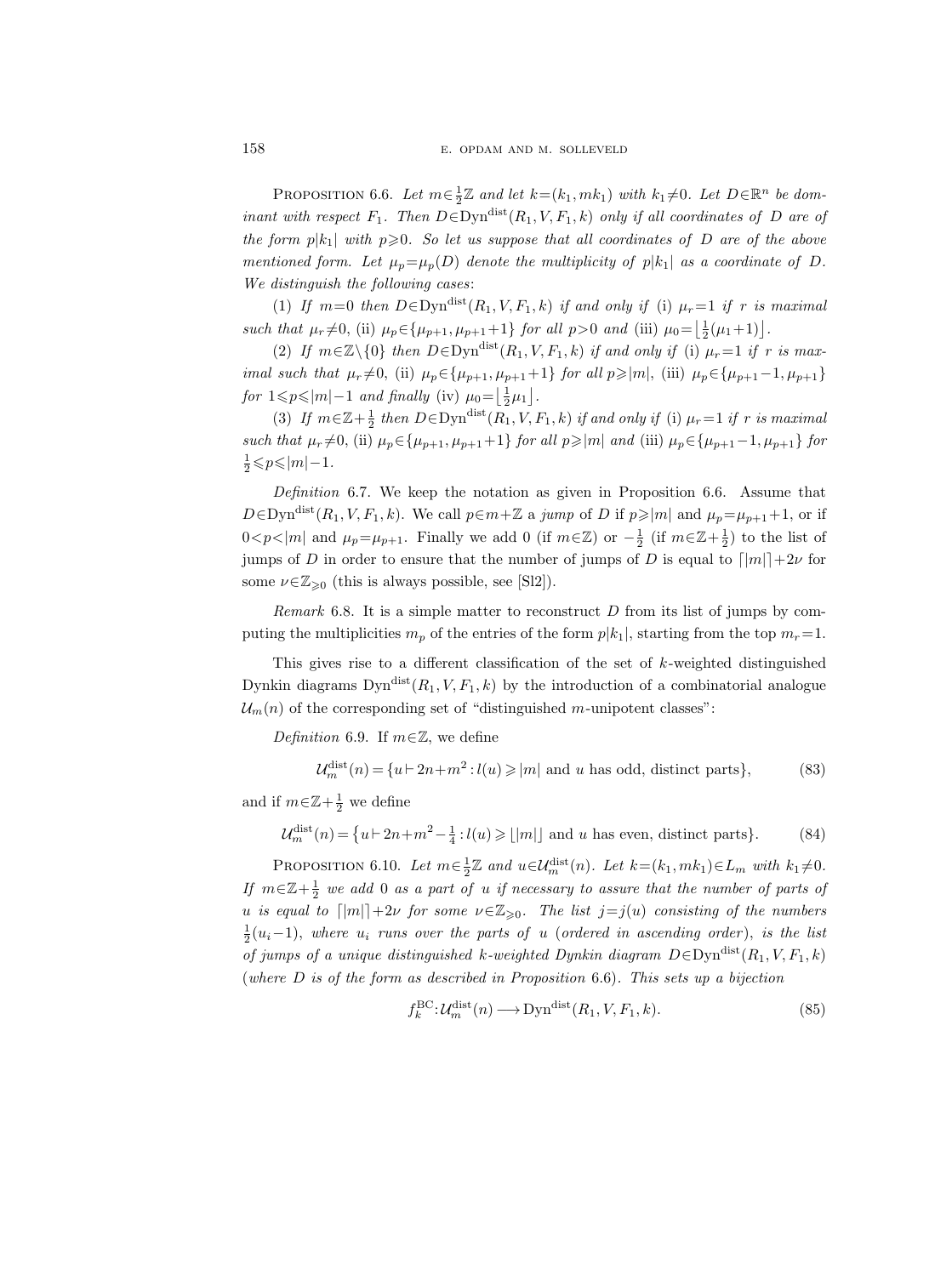**Proposition 6.6.** *Let $m\in\frac{1}{2}\mathbb{Z}$ and let $k=(k_1,mk_1)$ with $k_1\neq 0$. Let $D\in\mathbb{R}^n$ be dominant with respect $F_1$. Then $D\in\mathrm{Dyn}^{\mathrm{dist}}(R_1,V,F_1,k)$ only if all coordinates of $D$ are of the form $p|k_1|$ with $p\geqslant 0$. So let us suppose that all coordinates of $D$ are of the above mentioned form. Let $\mu_p=\mu_p(D)$ denote the multiplicity of $p|k_1|$ as a coordinate of $D$. We distinguish the following cases*:

(1) *If $m=0$ then $D\in\mathrm{Dyn}^{\mathrm{dist}}(R_1,V,F_1,k)$ if and only if* (i) *$\mu_r=1$ if $r$ is maximal such that $\mu_r\neq 0$,* (ii) *$\mu_p\in\{\mu_{p+1},\mu_{p+1}+1\}$ for all $p>0$ and* (iii) *$\mu_0=\left\lfloor\frac{1}{2}(\mu_1+1)\right\rfloor$.*

(2) *If $m\in\mathbb{Z}\setminus\{0\}$ then $D\in\mathrm{Dyn}^{\mathrm{dist}}(R_1,V,F_1,k)$ if and only if* (i) *$\mu_r=1$ if $r$ is maximal such that $\mu_r\neq 0$,* (ii) *$\mu_p\in\{\mu_{p+1},\mu_{p+1}+1\}$ for all $p\geqslant|m|$,* (iii) *$\mu_p\in\{\mu_{p+1}-1,\mu_{p+1}\}$ for $1\leqslant p\leqslant|m|-1$ and finally* (iv) *$\mu_0=\left\lfloor\frac{1}{2}\mu_1\right\rfloor$.*

(3) *If $m\in\mathbb{Z}+\frac{1}{2}$ then $D\in\mathrm{Dyn}^{\mathrm{dist}}(R_1,V,F_1,k)$ if and only if* (i) *$\mu_r=1$ if $r$ is maximal such that $\mu_r\neq 0$,* (ii) *$\mu_p\in\{\mu_{p+1},\mu_{p+1}+1\}$ for all $p\geqslant|m|$ and* (iii) *$\mu_p\in\{\mu_{p+1}-1,\mu_{p+1}\}$ for $\frac{1}{2}\leqslant p\leqslant|m|-1$.*

*Definition* 6.7. We keep the notation as given in Proposition 6.6. Assume that $D\in\mathrm{Dyn}^{\mathrm{dist}}(R_1,V,F_1,k)$. We call $p\in m+\mathbb{Z}$ a *jump* of $D$ if $p\geqslant|m|$ and $\mu_p=\mu_{p+1}+1$, or if $0<p<|m|$ and $\mu_p=\mu_{p+1}$. Finally we add 0 (if $m\in\mathbb{Z}$) or $-\frac{1}{2}$ (if $m\in\mathbb{Z}+\frac{1}{2}$) to the list of jumps of $D$ in order to ensure that the number of jumps of $D$ is equal to $\lceil|m|\rceil+2\nu$ for some $\nu\in\mathbb{Z}_{\geqslant 0}$ (this is always possible, see [Sl2]).

*Remark* 6.8. It is a simple matter to reconstruct $D$ from its list of jumps by computing the multiplicities $m_p$ of the entries of the form $p|k_1|$, starting from the top $m_r=1$.

This gives rise to a different classification of the set of $k$-weighted distinguished Dynkin diagrams $\mathrm{Dyn}^{\mathrm{dist}}(R_1,V,F_1,k)$ by the introduction of a combinatorial analogue $\mathcal{U}_m(n)$ of the corresponding set of "distinguished $m$-unipotent classes":

*Definition* 6.9. If $m\in\mathbb{Z}$, we define

$$\mathcal{U}_m^{\mathrm{dist}}(n)=\{u\vdash 2n+m^2: l(u)\geqslant|m| \text{ and } u \text{ has odd, distinct parts}\},\tag{83}$$

and if $m\in\mathbb{Z}+\frac{1}{2}$ we define

$$\mathcal{U}_m^{\mathrm{dist}}(n)=\left\{u\vdash 2n+m^2-\tfrac{1}{4}: l(u)\geqslant\lfloor|m|\rfloor \text{ and } u \text{ has even, distinct parts}\right\}.\tag{84}$$

**Proposition 6.10.** *Let $m\in\frac{1}{2}\mathbb{Z}$ and $u\in\mathcal{U}_m^{\mathrm{dist}}(n)$. Let $k=(k_1,mk_1)\in L_m$ with $k_1\neq 0$. If $m\in\mathbb{Z}+\frac{1}{2}$ we add 0 as a part of $u$ if necessary to assure that the number of parts of $u$ is equal to $\lceil|m|\rceil+2\nu$ for some $\nu\in\mathbb{Z}_{\geqslant 0}$. The list $j=j(u)$ consisting of the numbers $\frac{1}{2}(u_i-1)$, where $u_i$ runs over the parts of $u$* (*ordered in ascending order*)*, is the list of jumps of a unique distinguished $k$-weighted Dynkin diagram $D\in\mathrm{Dyn}^{\mathrm{dist}}(R_1,V,F_1,k)$* (*where $D$ is of the form as described in Proposition* 6.6)*. This sets up a bijection*

$$f_k^{\mathrm{BC}}:\mathcal{U}_m^{\mathrm{dist}}(n)\longrightarrow\mathrm{Dyn}^{\mathrm{dist}}(R_1,V,F_1,k).\tag{85}$$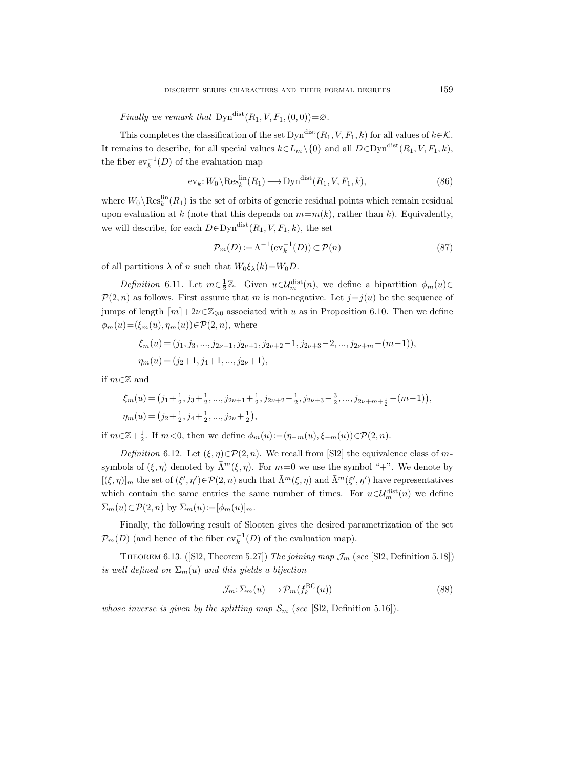*Finally we remark that* $\mathrm{Dyn}^{\mathrm{dist}}(R_1, V, F_1, (0,0))=\varnothing$.

This completes the classification of the set $\mathrm{Dyn}^{\mathrm{dist}}(R_1, V, F_1, k)$ for all values of $k\in\mathcal{K}$. It remains to describe, for all special values $k\in L_m\setminus\{0\}$ and all $D\in\mathrm{Dyn}^{\mathrm{dist}}(R_1, V, F_1, k)$, the fiber $\mathrm{ev}_k^{-1}(D)$ of the evaluation map

$$\mathrm{ev}_k\colon W_0\backslash\mathrm{Res}_k^{\mathrm{lin}}(R_1)\longrightarrow\mathrm{Dyn}^{\mathrm{dist}}(R_1, V, F_1, k), \tag{86}$$

where $W_0\backslash\mathrm{Res}_k^{\mathrm{lin}}(R_1)$ is the set of orbits of generic residual points which remain residual upon evaluation at $k$ (note that this depends on $m=m(k)$, rather than $k$). Equivalently, we will describe, for each $D\in\mathrm{Dyn}^{\mathrm{dist}}(R_1, V, F_1, k)$, the set

$$\mathcal{P}_m(D):=\Lambda^{-1}(\mathrm{ev}_k^{-1}(D))\subset\mathcal{P}(n) \tag{87}$$

of all partitions $\lambda$ of $n$ such that $W_0\xi_\lambda(k)=W_0D$.

*Definition* 6.11. Let $m\in\frac{1}{2}\mathbb{Z}$. Given $u\in\mathcal{U}_m^{\mathrm{dist}}(n)$, we define a bipartition $\phi_m(u)\in\mathcal{P}(2,n)$ as follows. First assume that $m$ is non-negative. Let $j=j(u)$ be the sequence of jumps of length $\lceil m\rceil+2\nu\in\mathbb{Z}_{\geqslant 0}$ associated with $u$ as in Proposition 6.10. Then we define $\phi_m(u)=(\xi_m(u),\eta_m(u))\in\mathcal{P}(2,n)$, where

$$\begin{aligned}
\xi_m(u)&=(j_1, j_3, ..., j_{2\nu-1}, j_{2\nu+1}, j_{2\nu+2}-1, j_{2\nu+3}-2, ..., j_{2\nu+m}-(m-1)),\\
\eta_m(u)&=(j_2+1, j_4+1, ..., j_{2\nu}+1),
\end{aligned}$$

if $m\in\mathbb{Z}$ and

$$\begin{aligned}
\xi_m(u)&=\big(j_1+\tfrac{1}{2}, j_3+\tfrac{1}{2}, ..., j_{2\nu+1}+\tfrac{1}{2}, j_{2\nu+2}-\tfrac{1}{2}, j_{2\nu+3}-\tfrac{3}{2}, ..., j_{2\nu+m+\frac{1}{2}}-(m-1)\big),\\
\eta_m(u)&=\big(j_2+\tfrac{1}{2}, j_4+\tfrac{1}{2}, ..., j_{2\nu}+\tfrac{1}{2}\big),
\end{aligned}$$

if $m\in\mathbb{Z}+\frac{1}{2}$. If $m<0$, then we define $\phi_m(u):=(\eta_{-m}(u),\xi_{-m}(u))\in\mathcal{P}(2,n)$.

*Definition* 6.12. Let $(\xi,\eta)\in\mathcal{P}(2,n)$. We recall from [Sl2] the equivalence class of $m$-symbols of $(\xi,\eta)$ denoted by $\bar{\Lambda}^m(\xi,\eta)$. For $m=0$ we use the symbol "+". We denote by $[(\xi,\eta)]_m$ the set of $(\xi',\eta')\in\mathcal{P}(2,n)$ such that $\bar{\Lambda}^m(\xi,\eta)$ and $\bar{\Lambda}^m(\xi',\eta')$ have representatives which contain the same entries the same number of times. For $u\in\mathcal{U}_m^{\mathrm{dist}}(n)$ we define $\Sigma_m(u)\subset\mathcal{P}(2,n)$ by $\Sigma_m(u):=[\phi_m(u)]_m$.

Finally, the following result of Slooten gives the desired parametrization of the set $\mathcal{P}_m(D)$ (and hence of the fiber $\mathrm{ev}_k^{-1}(D)$ of the evaluation map).

Theorem 6.13. ([Sl2, Theorem 5.27]) *The joining map* $\mathcal{J}_m$ (*see* [Sl2, Definition 5.18]) *is well defined on* $\Sigma_m(u)$ *and this yields a bijection*

$$\mathcal{J}_m\colon\Sigma_m(u)\longrightarrow\mathcal{P}_m(f_k^{\mathrm{BC}}(u)) \tag{88}$$

*whose inverse is given by the splitting map* $\mathcal{S}_m$ (*see* [Sl2, Definition 5.16]).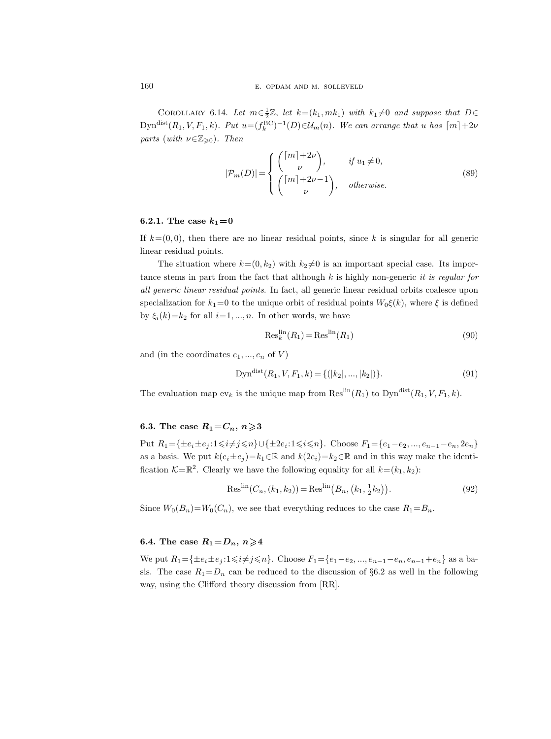Corollary 6.14. *Let $m\in\frac{1}{2}\mathbb{Z}$, let $k=(k_1, mk_1)$ with $k_1\neq 0$ and suppose that $D\in \mathrm{Dyn}^{\mathrm{dist}}(R_1, V, F_1, k)$. Put $u=(f_k^{\mathrm{BC}})^{-1}(D)\in\mathcal{U}_m(n)$. We can arrange that $u$ has $\lceil m\rceil+2\nu$ parts (with $\nu\in\mathbb{Z}_{\geqslant 0}$). Then*

$$|\mathcal{P}_m(D)| = \begin{cases} \dbinom{\lceil m\rceil+2\nu}{\nu}, & \text{if } u_1\neq 0,\\[2mm] \dbinom{\lceil m\rceil+2\nu-1}{\nu}, & \text{otherwise.}\end{cases} \tag{89}$$

### 6.2.1. The case $k_1=0$

If $k=(0,0)$, then there are no linear residual points, since $k$ is singular for all generic linear residual points.

The situation where $k=(0,k_2)$ with $k_2\neq 0$ is an important special case. Its importance stems in part from the fact that although $k$ is highly non-generic *it is regular for all generic linear residual points*. In fact, all generic linear residual orbits coalesce upon specialization for $k_1=0$ to the unique orbit of residual points $W_0\xi(k)$, where $\xi$ is defined by $\xi_i(k)=k_2$ for all $i=1,...,n$. In other words, we have

$$\mathrm{Res}_k^{\mathrm{lin}}(R_1)=\mathrm{Res}^{\mathrm{lin}}(R_1) \tag{90}$$

and (in the coordinates $e_1, ..., e_n$ of $V$)

$$\mathrm{Dyn}^{\mathrm{dist}}(R_1, V, F_1, k)=\{(|k_2|, ..., |k_2|)\}. \tag{91}$$

The evaluation map $\mathrm{ev}_k$ is the unique map from $\mathrm{Res}^{\mathrm{lin}}(R_1)$ to $\mathrm{Dyn}^{\mathrm{dist}}(R_1, V, F_1, k)$.

## 6.3. The case $R_1=C_n$, $n\geqslant 3$

Put $R_1=\{\pm e_i\pm e_j: 1\leqslant i\neq j\leqslant n\}\cup\{\pm 2e_i: 1\leqslant i\leqslant n\}$. Choose $F_1=\{e_1-e_2, ..., e_{n-1}-e_n, 2e_n\}$ as a basis. We put $k(e_i\pm e_j)=k_1\in\mathbb{R}$ and $k(2e_i)=k_2\in\mathbb{R}$ and in this way make the identification $\mathcal{K}=\mathbb{R}^2$. Clearly we have the following equality for all $k=(k_1,k_2)$:

$$\mathrm{Res}^{\mathrm{lin}}(C_n, (k_1, k_2))=\mathrm{Res}^{\mathrm{lin}}\big(B_n, \big(k_1, \tfrac{1}{2}k_2\big)\big). \tag{92}$$

Since $W_0(B_n)=W_0(C_n)$, we see that everything reduces to the case $R_1=B_n$.

## 6.4. The case $R_1=D_n$, $n\geqslant 4$

We put $R_1=\{\pm e_i\pm e_j: 1\leqslant i\neq j\leqslant n\}$. Choose $F_1=\{e_1-e_2, ..., e_{n-1}-e_n, e_{n-1}+e_n\}$ as a basis. The case $R_1=D_n$ can be reduced to the discussion of §6.2 as well in the following way, using the Clifford theory discussion from [RR].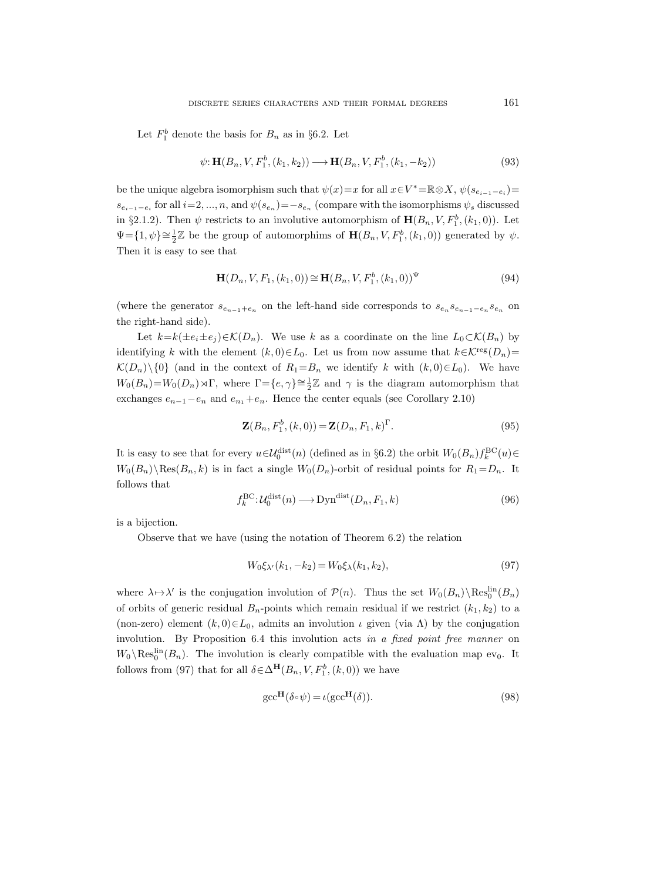Let $F_1^b$ denote the basis for $B_n$ as in §6.2. Let

$$\psi: \mathbf{H}(B_n, V, F_1^b, (k_1, k_2)) \longrightarrow \mathbf{H}(B_n, V, F_1^b, (k_1, -k_2)) \tag{93}$$

be the unique algebra isomorphism such that $\psi(x)=x$ for all $x \in V^* = \mathbb{R} \otimes X$, $\psi(s_{e_{i-1}-e_i}) = s_{e_{i-1}-e_i}$ for all $i=2, ..., n$, and $\psi(s_{e_n}) = -s_{e_n}$ (compare with the isomorphisms $\psi_s$ discussed in §2.1.2). Then $\psi$ restricts to an involutive automorphism of $\mathbf{H}(B_n, V, F_1^b, (k_1, 0))$. Let $\Psi = \{1, \psi\} \cong \frac{1}{2}\mathbb{Z}$ be the group of automorphims of $\mathbf{H}(B_n, V, F_1^b, (k_1, 0))$ generated by $\psi$. Then it is easy to see that

$$\mathbf{H}(D_n, V, F_1, (k_1, 0)) \cong \mathbf{H}(B_n, V, F_1^b, (k_1, 0))^{\Psi} \tag{94}$$

(where the generator $s_{e_{n-1}+e_n}$ on the left-hand side corresponds to $s_{e_n} s_{e_{n-1}-e_n} s_{e_n}$ on the right-hand side).

Let $k = k(\pm e_i \pm e_j) \in \mathcal{K}(D_n)$. We use $k$ as a coordinate on the line $L_0 \subset \mathcal{K}(B_n)$ by identifying $k$ with the element $(k, 0) \in L_0$. Let us from now assume that $k \in \mathcal{K}^{\mathrm{reg}}(D_n) = \mathcal{K}(D_n) \setminus \{0\}$ (and in the context of $R_1 = B_n$ we identify $k$ with $(k, 0) \in L_0$). We have $W_0(B_n) = W_0(D_n) \rtimes \Gamma$, where $\Gamma = \{e, \gamma\} \cong \frac{1}{2}\mathbb{Z}$ and $\gamma$ is the diagram automorphism that exchanges $e_{n-1} - e_n$ and $e_{n_1} + e_n$. Hence the center equals (see Corollary 2.10)

$$\mathbf{Z}(B_n, F_1^b, (k, 0)) = \mathbf{Z}(D_n, F_1, k)^{\Gamma}. \tag{95}$$

It is easy to see that for every $u \in \mathcal{U}_0^{\mathrm{dist}}(n)$ (defined as in §6.2) the orbit $W_0(B_n) f_k^{\mathrm{BC}}(u) \in W_0(B_n) \setminus \mathrm{Res}(B_n, k)$ is in fact a single $W_0(D_n)$-orbit of residual points for $R_1 = D_n$. It follows that

$$f_k^{\mathrm{BC}}: \mathcal{U}_0^{\mathrm{dist}}(n) \longrightarrow \mathrm{Dyn}^{\mathrm{dist}}(D_n, F_1, k) \tag{96}$$

is a bijection.

Observe that we have (using the notation of Theorem 6.2) the relation

$$W_0 \xi_{\lambda'}(k_1, -k_2) = W_0 \xi_{\lambda}(k_1, k_2), \tag{97}$$

where $\lambda \mapsto \lambda'$ is the conjugation involution of $\mathcal{P}(n)$. Thus the set $W_0(B_n) \setminus \mathrm{Res}_0^{\mathrm{lin}}(B_n)$ of orbits of generic residual $B_n$-points which remain residual if we restrict $(k_1, k_2)$ to a (non-zero) element $(k, 0) \in L_0$, admits an involution $\iota$ given (via $\Lambda$) by the conjugation involution. By Proposition 6.4 this involution acts *in a fixed point free manner* on $W_0 \setminus \mathrm{Res}_0^{\mathrm{lin}}(B_n)$. The involution is clearly compatible with the evaluation map $\mathrm{ev}_0$. It follows from (97) that for all $\delta \in \Delta^{\mathbf{H}}(B_n, V, F_1^b, (k, 0))$ we have

$$\mathrm{gcc}^{\mathbf{H}}(\delta \circ \psi) = \iota(\mathrm{gcc}^{\mathbf{H}}(\delta)). \tag{98}$$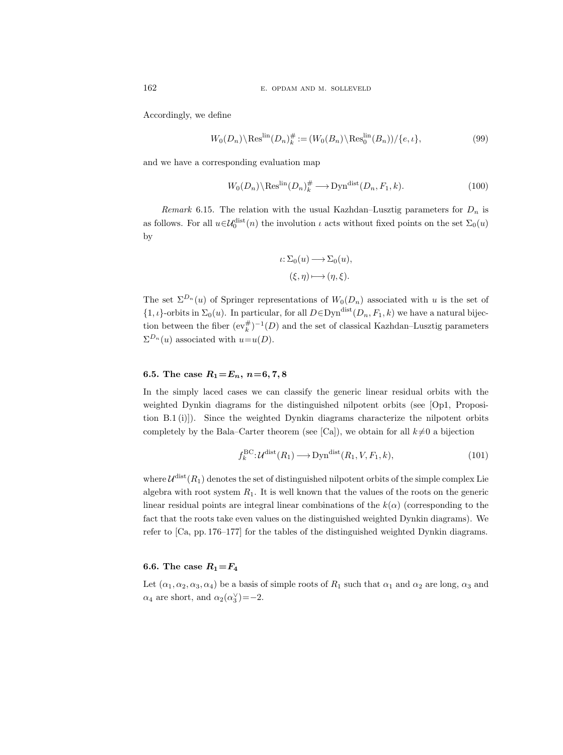Accordingly, we define

$$W_0(D_n)\backslash \mathrm{Res}^{\mathrm{lin}}(D_n)^{\#}_k := (W_0(B_n)\backslash \mathrm{Res}^{\mathrm{lin}}_0(B_n))/\{e,\iota\}, \tag{99}$$

and we have a corresponding evaluation map

$$W_0(D_n)\backslash \mathrm{Res}^{\mathrm{lin}}(D_n)^{\#}_k \longrightarrow \mathrm{Dyn}^{\mathrm{dist}}(D_n, F_1, k). \tag{100}$$

*Remark* 6.15. The relation with the usual Kazhdan–Lusztig parameters for $D_n$ is as follows. For all $u\in\mathcal{U}_0^{\mathrm{dist}}(n)$ the involution $\iota$ acts without fixed points on the set $\Sigma_0(u)$ by

$$\begin{aligned}\iota: \Sigma_0(u) &\longrightarrow \Sigma_0(u),\\ (\xi,\eta) &\longmapsto (\eta,\xi).\end{aligned}$$

The set $\Sigma^{D_n}(u)$ of Springer representations of $W_0(D_n)$ associated with $u$ is the set of $\{1,\iota\}$-orbits in $\Sigma_0(u)$. In particular, for all $D\in\mathrm{Dyn}^{\mathrm{dist}}(D_n,F_1,k)$ we have a natural bijection between the fiber $(\mathrm{ev}^{\#}_k)^{-1}(D)$ and the set of classical Kazhdan–Lusztig parameters $\Sigma^{D_n}(u)$ associated with $u=u(D)$.

### 6.5. The case $R_1=E_n$, $n=6,7,8$

In the simply laced cases we can classify the generic linear residual orbits with the weighted Dynkin diagrams for the distinguished nilpotent orbits (see [Op1, Proposition B.1 (i)]). Since the weighted Dynkin diagrams characterize the nilpotent orbits completely by the Bala–Carter theorem (see [Ca]), we obtain for all $k\neq 0$ a bijection

$$f_k^{\mathrm{BC}}: \mathcal{U}^{\mathrm{dist}}(R_1) \longrightarrow \mathrm{Dyn}^{\mathrm{dist}}(R_1, V, F_1, k), \tag{101}$$

where $\mathcal{U}^{\mathrm{dist}}(R_1)$ denotes the set of distinguished nilpotent orbits of the simple complex Lie algebra with root system $R_1$. It is well known that the values of the roots on the generic linear residual points are integral linear combinations of the $k(\alpha)$ (corresponding to the fact that the roots take even values on the distinguished weighted Dynkin diagrams). We refer to [Ca, pp. 176–177] for the tables of the distinguished weighted Dynkin diagrams.

### 6.6. The case $R_1=F_4$

Let $(\alpha_1,\alpha_2,\alpha_3,\alpha_4)$ be a basis of simple roots of $R_1$ such that $\alpha_1$ and $\alpha_2$ are long, $\alpha_3$ and $\alpha_4$ are short, and $\alpha_2(\alpha_3^\vee)=-2$.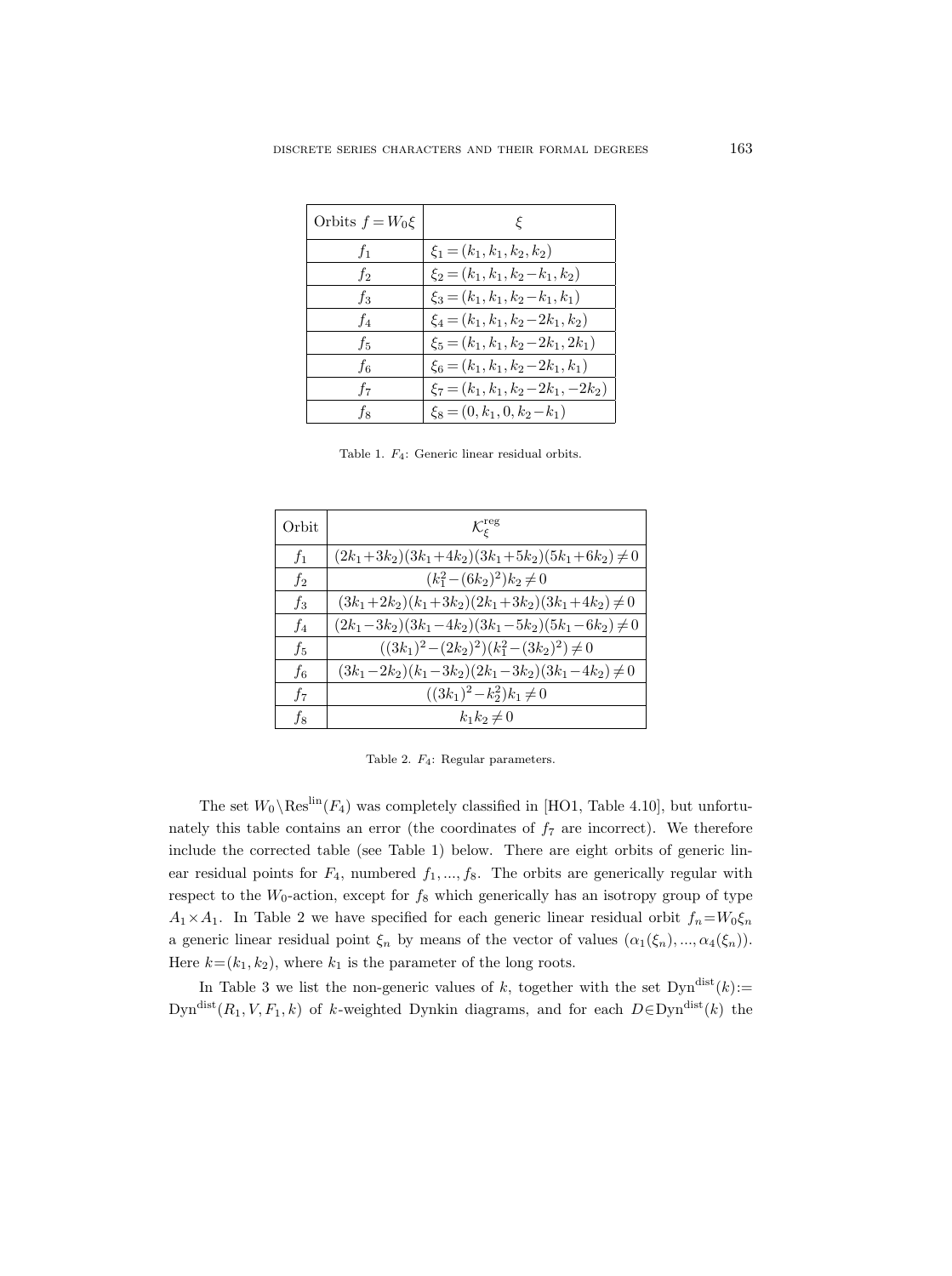| Orbits $f=W_0\xi$ | $\xi$ |
| --- | --- |
| $f_1$ | $\xi_1=(k_1,k_1,k_2,k_2)$ |
| $f_2$ | $\xi_2=(k_1,k_1,k_2-k_1,k_2)$ |
| $f_3$ | $\xi_3=(k_1,k_1,k_2-k_1,k_1)$ |
| $f_4$ | $\xi_4=(k_1,k_1,k_2-2k_1,k_2)$ |
| $f_5$ | $\xi_5=(k_1,k_1,k_2-2k_1,2k_1)$ |
| $f_6$ | $\xi_6=(k_1,k_1,k_2-2k_1,k_1)$ |
| $f_7$ | $\xi_7=(k_1,k_1,k_2-2k_1,-2k_2)$ |
| $f_8$ | $\xi_8=(0,k_1,0,k_2-k_1)$ |

Table 1. $F_4$: Generic linear residual orbits.

| Orbit | $\mathcal{K}_\xi^{\mathrm{reg}}$ |
| --- | --- |
| $f_1$ | $(2k_1+3k_2)(3k_1+4k_2)(3k_1+5k_2)(5k_1+6k_2)\neq 0$ |
| $f_2$ | $(k_1^2-(6k_2)^2)k_2\neq 0$ |
| $f_3$ | $(3k_1+2k_2)(k_1+3k_2)(2k_1+3k_2)(3k_1+4k_2)\neq 0$ |
| $f_4$ | $(2k_1-3k_2)(3k_1-4k_2)(3k_1-5k_2)(5k_1-6k_2)\neq 0$ |
| $f_5$ | $((3k_1)^2-(2k_2)^2)(k_1^2-(3k_2)^2)\neq 0$ |
| $f_6$ | $(3k_1-2k_2)(k_1-3k_2)(2k_1-3k_2)(3k_1-4k_2)\neq 0$ |
| $f_7$ | $((3k_1)^2-k_2^2)k_1\neq 0$ |
| $f_8$ | $k_1k_2\neq 0$ |

Table 2. $F_4$: Regular parameters.

The set $W_0\backslash\mathrm{Res}^{\mathrm{lin}}(F_4)$ was completely classified in [HO1, Table 4.10], but unfortunately this table contains an error (the coordinates of $f_7$ are incorrect). We therefore include the corrected table (see Table 1) below. There are eight orbits of generic linear residual points for $F_4$, numbered $f_1,...,f_8$. The orbits are generically regular with respect to the $W_0$-action, except for $f_8$ which generically has an isotropy group of type $A_1\times A_1$. In Table 2 we have specified for each generic linear residual orbit $f_n=W_0\xi_n$ a generic linear residual point $\xi_n$ by means of the vector of values $(\alpha_1(\xi_n),...,\alpha_4(\xi_n))$. Here $k=(k_1,k_2)$, where $k_1$ is the parameter of the long roots.

In Table 3 we list the non-generic values of $k$, together with the set $\mathrm{Dyn}^{\mathrm{dist}}(k):=\mathrm{Dyn}^{\mathrm{dist}}(R_1,V,F_1,k)$ of $k$-weighted Dynkin diagrams, and for each $D\in\mathrm{Dyn}^{\mathrm{dist}}(k)$ the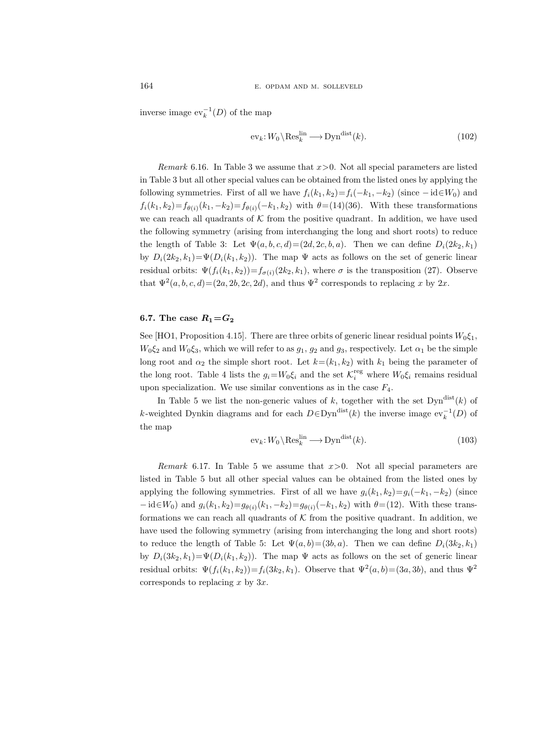inverse image $\mathrm{ev}_k^{-1}(D)$ of the map

$$\mathrm{ev}_k\colon W_0\backslash \mathrm{Res}_k^{\mathrm{lin}} \longrightarrow \mathrm{Dyn}^{\mathrm{dist}}(k). \tag{102}$$

*Remark* 6.16. In Table 3 we assume that $x>0$. Not all special parameters are listed in Table 3 but all other special values can be obtained from the listed ones by applying the following symmetries. First of all we have $f_i(k_1,k_2)=f_i(-k_1,-k_2)$ (since $-\mathrm{id}\in W_0$) and $f_i(k_1,k_2)=f_{\theta(i)}(k_1,-k_2)=f_{\theta(i)}(-k_1,k_2)$ with $\theta=(14)(36)$. With these transformations we can reach all quadrants of $\mathcal{K}$ from the positive quadrant. In addition, we have used the following symmetry (arising from interchanging the long and short roots) to reduce the length of Table 3: Let $\Psi(a,b,c,d)=(2d,2c,b,a)$. Then we can define $D_i(2k_2,k_1)$ by $D_i(2k_2,k_1)=\Psi(D_i(k_1,k_2))$. The map $\Psi$ acts as follows on the set of generic linear residual orbits: $\Psi(f_i(k_1,k_2))=f_{\sigma(i)}(2k_2,k_1)$, where $\sigma$ is the transposition (27). Observe that $\Psi^2(a,b,c,d)=(2a,2b,2c,2d)$, and thus $\Psi^2$ corresponds to replacing $x$ by $2x$.

### 6.7. The case $R_1=G_2$

See [HO1, Proposition 4.15]. There are three orbits of generic linear residual points $W_0\xi_1$, $W_0\xi_2$ and $W_0\xi_3$, which we will refer to as $g_1$, $g_2$ and $g_3$, respectively. Let $\alpha_1$ be the simple long root and $\alpha_2$ the simple short root. Let $k=(k_1,k_2)$ with $k_1$ being the parameter of the long root. Table 4 lists the $g_i=W_0\xi_i$ and the set $\mathcal{K}_i^{\mathrm{reg}}$ where $W_0\xi_i$ remains residual upon specialization. We use similar conventions as in the case $F_4$.

In Table 5 we list the non-generic values of $k$, together with the set $\mathrm{Dyn}^{\mathrm{dist}}(k)$ of $k$-weighted Dynkin diagrams and for each $D\in\mathrm{Dyn}^{\mathrm{dist}}(k)$ the inverse image $\mathrm{ev}_k^{-1}(D)$ of the map

$$\mathrm{ev}_k\colon W_0\backslash \mathrm{Res}_k^{\mathrm{lin}} \longrightarrow \mathrm{Dyn}^{\mathrm{dist}}(k). \tag{103}$$

*Remark* 6.17. In Table 5 we assume that $x>0$. Not all special parameters are listed in Table 5 but all other special values can be obtained from the listed ones by applying the following symmetries. First of all we have $g_i(k_1,k_2)=g_i(-k_1,-k_2)$ (since $-\mathrm{id}\in W_0$) and $g_i(k_1,k_2)=g_{\theta(i)}(k_1,-k_2)=g_{\theta(i)}(-k_1,k_2)$ with $\theta=(12)$. With these transformations we can reach all quadrants of $\mathcal{K}$ from the positive quadrant. In addition, we have used the following symmetry (arising from interchanging the long and short roots) to reduce the length of Table 5: Let $\Psi(a,b)=(3b,a)$. Then we can define $D_i(3k_2,k_1)$ by $D_i(3k_2,k_1)=\Psi(D_i(k_1,k_2))$. The map $\Psi$ acts as follows on the set of generic linear residual orbits: $\Psi(f_i(k_1,k_2))=f_i(3k_2,k_1)$. Observe that $\Psi^2(a,b)=(3a,3b)$, and thus $\Psi^2$ corresponds to replacing $x$ by $3x$.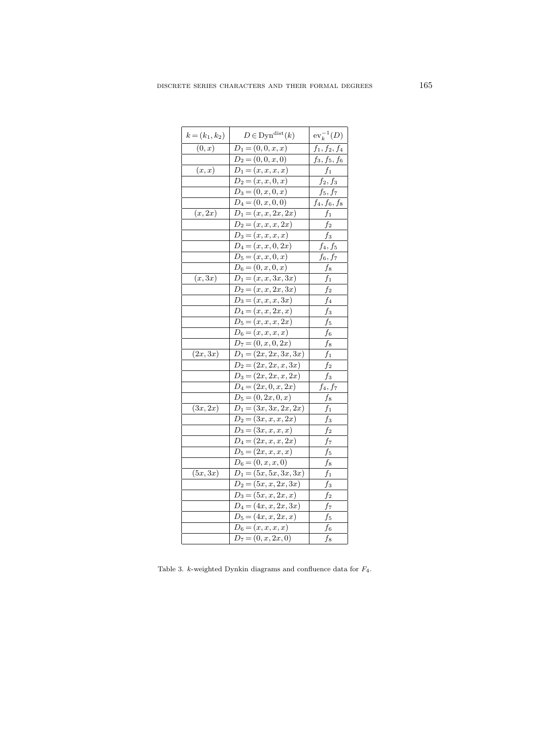| $k = (k_1, k_2)$ | $D \in \mathrm{Dyn}^{\mathrm{dist}}(k)$ | $\mathrm{ev}_k^{-1}(D)$ |
|---|---|---|
| $(0, x)$ | $D_1 = (0, 0, x, x)$ | $f_1, f_2, f_4$ |
| | $D_2 = (0, 0, x, 0)$ | $f_3, f_5, f_6$ |
| $(x, x)$ | $D_1 = (x, x, x, x)$ | $f_1$ |
| | $D_2 = (x, x, 0, x)$ | $f_2, f_3$ |
| | $D_3 = (0, x, 0, x)$ | $f_5, f_7$ |
| | $D_4 = (0, x, 0, 0)$ | $f_4, f_6, f_8$ |
| $(x, 2x)$ | $D_1 = (x, x, 2x, 2x)$ | $f_1$ |
| | $D_2 = (x, x, x, 2x)$ | $f_2$ |
| | $D_3 = (x, x, x, x)$ | $f_3$ |
| | $D_4 = (x, x, 0, 2x)$ | $f_4, f_5$ |
| | $D_5 = (x, x, 0, x)$ | $f_6, f_7$ |
| | $D_6 = (0, x, 0, x)$ | $f_8$ |
| $(x, 3x)$ | $D_1 = (x, x, 3x, 3x)$ | $f_1$ |
| | $D_2 = (x, x, 2x, 3x)$ | $f_2$ |
| | $D_3 = (x, x, x, 3x)$ | $f_4$ |
| | $D_4 = (x, x, 2x, x)$ | $f_3$ |
| | $D_5 = (x, x, x, 2x)$ | $f_5$ |
| | $D_6 = (x, x, x, x)$ | $f_6$ |
| | $D_7 = (0, x, 0, 2x)$ | $f_8$ |
| $(2x, 3x)$ | $D_1 = (2x, 2x, 3x, 3x)$ | $f_1$ |
| | $D_2 = (2x, 2x, x, 3x)$ | $f_2$ |
| | $D_3 = (2x, 2x, x, 2x)$ | $f_3$ |
| | $D_4 = (2x, 0, x, 2x)$ | $f_4, f_7$ |
| | $D_5 = (0, 2x, 0, x)$ | $f_8$ |
| $(3x, 2x)$ | $D_1 = (3x, 3x, 2x, 2x)$ | $f_1$ |
| | $D_2 = (3x, x, x, 2x)$ | $f_3$ |
| | $D_3 = (3x, x, x, x)$ | $f_2$ |
| | $D_4 = (2x, x, x, 2x)$ | $f_7$ |
| | $D_5 = (2x, x, x, x)$ | $f_5$ |
| | $D_6 = (0, x, x, 0)$ | $f_8$ |
| $(5x, 3x)$ | $D_1 = (5x, 5x, 3x, 3x)$ | $f_1$ |
| | $D_2 = (5x, x, 2x, 3x)$ | $f_3$ |
| | $D_3 = (5x, x, 2x, x)$ | $f_2$ |
| | $D_4 = (4x, x, 2x, 3x)$ | $f_7$ |
| | $D_5 = (4x, x, 2x, x)$ | $f_5$ |
| | $D_6 = (x, x, x, x)$ | $f_6$ |
| | $D_7 = (0, x, 2x, 0)$ | $f_8$ |

Table 3. $k$-weighted Dynkin diagrams and confluence data for $F_4$.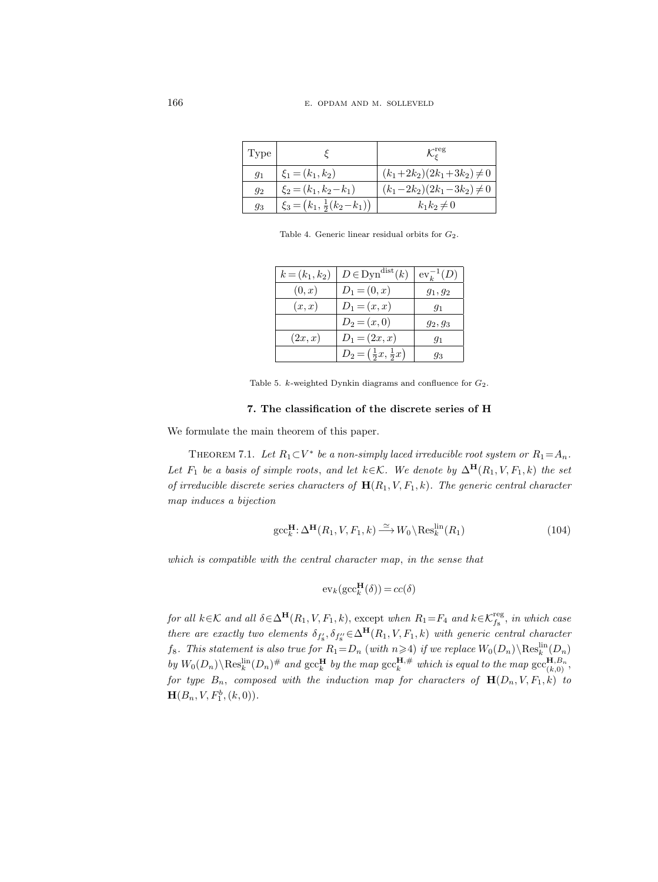| Type | $\xi$ | $\mathcal{K}_{\xi}^{\mathrm{reg}}$ |
|---|---|---|
| $g_1$ | $\xi_1=(k_1,k_2)$ | $(k_1+2k_2)(2k_1+3k_2)\neq 0$ |
| $g_2$ | $\xi_2=(k_1,k_2-k_1)$ | $(k_1-2k_2)(2k_1-3k_2)\neq 0$ |
| $g_3$ | $\xi_3=\left(k_1,\frac{1}{2}(k_2-k_1)\right)$ | $k_1k_2\neq 0$ |

Table 4. Generic linear residual orbits for $G_2$.

| $k=(k_1,k_2)$ | $D\in\mathrm{Dyn}^{\mathrm{dist}}(k)$ | $\mathrm{ev}_k^{-1}(D)$ |
|---|---|---|
| $(0,x)$ | $D_1=(0,x)$ | $g_1,g_2$ |
| $(x,x)$ | $D_1=(x,x)$ | $g_1$ |
| | $D_2=(x,0)$ | $g_2,g_3$ |
| $(2x,x)$ | $D_1=(2x,x)$ | $g_1$ |
| | $D_2=\left(\frac{1}{2}x,\frac{1}{2}x\right)$ | $g_3$ |

Table 5. $k$-weighted Dynkin diagrams and confluence for $G_2$.

## 7. The classification of the discrete series of H

We formulate the main theorem of this paper.

Theorem 7.1. *Let $R_1\subset V^*$ be a non-simply laced irreducible root system or $R_1=A_n$. Let $F_1$ be a basis of simple roots, and let $k\in\mathcal{K}$. We denote by $\Delta^{\mathbf{H}}(R_1,V,F_1,k)$ the set of irreducible discrete series characters of $\mathbf{H}(R_1,V,F_1,k)$. The generic central character map induces a bijection*

$$\mathrm{gcc}_k^{\mathbf{H}}\colon\Delta^{\mathbf{H}}(R_1,V,F_1,k)\xrightarrow{\simeq}W_0\backslash\mathrm{Res}_k^{\mathrm{lin}}(R_1) \tag{104}$$

*which is compatible with the central character map, in the sense that*

$$\mathrm{ev}_k(\mathrm{gcc}_k^{\mathbf{H}}(\delta))=cc(\delta)$$

*for all $k\in\mathcal{K}$ and all $\delta\in\Delta^{\mathbf{H}}(R_1,V,F_1,k)$,* except *when $R_1=F_4$ and $k\in\mathcal{K}_{f_8}^{\mathrm{reg}}$, in which case there are exactly two elements $\delta_{f_8'},\delta_{f_8''}\in\Delta^{\mathbf{H}}(R_1,V,F_1,k)$ with generic central character $f_8$. This statement is also true for $R_1=D_n$ (with $n\geqslant 4$) if we replace $W_0(D_n)\backslash\mathrm{Res}_k^{\mathrm{lin}}(D_n)$ by $W_0(D_n)\backslash\mathrm{Res}_k^{\mathrm{lin}}(D_n)^{\#}$ and $\mathrm{gcc}_k^{\mathbf{H}}$ by the map $\mathrm{gcc}_k^{\mathbf{H},\#}$ which is equal to the map $\mathrm{gcc}_{(k,0)}^{\mathbf{H},B_n}$, for type $B_n$, composed with the induction map for characters of $\mathbf{H}(D_n,V,F_1,k)$ to $\mathbf{H}(B_n,V,F_1^b,(k,0))$.*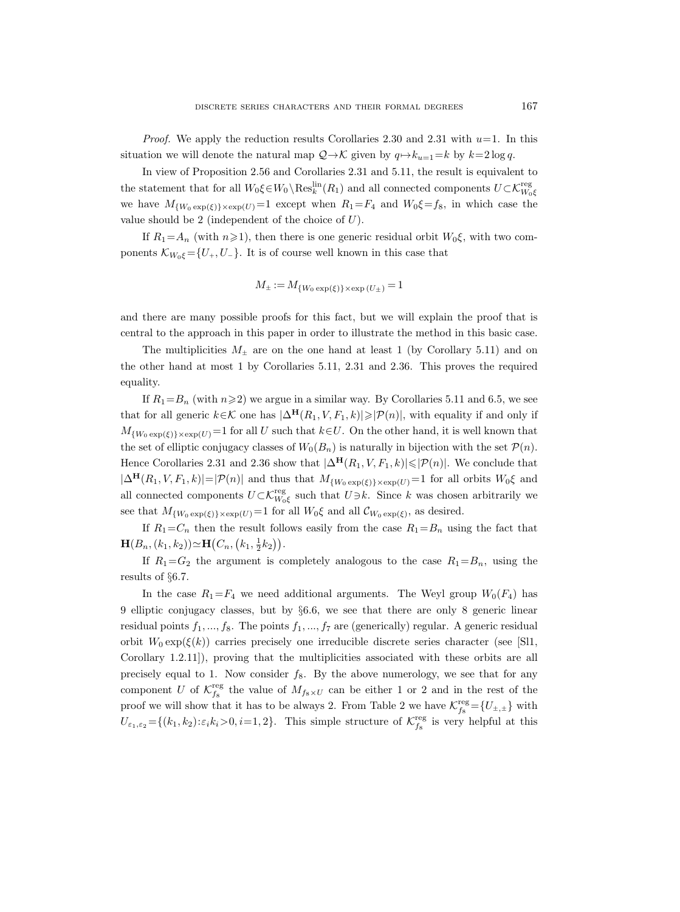*Proof.* We apply the reduction results Corollaries 2.30 and 2.31 with $u=1$. In this situation we will denote the natural map $\mathcal{Q}\to\mathcal{K}$ given by $q\mapsto k_{u=1}=k$ by $k=2\log q$.

In view of Proposition 2.56 and Corollaries 2.31 and 5.11, the result is equivalent to the statement that for all $W_0\xi\in W_0\backslash \mathrm{Res}_k^{\mathrm{lin}}(R_1)$ and all connected components $U\subset\mathcal{K}_{W_0\xi}^{\mathrm{reg}}$ we have $M_{\{W_0\exp(\xi)\}\times\exp(U)}=1$ except when $R_1=F_4$ and $W_0\xi=f_8$, in which case the value should be 2 (independent of the choice of $U$).

If $R_1=A_n$ (with $n\geqslant 1$), then there is one generic residual orbit $W_0\xi$, with two components $\mathcal{K}_{W_0\xi}=\{U_+,U_-\}$. It is of course well known in this case that

$$M_{\pm}:=M_{\{W_0\exp(\xi)\}\times\exp(U_{\pm})}=1$$

and there are many possible proofs for this fact, but we will explain the proof that is central to the approach in this paper in order to illustrate the method in this basic case.

The multiplicities $M_{\pm}$ are on the one hand at least 1 (by Corollary 5.11) and on the other hand at most 1 by Corollaries 5.11, 2.31 and 2.36. This proves the required equality.

If $R_1=B_n$ (with $n\geqslant 2$) we argue in a similar way. By Corollaries 5.11 and 6.5, we see that for all generic $k\in\mathcal{K}$ one has $|\Delta^{\mathbf{H}}(R_1,V,F_1,k)|\geqslant|\mathcal{P}(n)|$, with equality if and only if $M_{\{W_0\exp(\xi)\}\times\exp(U)}=1$ for all $U$ such that $k\in U$. On the other hand, it is well known that the set of elliptic conjugacy classes of $W_0(B_n)$ is naturally in bijection with the set $\mathcal{P}(n)$. Hence Corollaries 2.31 and 2.36 show that $|\Delta^{\mathbf{H}}(R_1,V,F_1,k)|\leqslant|\mathcal{P}(n)|$. We conclude that $|\Delta^{\mathbf{H}}(R_1,V,F_1,k)|=|\mathcal{P}(n)|$ and thus that $M_{\{W_0\exp(\xi)\}\times\exp(U)}=1$ for all orbits $W_0\xi$ and all connected components $U\subset\mathcal{K}_{W_0\xi}^{\mathrm{reg}}$ such that $U\ni k$. Since $k$ was chosen arbitrarily we see that $M_{\{W_0\exp(\xi)\}\times\exp(U)}=1$ for all $W_0\xi$ and all $\mathcal{C}_{W_0\exp(\xi)}$, as desired.

If $R_1=C_n$ then the result follows easily from the case $R_1=B_n$ using the fact that $\mathbf{H}(B_n,(k_1,k_2))\simeq\mathbf{H}\big(C_n,\big(k_1,\tfrac{1}{2}k_2\big)\big)$.

If $R_1=G_2$ the argument is completely analogous to the case $R_1=B_n$, using the results of §6.7.

In the case $R_1=F_4$ we need additional arguments. The Weyl group $W_0(F_4)$ has 9 elliptic conjugacy classes, but by §6.6, we see that there are only 8 generic linear residual points $f_1,...,f_8$. The points $f_1,...,f_7$ are (generically) regular. A generic residual orbit $W_0\exp(\xi(k))$ carries precisely one irreducible discrete series character (see [Sl1, Corollary 1.2.11]), proving that the multiplicities associated with these orbits are all precisely equal to 1. Now consider $f_8$. By the above numerology, we see that for any component $U$ of $\mathcal{K}_{f_8}^{\mathrm{reg}}$ the value of $M_{f_8\times U}$ can be either 1 or 2 and in the rest of the proof we will show that it has to be always 2. From Table 2 we have $\mathcal{K}_{f_8}^{\mathrm{reg}}=\{U_{\pm,\pm}\}$ with $U_{\varepsilon_1,\varepsilon_2}=\{(k_1,k_2):\varepsilon_ik_i>0, i=1,2\}$. This simple structure of $\mathcal{K}_{f_8}^{\mathrm{reg}}$ is very helpful at this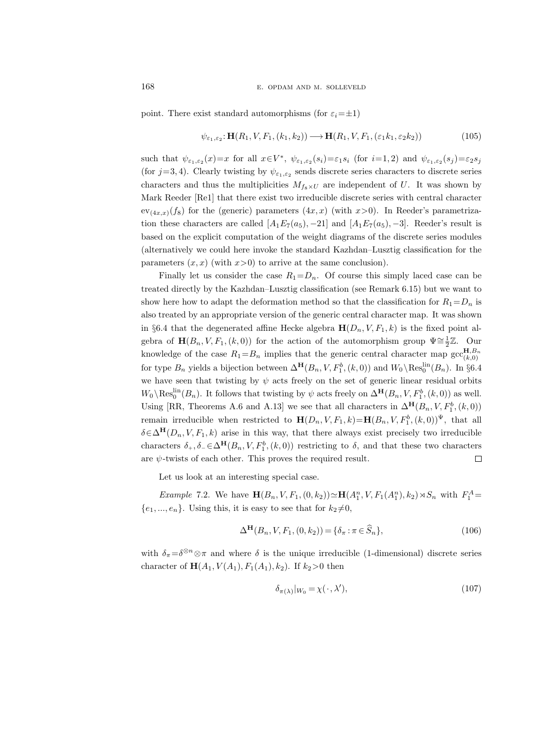point. There exist standard automorphisms (for $\varepsilon_i = \pm 1$)

$$\psi_{\varepsilon_1,\varepsilon_2}\colon \mathbf{H}(R_1, V, F_1, (k_1, k_2)) \longrightarrow \mathbf{H}(R_1, V, F_1, (\varepsilon_1 k_1, \varepsilon_2 k_2)) \tag{105}$$

such that $\psi_{\varepsilon_1,\varepsilon_2}(x) = x$ for all $x \in V^*$, $\psi_{\varepsilon_1,\varepsilon_2}(s_i) = \varepsilon_1 s_i$ (for $i = 1, 2$) and $\psi_{\varepsilon_1,\varepsilon_2}(s_j) = \varepsilon_2 s_j$ (for $j = 3, 4$). Clearly twisting by $\psi_{\varepsilon_1,\varepsilon_2}$ sends discrete series characters to discrete series characters and thus the multiplicities $M_{f_8 \times U}$ are independent of $U$. It was shown by Mark Reeder [Re1] that there exist two irreducible discrete series with central character $\mathrm{ev}_{(4x,x)}(f_8)$ for the (generic) parameters $(4x, x)$ (with $x > 0$). In Reeder's parametrization these characters are called $[A_1 E_7(a_5), -21]$ and $[A_1 E_7(a_5), -3]$. Reeder's result is based on the explicit computation of the weight diagrams of the discrete series modules (alternatively we could here invoke the standard Kazhdan–Lusztig classification for the parameters $(x, x)$ (with $x > 0$) to arrive at the same conclusion).

Finally let us consider the case $R_1 = D_n$. Of course this simply laced case can be treated directly by the Kazhdan–Lusztig classification (see Remark 6.15) but we want to show here how to adapt the deformation method so that the classification for $R_1 = D_n$ is also treated by an appropriate version of the generic central character map. It was shown in §6.4 that the degenerated affine Hecke algebra $\mathbf{H}(D_n, V, F_1, k)$ is the fixed point algebra of $\mathbf{H}(B_n, V, F_1, (k, 0))$ for the action of the automorphism group $\Psi \cong \frac{1}{2}\mathbb{Z}$. Our knowledge of the case $R_1 = B_n$ implies that the generic central character map $\mathrm{gcc}^{\mathbf{H}, B_n}_{(k,0)}$ for type $B_n$ yields a bijection between $\Delta^{\mathbf{H}}(B_n, V, F_1^b, (k, 0))$ and $W_0 \backslash \mathrm{Res}^{\mathrm{lin}}_0(B_n)$. In §6.4 we have seen that twisting by $\psi$ acts freely on the set of generic linear residual orbits $W_0 \backslash \mathrm{Res}^{\mathrm{lin}}_0(B_n)$. It follows that twisting by $\psi$ acts freely on $\Delta^{\mathbf{H}}(B_n, V, F_1^b, (k, 0))$ as well. Using [RR, Theorems A.6 and A.13] we see that all characters in $\Delta^{\mathbf{H}}(B_n, V, F_1^b, (k, 0))$ remain irreducible when restricted to $\mathbf{H}(D_n, V, F_1, k) = \mathbf{H}(B_n, V, F_1^b, (k, 0))^{\Psi}$, that all $\delta \in \Delta^{\mathbf{H}}(D_n, V, F_1, k)$ arise in this way, that there always exist precisely two irreducible characters $\delta_+, \delta_- \in \Delta^{\mathbf{H}}(B_n, V, F_1^b, (k, 0))$ restricting to $\delta$, and that these two characters are $\psi$-twists of each other. This proves the required result. $\square$

Let us look at an interesting special case.

*Example* 7.2. We have $\mathbf{H}(B_n, V, F_1, (0, k_2)) \simeq \mathbf{H}(A_1^n, V, F_1(A_1^n), k_2) \rtimes S_n$ with $F_1^A = \{e_1, ..., e_n\}$. Using this, it is easy to see that for $k_2 \neq 0$,

$$\Delta^{\mathbf{H}}(B_n, V, F_1, (0, k_2)) = \{\delta_\pi : \pi \in \widehat{S}_n\}, \tag{106}$$

with $\delta_\pi = \delta^{\otimes n} \otimes \pi$ and where $\delta$ is the unique irreducible (1-dimensional) discrete series character of $\mathbf{H}(A_1, V(A_1), F_1(A_1), k_2)$. If $k_2 > 0$ then

$$\delta_{\pi(\lambda)}|_{W_0} = \chi(\,\cdot\,, \lambda'), \tag{107}$$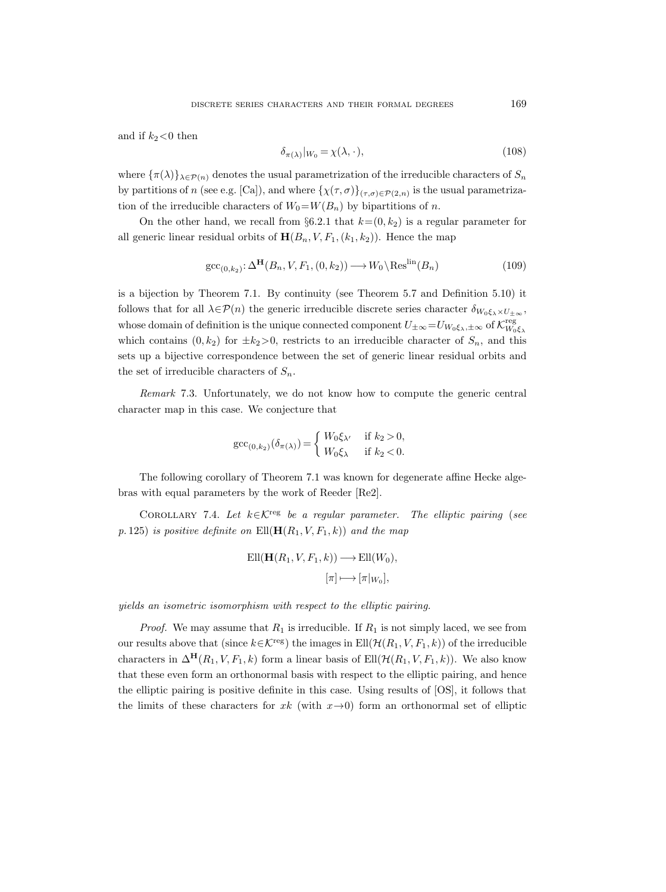and if $k_2<0$ then

$$\delta_{\pi(\lambda)}|_{W_0} = \chi(\lambda, \cdot), \tag{108}$$

where $\{\pi(\lambda)\}_{\lambda\in\mathcal{P}(n)}$ denotes the usual parametrization of the irreducible characters of $S_n$ by partitions of $n$ (see e.g. [Ca]), and where $\{\chi(\tau,\sigma)\}_{(\tau,\sigma)\in\mathcal{P}(2,n)}$ is the usual parametrization of the irreducible characters of $W_0=W(B_n)$ by bipartitions of $n$.

On the other hand, we recall from §6.2.1 that $k=(0,k_2)$ is a regular parameter for all generic linear residual orbits of $\mathbf{H}(B_n,V,F_1,(k_1,k_2))$. Hence the map

$$\mathrm{gcc}_{(0,k_2)}\colon \Delta^{\mathbf{H}}(B_n,V,F_1,(0,k_2)) \longrightarrow W_0\backslash \mathrm{Res}^{\mathrm{lin}}(B_n) \tag{109}$$

is a bijection by Theorem 7.1. By continuity (see Theorem 5.7 and Definition 5.10) it follows that for all $\lambda\in\mathcal{P}(n)$ the generic irreducible discrete series character $\delta_{W_0\xi_\lambda\times U_{\pm\infty}}$, whose domain of definition is the unique connected component $U_{\pm\infty}=U_{W_0\xi_\lambda,\pm\infty}$ of $\mathcal{K}^{\mathrm{reg}}_{W_0\xi_\lambda}$ which contains $(0,k_2)$ for $\pm k_2>0$, restricts to an irreducible character of $S_n$, and this sets up a bijective correspondence between the set of generic linear residual orbits and the set of irreducible characters of $S_n$.

*Remark* 7.3. Unfortunately, we do not know how to compute the generic central character map in this case. We conjecture that

$$\mathrm{gcc}_{(0,k_2)}(\delta_{\pi(\lambda)}) = \begin{cases} W_0\xi_{\lambda'} & \text{if } k_2>0,\\ W_0\xi_\lambda & \text{if } k_2<0.\end{cases}$$

The following corollary of Theorem 7.1 was known for degenerate affine Hecke algebras with equal parameters by the work of Reeder [Re2].

COROLLARY 7.4. *Let $k\in\mathcal{K}^{\mathrm{reg}}$ be a regular parameter. The elliptic pairing (see p. 125) is positive definite on $\mathrm{Ell}(\mathbf{H}(R_1,V,F_1,k))$ and the map*

$$\begin{aligned}\mathrm{Ell}(\mathbf{H}(R_1,V,F_1,k)) &\longrightarrow \mathrm{Ell}(W_0),\\ [\pi] &\longmapsto [\pi|_{W_0}],\end{aligned}$$

*yields an isometric isomorphism with respect to the elliptic pairing.*

*Proof.* We may assume that $R_1$ is irreducible. If $R_1$ is not simply laced, we see from our results above that (since $k\in\mathcal{K}^{\mathrm{reg}}$) the images in $\mathrm{Ell}(\mathcal{H}(R_1,V,F_1,k))$ of the irreducible characters in $\Delta^{\mathbf{H}}(R_1,V,F_1,k)$ form a linear basis of $\mathrm{Ell}(\mathcal{H}(R_1,V,F_1,k))$. We also know that these even form an orthonormal basis with respect to the elliptic pairing, and hence the elliptic pairing is positive definite in this case. Using results of [OS], it follows that the limits of these characters for $xk$ (with $x\to 0$) form an orthonormal set of elliptic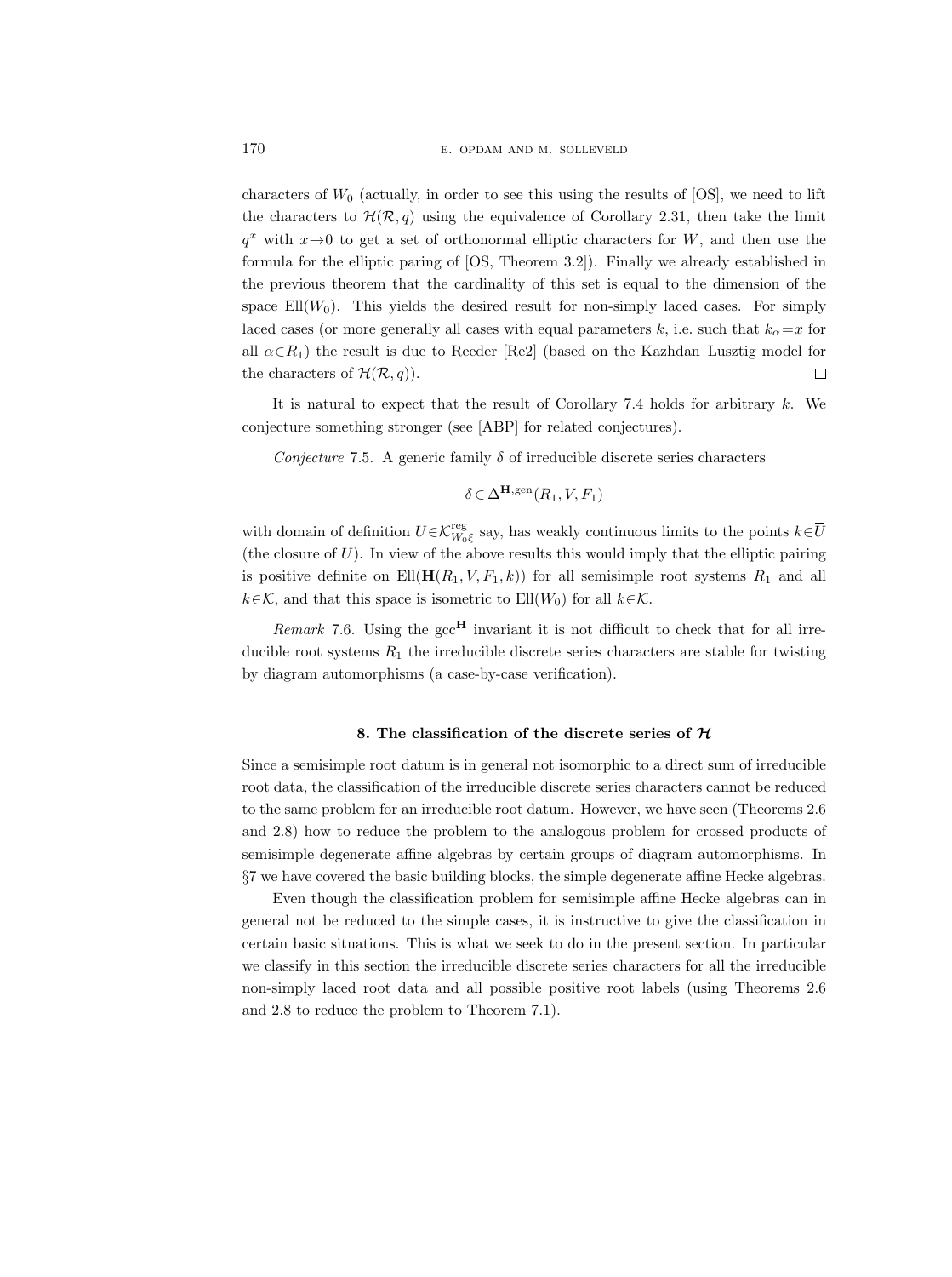characters of $W_0$ (actually, in order to see this using the results of [OS], we need to lift the characters to $\mathcal{H}(\mathcal{R}, q)$ using the equivalence of Corollary 2.31, then take the limit $q^x$ with $x \to 0$ to get a set of orthonormal elliptic characters for $W$, and then use the formula for the elliptic paring of [OS, Theorem 3.2]). Finally we already established in the previous theorem that the cardinality of this set is equal to the dimension of the space $\mathrm{Ell}(W_0)$. This yields the desired result for non-simply laced cases. For simply laced cases (or more generally all cases with equal parameters $k$, i.e. such that $k_\alpha = x$ for all $\alpha \in R_1$) the result is due to Reeder [Re2] (based on the Kazhdan–Lusztig model for the characters of $\mathcal{H}(\mathcal{R}, q)$). $\square$

It is natural to expect that the result of Corollary 7.4 holds for arbitrary $k$. We conjecture something stronger (see [ABP] for related conjectures).

*Conjecture* 7.5. A generic family $\delta$ of irreducible discrete series characters

$$\delta \in \Delta^{\mathbf{H},\mathrm{gen}}(R_1, V, F_1)$$

with domain of definition $U \in \mathcal{K}^{\mathrm{reg}}_{W_0\xi}$ say, has weakly continuous limits to the points $k \in \overline{U}$ (the closure of $U$). In view of the above results this would imply that the elliptic pairing is positive definite on $\mathrm{Ell}(\mathbf{H}(R_1, V, F_1, k))$ for all semisimple root systems $R_1$ and all $k \in \mathcal{K}$, and that this space is isometric to $\mathrm{Ell}(W_0)$ for all $k \in \mathcal{K}$.

*Remark* 7.6. Using the $\mathrm{gcc}^{\mathbf{H}}$ invariant it is not difficult to check that for all irreducible root systems $R_1$ the irreducible discrete series characters are stable for twisting by diagram automorphisms (a case-by-case verification).

## 8. The classification of the discrete series of $\mathcal{H}$

Since a semisimple root datum is in general not isomorphic to a direct sum of irreducible root data, the classification of the irreducible discrete series characters cannot be reduced to the same problem for an irreducible root datum. However, we have seen (Theorems 2.6 and 2.8) how to reduce the problem to the analogous problem for crossed products of semisimple degenerate affine algebras by certain groups of diagram automorphisms. In §7 we have covered the basic building blocks, the simple degenerate affine Hecke algebras.

Even though the classification problem for semisimple affine Hecke algebras can in general not be reduced to the simple cases, it is instructive to give the classification in certain basic situations. This is what we seek to do in the present section. In particular we classify in this section the irreducible discrete series characters for all the irreducible non-simply laced root data and all possible positive root labels (using Theorems 2.6 and 2.8 to reduce the problem to Theorem 7.1).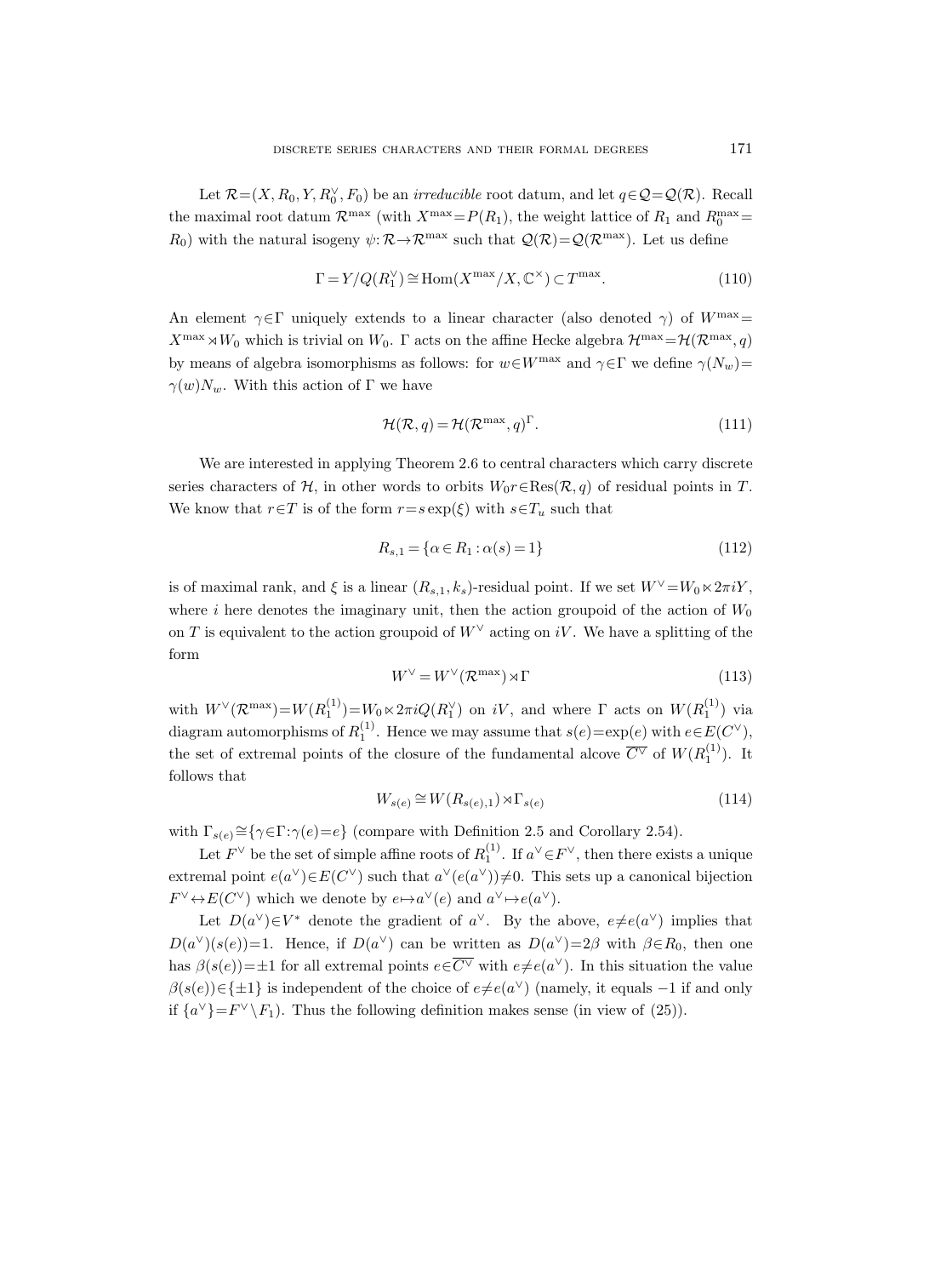Let $\mathcal{R}=(X,R_0,Y,R_0^\vee,F_0)$ be an *irreducible* root datum, and let $q\in\mathcal{Q}=\mathcal{Q}(\mathcal{R})$. Recall the maximal root datum $\mathcal{R}^{\max}$ (with $X^{\max}=P(R_1)$, the weight lattice of $R_1$ and $R_0^{\max}=R_0$) with the natural isogeny $\psi:\mathcal{R}\to\mathcal{R}^{\max}$ such that $\mathcal{Q}(\mathcal{R})=\mathcal{Q}(\mathcal{R}^{\max})$. Let us define

$$\Gamma=Y/Q(R_1^\vee)\cong \operatorname{Hom}(X^{\max}/X,\mathbb{C}^\times)\subset T^{\max}. \tag{110}$$

An element $\gamma\in\Gamma$ uniquely extends to a linear character (also denoted $\gamma$) of $W^{\max}=X^{\max}\rtimes W_0$ which is trivial on $W_0$. $\Gamma$ acts on the affine Hecke algebra $\mathcal{H}^{\max}=\mathcal{H}(\mathcal{R}^{\max},q)$ by means of algebra isomorphisms as follows: for $w\in W^{\max}$ and $\gamma\in\Gamma$ we define $\gamma(N_w)=\gamma(w)N_w$. With this action of $\Gamma$ we have

$$\mathcal{H}(\mathcal{R},q)=\mathcal{H}(\mathcal{R}^{\max},q)^\Gamma. \tag{111}$$

We are interested in applying Theorem 2.6 to central characters which carry discrete series characters of $\mathcal{H}$, in other words to orbits $W_0r\in\operatorname{Res}(\mathcal{R},q)$ of residual points in $T$. We know that $r\in T$ is of the form $r=s\exp(\xi)$ with $s\in T_u$ such that

$$R_{s,1}=\{\alpha\in R_1:\alpha(s)=1\} \tag{112}$$

is of maximal rank, and $\xi$ is a linear $(R_{s,1},k_s)$-residual point. If we set $W^\vee=W_0\ltimes 2\pi iY$, where $i$ here denotes the imaginary unit, then the action groupoid of the action of $W_0$ on $T$ is equivalent to the action groupoid of $W^\vee$ acting on $iV$. We have a splitting of the form

$$W^\vee=W^\vee(\mathcal{R}^{\max})\rtimes\Gamma \tag{113}$$

with $W^\vee(\mathcal{R}^{\max})=W(R_1^{(1)})=W_0\ltimes 2\pi iQ(R_1^\vee)$ on $iV$, and where $\Gamma$ acts on $W(R_1^{(1)})$ via diagram automorphisms of $R_1^{(1)}$. Hence we may assume that $s(e)=\exp(e)$ with $e\in E(C^\vee)$, the set of extremal points of the closure of the fundamental alcove $\overline{C^\vee}$ of $W(R_1^{(1)})$. It follows that

$$W_{s(e)}\cong W(R_{s(e),1})\rtimes\Gamma_{s(e)} \tag{114}$$

with $\Gamma_{s(e)}\cong\{\gamma\in\Gamma:\gamma(e)=e\}$ (compare with Definition 2.5 and Corollary 2.54).

Let $F^\vee$ be the set of simple affine roots of $R_1^{(1)}$. If $a^\vee\in F^\vee$, then there exists a unique extremal point $e(a^\vee)\in E(C^\vee)$ such that $a^\vee(e(a^\vee))\neq 0$. This sets up a canonical bijection $F^\vee\leftrightarrow E(C^\vee)$ which we denote by $e\mapsto a^\vee(e)$ and $a^\vee\mapsto e(a^\vee)$.

Let $D(a^\vee)\in V^*$ denote the gradient of $a^\vee$. By the above, $e\neq e(a^\vee)$ implies that $D(a^\vee)(s(e))=1$. Hence, if $D(a^\vee)$ can be written as $D(a^\vee)=2\beta$ with $\beta\in R_0$, then one has $\beta(s(e))=\pm1$ for all extremal points $e\in\overline{C^\vee}$ with $e\neq e(a^\vee)$. In this situation the value $\beta(s(e))\in\{\pm1\}$ is independent of the choice of $e\neq e(a^\vee)$ (namely, it equals $-1$ if and only if $\{a^\vee\}=F^\vee\setminus F_1$). Thus the following definition makes sense (in view of (25)).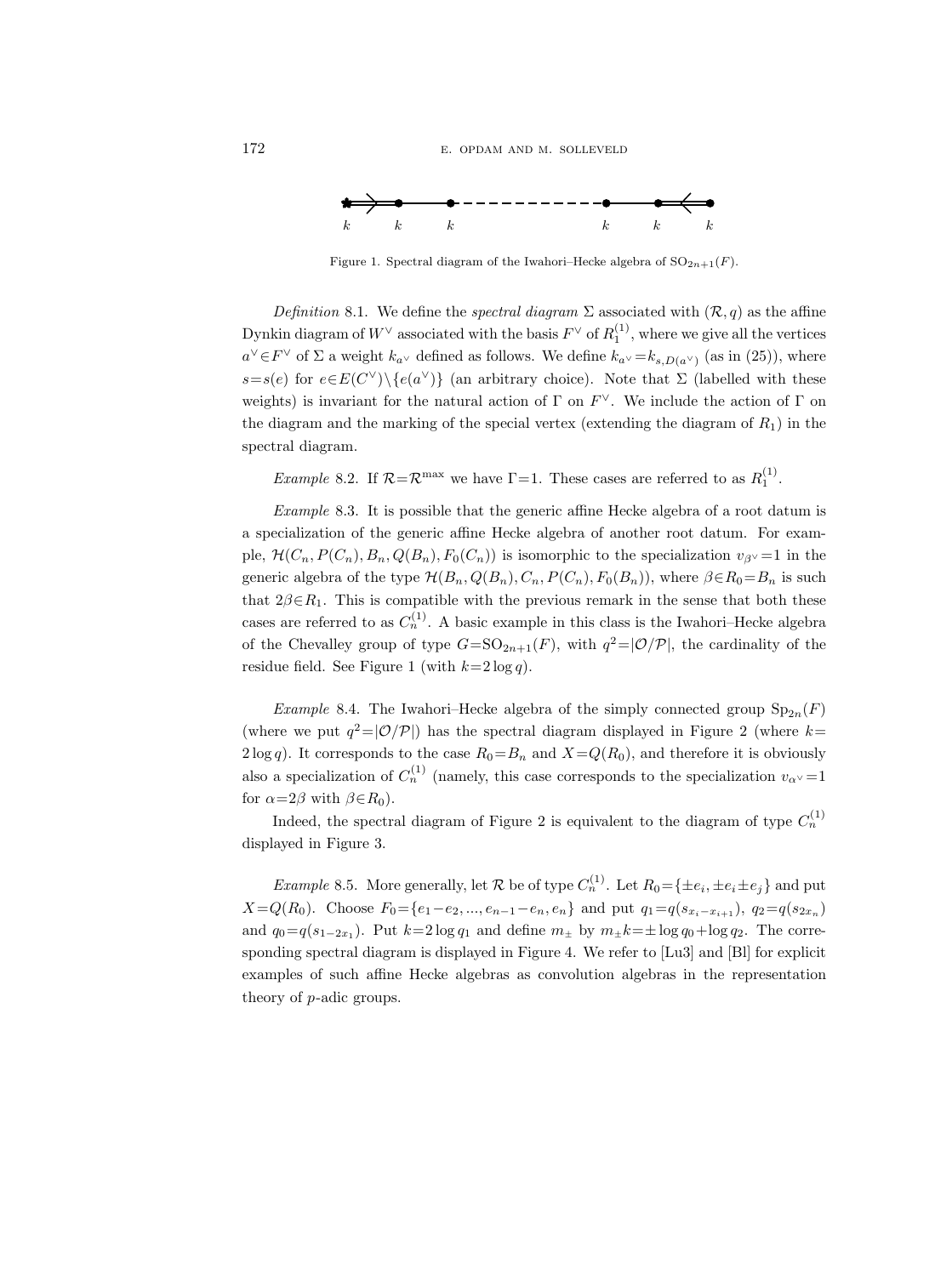Figure 1. Spectral diagram of the Iwahori–Hecke algebra of $\mathrm{SO}_{2n+1}(F)$.

*Definition* 8.1. We define the *spectral diagram* $\Sigma$ associated with $(\mathcal{R}, q)$ as the affine Dynkin diagram of $W^\vee$ associated with the basis $F^\vee$ of $R_1^{(1)}$, where we give all the vertices $a^\vee \in F^\vee$ of $\Sigma$ a weight $k_{a^\vee}$ defined as follows. We define $k_{a^\vee} = k_{s,D(a^\vee)}$ (as in (25)), where $s = s(e)$ for $e \in E(C^\vee) \setminus \{e(a^\vee)\}$ (an arbitrary choice). Note that $\Sigma$ (labelled with these weights) is invariant for the natural action of $\Gamma$ on $F^\vee$. We include the action of $\Gamma$ on the diagram and the marking of the special vertex (extending the diagram of $R_1$) in the spectral diagram.

*Example* 8.2. If $\mathcal{R} = \mathcal{R}^{\max}$ we have $\Gamma = 1$. These cases are referred to as $R_1^{(1)}$.

*Example* 8.3. It is possible that the generic affine Hecke algebra of a root datum is a specialization of the generic affine Hecke algebra of another root datum. For example, $\mathcal{H}(C_n, P(C_n), B_n, Q(B_n), F_0(C_n))$ is isomorphic to the specialization $v_{\beta^\vee} = 1$ in the generic algebra of the type $\mathcal{H}(B_n, Q(B_n), C_n, P(C_n), F_0(B_n))$, where $\beta \in R_0 = B_n$ is such that $2\beta \in R_1$. This is compatible with the previous remark in the sense that both these cases are referred to as $C_n^{(1)}$. A basic example in this class is the Iwahori–Hecke algebra of the Chevalley group of type $G = \mathrm{SO}_{2n+1}(F)$, with $q^2 = |\mathcal{O}/\mathcal{P}|$, the cardinality of the residue field. See Figure 1 (with $k = 2\log q$).

*Example* 8.4. The Iwahori–Hecke algebra of the simply connected group $\mathrm{Sp}_{2n}(F)$ (where we put $q^2 = |\mathcal{O}/\mathcal{P}|$) has the spectral diagram displayed in Figure 2 (where $k = 2\log q$). It corresponds to the case $R_0 = B_n$ and $X = Q(R_0)$, and therefore it is obviously also a specialization of $C_n^{(1)}$ (namely, this case corresponds to the specialization $v_{\alpha^\vee} = 1$ for $\alpha = 2\beta$ with $\beta \in R_0$).

Indeed, the spectral diagram of Figure 2 is equivalent to the diagram of type $C_n^{(1)}$ displayed in Figure 3.

*Example* 8.5. More generally, let $\mathcal{R}$ be of type $C_n^{(1)}$. Let $R_0 = \{\pm e_i, \pm e_i \pm e_j\}$ and put $X = Q(R_0)$. Choose $F_0 = \{e_1 - e_2, ..., e_{n-1} - e_n, e_n\}$ and put $q_1 = q(s_{x_i - x_{i+1}})$, $q_2 = q(s_{2x_n})$ and $q_0 = q(s_{1-2x_1})$. Put $k = 2\log q_1$ and define $m_\pm$ by $m_\pm k = \pm \log q_0 + \log q_2$. The corresponding spectral diagram is displayed in Figure 4. We refer to [Lu3] and [Bl] for explicit examples of such affine Hecke algebras as convolution algebras in the representation theory of $p$-adic groups.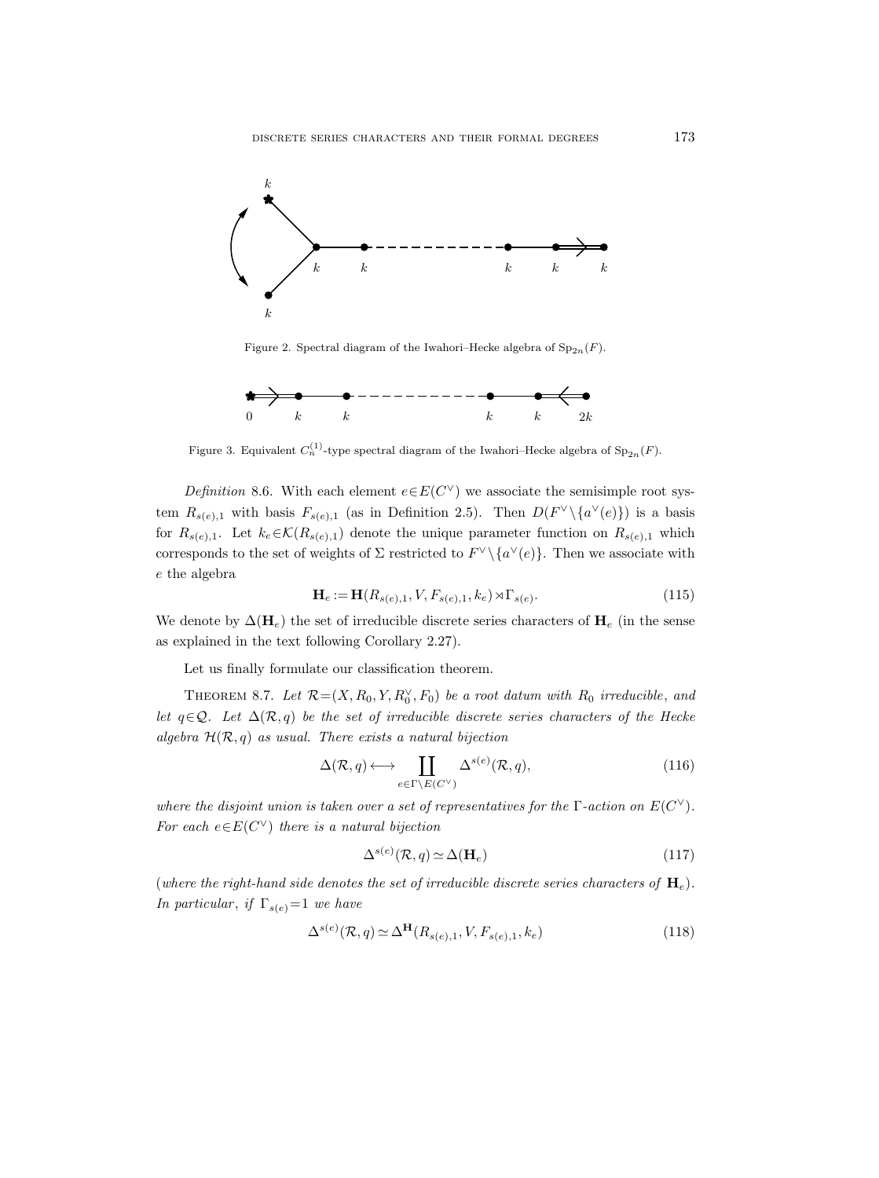Figure 2. Spectral diagram of the Iwahori–Hecke algebra of $\mathrm{Sp}_{2n}(F)$.

Figure 3. Equivalent $C_n^{(1)}$-type spectral diagram of the Iwahori–Hecke algebra of $\mathrm{Sp}_{2n}(F)$.

*Definition* 8.6. With each element $e \in E(C^\vee)$ we associate the semisimple root system $R_{s(e),1}$ with basis $F_{s(e),1}$ (as in Definition 2.5). Then $D(F^\vee \setminus \{a^\vee(e)\})$ is a basis for $R_{s(e),1}$. Let $k_e \in \mathcal{K}(R_{s(e),1})$ denote the unique parameter function on $R_{s(e),1}$ which corresponds to the set of weights of $\Sigma$ restricted to $F^\vee \setminus \{a^\vee(e)\}$. Then we associate with $e$ the algebra

$$\mathbf{H}_e := \mathbf{H}(R_{s(e),1}, V, F_{s(e),1}, k_e) \rtimes \Gamma_{s(e)}. \tag{115}$$

We denote by $\Delta(\mathbf{H}_e)$ the set of irreducible discrete series characters of $\mathbf{H}_e$ (in the sense as explained in the text following Corollary 2.27).

Let us finally formulate our classification theorem.

Theorem 8.7. *Let $\mathcal{R} = (X, R_0, Y, R_0^\vee, F_0)$ be a root datum with $R_0$ irreducible, and let $q \in \mathcal{Q}$. Let $\Delta(\mathcal{R}, q)$ be the set of irreducible discrete series characters of the Hecke algebra $\mathcal{H}(\mathcal{R}, q)$ as usual. There exists a natural bijection*

$$\Delta(\mathcal{R}, q) \longleftrightarrow \coprod_{e \in \Gamma \setminus E(C^\vee)} \Delta^{s(e)}(\mathcal{R}, q), \tag{116}$$

*where the disjoint union is taken over a set of representatives for the $\Gamma$-action on $E(C^\vee)$. For each $e \in E(C^\vee)$ there is a natural bijection*

$$\Delta^{s(e)}(\mathcal{R}, q) \simeq \Delta(\mathbf{H}_e) \tag{117}$$

(*where the right-hand side denotes the set of irreducible discrete series characters of $\mathbf{H}_e$*). *In particular, if $\Gamma_{s(e)} = 1$ we have*

$$\Delta^{s(e)}(\mathcal{R}, q) \simeq \Delta^{\mathbf{H}}(R_{s(e),1}, V, F_{s(e),1}, k_e) \tag{118}$$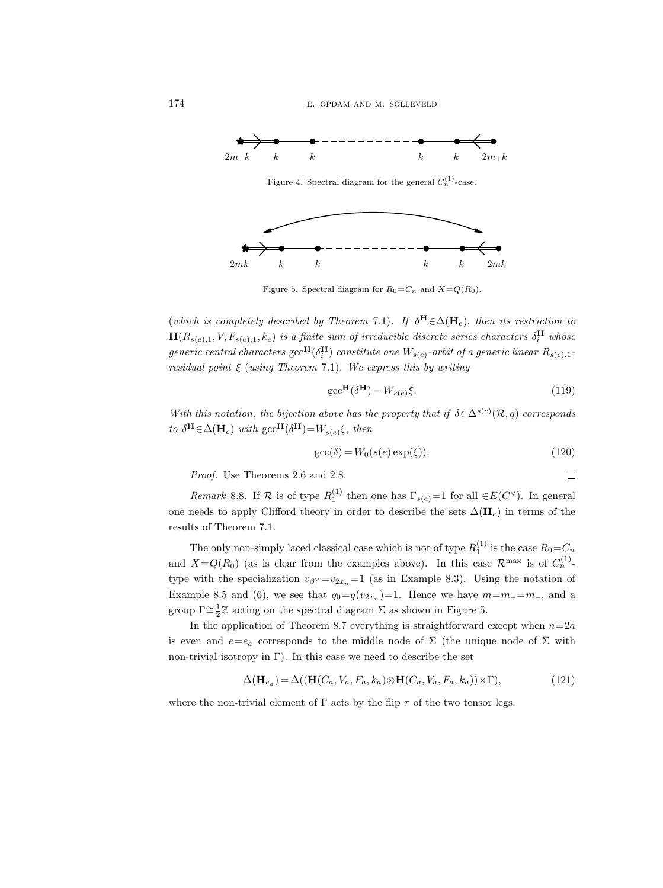$2m_-k \quad k \quad k \quad\quad\quad\quad k \quad k \quad 2m_+k$

Figure 4. Spectral diagram for the general $C_n^{(1)}$-case.

$2mk \quad k \quad k \quad\quad\quad\quad k \quad k \quad 2mk$

Figure 5. Spectral diagram for $R_0 = C_n$ and $X = Q(R_0)$.

(*which is completely described by Theorem* 7.1). *If* $\delta^{\mathbf{H}} \in \Delta(\mathbf{H}_e)$, *then its restriction to* $\mathbf{H}(R_{s(e),1}, V, F_{s(e),1}, k_e)$ *is a finite sum of irreducible discrete series characters* $\delta_i^{\mathbf{H}}$ *whose generic central characters* $\mathrm{gcc}^{\mathbf{H}}(\delta_i^{\mathbf{H}})$ *constitute one* $W_{s(e)}$-*orbit of a generic linear* $R_{s(e),1}$-*residual point* $\xi$ (*using Theorem* 7.1). *We express this by writing*

$$\mathrm{gcc}^{\mathbf{H}}(\delta^{\mathbf{H}}) = W_{s(e)}\xi. \tag{119}$$

*With this notation, the bijection above has the property that if* $\delta \in \Delta^{s(e)}(\mathcal{R}, q)$ *corresponds to* $\delta^{\mathbf{H}} \in \Delta(\mathbf{H}_e)$ *with* $\mathrm{gcc}^{\mathbf{H}}(\delta^{\mathbf{H}}) = W_{s(e)}\xi$, *then*

$$\mathrm{gcc}(\delta) = W_0(s(e)\exp(\xi)). \tag{120}$$

*Proof.* Use Theorems 2.6 and 2.8. $\square$

*Remark* 8.8. If $\mathcal{R}$ is of type $R_1^{(1)}$ then one has $\Gamma_{s(e)} = 1$ for all $\in E(C^\vee)$. In general one needs to apply Clifford theory in order to describe the sets $\Delta(\mathbf{H}_e)$ in terms of the results of Theorem 7.1.

The only non-simply laced classical case which is not of type $R_1^{(1)}$ is the case $R_0 = C_n$ and $X = Q(R_0)$ (as is clear from the examples above). In this case $\mathcal{R}^{\max}$ is of $C_n^{(1)}$-type with the specialization $v_{\beta^\vee} = v_{2x_n} = 1$ (as in Example 8.3). Using the notation of Example 8.5 and (6), we see that $q_0 = q(v_{2x_n}) = 1$. Hence we have $m = m_+ = m_-$, and a group $\Gamma \cong \frac{1}{2}\mathbb{Z}$ acting on the spectral diagram $\Sigma$ as shown in Figure 5.

In the application of Theorem 8.7 everything is straightforward except when $n = 2a$ is even and $e = e_a$ corresponds to the middle node of $\Sigma$ (the unique node of $\Sigma$ with non-trivial isotropy in $\Gamma$). In this case we need to describe the set

$$\Delta(\mathbf{H}_{e_a}) = \Delta((\mathbf{H}(C_a, V_a, F_a, k_a) \otimes \mathbf{H}(C_a, V_a, F_a, k_a)) \rtimes \Gamma), \tag{121}$$

where the non-trivial element of $\Gamma$ acts by the flip $\tau$ of the two tensor legs.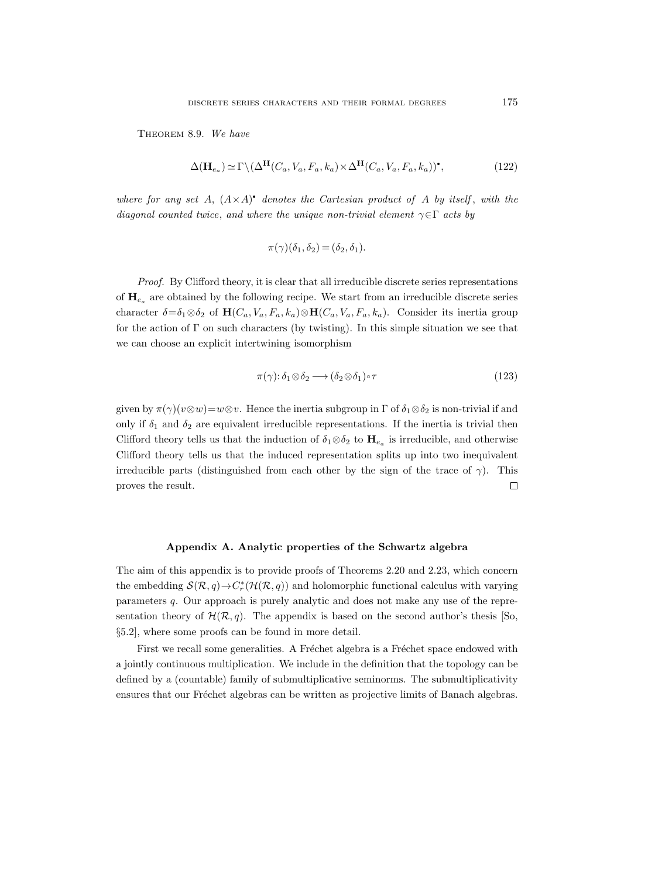Theorem 8.9. *We have*

$$\Delta(\mathbf{H}_{e_a}) \simeq \Gamma\backslash(\Delta^{\mathbf{H}}(C_a, V_a, F_a, k_a) \times \Delta^{\mathbf{H}}(C_a, V_a, F_a, k_a))^{\bullet}, \tag{122}$$

*where for any set $A$, $(A\times A)^{\bullet}$ denotes the Cartesian product of $A$ by itself, with the diagonal counted twice, and where the unique non-trivial element $\gamma\in\Gamma$ acts by*

$$\pi(\gamma)(\delta_1, \delta_2) = (\delta_2, \delta_1).$$

*Proof.* By Clifford theory, it is clear that all irreducible discrete series representations of $\mathbf{H}_{e_a}$ are obtained by the following recipe. We start from an irreducible discrete series character $\delta=\delta_1\otimes\delta_2$ of $\mathbf{H}(C_a, V_a, F_a, k_a)\otimes\mathbf{H}(C_a, V_a, F_a, k_a)$. Consider its inertia group for the action of $\Gamma$ on such characters (by twisting). In this simple situation we see that we can choose an explicit intertwining isomorphism

$$\pi(\gamma): \delta_1\otimes\delta_2 \longrightarrow (\delta_2\otimes\delta_1)\circ\tau \tag{123}$$

given by $\pi(\gamma)(v\otimes w)=w\otimes v$. Hence the inertia subgroup in $\Gamma$ of $\delta_1\otimes\delta_2$ is non-trivial if and only if $\delta_1$ and $\delta_2$ are equivalent irreducible representations. If the inertia is trivial then Clifford theory tells us that the induction of $\delta_1\otimes\delta_2$ to $\mathbf{H}_{e_a}$ is irreducible, and otherwise Clifford theory tells us that the induced representation splits up into two inequivalent irreducible parts (distinguished from each other by the sign of the trace of $\gamma$). This proves the result. $\square$

## Appendix A. Analytic properties of the Schwartz algebra

The aim of this appendix is to provide proofs of Theorems 2.20 and 2.23, which concern the embedding $\mathcal{S}(\mathcal{R}, q)\to C_r^*(\mathcal{H}(\mathcal{R}, q))$ and holomorphic functional calculus with varying parameters $q$. Our approach is purely analytic and does not make any use of the representation theory of $\mathcal{H}(\mathcal{R}, q)$. The appendix is based on the second author's thesis [So, §5.2], where some proofs can be found in more detail.

First we recall some generalities. A Fréchet algebra is a Fréchet space endowed with a jointly continuous multiplication. We include in the definition that the topology can be defined by a (countable) family of submultiplicative seminorms. The submultiplicativity ensures that our Fréchet algebras can be written as projective limits of Banach algebras.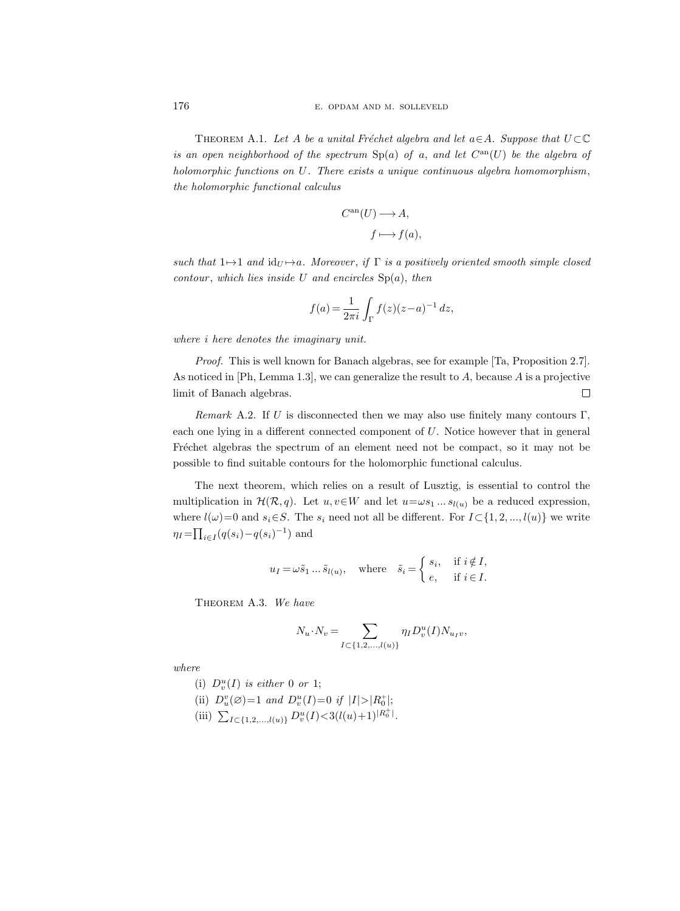**Theorem A.1.** *Let $A$ be a unital Fréchet algebra and let $a \in A$. Suppose that $U \subset \mathbb{C}$ is an open neighborhood of the spectrum $\mathrm{Sp}(a)$ of $a$, and let $C^{\mathrm{an}}(U)$ be the algebra of holomorphic functions on $U$. There exists a unique continuous algebra homomorphism, the holomorphic functional calculus*

$$
\begin{aligned}
C^{\mathrm{an}}(U) &\longrightarrow A, \\
f &\longmapsto f(a),
\end{aligned}
$$

*such that $1 \mapsto 1$ and $\mathrm{id}_U \mapsto a$. Moreover, if $\Gamma$ is a positively oriented smooth simple closed contour, which lies inside $U$ and encircles $\mathrm{Sp}(a)$, then*

$$
f(a) = \frac{1}{2\pi i} \int_\Gamma f(z)(z-a)^{-1}\, dz,
$$

*where $i$ here denotes the imaginary unit.*

*Proof.* This is well known for Banach algebras, see for example [Ta, Proposition 2.7]. As noticed in [Ph, Lemma 1.3], we can generalize the result to $A$, because $A$ is a projective limit of Banach algebras. □

*Remark* A.2. If $U$ is disconnected then we may also use finitely many contours $\Gamma$, each one lying in a different connected component of $U$. Notice however that in general Fréchet algebras the spectrum of an element need not be compact, so it may not be possible to find suitable contours for the holomorphic functional calculus.

The next theorem, which relies on a result of Lusztig, is essential to control the multiplication in $\mathcal{H}(\mathcal{R}, q)$. Let $u, v \in W$ and let $u = \omega s_1 \dots s_{l(u)}$ be a reduced expression, where $l(\omega) = 0$ and $s_i \in S$. The $s_i$ need not all be different. For $I \subset \{1, 2, ..., l(u)\}$ we write $\eta_I = \prod_{i \in I} (q(s_i) - q(s_i)^{-1})$ and

$$
u_I = \omega \tilde{s}_1 \dots \tilde{s}_{l(u)}, \quad \text{where} \quad \tilde{s}_i = \begin{cases} s_i, & \text{if } i \notin I, \\ e, & \text{if } i \in I. \end{cases}
$$

**Theorem A.3.** *We have*

$$
N_u \cdot N_v = \sum_{I \subset \{1,2,\dots,l(u)\}} \eta_I D_v^u(I) N_{u_I v},
$$

*where*

(i) *$D_v^u(I)$ is either 0 or 1;*

(ii) *$D_u^v(\varnothing) = 1$ and $D_v^u(I) = 0$ if $|I| > |R_0^+|$;*

(iii) *$\sum_{I \subset \{1,2,\dots,l(u)\}} D_v^u(I) < 3(l(u)+1)^{|R_0^+|}$.*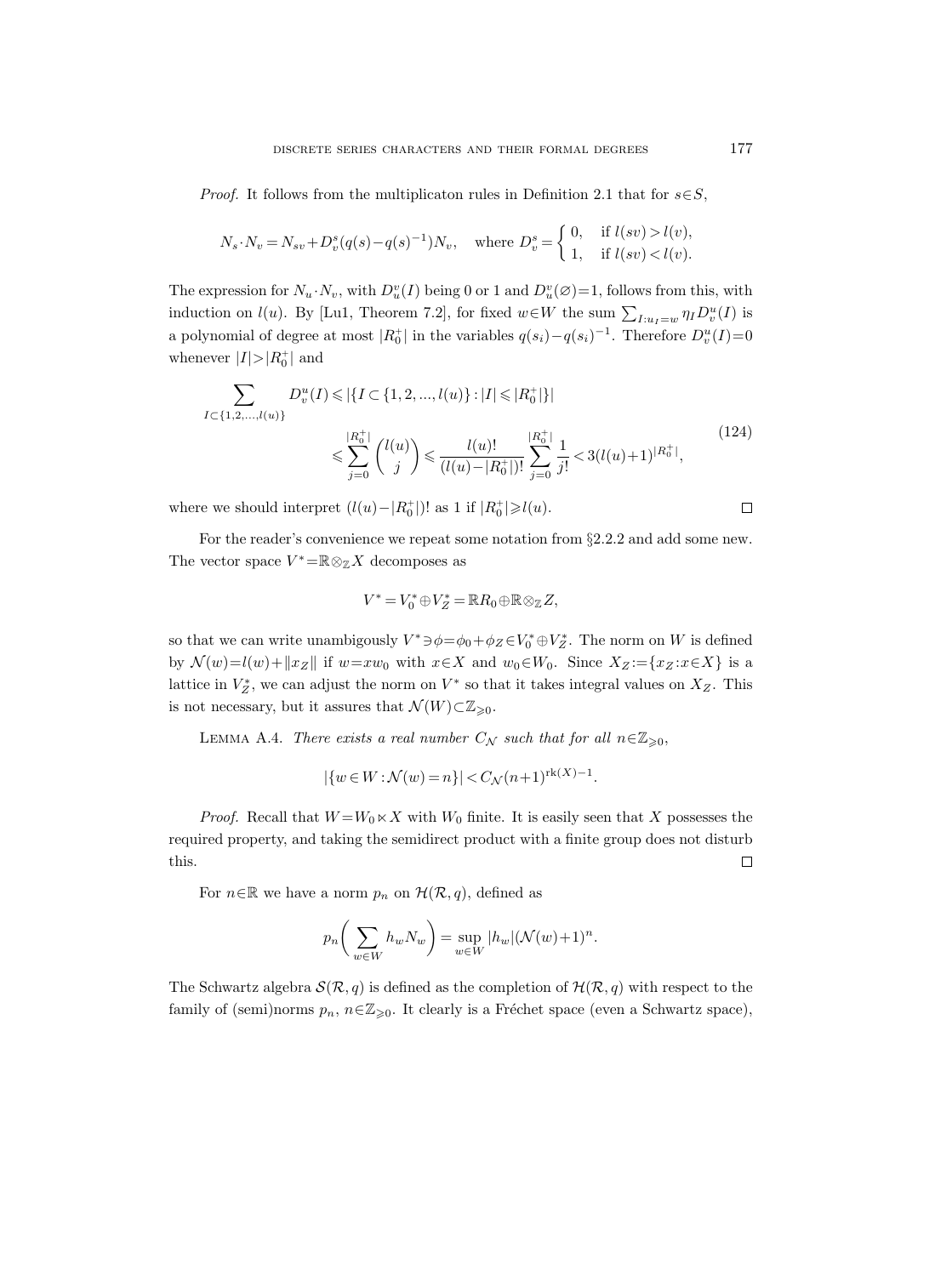*Proof.* It follows from the multiplicaton rules in Definition 2.1 that for $s \in S$,

$$N_s \cdot N_v = N_{sv} + D_v^s (q(s) - q(s)^{-1}) N_v, \quad \text{where } D_v^s = \begin{cases} 0, & \text{if } l(sv) > l(v), \\ 1, & \text{if } l(sv) < l(v). \end{cases}$$

The expression for $N_u \cdot N_v$, with $D_u^v(I)$ being 0 or 1 and $D_u^v(\varnothing) = 1$, follows from this, with induction on $l(u)$. By [Lu1, Theorem 7.2], for fixed $w \in W$ the sum $\sum_{I: u_I = w} \eta_I D_v^u(I)$ is a polynomial of degree at most $|R_0^+|$ in the variables $q(s_i) - q(s_i)^{-1}$. Therefore $D_v^u(I) = 0$ whenever $|I| > |R_0^+|$ and

$$\begin{aligned}\sum_{I \subset \{1,2,\ldots,l(u)\}} D_v^u(I) &\leqslant |\{I \subset \{1,2,\ldots,l(u)\} : |I| \leqslant |R_0^+|\}| \\ &\leqslant \sum_{j=0}^{|R_0^+|} \binom{l(u)}{j} \leqslant \frac{l(u)!}{(l(u) - |R_0^+|)!} \sum_{j=0}^{|R_0^+|} \frac{1}{j!} < 3(l(u)+1)^{|R_0^+|},\end{aligned} \tag{124}$$

where we should interpret $(l(u) - |R_0^+|)!$ as 1 if $|R_0^+| \geqslant l(u)$. $\square$

For the reader's convenience we repeat some notation from §2.2.2 and add some new. The vector space $V^* = \mathbb{R} \otimes_{\mathbb{Z}} X$ decomposes as

$$V^* = V_0^* \oplus V_Z^* = \mathbb{R} R_0 \oplus \mathbb{R} \otimes_{\mathbb{Z}} Z,$$

so that we can write unambigously $V^* \ni \phi = \phi_0 + \phi_Z \in V_0^* \oplus V_Z^*$. The norm on $W$ is defined by $\mathcal{N}(w) = l(w) + \|x_Z\|$ if $w = x w_0$ with $x \in X$ and $w_0 \in W_0$. Since $X_Z := \{x_Z : x \in X\}$ is a lattice in $V_Z^*$, we can adjust the norm on $V^*$ so that it takes integral values on $X_Z$. This is not necessary, but it assures that $\mathcal{N}(W) \subset \mathbb{Z}_{\geqslant 0}$.

Lemma A.4. *There exists a real number $C_{\mathcal{N}}$ such that for all $n \in \mathbb{Z}_{\geqslant 0}$,*

$$|\{w \in W : \mathcal{N}(w) = n\}| < C_{\mathcal{N}} (n+1)^{\mathrm{rk}(X) - 1}.$$

*Proof.* Recall that $W = W_0 \ltimes X$ with $W_0$ finite. It is easily seen that $X$ possesses the required property, and taking the semidirect product with a finite group does not disturb this. $\square$

For $n \in \mathbb{R}$ we have a norm $p_n$ on $\mathcal{H}(\mathcal{R}, q)$, defined as

$$p_n\biggl(\sum_{w \in W} h_w N_w\biggr) = \sup_{w \in W} |h_w| (\mathcal{N}(w) + 1)^n.$$

The Schwartz algebra $\mathcal{S}(\mathcal{R}, q)$ is defined as the completion of $\mathcal{H}(\mathcal{R}, q)$ with respect to the family of (semi)norms $p_n$, $n \in \mathbb{Z}_{\geqslant 0}$. It clearly is a Fréchet space (even a Schwartz space),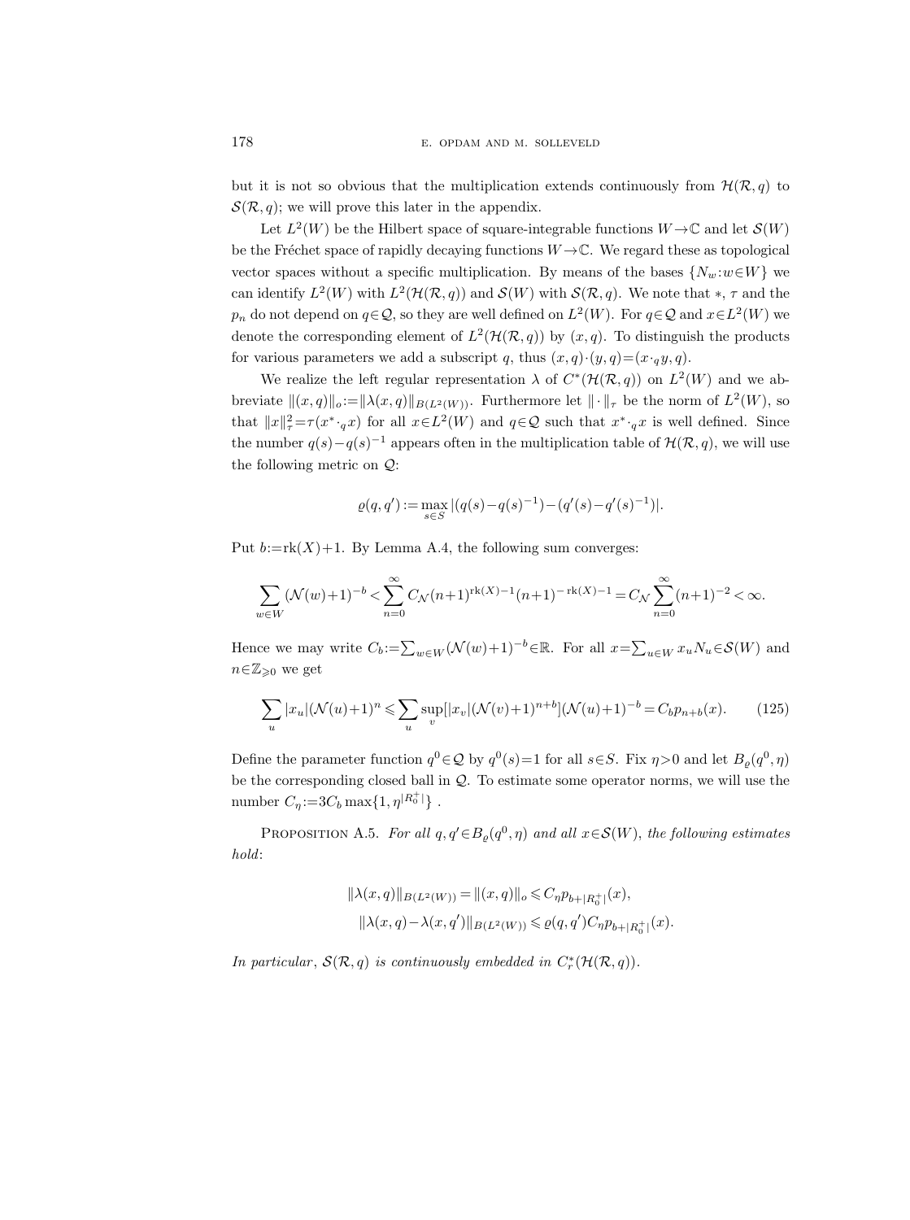but it is not so obvious that the multiplication extends continuously from $\mathcal{H}(\mathcal{R},q)$ to $\mathcal{S}(\mathcal{R},q)$; we will prove this later in the appendix.

Let $L^2(W)$ be the Hilbert space of square-integrable functions $W\to\mathbb{C}$ and let $\mathcal{S}(W)$ be the Fréchet space of rapidly decaying functions $W\to\mathbb{C}$. We regard these as topological vector spaces without a specific multiplication. By means of the bases $\{N_w : w\in W\}$ we can identify $L^2(W)$ with $L^2(\mathcal{H}(\mathcal{R},q))$ and $\mathcal{S}(W)$ with $\mathcal{S}(\mathcal{R},q)$. We note that $*$, $\tau$ and the $p_n$ do not depend on $q\in\mathcal{Q}$, so they are well defined on $L^2(W)$. For $q\in\mathcal{Q}$ and $x\in L^2(W)$ we denote the corresponding element of $L^2(\mathcal{H}(\mathcal{R},q))$ by $(x,q)$. To distinguish the products for various parameters we add a subscript $q$, thus $(x,q)\cdot(y,q)=(x\cdot_q y,q)$.

We realize the left regular representation $\lambda$ of $C^*(\mathcal{H}(\mathcal{R},q))$ on $L^2(W)$ and we abbreviate $\|(x,q)\|_o:=\|\lambda(x,q)\|_{B(L^2(W))}$. Furthermore let $\|\cdot\|_\tau$ be the norm of $L^2(W)$, so that $\|x\|_\tau^2=\tau(x^*\cdot_q x)$ for all $x\in L^2(W)$ and $q\in\mathcal{Q}$ such that $x^*\cdot_q x$ is well defined. Since the number $q(s)-q(s)^{-1}$ appears often in the multiplication table of $\mathcal{H}(\mathcal{R},q)$, we will use the following metric on $\mathcal{Q}$:

$$\varrho(q,q'):=\max_{s\in S}|(q(s)-q(s)^{-1})-(q'(s)-q'(s)^{-1})|.$$

Put $b:=\operatorname{rk}(X)+1$. By Lemma A.4, the following sum converges:

$$\sum_{w\in W}(\mathcal{N}(w)+1)^{-b}<\sum_{n=0}^{\infty}C_{\mathcal{N}}(n+1)^{\operatorname{rk}(X)-1}(n+1)^{-\operatorname{rk}(X)-1}=C_{\mathcal{N}}\sum_{n=0}^{\infty}(n+1)^{-2}<\infty.$$

Hence we may write $C_b:=\sum_{w\in W}(\mathcal{N}(w)+1)^{-b}\in\mathbb{R}$. For all $x=\sum_{u\in W}x_uN_u\in\mathcal{S}(W)$ and $n\in\mathbb{Z}_{\geqslant 0}$ we get

$$\sum_u|x_u|(\mathcal{N}(u)+1)^n\leqslant\sum_u\sup_v[|x_v|(\mathcal{N}(v)+1)^{n+b}](\mathcal{N}(u)+1)^{-b}=C_bp_{n+b}(x). \tag{125}$$

Define the parameter function $q^0\in\mathcal{Q}$ by $q^0(s)=1$ for all $s\in S$. Fix $\eta>0$ and let $B_\varrho(q^0,\eta)$ be the corresponding closed ball in $\mathcal{Q}$. To estimate some operator norms, we will use the number $C_\eta:=3C_b\max\{1,\eta^{|R_0^+|}\}$ .

**Proposition A.5.** *For all $q,q'\in B_\varrho(q^0,\eta)$ and all $x\in\mathcal{S}(W)$, the following estimates hold*:

$$\|\lambda(x,q)\|_{B(L^2(W))}=\|(x,q)\|_o\leqslant C_\eta p_{b+|R_0^+|}(x),$$
$$\|\lambda(x,q)-\lambda(x,q')\|_{B(L^2(W))}\leqslant\varrho(q,q')C_\eta p_{b+|R_0^+|}(x).$$

*In particular*, $\mathcal{S}(\mathcal{R},q)$ *is continuously embedded in* $C_r^*(\mathcal{H}(\mathcal{R},q))$.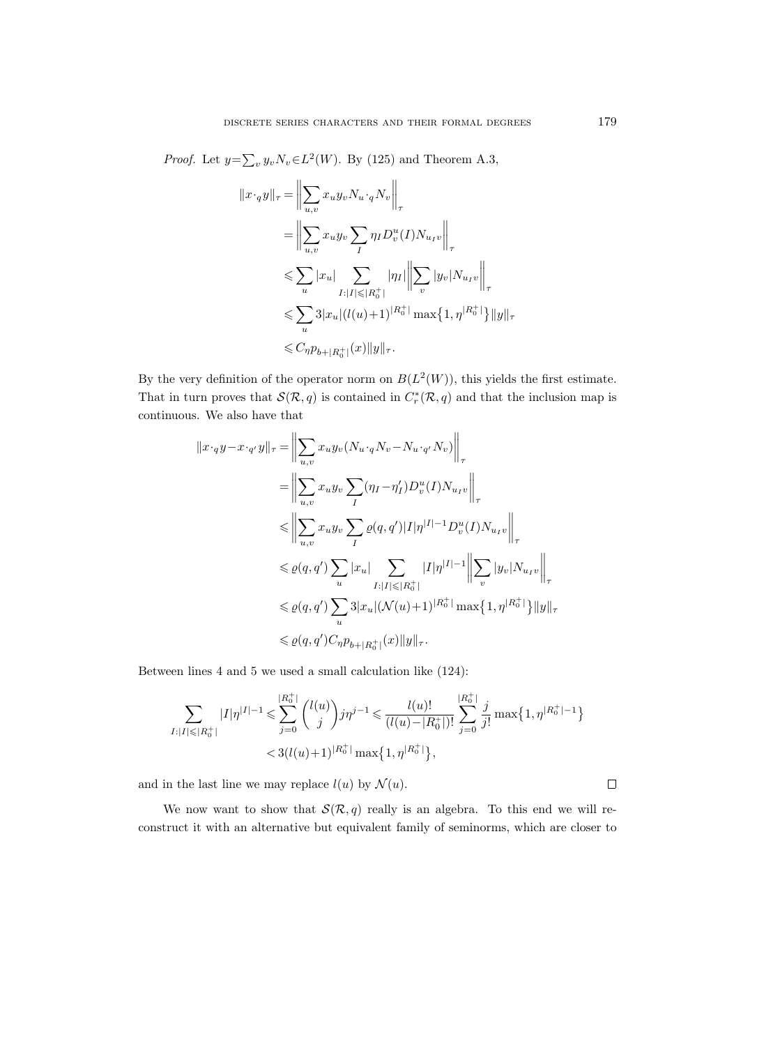*Proof.* Let $y = \sum_v y_v N_v \in L^2(W)$. By (125) and Theorem A.3,

$$
\begin{aligned}
\|x \cdot_q y\|_\tau &= \Big\| \sum_{u,v} x_u y_v N_u \cdot_q N_v \Big\|_\tau \\
&= \Big\| \sum_{u,v} x_u y_v \sum_I \eta_I D_v^u(I) N_{u_I v} \Big\|_\tau \\
&\leqslant \sum_u |x_u| \sum_{I:|I| \leqslant |R_0^+|} |\eta_I| \Big\| \sum_v |y_v| N_{u_I v} \Big\|_\tau \\
&\leqslant \sum_u 3|x_u| (l(u)+1)^{|R_0^+|} \max\{1, \eta^{|R_0^+|}\} \|y\|_\tau \\
&\leqslant C_\eta p_{b+|R_0^+|}(x) \|y\|_\tau.
\end{aligned}
$$

By the very definition of the operator norm on $B(L^2(W))$, this yields the first estimate. That in turn proves that $\mathcal{S}(\mathcal{R}, q)$ is contained in $C_r^*(\mathcal{R}, q)$ and that the inclusion map is continuous. We also have that

$$
\begin{aligned}
\|x \cdot_q y - x \cdot_{q'} y\|_\tau &= \Big\| \sum_{u,v} x_u y_v (N_u \cdot_q N_v - N_u \cdot_{q'} N_v) \Big\|_\tau \\
&= \Big\| \sum_{u,v} x_u y_v \sum_I (\eta_I - \eta'_I) D_v^u(I) N_{u_I v} \Big\|_\tau \\
&\leqslant \Big\| \sum_{u,v} x_u y_v \sum_I \varrho(q, q') |I| \eta^{|I|-1} D_v^u(I) N_{u_I v} \Big\|_\tau \\
&\leqslant \varrho(q, q') \sum_u |x_u| \sum_{I:|I| \leqslant |R_0^+|} |I| \eta^{|I|-1} \Big\| \sum_v |y_v| N_{u_I v} \Big\|_\tau \\
&\leqslant \varrho(q, q') \sum_u 3|x_u| (\mathcal{N}(u)+1)^{|R_0^+|} \max\{1, \eta^{|R_0^+|}\} \|y\|_\tau \\
&\leqslant \varrho(q, q') C_\eta p_{b+|R_0^+|}(x) \|y\|_\tau.
\end{aligned}
$$

Between lines 4 and 5 we used a small calculation like (124):

$$
\begin{aligned}
\sum_{I:|I| \leqslant |R_0^+|} |I| \eta^{|I|-1} &\leqslant \sum_{j=0}^{|R_0^+|} \binom{l(u)}{j} j \eta^{j-1} \leqslant \frac{l(u)!}{(l(u) - |R_0^+|)!} \sum_{j=0}^{|R_0^+|} \frac{j}{j!} \max\{1, \eta^{|R_0^+|-1}\} \\
&< 3(l(u)+1)^{|R_0^+|} \max\{1, \eta^{|R_0^+|}\},
\end{aligned}
$$

and in the last line we may replace $l(u)$ by $\mathcal{N}(u)$. $\square$

We now want to show that $\mathcal{S}(\mathcal{R}, q)$ really is an algebra. To this end we will reconstruct it with an alternative but equivalent family of seminorms, which are closer to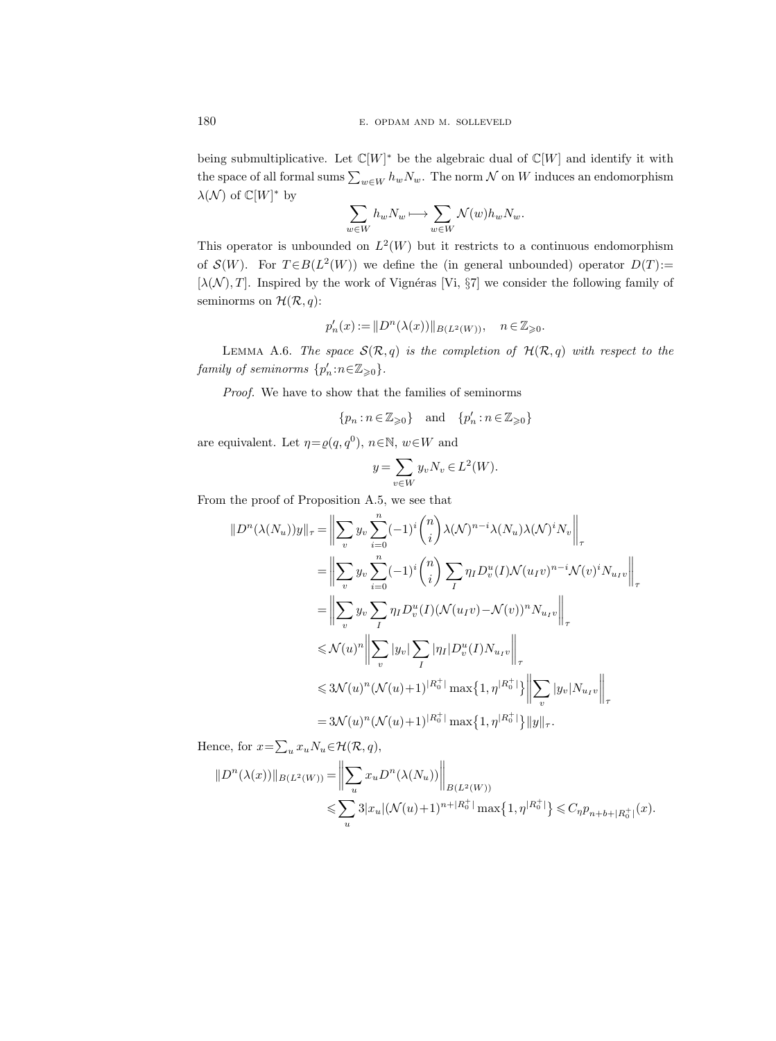being submultiplicative. Let $\mathbb{C}[W]^*$ be the algebraic dual of $\mathbb{C}[W]$ and identify it with the space of all formal sums $\sum_{w\in W} h_w N_w$. The norm $\mathcal{N}$ on $W$ induces an endomorphism $\lambda(\mathcal{N})$ of $\mathbb{C}[W]^*$ by

$$\sum_{w\in W} h_w N_w \longmapsto \sum_{w\in W} \mathcal{N}(w) h_w N_w.$$

This operator is unbounded on $L^2(W)$ but it restricts to a continuous endomorphism of $\mathcal{S}(W)$. For $T\in B(L^2(W))$ we define the (in general unbounded) operator $D(T):=[\lambda(\mathcal{N}),T]$. Inspired by the work of Vignéras [Vi, §7] we consider the following family of seminorms on $\mathcal{H}(\mathcal{R},q)$:

$$p'_n(x) := \|D^n(\lambda(x))\|_{B(L^2(W))}, \quad n\in\mathbb{Z}_{\geqslant 0}.$$

Lemma A.6. *The space $\mathcal{S}(\mathcal{R},q)$ is the completion of $\mathcal{H}(\mathcal{R},q)$ with respect to the family of seminorms $\{p'_n : n\in\mathbb{Z}_{\geqslant 0}\}$.*

*Proof.* We have to show that the families of seminorms

$$\{p_n : n\in\mathbb{Z}_{\geqslant 0}\} \quad \text{and} \quad \{p'_n : n\in\mathbb{Z}_{\geqslant 0}\}$$

are equivalent. Let $\eta=\varrho(q,q^0)$, $n\in\mathbb{N}$, $w\in W$ and

$$y=\sum_{v\in W} y_v N_v \in L^2(W).$$

From the proof of Proposition A.5, we see that

$$\begin{aligned}
\|D^n(\lambda(N_u))y\|_\tau &= \left\| \sum_v y_v \sum_{i=0}^n (-1)^i \binom{n}{i} \lambda(\mathcal{N})^{n-i}\lambda(N_u)\lambda(\mathcal{N})^i N_v \right\|_\tau \\
&= \left\| \sum_v y_v \sum_{i=0}^n (-1)^i \binom{n}{i} \sum_I \eta_I D_v^u(I)\mathcal{N}(u_I v)^{n-i}\mathcal{N}(v)^i N_{u_I v} \right\|_\tau \\
&= \left\| \sum_v y_v \sum_I \eta_I D_v^u(I)(\mathcal{N}(u_I v)-\mathcal{N}(v))^n N_{u_I v} \right\|_\tau \\
&\leqslant \mathcal{N}(u)^n \left\| \sum_v |y_v| \sum_I |\eta_I| D_v^u(I) N_{u_I v} \right\|_\tau \\
&\leqslant 3\mathcal{N}(u)^n(\mathcal{N}(u)+1)^{|R_0^+|} \max\{1,\eta^{|R_0^+|}\} \left\| \sum_v |y_v| N_{u_I v} \right\|_\tau \\
&= 3\mathcal{N}(u)^n(\mathcal{N}(u)+1)^{|R_0^+|} \max\{1,\eta^{|R_0^+|}\} \|y\|_\tau.
\end{aligned}$$

Hence, for $x=\sum_u x_u N_u \in\mathcal{H}(\mathcal{R},q)$,

$$\begin{aligned}
\|D^n(\lambda(x))\|_{B(L^2(W))} &= \left\| \sum_u x_u D^n(\lambda(N_u)) \right\|_{B(L^2(W))} \\
&\leqslant \sum_u 3|x_u|(\mathcal{N}(u)+1)^{n+|R_0^+|} \max\{1,\eta^{|R_0^+|}\} \leqslant C_\eta p_{n+b+|R_0^+|}(x).
\end{aligned}$$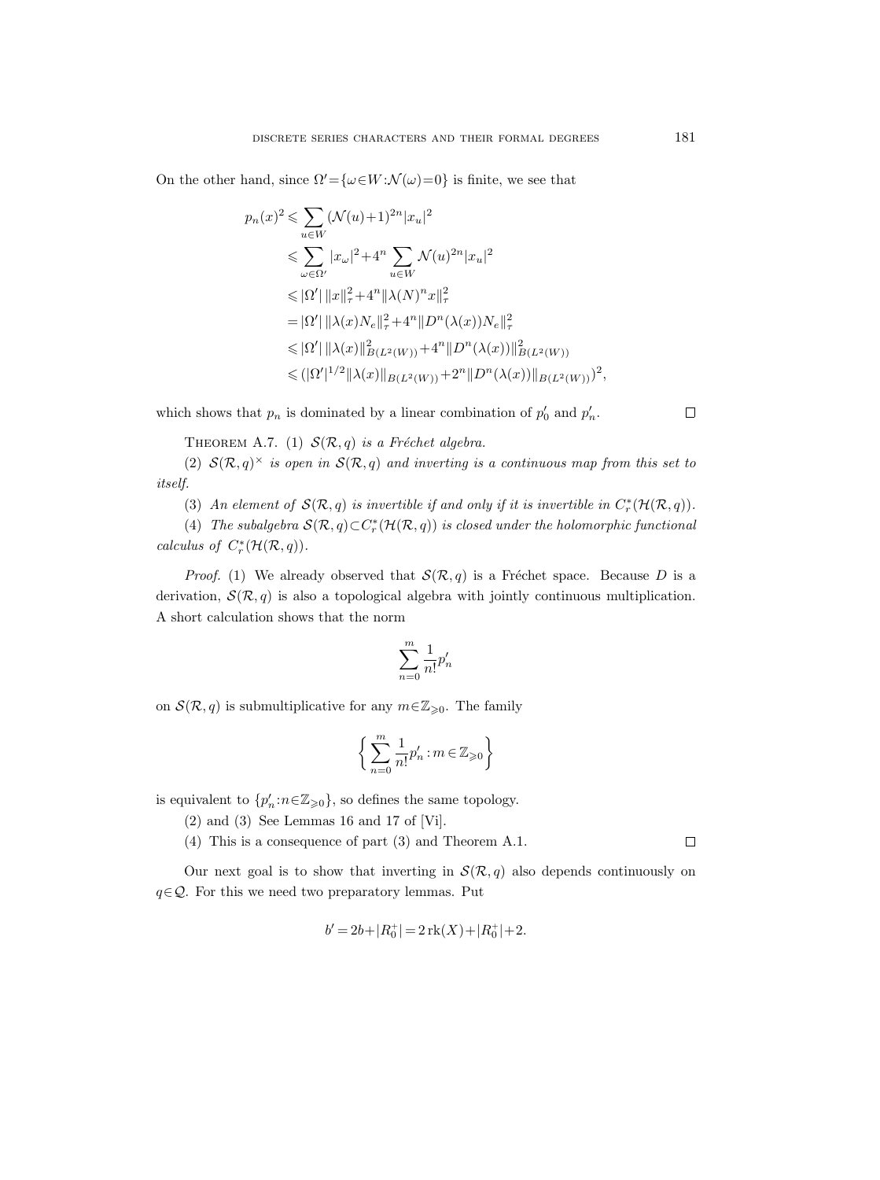On the other hand, since $\Omega' = \{\omega \in W : \mathcal{N}(\omega) = 0\}$ is finite, we see that

$$
\begin{aligned}
p_n(x)^2 &\leqslant \sum_{u \in W} (\mathcal{N}(u)+1)^{2n} |x_u|^2 \\
&\leqslant \sum_{\omega \in \Omega'} |x_\omega|^2 + 4^n \sum_{u \in W} \mathcal{N}(u)^{2n} |x_u|^2 \\
&\leqslant |\Omega'| \, \|x\|_\tau^2 + 4^n \|\lambda(N)^n x\|_\tau^2 \\
&= |\Omega'| \, \|\lambda(x) N_e\|_\tau^2 + 4^n \|D^n(\lambda(x)) N_e\|_\tau^2 \\
&\leqslant |\Omega'| \, \|\lambda(x)\|_{B(L^2(W))}^2 + 4^n \|D^n(\lambda(x))\|_{B(L^2(W))}^2 \\
&\leqslant (|\Omega'|^{1/2} \|\lambda(x)\|_{B(L^2(W))} + 2^n \|D^n(\lambda(x))\|_{B(L^2(W))})^2,
\end{aligned}
$$

which shows that $p_n$ is dominated by a linear combination of $p'_0$ and $p'_n$. $\square$

THEOREM A.7. (1) *$\mathcal{S}(\mathcal{R}, q)$ is a Fréchet algebra.*

(2) *$\mathcal{S}(\mathcal{R}, q)^\times$ is open in $\mathcal{S}(\mathcal{R}, q)$ and inverting is a continuous map from this set to itself.*

(3) *An element of $\mathcal{S}(\mathcal{R}, q)$ is invertible if and only if it is invertible in $C_r^*(\mathcal{H}(\mathcal{R}, q))$.*

(4) *The subalgebra $\mathcal{S}(\mathcal{R}, q) \subset C_r^*(\mathcal{H}(\mathcal{R}, q))$ is closed under the holomorphic functional calculus of $C_r^*(\mathcal{H}(\mathcal{R}, q))$.*

*Proof.* (1) We already observed that $\mathcal{S}(\mathcal{R}, q)$ is a Fréchet space. Because $D$ is a derivation, $\mathcal{S}(\mathcal{R}, q)$ is also a topological algebra with jointly continuous multiplication. A short calculation shows that the norm

$$
\sum_{n=0}^{m} \frac{1}{n!} p'_n
$$

on $\mathcal{S}(\mathcal{R}, q)$ is submultiplicative for any $m \in \mathbb{Z}_{\geqslant 0}$. The family

$$
\left\{ \sum_{n=0}^{m} \frac{1}{n!} p'_n : m \in \mathbb{Z}_{\geqslant 0} \right\}
$$

is equivalent to $\{p'_n : n \in \mathbb{Z}_{\geqslant 0}\}$, so defines the same topology.

(2) and (3) See Lemmas 16 and 17 of [Vi].

(4) This is a consequence of part (3) and Theorem A.1. $\square$

Our next goal is to show that inverting in $\mathcal{S}(\mathcal{R}, q)$ also depends continuously on $q \in \mathcal{Q}$. For this we need two preparatory lemmas. Put

$$
b' = 2b + |R_0^+| = 2 \operatorname{rk}(X) + |R_0^+| + 2.
$$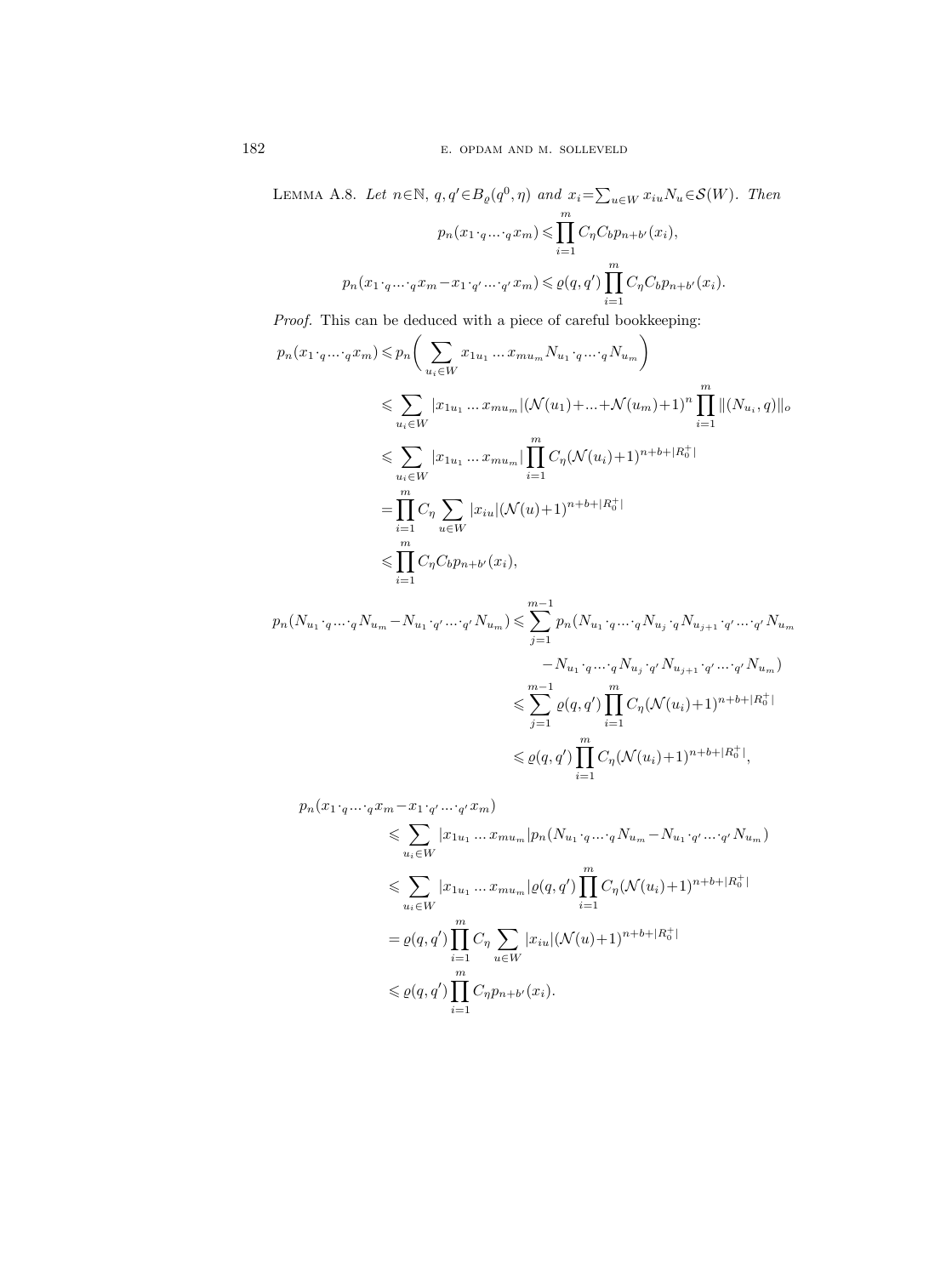Lemma A.8. *Let $n\in\mathbb{N}$, $q,q'\in B_\varrho(q^0,\eta)$ and $x_i=\sum_{u\in W} x_{iu}N_u\in\mathcal{S}(W)$. Then*

$$p_n(x_1\cdot_q\ldots\cdot_q x_m)\leqslant\prod_{i=1}^m C_\eta C_b p_{n+b'}(x_i),$$

$$p_n(x_1\cdot_q\ldots\cdot_q x_m-x_1\cdot_{q'}\ldots\cdot_{q'}x_m)\leqslant\varrho(q,q')\prod_{i=1}^m C_\eta C_b p_{n+b'}(x_i).$$

*Proof.* This can be deduced with a piece of careful bookkeeping:

$$\begin{aligned}
p_n(x_1\cdot_q\ldots\cdot_q x_m)&\leqslant p_n\bigg(\sum_{u_i\in W} x_{1u_1}\ldots x_{mu_m}N_{u_1}\cdot_q\ldots\cdot_q N_{u_m}\bigg)\\
&\leqslant\sum_{u_i\in W}|x_{1u_1}\ldots x_{mu_m}|(\mathcal{N}(u_1)+\ldots+\mathcal{N}(u_m)+1)^n\prod_{i=1}^m\|(N_{u_i},q)\|_o\\
&\leqslant\sum_{u_i\in W}|x_{1u_1}\ldots x_{mu_m}|\prod_{i=1}^m C_\eta(\mathcal{N}(u_i)+1)^{n+b+|R_0^+|}\\
&=\prod_{i=1}^m C_\eta\sum_{u\in W}|x_{iu}|(\mathcal{N}(u)+1)^{n+b+|R_0^+|}\\
&\leqslant\prod_{i=1}^m C_\eta C_b p_{n+b'}(x_i),
\end{aligned}$$

$$\begin{aligned}
p_n(N_{u_1}\cdot_q\ldots\cdot_q N_{u_m}-N_{u_1}\cdot_{q'}\ldots\cdot_{q'}N_{u_m})&\leqslant\sum_{j=1}^{m-1}p_n(N_{u_1}\cdot_q\ldots\cdot_q N_{u_j}\cdot_q N_{u_{j+1}}\cdot_{q'}\ldots\cdot_{q'}N_{u_m}\\
&\qquad -N_{u_1}\cdot_q\ldots\cdot_q N_{u_j}\cdot_{q'}N_{u_{j+1}}\cdot_{q'}\ldots\cdot_{q'}N_{u_m})\\
&\leqslant\sum_{j=1}^{m-1}\varrho(q,q')\prod_{i=1}^m C_\eta(\mathcal{N}(u_i)+1)^{n+b+|R_0^+|}\\
&\leqslant\varrho(q,q')\prod_{i=1}^m C_\eta(\mathcal{N}(u_i)+1)^{n+b+|R_0^+|},
\end{aligned}$$

$$\begin{aligned}
&p_n(x_1\cdot_q\ldots\cdot_q x_m-x_1\cdot_{q'}\ldots\cdot_{q'}x_m)\\
&\qquad\leqslant\sum_{u_i\in W}|x_{1u_1}\ldots x_{mu_m}|p_n(N_{u_1}\cdot_q\ldots\cdot_q N_{u_m}-N_{u_1}\cdot_{q'}\ldots\cdot_{q'}N_{u_m})\\
&\qquad\leqslant\sum_{u_i\in W}|x_{1u_1}\ldots x_{mu_m}|\varrho(q,q')\prod_{i=1}^m C_\eta(\mathcal{N}(u_i)+1)^{n+b+|R_0^+|}\\
&\qquad=\varrho(q,q')\prod_{i=1}^m C_\eta\sum_{u\in W}|x_{iu}|(\mathcal{N}(u)+1)^{n+b+|R_0^+|}\\
&\qquad\leqslant\varrho(q,q')\prod_{i=1}^m C_\eta p_{n+b'}(x_i).
\end{aligned}$$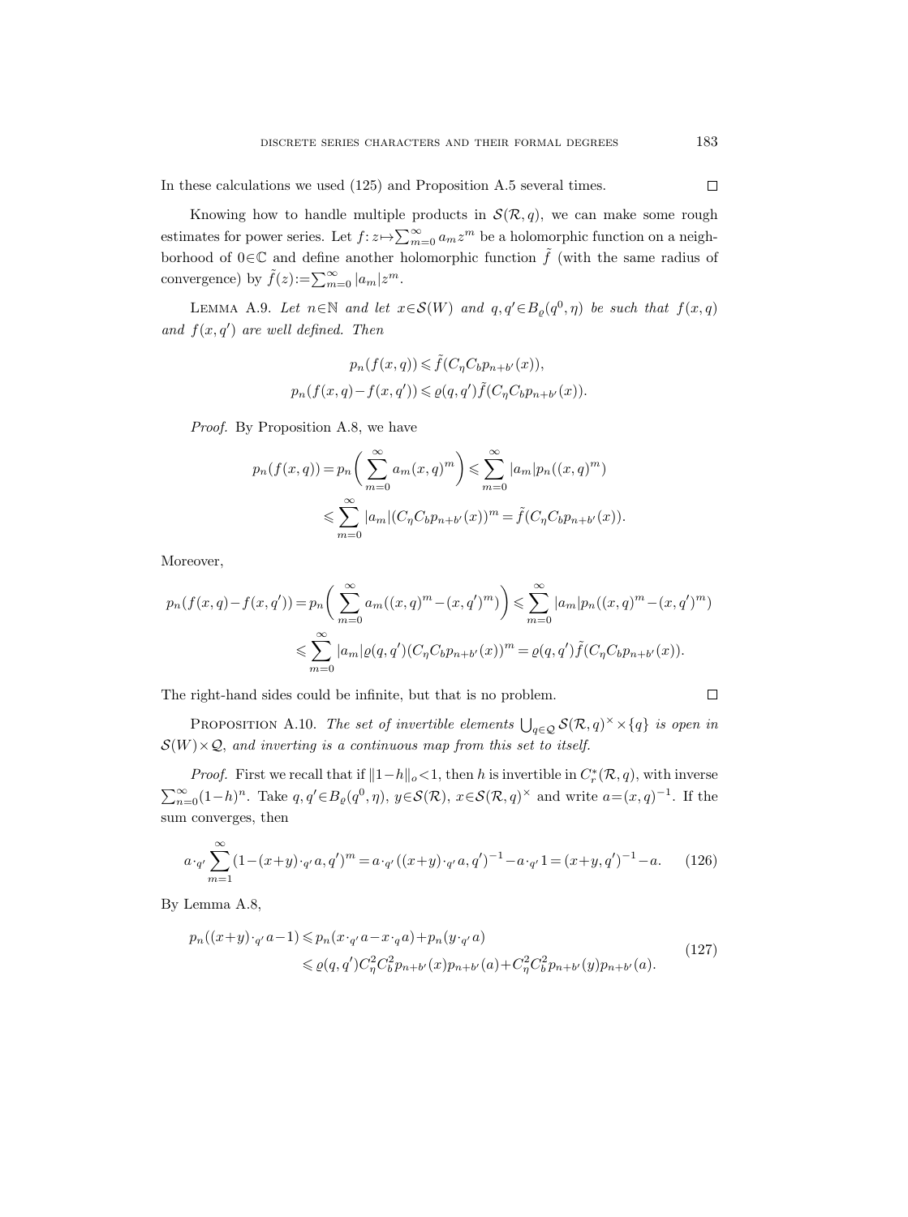In these calculations we used (125) and Proposition A.5 several times. $\square$

Knowing how to handle multiple products in $\mathcal{S}(\mathcal{R},q)$, we can make some rough estimates for power series. Let $f\colon z\mapsto\sum_{m=0}^{\infty}a_m z^m$ be a holomorphic function on a neighborhood of $0\in\mathbb{C}$ and define another holomorphic function $\tilde{f}$ (with the same radius of convergence) by $\tilde{f}(z):=\sum_{m=0}^{\infty}|a_m|z^m$.

Lemma A.9. *Let $n\in\mathbb{N}$ and let $x\in\mathcal{S}(W)$ and $q,q'\in B_\varrho(q^0,\eta)$ be such that $f(x,q)$ and $f(x,q')$ are well defined. Then*

$$p_n(f(x,q))\leqslant\tilde{f}(C_\eta C_b p_{n+b'}(x)),$$
$$p_n(f(x,q)-f(x,q'))\leqslant\varrho(q,q')\tilde{f}(C_\eta C_b p_{n+b'}(x)).$$

*Proof.* By Proposition A.8, we have

$$\begin{aligned}p_n(f(x,q))=p_n\biggl(\sum_{m=0}^{\infty}a_m(x,q)^m\biggr)&\leqslant\sum_{m=0}^{\infty}|a_m|p_n((x,q)^m)\\&\leqslant\sum_{m=0}^{\infty}|a_m|(C_\eta C_b p_{n+b'}(x))^m=\tilde{f}(C_\eta C_b p_{n+b'}(x)).\end{aligned}$$

Moreover,

$$\begin{aligned}p_n(f(x,q)-f(x,q'))=p_n\biggl(\sum_{m=0}^{\infty}a_m((x,q)^m-(x,q')^m)\biggr)&\leqslant\sum_{m=0}^{\infty}|a_m|p_n((x,q)^m-(x,q')^m)\\&\leqslant\sum_{m=0}^{\infty}|a_m|\varrho(q,q')(C_\eta C_b p_{n+b'}(x))^m=\varrho(q,q')\tilde{f}(C_\eta C_b p_{n+b'}(x)).\end{aligned}$$

The right-hand sides could be infinite, but that is no problem. $\square$

Proposition A.10. *The set of invertible elements $\bigcup_{q\in\mathcal{Q}}\mathcal{S}(\mathcal{R},q)^\times\times\{q\}$ is open in $\mathcal{S}(W)\times\mathcal{Q}$, and inverting is a continuous map from this set to itself.*

*Proof.* First we recall that if $\|1-h\|_o<1$, then $h$ is invertible in $C_r^*(\mathcal{R},q)$, with inverse $\sum_{n=0}^{\infty}(1-h)^n$. Take $q,q'\in B_\varrho(q^0,\eta)$, $y\in\mathcal{S}(\mathcal{R})$, $x\in\mathcal{S}(\mathcal{R},q)^\times$ and write $a=(x,q)^{-1}$. If the sum converges, then

$$a\cdot_{q'}\sum_{m=1}^{\infty}(1-(x+y)\cdot_{q'}a,q')^m=a\cdot_{q'}((x+y)\cdot_{q'}a,q')^{-1}-a\cdot_{q'}1=(x+y,q')^{-1}-a. \tag{126}$$

By Lemma A.8,

$$\begin{aligned}p_n((x+y)\cdot_{q'}a-1)&\leqslant p_n(x\cdot_{q'}a-x\cdot_q a)+p_n(y\cdot_{q'}a)\\&\leqslant\varrho(q,q')C_\eta^2C_b^2p_{n+b'}(x)p_{n+b'}(a)+C_\eta^2C_b^2p_{n+b'}(y)p_{n+b'}(a).\end{aligned} \tag{127}$$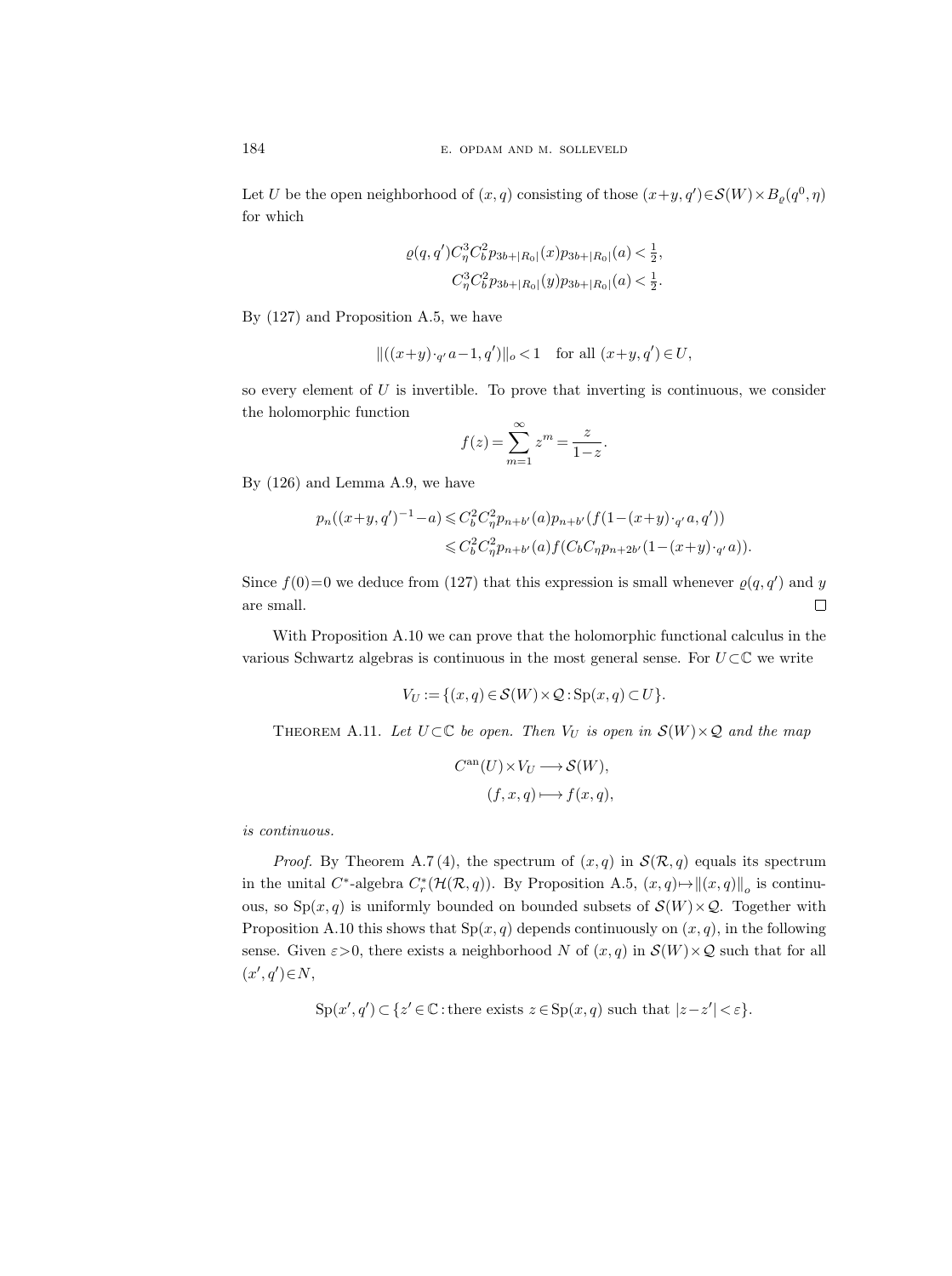Let $U$ be the open neighborhood of $(x,q)$ consisting of those $(x+y,q')\in\mathcal{S}(W)\times B_\varrho(q^0,\eta)$ for which

$$\varrho(q,q')C_\eta^3C_b^2p_{3b+|R_0|}(x)p_{3b+|R_0|}(a)<\tfrac{1}{2},$$
$$C_\eta^3C_b^2p_{3b+|R_0|}(y)p_{3b+|R_0|}(a)<\tfrac{1}{2}.$$

By (127) and Proposition A.5, we have

$$\|((x+y)\cdot_{q'}a-1,q')\|_o<1 \quad \text{for all } (x+y,q')\in U,$$

so every element of $U$ is invertible. To prove that inverting is continuous, we consider the holomorphic function

$$f(z)=\sum_{m=1}^\infty z^m=\frac{z}{1-z}.$$

By (126) and Lemma A.9, we have

$$\begin{aligned}
p_n((x+y,q')^{-1}-a) &\leqslant C_b^2C_\eta^2p_{n+b'}(a)p_{n+b'}(f(1-(x+y)\cdot_{q'}a,q'))\\
&\leqslant C_b^2C_\eta^2p_{n+b'}(a)f(C_bC_\eta p_{n+2b'}(1-(x+y)\cdot_{q'}a)).
\end{aligned}$$

Since $f(0)=0$ we deduce from (127) that this expression is small whenever $\varrho(q,q')$ and $y$ are small. $\square$

With Proposition A.10 we can prove that the holomorphic functional calculus in the various Schwartz algebras is continuous in the most general sense. For $U\subset\mathbb{C}$ we write

$$V_U:=\{(x,q)\in\mathcal{S}(W)\times\mathcal{Q}:\mathrm{Sp}(x,q)\subset U\}.$$

Theorem A.11. *Let $U\subset\mathbb{C}$ be open. Then $V_U$ is open in $\mathcal{S}(W)\times\mathcal{Q}$ and the map*

$$\begin{aligned}
C^{\mathrm{an}}(U)\times V_U &\longrightarrow \mathcal{S}(W),\\
(f,x,q) &\longmapsto f(x,q),
\end{aligned}$$

*is continuous.*

*Proof.* By Theorem A.7 (4), the spectrum of $(x,q)$ in $\mathcal{S}(\mathcal{R},q)$ equals its spectrum in the unital $C^*$-algebra $C_r^*(\mathcal{H}(\mathcal{R},q))$. By Proposition A.5, $(x,q)\mapsto\|(x,q)\|_o$ is continuous, so $\mathrm{Sp}(x,q)$ is uniformly bounded on bounded subsets of $\mathcal{S}(W)\times\mathcal{Q}$. Together with Proposition A.10 this shows that $\mathrm{Sp}(x,q)$ depends continuously on $(x,q)$, in the following sense. Given $\varepsilon>0$, there exists a neighborhood $N$ of $(x,q)$ in $\mathcal{S}(W)\times\mathcal{Q}$ such that for all $(x',q')\in N$,

$$\mathrm{Sp}(x',q')\subset\{z'\in\mathbb{C}:\text{there exists } z\in\mathrm{Sp}(x,q) \text{ such that } |z-z'|<\varepsilon\}.$$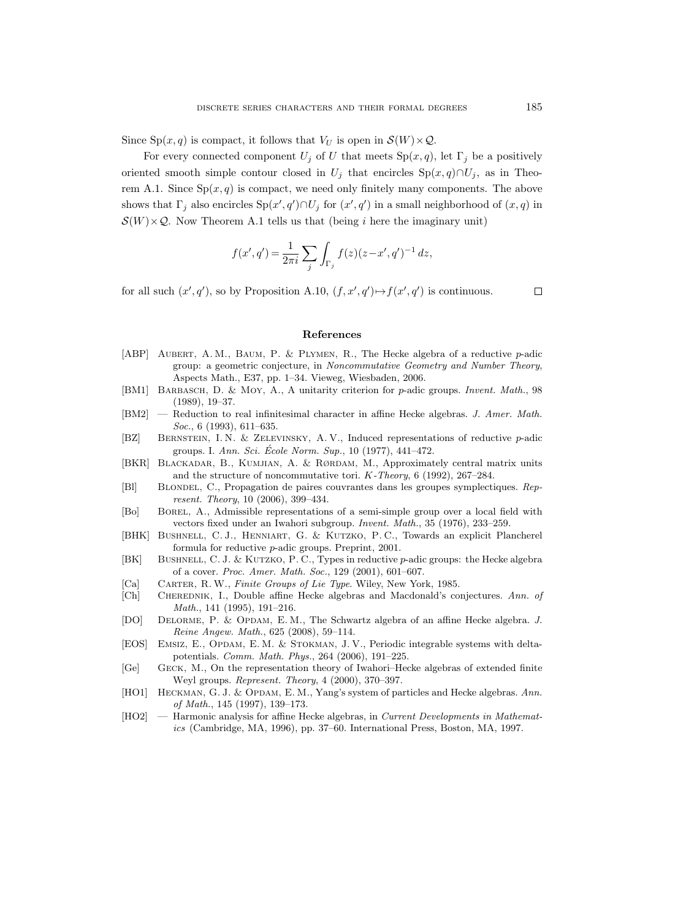Since $\mathrm{Sp}(x,q)$ is compact, it follows that $V_U$ is open in $\mathcal{S}(W)\times\mathcal{Q}$.

For every connected component $U_j$ of $U$ that meets $\mathrm{Sp}(x,q)$, let $\Gamma_j$ be a positively oriented smooth simple contour closed in $U_j$ that encircles $\mathrm{Sp}(x,q)\cap U_j$, as in Theorem A.1. Since $\mathrm{Sp}(x,q)$ is compact, we need only finitely many components. The above shows that $\Gamma_j$ also encircles $\mathrm{Sp}(x',q')\cap U_j$ for $(x',q')$ in a small neighborhood of $(x,q)$ in $\mathcal{S}(W)\times\mathcal{Q}$. Now Theorem A.1 tells us that (being $i$ here the imaginary unit)

$$f(x',q') = \frac{1}{2\pi i}\sum_j \int_{\Gamma_j} f(z)(z-x',q')^{-1}\,dz,$$

for all such $(x',q')$, so by Proposition A.10, $(f,x',q')\mapsto f(x',q')$ is continuous. $\square$

## References

[ABP] Aubert, A. M., Baum, P. & Plymen, R., The Hecke algebra of a reductive $p$-adic group: a geometric conjecture, in *Noncommutative Geometry and Number Theory*, Aspects Math., E37, pp. 1–34. Vieweg, Wiesbaden, 2006.

[BM1] Barbasch, D. & Moy, A., A unitarity criterion for $p$-adic groups. *Invent. Math.*, 98 (1989), 19–37.

[BM2] — Reduction to real infinitesimal character in affine Hecke algebras. *J. Amer. Math. Soc.*, 6 (1993), 611–635.

[BZ] Bernstein, I. N. & Zelevinsky, A. V., Induced representations of reductive $p$-adic groups. I. *Ann. Sci. École Norm. Sup.*, 10 (1977), 441–472.

[BKR] Blackadar, B., Kumjian, A. & Rørdam, M., Approximately central matrix units and the structure of noncommutative tori. *K-Theory*, 6 (1992), 267–284.

[Bl] Blondel, C., Propagation de paires couvrantes dans les groupes symplectiques. *Represent. Theory*, 10 (2006), 399–434.

[Bo] Borel, A., Admissible representations of a semi-simple group over a local field with vectors fixed under an Iwahori subgroup. *Invent. Math.*, 35 (1976), 233–259.

[BHK] Bushnell, C. J., Henniart, G. & Kutzko, P. C., Towards an explicit Plancherel formula for reductive $p$-adic groups. Preprint, 2001.

[BK] Bushnell, C. J. & Kutzko, P. C., Types in reductive $p$-adic groups: the Hecke algebra of a cover. *Proc. Amer. Math. Soc.*, 129 (2001), 601–607.

[Ca] Carter, R. W., *Finite Groups of Lie Type*. Wiley, New York, 1985.

[Ch] Cherednik, I., Double affine Hecke algebras and Macdonald's conjectures. *Ann. of Math.*, 141 (1995), 191–216.

[DO] Delorme, P. & Opdam, E. M., The Schwartz algebra of an affine Hecke algebra. *J. Reine Angew. Math.*, 625 (2008), 59–114.

[EOS] Emsiz, E., Opdam, E. M. & Stokman, J. V., Periodic integrable systems with delta-potentials. *Comm. Math. Phys.*, 264 (2006), 191–225.

[Ge] Geck, M., On the representation theory of Iwahori–Hecke algebras of extended finite Weyl groups. *Represent. Theory*, 4 (2000), 370–397.

[HO1] Heckman, G. J. & Opdam, E. M., Yang's system of particles and Hecke algebras. *Ann. of Math.*, 145 (1997), 139–173.

[HO2] — Harmonic analysis for affine Hecke algebras, in *Current Developments in Mathematics* (Cambridge, MA, 1996), pp. 37–60. International Press, Boston, MA, 1997.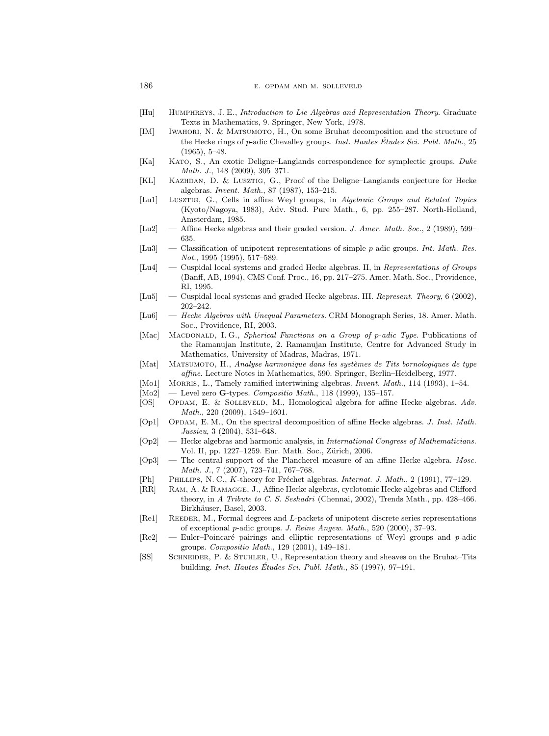[Hu] Humphreys, J. E., *Introduction to Lie Algebras and Representation Theory*. Graduate Texts in Mathematics, 9. Springer, New York, 1978.

[IM] Iwahori, N. & Matsumoto, H., On some Bruhat decomposition and the structure of the Hecke rings of $p$-adic Chevalley groups. *Inst. Hautes Études Sci. Publ. Math.*, 25 (1965), 5–48.

[Ka] Kato, S., An exotic Deligne–Langlands correspondence for symplectic groups. *Duke Math. J.*, 148 (2009), 305–371.

[KL] Kazhdan, D. & Lusztig, G., Proof of the Deligne–Langlands conjecture for Hecke algebras. *Invent. Math.*, 87 (1987), 153–215.

[Lu1] Lusztig, G., Cells in affine Weyl groups, in *Algebraic Groups and Related Topics* (Kyoto/Nagoya, 1983), Adv. Stud. Pure Math., 6, pp. 255–287. North-Holland, Amsterdam, 1985.

[Lu2] — Affine Hecke algebras and their graded version. *J. Amer. Math. Soc.*, 2 (1989), 599–635.

[Lu3] — Classification of unipotent representations of simple $p$-adic groups. *Int. Math. Res. Not.*, 1995 (1995), 517–589.

[Lu4] — Cuspidal local systems and graded Hecke algebras. II, in *Representations of Groups* (Banff, AB, 1994), CMS Conf. Proc., 16, pp. 217–275. Amer. Math. Soc., Providence, RI, 1995.

[Lu5] — Cuspidal local systems and graded Hecke algebras. III. *Represent. Theory*, 6 (2002), 202–242.

[Lu6] — *Hecke Algebras with Unequal Parameters*. CRM Monograph Series, 18. Amer. Math. Soc., Providence, RI, 2003.

[Mac] Macdonald, I. G., *Spherical Functions on a Group of p-adic Type*. Publications of the Ramanujan Institute, 2. Ramanujan Institute, Centre for Advanced Study in Mathematics, University of Madras, Madras, 1971.

[Mat] Matsumoto, H., *Analyse harmonique dans les systèmes de Tits bornologiques de type affine*. Lecture Notes in Mathematics, 590. Springer, Berlin–Heidelberg, 1977.

[Mo1] Morris, L., Tamely ramified intertwining algebras. *Invent. Math.*, 114 (1993), 1–54.

[Mo2] — Level zero **G**-types. *Compositio Math.*, 118 (1999), 135–157.

[OS] Opdam, E. & Solleveld, M., Homological algebra for affine Hecke algebras. *Adv. Math.*, 220 (2009), 1549–1601.

[Op1] Opdam, E. M., On the spectral decomposition of affine Hecke algebras. *J. Inst. Math. Jussieu*, 3 (2004), 531–648.

[Op2] — Hecke algebras and harmonic analysis, in *International Congress of Mathematicians*. Vol. II, pp. 1227–1259. Eur. Math. Soc., Zürich, 2006.

[Op3] — The central support of the Plancherel measure of an affine Hecke algebra. *Mosc. Math. J.*, 7 (2007), 723–741, 767–768.

[Ph] Phillips, N. C., $K$-theory for Fréchet algebras. *Internat. J. Math.*, 2 (1991), 77–129.

[RR] Ram, A. & Ramagge, J., Affine Hecke algebras, cyclotomic Hecke algebras and Clifford theory, in *A Tribute to C. S. Seshadri* (Chennai, 2002), Trends Math., pp. 428–466. Birkhäuser, Basel, 2003.

[Re1] Reeder, M., Formal degrees and $L$-packets of unipotent discrete series representations of exceptional $p$-adic groups. *J. Reine Angew. Math.*, 520 (2000), 37–93.

[Re2] — Euler–Poincaré pairings and elliptic representations of Weyl groups and $p$-adic groups. *Compositio Math.*, 129 (2001), 149–181.

[SS] Schneider, P. & Stuhler, U., Representation theory and sheaves on the Bruhat–Tits building. *Inst. Hautes Études Sci. Publ. Math.*, 85 (1997), 97–191.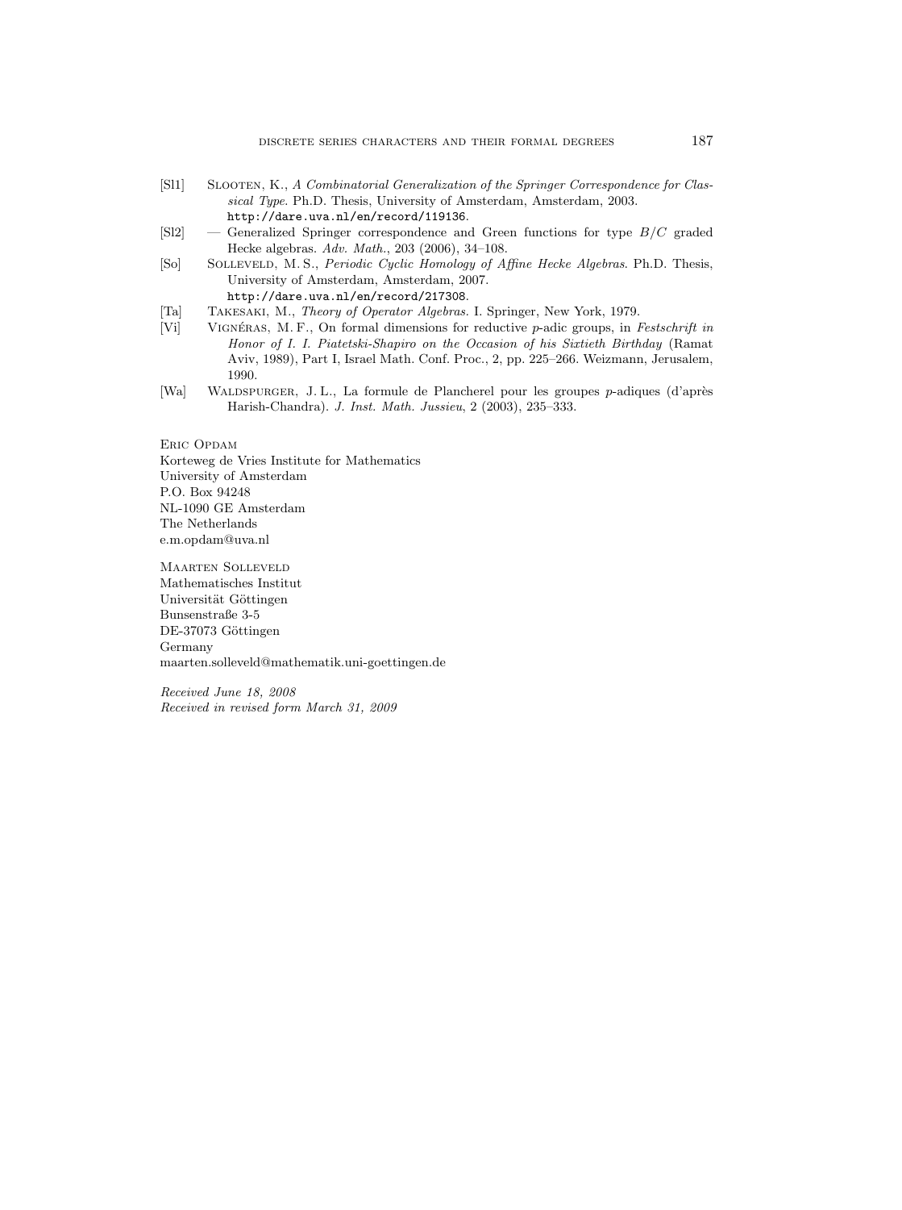[Sl1] Slooten, K., *A Combinatorial Generalization of the Springer Correspondence for Classical Type*. Ph.D. Thesis, University of Amsterdam, Amsterdam, 2003. http://dare.uva.nl/en/record/119136.

[Sl2] — Generalized Springer correspondence and Green functions for type $B/C$ graded Hecke algebras. *Adv. Math.*, 203 (2006), 34–108.

[So] Solleveld, M. S., *Periodic Cyclic Homology of Affine Hecke Algebras*. Ph.D. Thesis, University of Amsterdam, Amsterdam, 2007. http://dare.uva.nl/en/record/217308.

[Ta] Takesaki, M., *Theory of Operator Algebras*. I. Springer, New York, 1979.

[Vi] Vignéras, M. F., On formal dimensions for reductive $p$-adic groups, in *Festschrift in Honor of I. I. Piatetski-Shapiro on the Occasion of his Sixtieth Birthday* (Ramat Aviv, 1989), Part I, Israel Math. Conf. Proc., 2, pp. 225–266. Weizmann, Jerusalem, 1990.

[Wa] Waldspurger, J. L., La formule de Plancherel pour les groupes $p$-adiques (d'après Harish-Chandra). *J. Inst. Math. Jussieu*, 2 (2003), 235–333.

Eric Opdam
Korteweg de Vries Institute for Mathematics
University of Amsterdam
P.O. Box 94248
NL-1090 GE Amsterdam
The Netherlands
e.m.opdam@uva.nl

Maarten Solleveld
Mathematisches Institut
Universität Göttingen
Bunsenstraße 3-5
DE-37073 Göttingen
Germany
maarten.solleveld@mathematik.uni-goettingen.de

*Received June 18, 2008*
*Received in revised form March 31, 2009*